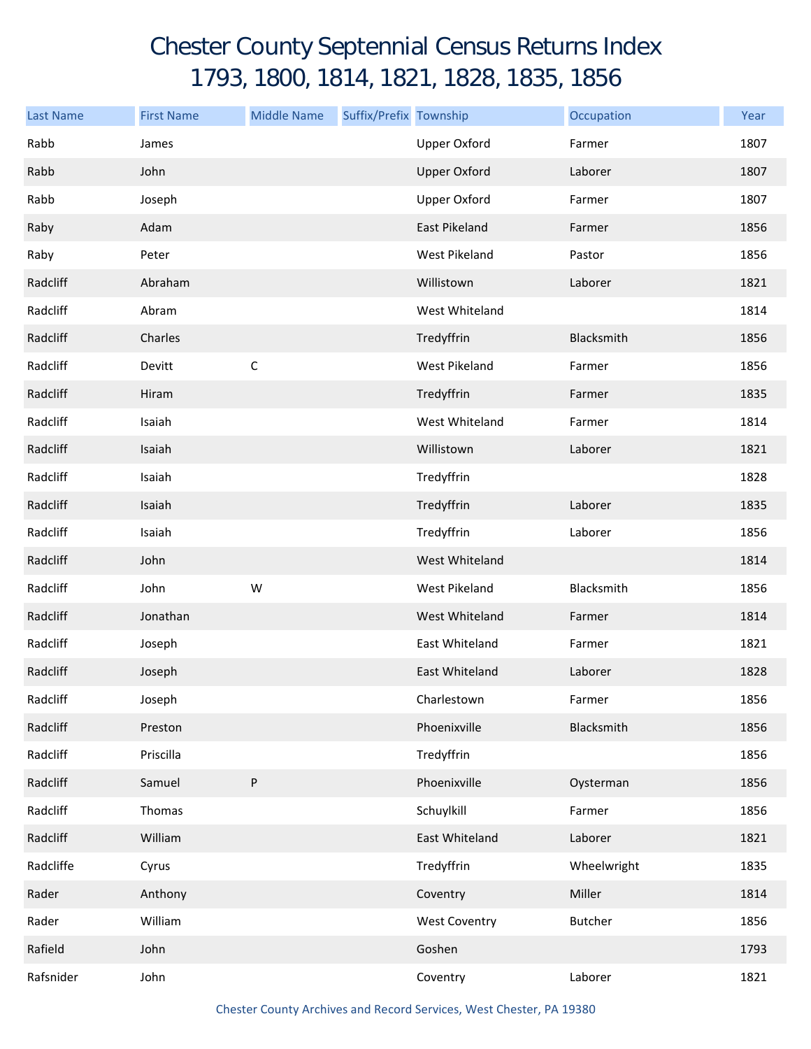# Chester County Septennial Census Returns Index
# 1793, 1800, 1814, 1821, 1828, 1835, 1856

| Last Name | First Name | Middle Name | Suffix/Prefix | Township | Occupation | Year |
|---|---|---|---|---|---|---|
| Rabb | James | | | Upper Oxford | Farmer | 1807 |
| Rabb | John | | | Upper Oxford | Laborer | 1807 |
| Rabb | Joseph | | | Upper Oxford | Farmer | 1807 |
| Raby | Adam | | | East Pikeland | Farmer | 1856 |
| Raby | Peter | | | West Pikeland | Pastor | 1856 |
| Radcliff | Abraham | | | Willistown | Laborer | 1821 |
| Radcliff | Abram | | | West Whiteland | | 1814 |
| Radcliff | Charles | | | Tredyffrin | Blacksmith | 1856 |
| Radcliff | Devitt | C | | West Pikeland | Farmer | 1856 |
| Radcliff | Hiram | | | Tredyffrin | Farmer | 1835 |
| Radcliff | Isaiah | | | West Whiteland | Farmer | 1814 |
| Radcliff | Isaiah | | | Willistown | Laborer | 1821 |
| Radcliff | Isaiah | | | Tredyffrin | | 1828 |
| Radcliff | Isaiah | | | Tredyffrin | Laborer | 1835 |
| Radcliff | Isaiah | | | Tredyffrin | Laborer | 1856 |
| Radcliff | John | | | West Whiteland | | 1814 |
| Radcliff | John | W | | West Pikeland | Blacksmith | 1856 |
| Radcliff | Jonathan | | | West Whiteland | Farmer | 1814 |
| Radcliff | Joseph | | | East Whiteland | Farmer | 1821 |
| Radcliff | Joseph | | | East Whiteland | Laborer | 1828 |
| Radcliff | Joseph | | | Charlestown | Farmer | 1856 |
| Radcliff | Preston | | | Phoenixville | Blacksmith | 1856 |
| Radcliff | Priscilla | | | Tredyffrin | | 1856 |
| Radcliff | Samuel | P | | Phoenixville | Oysterman | 1856 |
| Radcliff | Thomas | | | Schuylkill | Farmer | 1856 |
| Radcliff | William | | | East Whiteland | Laborer | 1821 |
| Radcliffe | Cyrus | | | Tredyffrin | Wheelwright | 1835 |
| Rader | Anthony | | | Coventry | Miller | 1814 |
| Rader | William | | | West Coventry | Butcher | 1856 |
| Rafield | John | | | Goshen | | 1793 |
| Rafsnider | John | | | Coventry | Laborer | 1821 |

Chester County Archives and Record Services, West Chester, PA 19380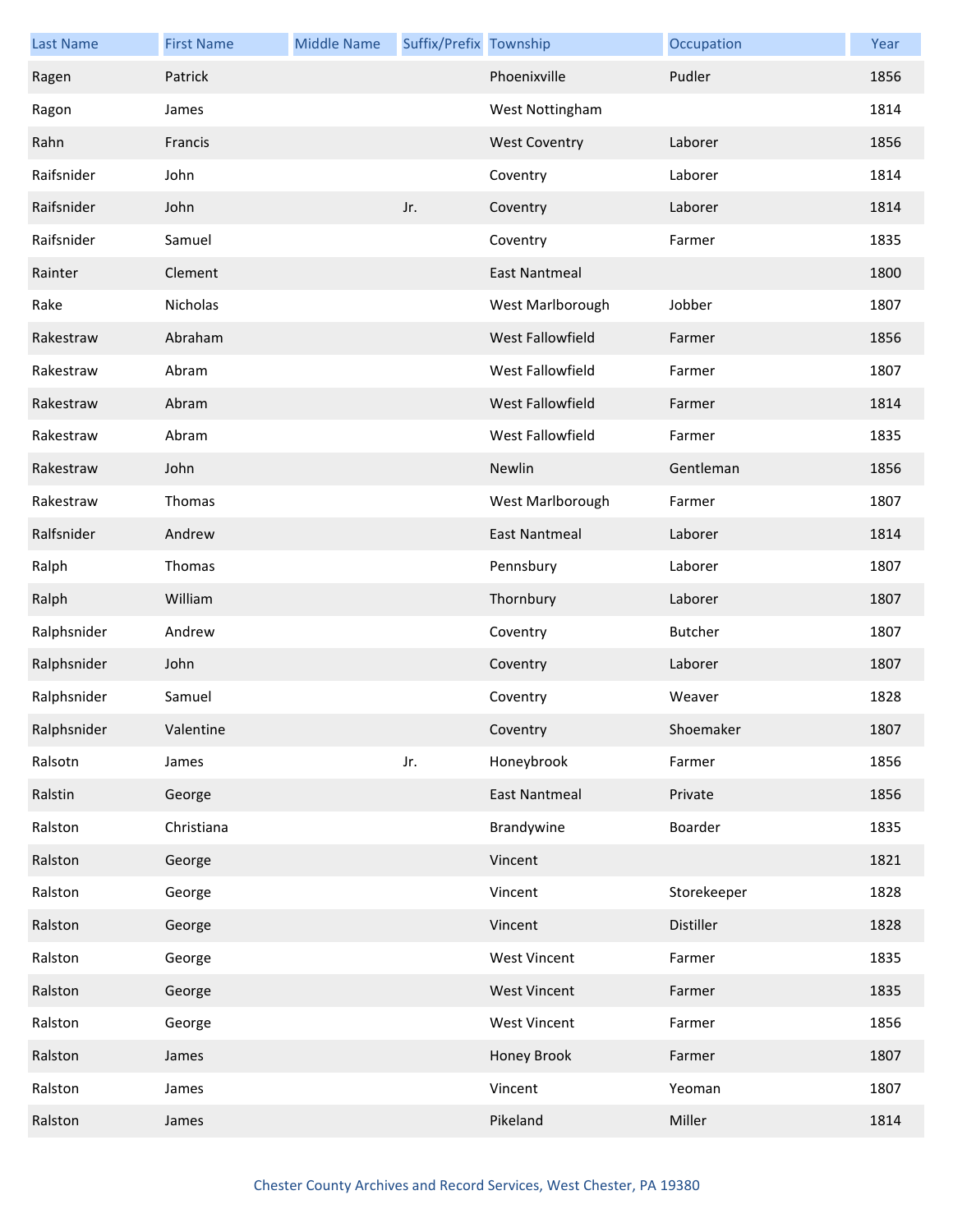| Last Name | First Name | Middle Name | Suffix/Prefix | Township | Occupation | Year |
|---|---|---|---|---|---|---|
| Ragen | Patrick | | | Phoenixville | Pudler | 1856 |
| Ragon | James | | | West Nottingham | | 1814 |
| Rahn | Francis | | | West Coventry | Laborer | 1856 |
| Raifsnider | John | | | Coventry | Laborer | 1814 |
| Raifsnider | John | | Jr. | Coventry | Laborer | 1814 |
| Raifsnider | Samuel | | | Coventry | Farmer | 1835 |
| Rainter | Clement | | | East Nantmeal | | 1800 |
| Rake | Nicholas | | | West Marlborough | Jobber | 1807 |
| Rakestraw | Abraham | | | West Fallowfield | Farmer | 1856 |
| Rakestraw | Abram | | | West Fallowfield | Farmer | 1807 |
| Rakestraw | Abram | | | West Fallowfield | Farmer | 1814 |
| Rakestraw | Abram | | | West Fallowfield | Farmer | 1835 |
| Rakestraw | John | | | Newlin | Gentleman | 1856 |
| Rakestraw | Thomas | | | West Marlborough | Farmer | 1807 |
| Ralfsnider | Andrew | | | East Nantmeal | Laborer | 1814 |
| Ralph | Thomas | | | Pennsbury | Laborer | 1807 |
| Ralph | William | | | Thornbury | Laborer | 1807 |
| Ralphsnider | Andrew | | | Coventry | Butcher | 1807 |
| Ralphsnider | John | | | Coventry | Laborer | 1807 |
| Ralphsnider | Samuel | | | Coventry | Weaver | 1828 |
| Ralphsnider | Valentine | | | Coventry | Shoemaker | 1807 |
| Ralsotn | James | | Jr. | Honeybrook | Farmer | 1856 |
| Ralstin | George | | | East Nantmeal | Private | 1856 |
| Ralston | Christiana | | | Brandywine | Boarder | 1835 |
| Ralston | George | | | Vincent | | 1821 |
| Ralston | George | | | Vincent | Storekeeper | 1828 |
| Ralston | George | | | Vincent | Distiller | 1828 |
| Ralston | George | | | West Vincent | Farmer | 1835 |
| Ralston | George | | | West Vincent | Farmer | 1835 |
| Ralston | George | | | West Vincent | Farmer | 1856 |
| Ralston | James | | | Honey Brook | Farmer | 1807 |
| Ralston | James | | | Vincent | Yeoman | 1807 |
| Ralston | James | | | Pikeland | Miller | 1814 |

Chester County Archives and Record Services, West Chester, PA 19380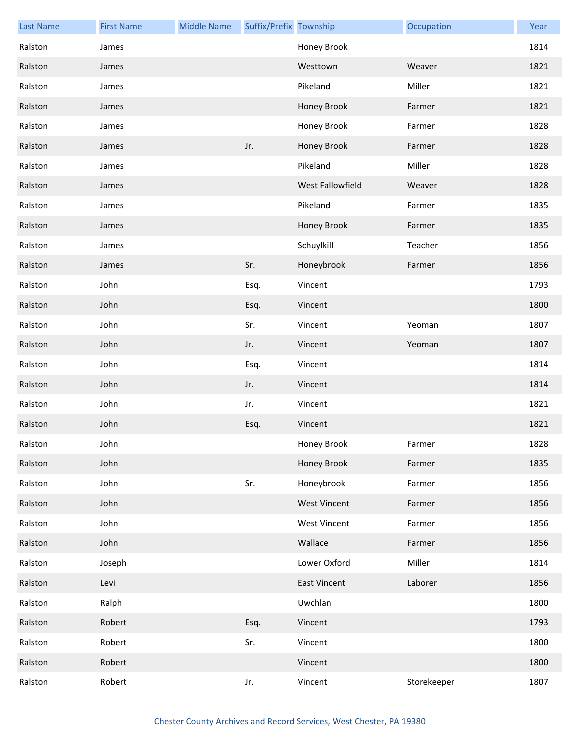| Last Name | First Name | Middle Name | Suffix/Prefix | Township | Occupation | Year |
|---|---|---|---|---|---|---|
| Ralston | James | | | Honey Brook | | 1814 |
| Ralston | James | | | Westtown | Weaver | 1821 |
| Ralston | James | | | Pikeland | Miller | 1821 |
| Ralston | James | | | Honey Brook | Farmer | 1821 |
| Ralston | James | | | Honey Brook | Farmer | 1828 |
| Ralston | James | | Jr. | Honey Brook | Farmer | 1828 |
| Ralston | James | | | Pikeland | Miller | 1828 |
| Ralston | James | | | West Fallowfield | Weaver | 1828 |
| Ralston | James | | | Pikeland | Farmer | 1835 |
| Ralston | James | | | Honey Brook | Farmer | 1835 |
| Ralston | James | | | Schuylkill | Teacher | 1856 |
| Ralston | James | | Sr. | Honeybrook | Farmer | 1856 |
| Ralston | John | | Esq. | Vincent | | 1793 |
| Ralston | John | | Esq. | Vincent | | 1800 |
| Ralston | John | | Sr. | Vincent | Yeoman | 1807 |
| Ralston | John | | Jr. | Vincent | Yeoman | 1807 |
| Ralston | John | | Esq. | Vincent | | 1814 |
| Ralston | John | | Jr. | Vincent | | 1814 |
| Ralston | John | | Jr. | Vincent | | 1821 |
| Ralston | John | | Esq. | Vincent | | 1821 |
| Ralston | John | | | Honey Brook | Farmer | 1828 |
| Ralston | John | | | Honey Brook | Farmer | 1835 |
| Ralston | John | | Sr. | Honeybrook | Farmer | 1856 |
| Ralston | John | | | West Vincent | Farmer | 1856 |
| Ralston | John | | | West Vincent | Farmer | 1856 |
| Ralston | John | | | Wallace | Farmer | 1856 |
| Ralston | Joseph | | | Lower Oxford | Miller | 1814 |
| Ralston | Levi | | | East Vincent | Laborer | 1856 |
| Ralston | Ralph | | | Uwchlan | | 1800 |
| Ralston | Robert | | Esq. | Vincent | | 1793 |
| Ralston | Robert | | Sr. | Vincent | | 1800 |
| Ralston | Robert | | | Vincent | | 1800 |
| Ralston | Robert | | Jr. | Vincent | Storekeeper | 1807 |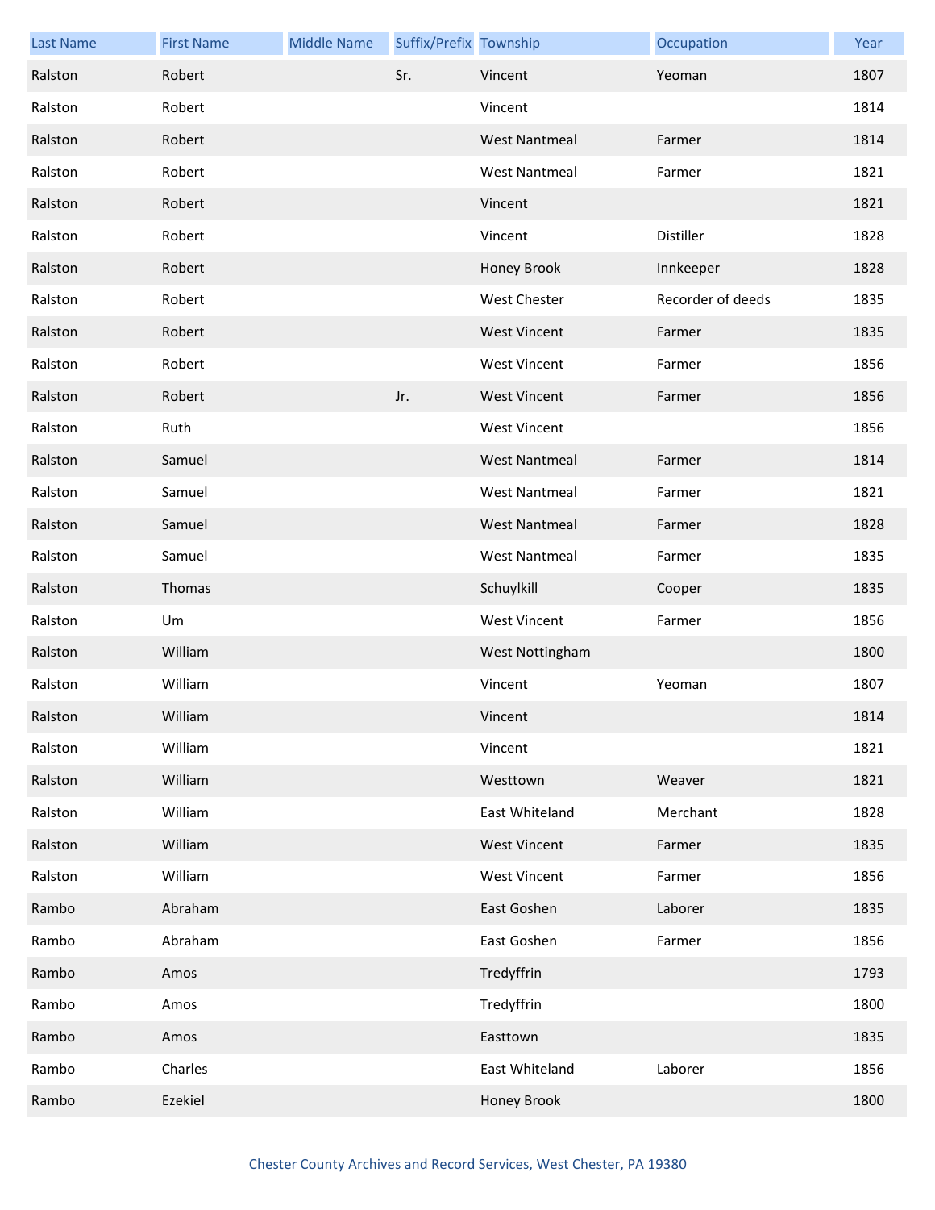| Last Name | First Name | Middle Name | Suffix/Prefix | Township | Occupation | Year |
|---|---|---|---|---|---|---|
| Ralston | Robert | | Sr. | Vincent | Yeoman | 1807 |
| Ralston | Robert | | | Vincent | | 1814 |
| Ralston | Robert | | | West Nantmeal | Farmer | 1814 |
| Ralston | Robert | | | West Nantmeal | Farmer | 1821 |
| Ralston | Robert | | | Vincent | | 1821 |
| Ralston | Robert | | | Vincent | Distiller | 1828 |
| Ralston | Robert | | | Honey Brook | Innkeeper | 1828 |
| Ralston | Robert | | | West Chester | Recorder of deeds | 1835 |
| Ralston | Robert | | | West Vincent | Farmer | 1835 |
| Ralston | Robert | | | West Vincent | Farmer | 1856 |
| Ralston | Robert | | Jr. | West Vincent | Farmer | 1856 |
| Ralston | Ruth | | | West Vincent | | 1856 |
| Ralston | Samuel | | | West Nantmeal | Farmer | 1814 |
| Ralston | Samuel | | | West Nantmeal | Farmer | 1821 |
| Ralston | Samuel | | | West Nantmeal | Farmer | 1828 |
| Ralston | Samuel | | | West Nantmeal | Farmer | 1835 |
| Ralston | Thomas | | | Schuylkill | Cooper | 1835 |
| Ralston | Um | | | West Vincent | Farmer | 1856 |
| Ralston | William | | | West Nottingham | | 1800 |
| Ralston | William | | | Vincent | Yeoman | 1807 |
| Ralston | William | | | Vincent | | 1814 |
| Ralston | William | | | Vincent | | 1821 |
| Ralston | William | | | Westtown | Weaver | 1821 |
| Ralston | William | | | East Whiteland | Merchant | 1828 |
| Ralston | William | | | West Vincent | Farmer | 1835 |
| Ralston | William | | | West Vincent | Farmer | 1856 |
| Rambo | Abraham | | | East Goshen | Laborer | 1835 |
| Rambo | Abraham | | | East Goshen | Farmer | 1856 |
| Rambo | Amos | | | Tredyffrin | | 1793 |
| Rambo | Amos | | | Tredyffrin | | 1800 |
| Rambo | Amos | | | Easttown | | 1835 |
| Rambo | Charles | | | East Whiteland | Laborer | 1856 |
| Rambo | Ezekiel | | | Honey Brook | | 1800 |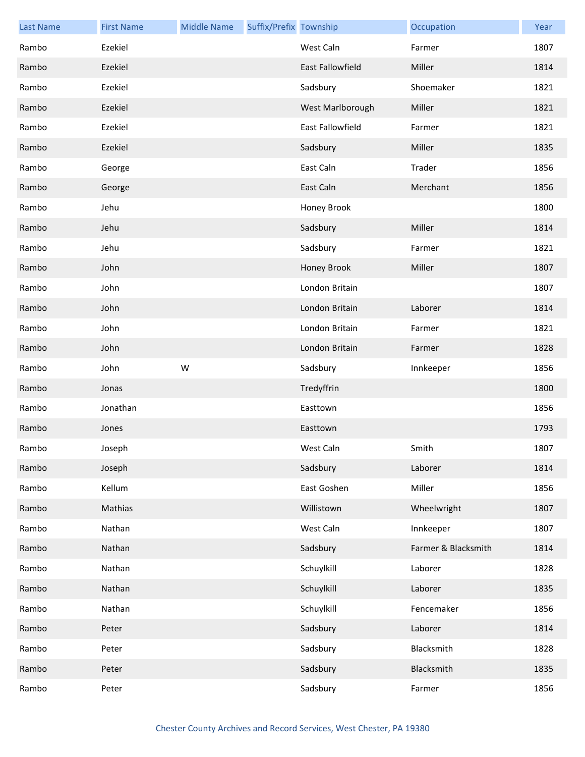| Last Name | First Name | Middle Name | Suffix/Prefix | Township | Occupation | Year |
| --- | --- | --- | --- | --- | --- | --- |
| Rambo | Ezekiel | | | West Caln | Farmer | 1807 |
| Rambo | Ezekiel | | | East Fallowfield | Miller | 1814 |
| Rambo | Ezekiel | | | Sadsbury | Shoemaker | 1821 |
| Rambo | Ezekiel | | | West Marlborough | Miller | 1821 |
| Rambo | Ezekiel | | | East Fallowfield | Farmer | 1821 |
| Rambo | Ezekiel | | | Sadsbury | Miller | 1835 |
| Rambo | George | | | East Caln | Trader | 1856 |
| Rambo | George | | | East Caln | Merchant | 1856 |
| Rambo | Jehu | | | Honey Brook | | 1800 |
| Rambo | Jehu | | | Sadsbury | Miller | 1814 |
| Rambo | Jehu | | | Sadsbury | Farmer | 1821 |
| Rambo | John | | | Honey Brook | Miller | 1807 |
| Rambo | John | | | London Britain | | 1807 |
| Rambo | John | | | London Britain | Laborer | 1814 |
| Rambo | John | | | London Britain | Farmer | 1821 |
| Rambo | John | | | London Britain | Farmer | 1828 |
| Rambo | John | W | | Sadsbury | Innkeeper | 1856 |
| Rambo | Jonas | | | Tredyffrin | | 1800 |
| Rambo | Jonathan | | | Easttown | | 1856 |
| Rambo | Jones | | | Easttown | | 1793 |
| Rambo | Joseph | | | West Caln | Smith | 1807 |
| Rambo | Joseph | | | Sadsbury | Laborer | 1814 |
| Rambo | Kellum | | | East Goshen | Miller | 1856 |
| Rambo | Mathias | | | Willistown | Wheelwright | 1807 |
| Rambo | Nathan | | | West Caln | Innkeeper | 1807 |
| Rambo | Nathan | | | Sadsbury | Farmer & Blacksmith | 1814 |
| Rambo | Nathan | | | Schuylkill | Laborer | 1828 |
| Rambo | Nathan | | | Schuylkill | Laborer | 1835 |
| Rambo | Nathan | | | Schuylkill | Fencemaker | 1856 |
| Rambo | Peter | | | Sadsbury | Laborer | 1814 |
| Rambo | Peter | | | Sadsbury | Blacksmith | 1828 |
| Rambo | Peter | | | Sadsbury | Blacksmith | 1835 |
| Rambo | Peter | | | Sadsbury | Farmer | 1856 |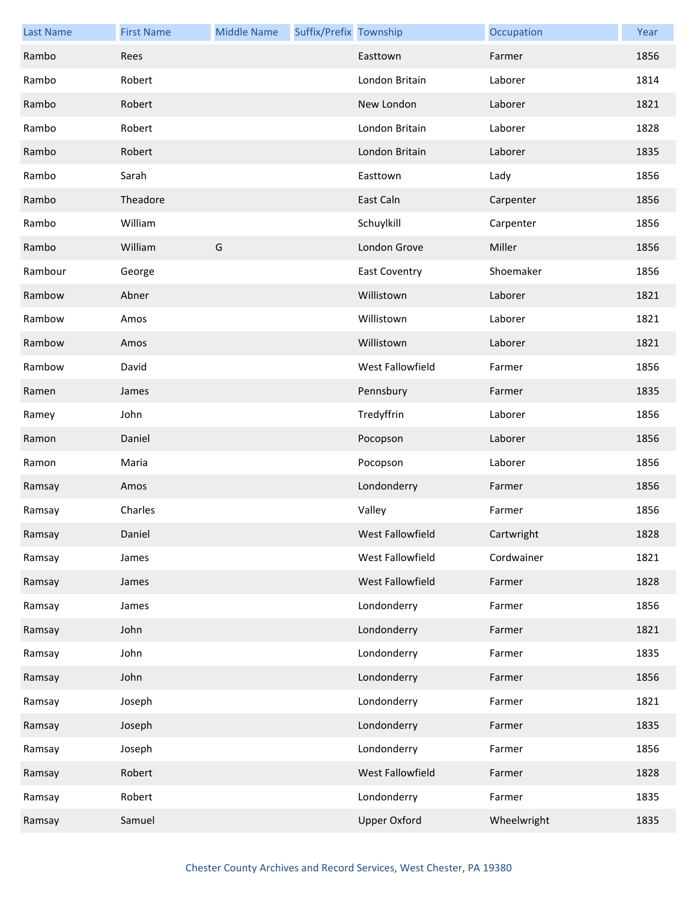| Last Name | First Name | Middle Name | Suffix/Prefix | Township | Occupation | Year |
| --- | --- | --- | --- | --- | --- | --- |
| Rambo | Rees | | | Easttown | Farmer | 1856 |
| Rambo | Robert | | | London Britain | Laborer | 1814 |
| Rambo | Robert | | | New London | Laborer | 1821 |
| Rambo | Robert | | | London Britain | Laborer | 1828 |
| Rambo | Robert | | | London Britain | Laborer | 1835 |
| Rambo | Sarah | | | Easttown | Lady | 1856 |
| Rambo | Theadore | | | East Caln | Carpenter | 1856 |
| Rambo | William | | | Schuylkill | Carpenter | 1856 |
| Rambo | William | G | | London Grove | Miller | 1856 |
| Rambour | George | | | East Coventry | Shoemaker | 1856 |
| Rambow | Abner | | | Willistown | Laborer | 1821 |
| Rambow | Amos | | | Willistown | Laborer | 1821 |
| Rambow | Amos | | | Willistown | Laborer | 1821 |
| Rambow | David | | | West Fallowfield | Farmer | 1856 |
| Ramen | James | | | Pennsbury | Farmer | 1835 |
| Ramey | John | | | Tredyffrin | Laborer | 1856 |
| Ramon | Daniel | | | Pocopson | Laborer | 1856 |
| Ramon | Maria | | | Pocopson | Laborer | 1856 |
| Ramsay | Amos | | | Londonderry | Farmer | 1856 |
| Ramsay | Charles | | | Valley | Farmer | 1856 |
| Ramsay | Daniel | | | West Fallowfield | Cartwright | 1828 |
| Ramsay | James | | | West Fallowfield | Cordwainer | 1821 |
| Ramsay | James | | | West Fallowfield | Farmer | 1828 |
| Ramsay | James | | | Londonderry | Farmer | 1856 |
| Ramsay | John | | | Londonderry | Farmer | 1821 |
| Ramsay | John | | | Londonderry | Farmer | 1835 |
| Ramsay | John | | | Londonderry | Farmer | 1856 |
| Ramsay | Joseph | | | Londonderry | Farmer | 1821 |
| Ramsay | Joseph | | | Londonderry | Farmer | 1835 |
| Ramsay | Joseph | | | Londonderry | Farmer | 1856 |
| Ramsay | Robert | | | West Fallowfield | Farmer | 1828 |
| Ramsay | Robert | | | Londonderry | Farmer | 1835 |
| Ramsay | Samuel | | | Upper Oxford | Wheelwright | 1835 |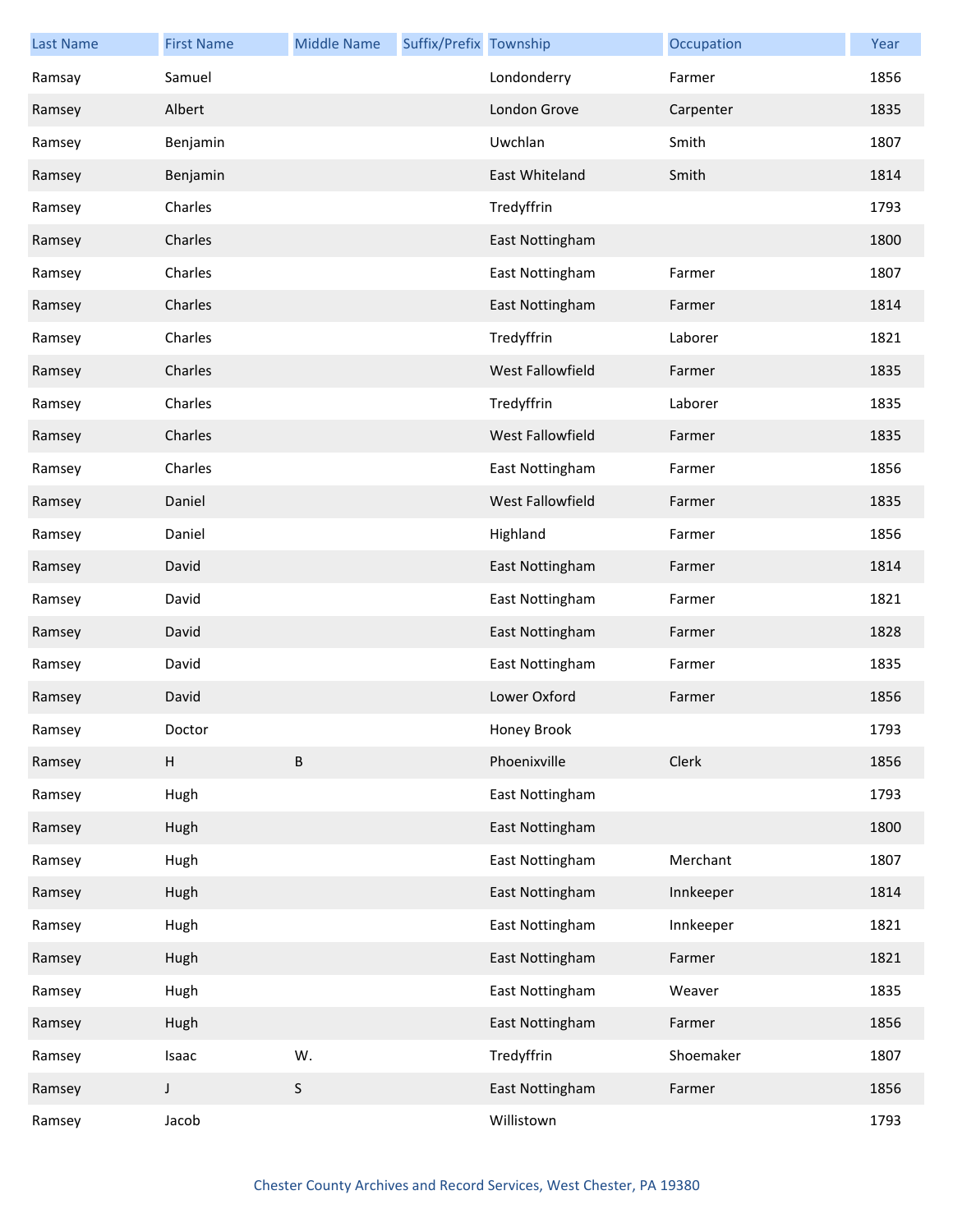| Last Name | First Name | Middle Name | Suffix/Prefix | Township | Occupation | Year |
|---|---|---|---|---|---|---|
| Ramsay | Samuel | | | Londonderry | Farmer | 1856 |
| Ramsey | Albert | | | London Grove | Carpenter | 1835 |
| Ramsey | Benjamin | | | Uwchlan | Smith | 1807 |
| Ramsey | Benjamin | | | East Whiteland | Smith | 1814 |
| Ramsey | Charles | | | Tredyffrin | | 1793 |
| Ramsey | Charles | | | East Nottingham | | 1800 |
| Ramsey | Charles | | | East Nottingham | Farmer | 1807 |
| Ramsey | Charles | | | East Nottingham | Farmer | 1814 |
| Ramsey | Charles | | | Tredyffrin | Laborer | 1821 |
| Ramsey | Charles | | | West Fallowfield | Farmer | 1835 |
| Ramsey | Charles | | | Tredyffrin | Laborer | 1835 |
| Ramsey | Charles | | | West Fallowfield | Farmer | 1835 |
| Ramsey | Charles | | | East Nottingham | Farmer | 1856 |
| Ramsey | Daniel | | | West Fallowfield | Farmer | 1835 |
| Ramsey | Daniel | | | Highland | Farmer | 1856 |
| Ramsey | David | | | East Nottingham | Farmer | 1814 |
| Ramsey | David | | | East Nottingham | Farmer | 1821 |
| Ramsey | David | | | East Nottingham | Farmer | 1828 |
| Ramsey | David | | | East Nottingham | Farmer | 1835 |
| Ramsey | David | | | Lower Oxford | Farmer | 1856 |
| Ramsey | Doctor | | | Honey Brook | | 1793 |
| Ramsey | H | B | | Phoenixville | Clerk | 1856 |
| Ramsey | Hugh | | | East Nottingham | | 1793 |
| Ramsey | Hugh | | | East Nottingham | | 1800 |
| Ramsey | Hugh | | | East Nottingham | Merchant | 1807 |
| Ramsey | Hugh | | | East Nottingham | Innkeeper | 1814 |
| Ramsey | Hugh | | | East Nottingham | Innkeeper | 1821 |
| Ramsey | Hugh | | | East Nottingham | Farmer | 1821 |
| Ramsey | Hugh | | | East Nottingham | Weaver | 1835 |
| Ramsey | Hugh | | | East Nottingham | Farmer | 1856 |
| Ramsey | Isaac | W. | | Tredyffrin | Shoemaker | 1807 |
| Ramsey | J | S | | East Nottingham | Farmer | 1856 |
| Ramsey | Jacob | | | Willistown | | 1793 |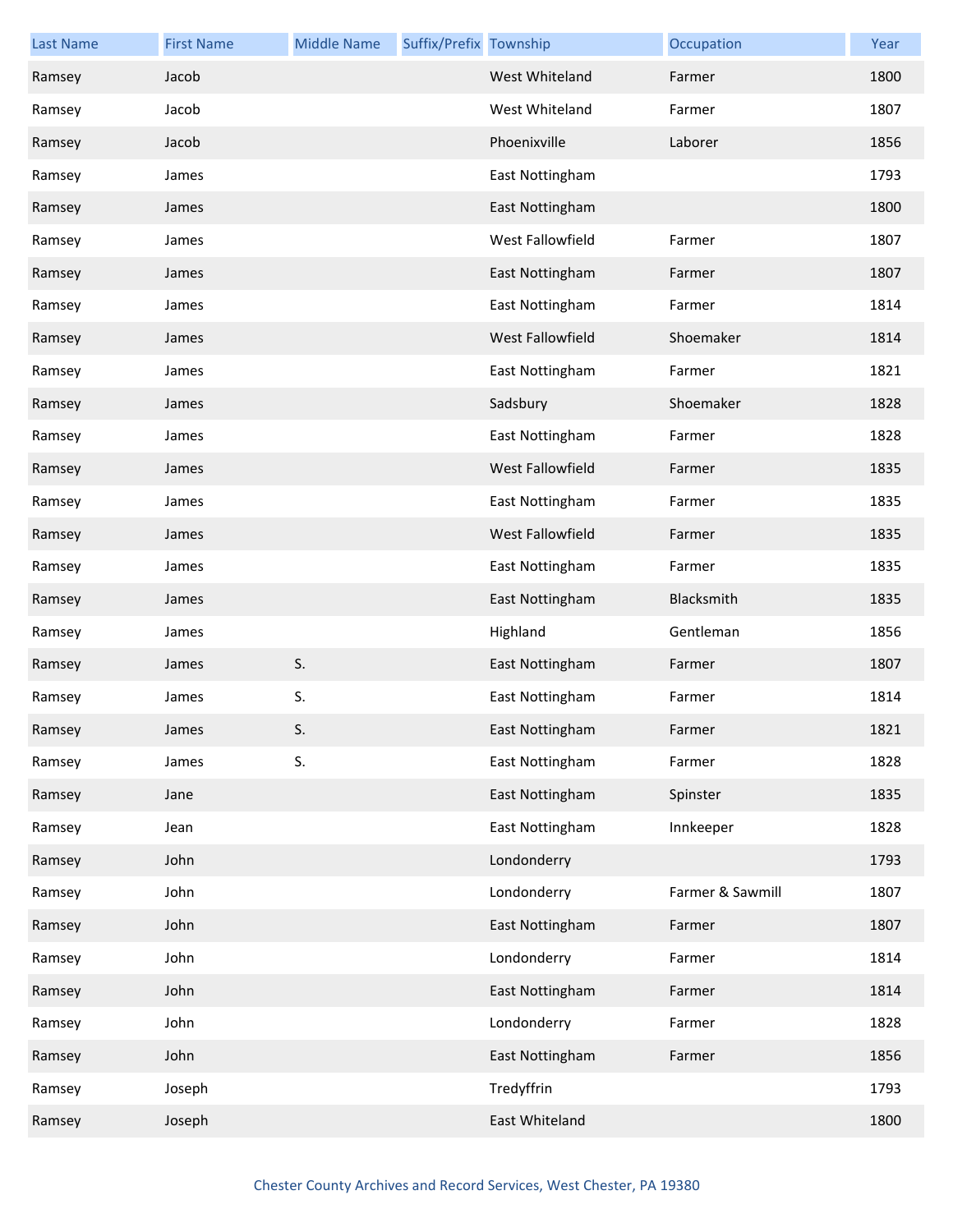| Last Name | First Name | Middle Name | Suffix/Prefix | Township | Occupation | Year |
|---|---|---|---|---|---|---|
| Ramsey | Jacob | | | West Whiteland | Farmer | 1800 |
| Ramsey | Jacob | | | West Whiteland | Farmer | 1807 |
| Ramsey | Jacob | | | Phoenixville | Laborer | 1856 |
| Ramsey | James | | | East Nottingham | | 1793 |
| Ramsey | James | | | East Nottingham | | 1800 |
| Ramsey | James | | | West Fallowfield | Farmer | 1807 |
| Ramsey | James | | | East Nottingham | Farmer | 1807 |
| Ramsey | James | | | East Nottingham | Farmer | 1814 |
| Ramsey | James | | | West Fallowfield | Shoemaker | 1814 |
| Ramsey | James | | | East Nottingham | Farmer | 1821 |
| Ramsey | James | | | Sadsbury | Shoemaker | 1828 |
| Ramsey | James | | | East Nottingham | Farmer | 1828 |
| Ramsey | James | | | West Fallowfield | Farmer | 1835 |
| Ramsey | James | | | East Nottingham | Farmer | 1835 |
| Ramsey | James | | | West Fallowfield | Farmer | 1835 |
| Ramsey | James | | | East Nottingham | Farmer | 1835 |
| Ramsey | James | | | East Nottingham | Blacksmith | 1835 |
| Ramsey | James | | | Highland | Gentleman | 1856 |
| Ramsey | James | S. | | East Nottingham | Farmer | 1807 |
| Ramsey | James | S. | | East Nottingham | Farmer | 1814 |
| Ramsey | James | S. | | East Nottingham | Farmer | 1821 |
| Ramsey | James | S. | | East Nottingham | Farmer | 1828 |
| Ramsey | Jane | | | East Nottingham | Spinster | 1835 |
| Ramsey | Jean | | | East Nottingham | Innkeeper | 1828 |
| Ramsey | John | | | Londonderry | | 1793 |
| Ramsey | John | | | Londonderry | Farmer & Sawmill | 1807 |
| Ramsey | John | | | East Nottingham | Farmer | 1807 |
| Ramsey | John | | | Londonderry | Farmer | 1814 |
| Ramsey | John | | | East Nottingham | Farmer | 1814 |
| Ramsey | John | | | Londonderry | Farmer | 1828 |
| Ramsey | John | | | East Nottingham | Farmer | 1856 |
| Ramsey | Joseph | | | Tredyffrin | | 1793 |
| Ramsey | Joseph | | | East Whiteland | | 1800 |

Chester County Archives and Record Services, West Chester, PA 19380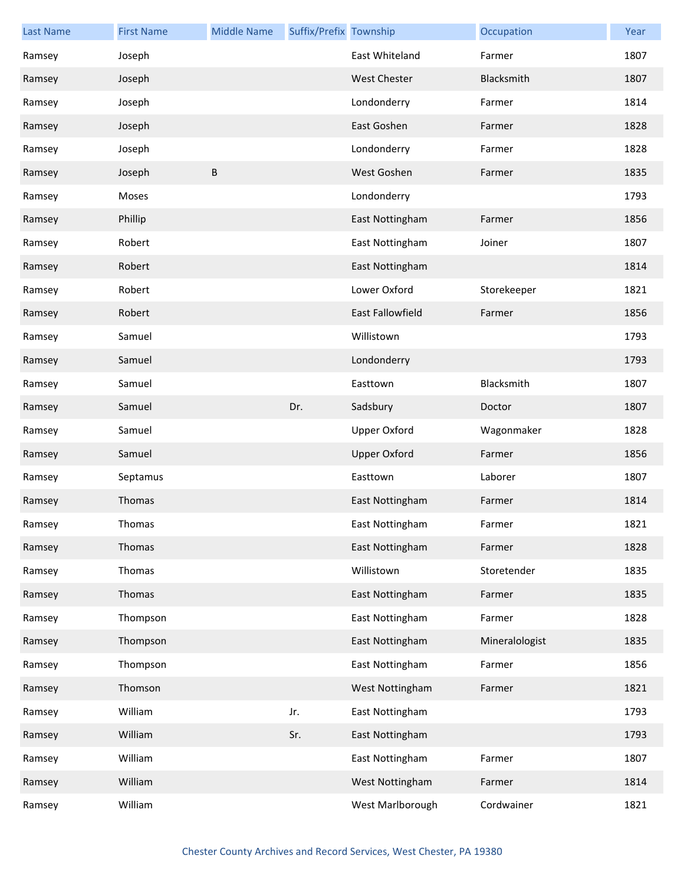| Last Name | First Name | Middle Name | Suffix/Prefix | Township | Occupation | Year |
|---|---|---|---|---|---|---|
| Ramsey | Joseph | | | East Whiteland | Farmer | 1807 |
| Ramsey | Joseph | | | West Chester | Blacksmith | 1807 |
| Ramsey | Joseph | | | Londonderry | Farmer | 1814 |
| Ramsey | Joseph | | | East Goshen | Farmer | 1828 |
| Ramsey | Joseph | | | Londonderry | Farmer | 1828 |
| Ramsey | Joseph | B | | West Goshen | Farmer | 1835 |
| Ramsey | Moses | | | Londonderry | | 1793 |
| Ramsey | Phillip | | | East Nottingham | Farmer | 1856 |
| Ramsey | Robert | | | East Nottingham | Joiner | 1807 |
| Ramsey | Robert | | | East Nottingham | | 1814 |
| Ramsey | Robert | | | Lower Oxford | Storekeeper | 1821 |
| Ramsey | Robert | | | East Fallowfield | Farmer | 1856 |
| Ramsey | Samuel | | | Willistown | | 1793 |
| Ramsey | Samuel | | | Londonderry | | 1793 |
| Ramsey | Samuel | | | Easttown | Blacksmith | 1807 |
| Ramsey | Samuel | | Dr. | Sadsbury | Doctor | 1807 |
| Ramsey | Samuel | | | Upper Oxford | Wagonmaker | 1828 |
| Ramsey | Samuel | | | Upper Oxford | Farmer | 1856 |
| Ramsey | Septamus | | | Easttown | Laborer | 1807 |
| Ramsey | Thomas | | | East Nottingham | Farmer | 1814 |
| Ramsey | Thomas | | | East Nottingham | Farmer | 1821 |
| Ramsey | Thomas | | | East Nottingham | Farmer | 1828 |
| Ramsey | Thomas | | | Willistown | Storetender | 1835 |
| Ramsey | Thomas | | | East Nottingham | Farmer | 1835 |
| Ramsey | Thompson | | | East Nottingham | Farmer | 1828 |
| Ramsey | Thompson | | | East Nottingham | Mineralologist | 1835 |
| Ramsey | Thompson | | | East Nottingham | Farmer | 1856 |
| Ramsey | Thomson | | | West Nottingham | Farmer | 1821 |
| Ramsey | William | | Jr. | East Nottingham | | 1793 |
| Ramsey | William | | Sr. | East Nottingham | | 1793 |
| Ramsey | William | | | East Nottingham | Farmer | 1807 |
| Ramsey | William | | | West Nottingham | Farmer | 1814 |
| Ramsey | William | | | West Marlborough | Cordwainer | 1821 |

Chester County Archives and Record Services, West Chester, PA 19380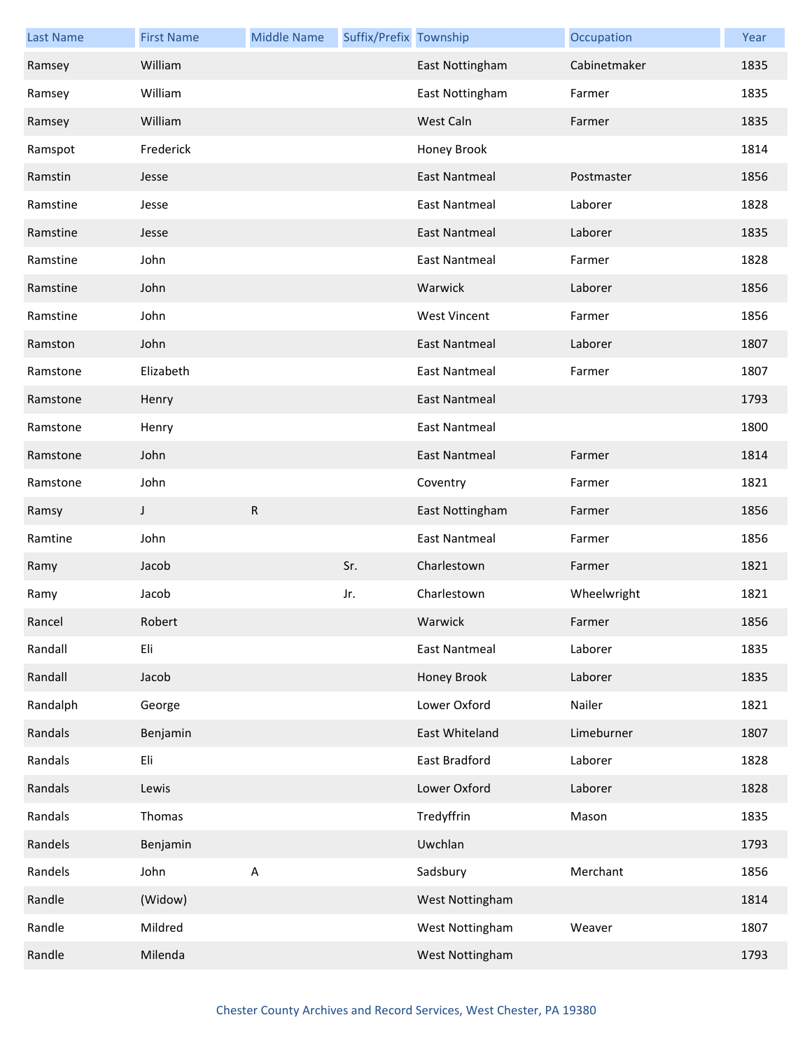| Last Name | First Name | Middle Name | Suffix/Prefix | Township | Occupation | Year |
| --- | --- | --- | --- | --- | --- | --- |
| Ramsey | William | | | East Nottingham | Cabinetmaker | 1835 |
| Ramsey | William | | | East Nottingham | Farmer | 1835 |
| Ramsey | William | | | West Caln | Farmer | 1835 |
| Ramspot | Frederick | | | Honey Brook | | 1814 |
| Ramstin | Jesse | | | East Nantmeal | Postmaster | 1856 |
| Ramstine | Jesse | | | East Nantmeal | Laborer | 1828 |
| Ramstine | Jesse | | | East Nantmeal | Laborer | 1835 |
| Ramstine | John | | | East Nantmeal | Farmer | 1828 |
| Ramstine | John | | | Warwick | Laborer | 1856 |
| Ramstine | John | | | West Vincent | Farmer | 1856 |
| Ramston | John | | | East Nantmeal | Laborer | 1807 |
| Ramstone | Elizabeth | | | East Nantmeal | Farmer | 1807 |
| Ramstone | Henry | | | East Nantmeal | | 1793 |
| Ramstone | Henry | | | East Nantmeal | | 1800 |
| Ramstone | John | | | East Nantmeal | Farmer | 1814 |
| Ramstone | John | | | Coventry | Farmer | 1821 |
| Ramsy | J | R | | East Nottingham | Farmer | 1856 |
| Ramtine | John | | | East Nantmeal | Farmer | 1856 |
| Ramy | Jacob | | Sr. | Charlestown | Farmer | 1821 |
| Ramy | Jacob | | Jr. | Charlestown | Wheelwright | 1821 |
| Rancel | Robert | | | Warwick | Farmer | 1856 |
| Randall | Eli | | | East Nantmeal | Laborer | 1835 |
| Randall | Jacob | | | Honey Brook | Laborer | 1835 |
| Randalph | George | | | Lower Oxford | Nailer | 1821 |
| Randals | Benjamin | | | East Whiteland | Limeburner | 1807 |
| Randals | Eli | | | East Bradford | Laborer | 1828 |
| Randals | Lewis | | | Lower Oxford | Laborer | 1828 |
| Randals | Thomas | | | Tredyffrin | Mason | 1835 |
| Randels | Benjamin | | | Uwchlan | | 1793 |
| Randels | John | A | | Sadsbury | Merchant | 1856 |
| Randle | (Widow) | | | West Nottingham | | 1814 |
| Randle | Mildred | | | West Nottingham | Weaver | 1807 |
| Randle | Milenda | | | West Nottingham | | 1793 |

Chester County Archives and Record Services, West Chester, PA 19380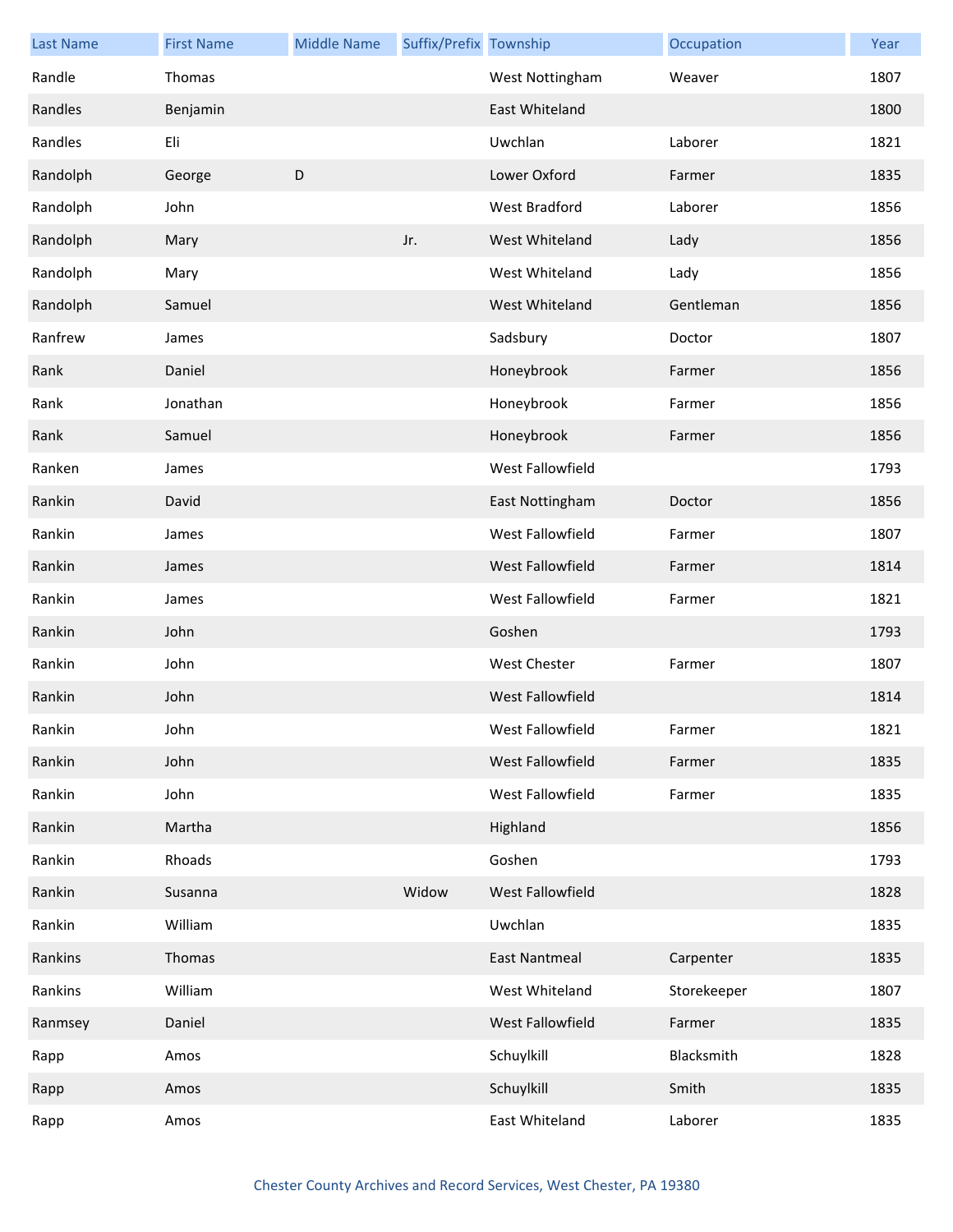| Last Name | First Name | Middle Name | Suffix/Prefix | Township | Occupation | Year |
|---|---|---|---|---|---|---|
| Randle | Thomas | | | West Nottingham | Weaver | 1807 |
| Randles | Benjamin | | | East Whiteland | | 1800 |
| Randles | Eli | | | Uwchlan | Laborer | 1821 |
| Randolph | George | D | | Lower Oxford | Farmer | 1835 |
| Randolph | John | | | West Bradford | Laborer | 1856 |
| Randolph | Mary | | Jr. | West Whiteland | Lady | 1856 |
| Randolph | Mary | | | West Whiteland | Lady | 1856 |
| Randolph | Samuel | | | West Whiteland | Gentleman | 1856 |
| Ranfrew | James | | | Sadsbury | Doctor | 1807 |
| Rank | Daniel | | | Honeybrook | Farmer | 1856 |
| Rank | Jonathan | | | Honeybrook | Farmer | 1856 |
| Rank | Samuel | | | Honeybrook | Farmer | 1856 |
| Ranken | James | | | West Fallowfield | | 1793 |
| Rankin | David | | | East Nottingham | Doctor | 1856 |
| Rankin | James | | | West Fallowfield | Farmer | 1807 |
| Rankin | James | | | West Fallowfield | Farmer | 1814 |
| Rankin | James | | | West Fallowfield | Farmer | 1821 |
| Rankin | John | | | Goshen | | 1793 |
| Rankin | John | | | West Chester | Farmer | 1807 |
| Rankin | John | | | West Fallowfield | | 1814 |
| Rankin | John | | | West Fallowfield | Farmer | 1821 |
| Rankin | John | | | West Fallowfield | Farmer | 1835 |
| Rankin | John | | | West Fallowfield | Farmer | 1835 |
| Rankin | Martha | | | Highland | | 1856 |
| Rankin | Rhoads | | | Goshen | | 1793 |
| Rankin | Susanna | | Widow | West Fallowfield | | 1828 |
| Rankin | William | | | Uwchlan | | 1835 |
| Rankins | Thomas | | | East Nantmeal | Carpenter | 1835 |
| Rankins | William | | | West Whiteland | Storekeeper | 1807 |
| Ranmsey | Daniel | | | West Fallowfield | Farmer | 1835 |
| Rapp | Amos | | | Schuylkill | Blacksmith | 1828 |
| Rapp | Amos | | | Schuylkill | Smith | 1835 |
| Rapp | Amos | | | East Whiteland | Laborer | 1835 |

Chester County Archives and Record Services, West Chester, PA 19380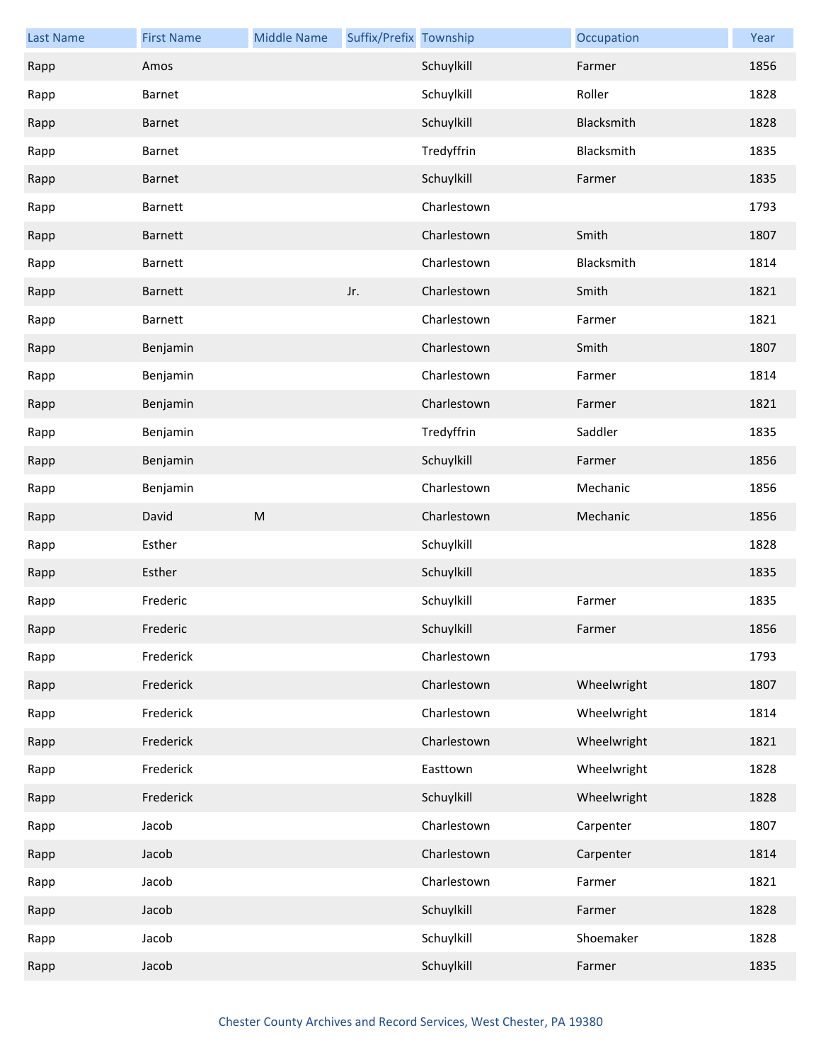| Last Name | First Name | Middle Name | Suffix/Prefix | Township | Occupation | Year |
|---|---|---|---|---|---|---|
| Rapp | Amos | | | Schuylkill | Farmer | 1856 |
| Rapp | Barnet | | | Schuylkill | Roller | 1828 |
| Rapp | Barnet | | | Schuylkill | Blacksmith | 1828 |
| Rapp | Barnet | | | Tredyffrin | Blacksmith | 1835 |
| Rapp | Barnet | | | Schuylkill | Farmer | 1835 |
| Rapp | Barnett | | | Charlestown | | 1793 |
| Rapp | Barnett | | | Charlestown | Smith | 1807 |
| Rapp | Barnett | | | Charlestown | Blacksmith | 1814 |
| Rapp | Barnett | | Jr. | Charlestown | Smith | 1821 |
| Rapp | Barnett | | | Charlestown | Farmer | 1821 |
| Rapp | Benjamin | | | Charlestown | Smith | 1807 |
| Rapp | Benjamin | | | Charlestown | Farmer | 1814 |
| Rapp | Benjamin | | | Charlestown | Farmer | 1821 |
| Rapp | Benjamin | | | Tredyffrin | Saddler | 1835 |
| Rapp | Benjamin | | | Schuylkill | Farmer | 1856 |
| Rapp | Benjamin | | | Charlestown | Mechanic | 1856 |
| Rapp | David | M | | Charlestown | Mechanic | 1856 |
| Rapp | Esther | | | Schuylkill | | 1828 |
| Rapp | Esther | | | Schuylkill | | 1835 |
| Rapp | Frederic | | | Schuylkill | Farmer | 1835 |
| Rapp | Frederic | | | Schuylkill | Farmer | 1856 |
| Rapp | Frederick | | | Charlestown | | 1793 |
| Rapp | Frederick | | | Charlestown | Wheelwright | 1807 |
| Rapp | Frederick | | | Charlestown | Wheelwright | 1814 |
| Rapp | Frederick | | | Charlestown | Wheelwright | 1821 |
| Rapp | Frederick | | | Easttown | Wheelwright | 1828 |
| Rapp | Frederick | | | Schuylkill | Wheelwright | 1828 |
| Rapp | Jacob | | | Charlestown | Carpenter | 1807 |
| Rapp | Jacob | | | Charlestown | Carpenter | 1814 |
| Rapp | Jacob | | | Charlestown | Farmer | 1821 |
| Rapp | Jacob | | | Schuylkill | Farmer | 1828 |
| Rapp | Jacob | | | Schuylkill | Shoemaker | 1828 |
| Rapp | Jacob | | | Schuylkill | Farmer | 1835 |

Chester County Archives and Record Services, West Chester, PA 19380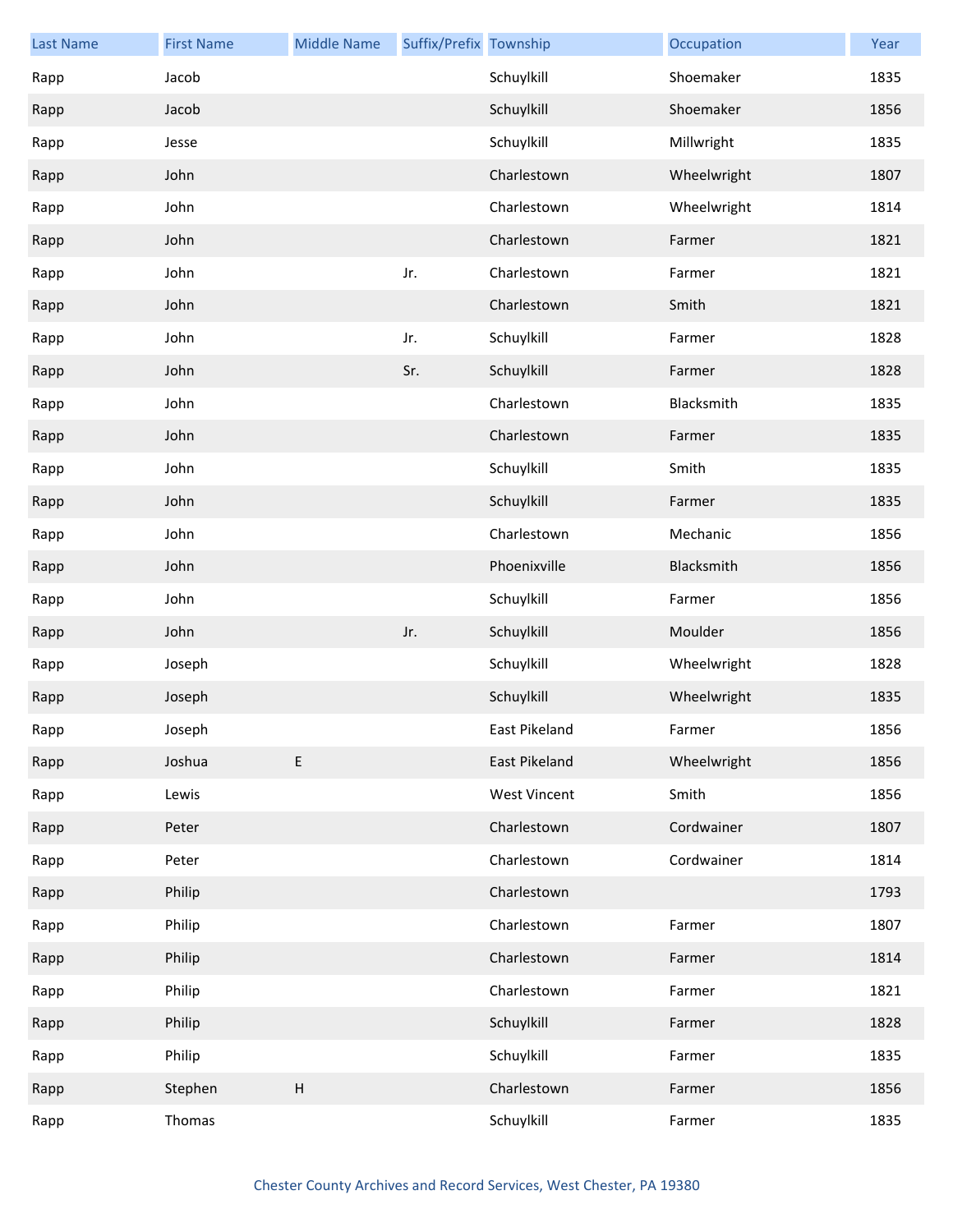| Last Name | First Name | Middle Name | Suffix/Prefix | Township | Occupation | Year |
|---|---|---|---|---|---|---|
| Rapp | Jacob | | | Schuylkill | Shoemaker | 1835 |
| Rapp | Jacob | | | Schuylkill | Shoemaker | 1856 |
| Rapp | Jesse | | | Schuylkill | Millwright | 1835 |
| Rapp | John | | | Charlestown | Wheelwright | 1807 |
| Rapp | John | | | Charlestown | Wheelwright | 1814 |
| Rapp | John | | | Charlestown | Farmer | 1821 |
| Rapp | John | | Jr. | Charlestown | Farmer | 1821 |
| Rapp | John | | | Charlestown | Smith | 1821 |
| Rapp | John | | Jr. | Schuylkill | Farmer | 1828 |
| Rapp | John | | Sr. | Schuylkill | Farmer | 1828 |
| Rapp | John | | | Charlestown | Blacksmith | 1835 |
| Rapp | John | | | Charlestown | Farmer | 1835 |
| Rapp | John | | | Schuylkill | Smith | 1835 |
| Rapp | John | | | Schuylkill | Farmer | 1835 |
| Rapp | John | | | Charlestown | Mechanic | 1856 |
| Rapp | John | | | Phoenixville | Blacksmith | 1856 |
| Rapp | John | | | Schuylkill | Farmer | 1856 |
| Rapp | John | | Jr. | Schuylkill | Moulder | 1856 |
| Rapp | Joseph | | | Schuylkill | Wheelwright | 1828 |
| Rapp | Joseph | | | Schuylkill | Wheelwright | 1835 |
| Rapp | Joseph | | | East Pikeland | Farmer | 1856 |
| Rapp | Joshua | E | | East Pikeland | Wheelwright | 1856 |
| Rapp | Lewis | | | West Vincent | Smith | 1856 |
| Rapp | Peter | | | Charlestown | Cordwainer | 1807 |
| Rapp | Peter | | | Charlestown | Cordwainer | 1814 |
| Rapp | Philip | | | Charlestown | | 1793 |
| Rapp | Philip | | | Charlestown | Farmer | 1807 |
| Rapp | Philip | | | Charlestown | Farmer | 1814 |
| Rapp | Philip | | | Charlestown | Farmer | 1821 |
| Rapp | Philip | | | Schuylkill | Farmer | 1828 |
| Rapp | Philip | | | Schuylkill | Farmer | 1835 |
| Rapp | Stephen | H | | Charlestown | Farmer | 1856 |
| Rapp | Thomas | | | Schuylkill | Farmer | 1835 |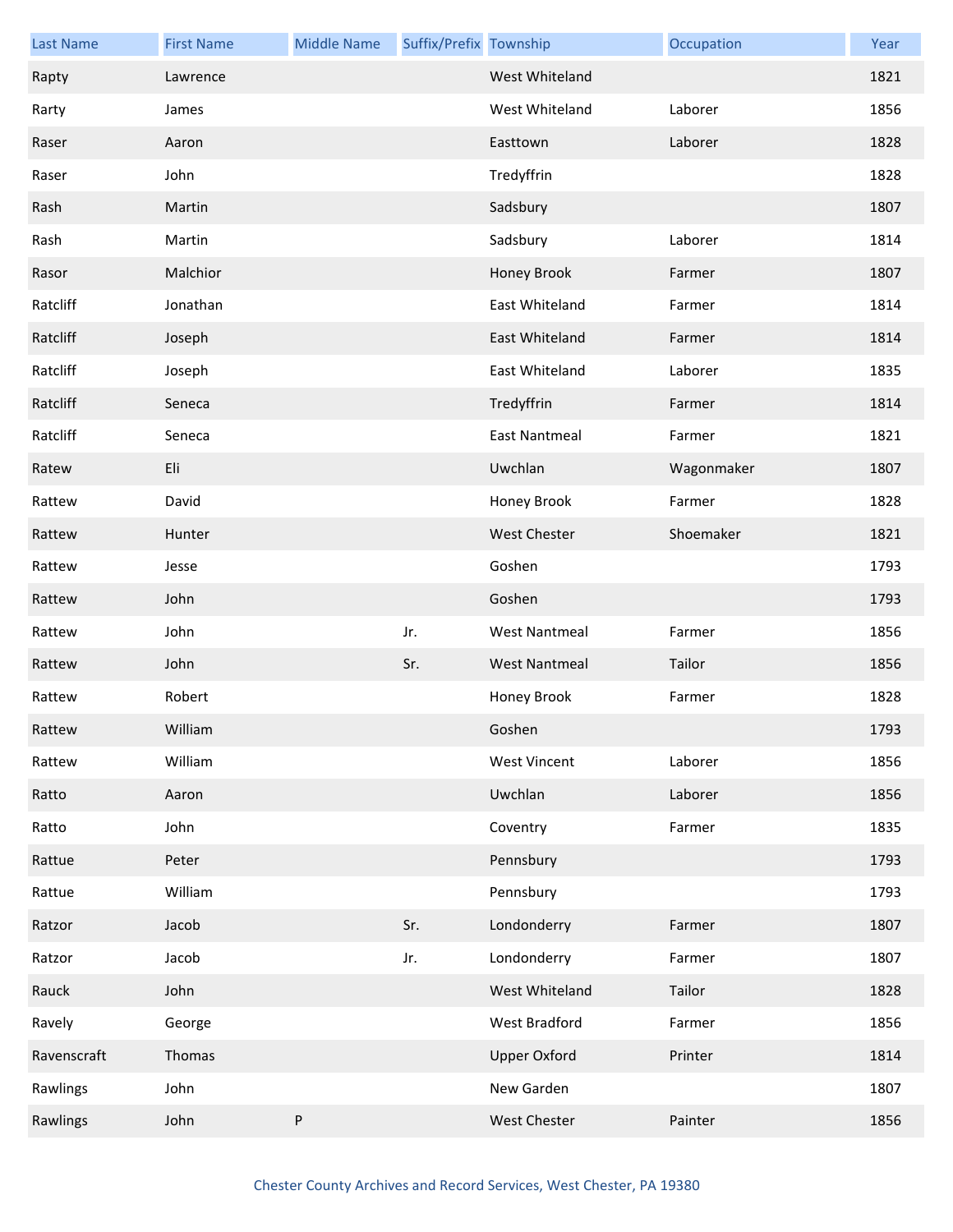| Last Name | First Name | Middle Name | Suffix/Prefix | Township | Occupation | Year |
|---|---|---|---|---|---|---|
| Rapty | Lawrence | | | West Whiteland | | 1821 |
| Rarty | James | | | West Whiteland | Laborer | 1856 |
| Raser | Aaron | | | Easttown | Laborer | 1828 |
| Raser | John | | | Tredyffrin | | 1828 |
| Rash | Martin | | | Sadsbury | | 1807 |
| Rash | Martin | | | Sadsbury | Laborer | 1814 |
| Rasor | Malchior | | | Honey Brook | Farmer | 1807 |
| Ratcliff | Jonathan | | | East Whiteland | Farmer | 1814 |
| Ratcliff | Joseph | | | East Whiteland | Farmer | 1814 |
| Ratcliff | Joseph | | | East Whiteland | Laborer | 1835 |
| Ratcliff | Seneca | | | Tredyffrin | Farmer | 1814 |
| Ratcliff | Seneca | | | East Nantmeal | Farmer | 1821 |
| Ratew | Eli | | | Uwchlan | Wagonmaker | 1807 |
| Rattew | David | | | Honey Brook | Farmer | 1828 |
| Rattew | Hunter | | | West Chester | Shoemaker | 1821 |
| Rattew | Jesse | | | Goshen | | 1793 |
| Rattew | John | | | Goshen | | 1793 |
| Rattew | John | | Jr. | West Nantmeal | Farmer | 1856 |
| Rattew | John | | Sr. | West Nantmeal | Tailor | 1856 |
| Rattew | Robert | | | Honey Brook | Farmer | 1828 |
| Rattew | William | | | Goshen | | 1793 |
| Rattew | William | | | West Vincent | Laborer | 1856 |
| Ratto | Aaron | | | Uwchlan | Laborer | 1856 |
| Ratto | John | | | Coventry | Farmer | 1835 |
| Rattue | Peter | | | Pennsbury | | 1793 |
| Rattue | William | | | Pennsbury | | 1793 |
| Ratzor | Jacob | | Sr. | Londonderry | Farmer | 1807 |
| Ratzor | Jacob | | Jr. | Londonderry | Farmer | 1807 |
| Rauck | John | | | West Whiteland | Tailor | 1828 |
| Ravely | George | | | West Bradford | Farmer | 1856 |
| Ravenscraft | Thomas | | | Upper Oxford | Printer | 1814 |
| Rawlings | John | | | New Garden | | 1807 |
| Rawlings | John | P | | West Chester | Painter | 1856 |

Chester County Archives and Record Services, West Chester, PA 19380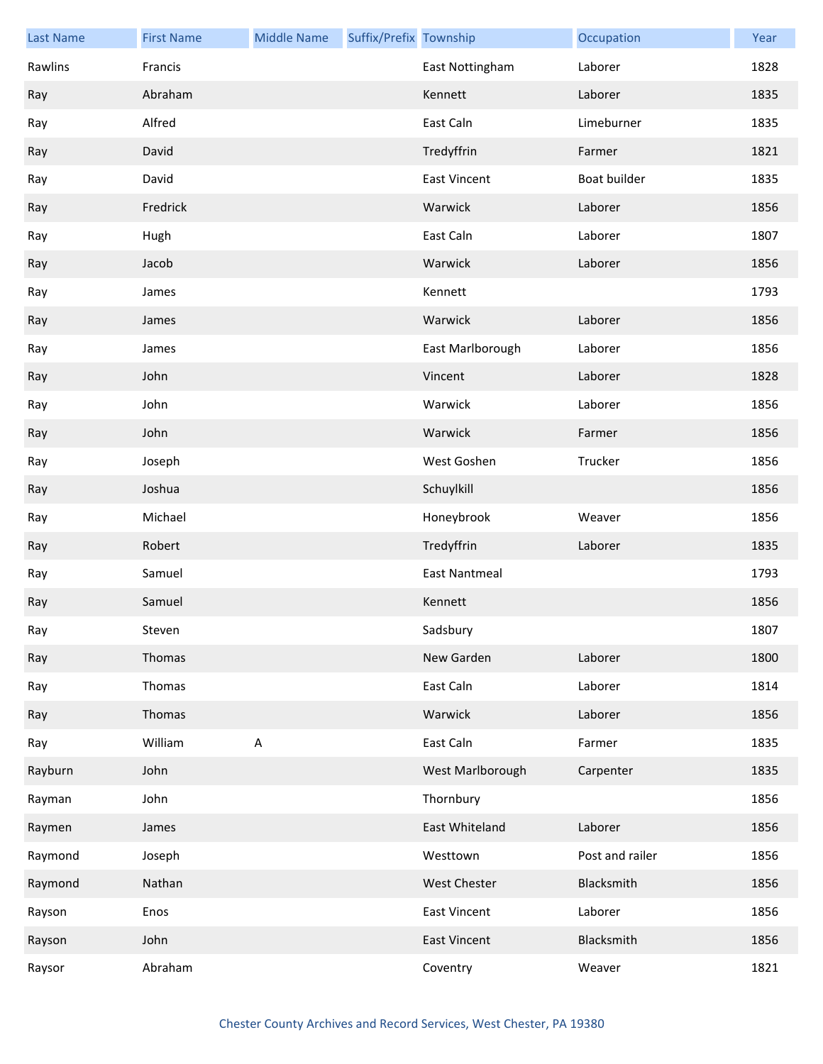| Last Name | First Name | Middle Name | Suffix/Prefix | Township | Occupation | Year |
| --- | --- | --- | --- | --- | --- | --- |
| Rawlins | Francis | | | East Nottingham | Laborer | 1828 |
| Ray | Abraham | | | Kennett | Laborer | 1835 |
| Ray | Alfred | | | East Caln | Limeburner | 1835 |
| Ray | David | | | Tredyffrin | Farmer | 1821 |
| Ray | David | | | East Vincent | Boat builder | 1835 |
| Ray | Fredrick | | | Warwick | Laborer | 1856 |
| Ray | Hugh | | | East Caln | Laborer | 1807 |
| Ray | Jacob | | | Warwick | Laborer | 1856 |
| Ray | James | | | Kennett | | 1793 |
| Ray | James | | | Warwick | Laborer | 1856 |
| Ray | James | | | East Marlborough | Laborer | 1856 |
| Ray | John | | | Vincent | Laborer | 1828 |
| Ray | John | | | Warwick | Laborer | 1856 |
| Ray | John | | | Warwick | Farmer | 1856 |
| Ray | Joseph | | | West Goshen | Trucker | 1856 |
| Ray | Joshua | | | Schuylkill | | 1856 |
| Ray | Michael | | | Honeybrook | Weaver | 1856 |
| Ray | Robert | | | Tredyffrin | Laborer | 1835 |
| Ray | Samuel | | | East Nantmeal | | 1793 |
| Ray | Samuel | | | Kennett | | 1856 |
| Ray | Steven | | | Sadsbury | | 1807 |
| Ray | Thomas | | | New Garden | Laborer | 1800 |
| Ray | Thomas | | | East Caln | Laborer | 1814 |
| Ray | Thomas | | | Warwick | Laborer | 1856 |
| Ray | William | A | | East Caln | Farmer | 1835 |
| Rayburn | John | | | West Marlborough | Carpenter | 1835 |
| Rayman | John | | | Thornbury | | 1856 |
| Raymen | James | | | East Whiteland | Laborer | 1856 |
| Raymond | Joseph | | | Westtown | Post and railer | 1856 |
| Raymond | Nathan | | | West Chester | Blacksmith | 1856 |
| Rayson | Enos | | | East Vincent | Laborer | 1856 |
| Rayson | John | | | East Vincent | Blacksmith | 1856 |
| Raysor | Abraham | | | Coventry | Weaver | 1821 |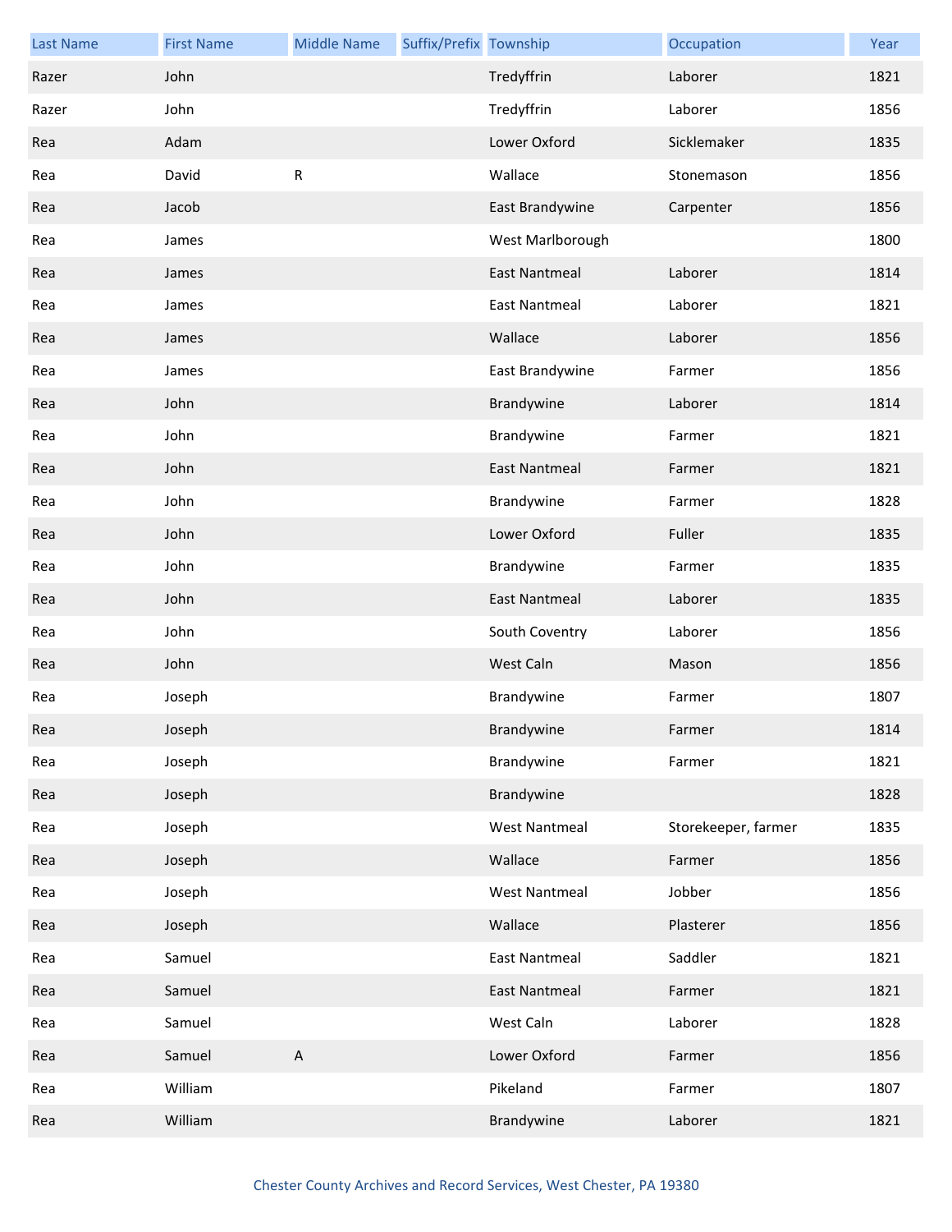| Last Name | First Name | Middle Name | Suffix/Prefix | Township | Occupation | Year |
| --- | --- | --- | --- | --- | --- | --- |
| Razer | John | | | Tredyffrin | Laborer | 1821 |
| Razer | John | | | Tredyffrin | Laborer | 1856 |
| Rea | Adam | | | Lower Oxford | Sicklemaker | 1835 |
| Rea | David | R | | Wallace | Stonemason | 1856 |
| Rea | Jacob | | | East Brandywine | Carpenter | 1856 |
| Rea | James | | | West Marlborough | | 1800 |
| Rea | James | | | East Nantmeal | Laborer | 1814 |
| Rea | James | | | East Nantmeal | Laborer | 1821 |
| Rea | James | | | Wallace | Laborer | 1856 |
| Rea | James | | | East Brandywine | Farmer | 1856 |
| Rea | John | | | Brandywine | Laborer | 1814 |
| Rea | John | | | Brandywine | Farmer | 1821 |
| Rea | John | | | East Nantmeal | Farmer | 1821 |
| Rea | John | | | Brandywine | Farmer | 1828 |
| Rea | John | | | Lower Oxford | Fuller | 1835 |
| Rea | John | | | Brandywine | Farmer | 1835 |
| Rea | John | | | East Nantmeal | Laborer | 1835 |
| Rea | John | | | South Coventry | Laborer | 1856 |
| Rea | John | | | West Caln | Mason | 1856 |
| Rea | Joseph | | | Brandywine | Farmer | 1807 |
| Rea | Joseph | | | Brandywine | Farmer | 1814 |
| Rea | Joseph | | | Brandywine | Farmer | 1821 |
| Rea | Joseph | | | Brandywine | | 1828 |
| Rea | Joseph | | | West Nantmeal | Storekeeper, farmer | 1835 |
| Rea | Joseph | | | Wallace | Farmer | 1856 |
| Rea | Joseph | | | West Nantmeal | Jobber | 1856 |
| Rea | Joseph | | | Wallace | Plasterer | 1856 |
| Rea | Samuel | | | East Nantmeal | Saddler | 1821 |
| Rea | Samuel | | | East Nantmeal | Farmer | 1821 |
| Rea | Samuel | | | West Caln | Laborer | 1828 |
| Rea | Samuel | A | | Lower Oxford | Farmer | 1856 |
| Rea | William | | | Pikeland | Farmer | 1807 |
| Rea | William | | | Brandywine | Laborer | 1821 |

Chester County Archives and Record Services, West Chester, PA 19380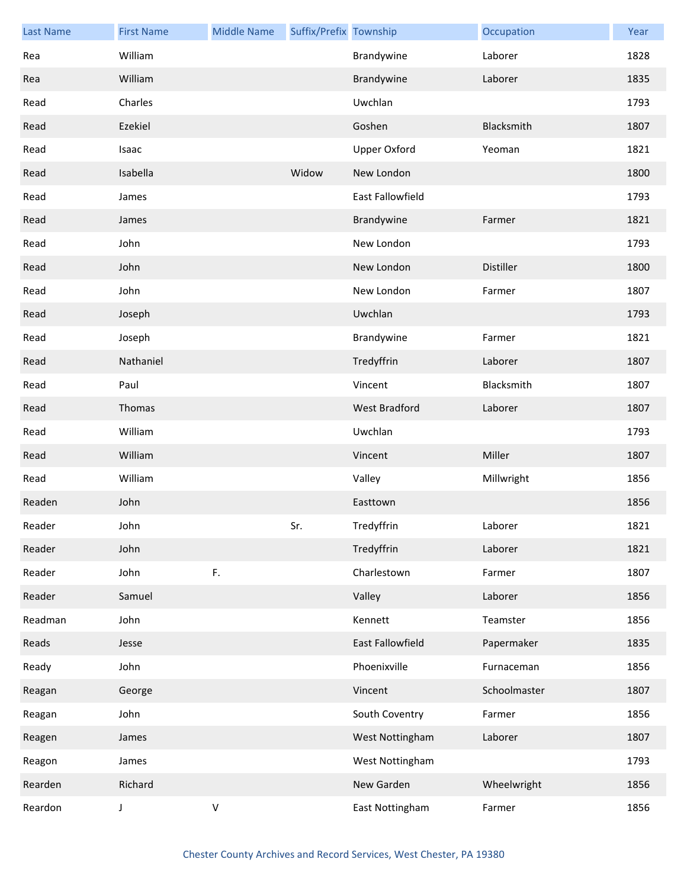| Last Name | First Name | Middle Name | Suffix/Prefix | Township | Occupation | Year |
|---|---|---|---|---|---|---|
| Rea | William | | | Brandywine | Laborer | 1828 |
| Rea | William | | | Brandywine | Laborer | 1835 |
| Read | Charles | | | Uwchlan | | 1793 |
| Read | Ezekiel | | | Goshen | Blacksmith | 1807 |
| Read | Isaac | | | Upper Oxford | Yeoman | 1821 |
| Read | Isabella | | Widow | New London | | 1800 |
| Read | James | | | East Fallowfield | | 1793 |
| Read | James | | | Brandywine | Farmer | 1821 |
| Read | John | | | New London | | 1793 |
| Read | John | | | New London | Distiller | 1800 |
| Read | John | | | New London | Farmer | 1807 |
| Read | Joseph | | | Uwchlan | | 1793 |
| Read | Joseph | | | Brandywine | Farmer | 1821 |
| Read | Nathaniel | | | Tredyffrin | Laborer | 1807 |
| Read | Paul | | | Vincent | Blacksmith | 1807 |
| Read | Thomas | | | West Bradford | Laborer | 1807 |
| Read | William | | | Uwchlan | | 1793 |
| Read | William | | | Vincent | Miller | 1807 |
| Read | William | | | Valley | Millwright | 1856 |
| Readen | John | | | Easttown | | 1856 |
| Reader | John | | Sr. | Tredyffrin | Laborer | 1821 |
| Reader | John | | | Tredyffrin | Laborer | 1821 |
| Reader | John | F. | | Charlestown | Farmer | 1807 |
| Reader | Samuel | | | Valley | Laborer | 1856 |
| Readman | John | | | Kennett | Teamster | 1856 |
| Reads | Jesse | | | East Fallowfield | Papermaker | 1835 |
| Ready | John | | | Phoenixville | Furnaceman | 1856 |
| Reagan | George | | | Vincent | Schoolmaster | 1807 |
| Reagan | John | | | South Coventry | Farmer | 1856 |
| Reagen | James | | | West Nottingham | Laborer | 1807 |
| Reagon | James | | | West Nottingham | | 1793 |
| Rearden | Richard | | | New Garden | Wheelwright | 1856 |
| Reardon | J | V | | East Nottingham | Farmer | 1856 |

Chester County Archives and Record Services, West Chester, PA 19380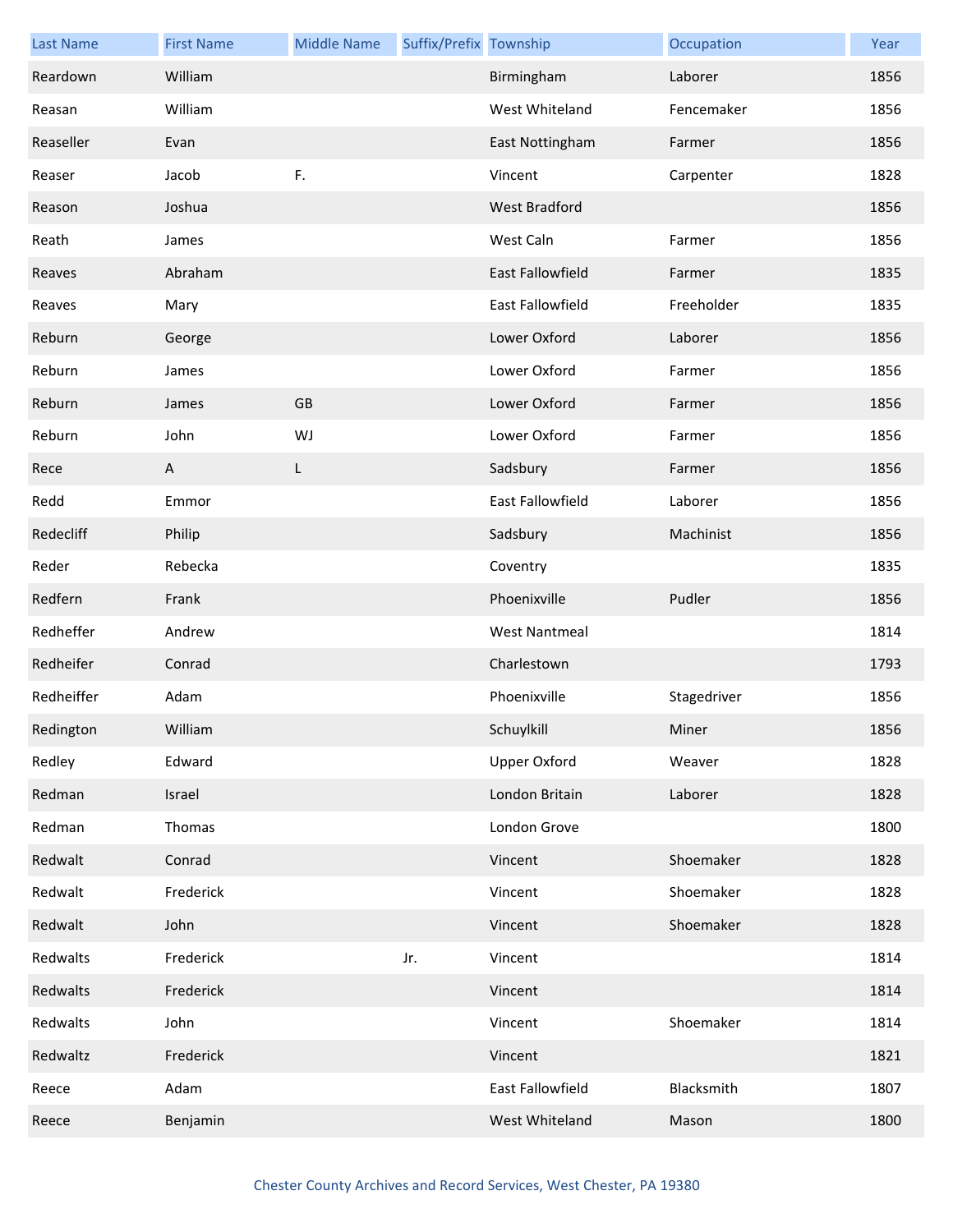| Last Name | First Name | Middle Name | Suffix/Prefix | Township | Occupation | Year |
|---|---|---|---|---|---|---|
| Reardown | William | | | Birmingham | Laborer | 1856 |
| Reasan | William | | | West Whiteland | Fencemaker | 1856 |
| Reaseller | Evan | | | East Nottingham | Farmer | 1856 |
| Reaser | Jacob | F. | | Vincent | Carpenter | 1828 |
| Reason | Joshua | | | West Bradford | | 1856 |
| Reath | James | | | West Caln | Farmer | 1856 |
| Reaves | Abraham | | | East Fallowfield | Farmer | 1835 |
| Reaves | Mary | | | East Fallowfield | Freeholder | 1835 |
| Reburn | George | | | Lower Oxford | Laborer | 1856 |
| Reburn | James | | | Lower Oxford | Farmer | 1856 |
| Reburn | James | GB | | Lower Oxford | Farmer | 1856 |
| Reburn | John | WJ | | Lower Oxford | Farmer | 1856 |
| Rece | A | L | | Sadsbury | Farmer | 1856 |
| Redd | Emmor | | | East Fallowfield | Laborer | 1856 |
| Redecliff | Philip | | | Sadsbury | Machinist | 1856 |
| Reder | Rebecka | | | Coventry | | 1835 |
| Redfern | Frank | | | Phoenixville | Pudler | 1856 |
| Redheffer | Andrew | | | West Nantmeal | | 1814 |
| Redheifer | Conrad | | | Charlestown | | 1793 |
| Redheiffer | Adam | | | Phoenixville | Stagedriver | 1856 |
| Redington | William | | | Schuylkill | Miner | 1856 |
| Redley | Edward | | | Upper Oxford | Weaver | 1828 |
| Redman | Israel | | | London Britain | Laborer | 1828 |
| Redman | Thomas | | | London Grove | | 1800 |
| Redwalt | Conrad | | | Vincent | Shoemaker | 1828 |
| Redwalt | Frederick | | | Vincent | Shoemaker | 1828 |
| Redwalt | John | | | Vincent | Shoemaker | 1828 |
| Redwalts | Frederick | | Jr. | Vincent | | 1814 |
| Redwalts | Frederick | | | Vincent | | 1814 |
| Redwalts | John | | | Vincent | Shoemaker | 1814 |
| Redwaltz | Frederick | | | Vincent | | 1821 |
| Reece | Adam | | | East Fallowfield | Blacksmith | 1807 |
| Reece | Benjamin | | | West Whiteland | Mason | 1800 |

Chester County Archives and Record Services, West Chester, PA 19380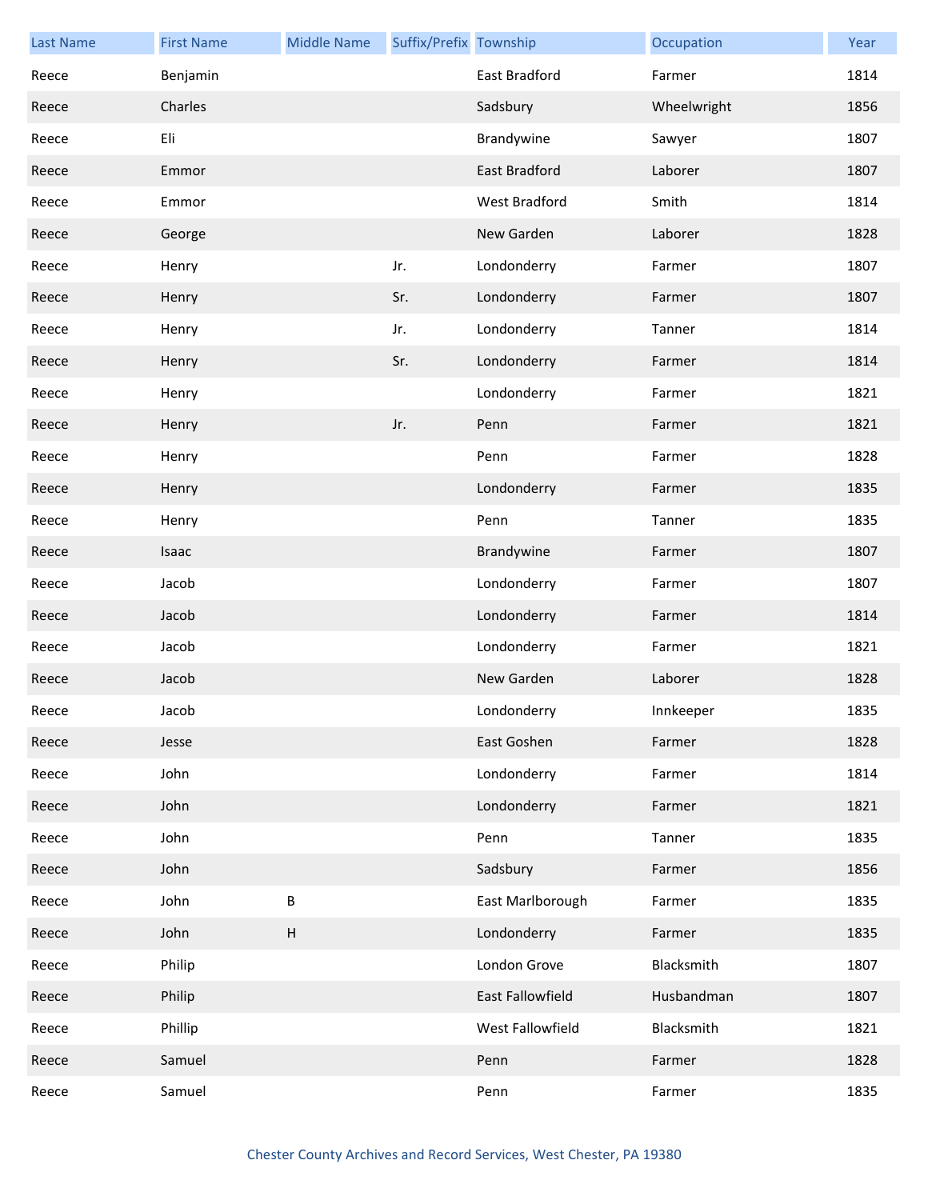| Last Name | First Name | Middle Name | Suffix/Prefix | Township | Occupation | Year |
| --- | --- | --- | --- | --- | --- | --- |
| Reece | Benjamin | | | East Bradford | Farmer | 1814 |
| Reece | Charles | | | Sadsbury | Wheelwright | 1856 |
| Reece | Eli | | | Brandywine | Sawyer | 1807 |
| Reece | Emmor | | | East Bradford | Laborer | 1807 |
| Reece | Emmor | | | West Bradford | Smith | 1814 |
| Reece | George | | | New Garden | Laborer | 1828 |
| Reece | Henry | | Jr. | Londonderry | Farmer | 1807 |
| Reece | Henry | | Sr. | Londonderry | Farmer | 1807 |
| Reece | Henry | | Jr. | Londonderry | Tanner | 1814 |
| Reece | Henry | | Sr. | Londonderry | Farmer | 1814 |
| Reece | Henry | | | Londonderry | Farmer | 1821 |
| Reece | Henry | | Jr. | Penn | Farmer | 1821 |
| Reece | Henry | | | Penn | Farmer | 1828 |
| Reece | Henry | | | Londonderry | Farmer | 1835 |
| Reece | Henry | | | Penn | Tanner | 1835 |
| Reece | Isaac | | | Brandywine | Farmer | 1807 |
| Reece | Jacob | | | Londonderry | Farmer | 1807 |
| Reece | Jacob | | | Londonderry | Farmer | 1814 |
| Reece | Jacob | | | Londonderry | Farmer | 1821 |
| Reece | Jacob | | | New Garden | Laborer | 1828 |
| Reece | Jacob | | | Londonderry | Innkeeper | 1835 |
| Reece | Jesse | | | East Goshen | Farmer | 1828 |
| Reece | John | | | Londonderry | Farmer | 1814 |
| Reece | John | | | Londonderry | Farmer | 1821 |
| Reece | John | | | Penn | Tanner | 1835 |
| Reece | John | | | Sadsbury | Farmer | 1856 |
| Reece | John | B | | East Marlborough | Farmer | 1835 |
| Reece | John | H | | Londonderry | Farmer | 1835 |
| Reece | Philip | | | London Grove | Blacksmith | 1807 |
| Reece | Philip | | | East Fallowfield | Husbandman | 1807 |
| Reece | Phillip | | | West Fallowfield | Blacksmith | 1821 |
| Reece | Samuel | | | Penn | Farmer | 1828 |
| Reece | Samuel | | | Penn | Farmer | 1835 |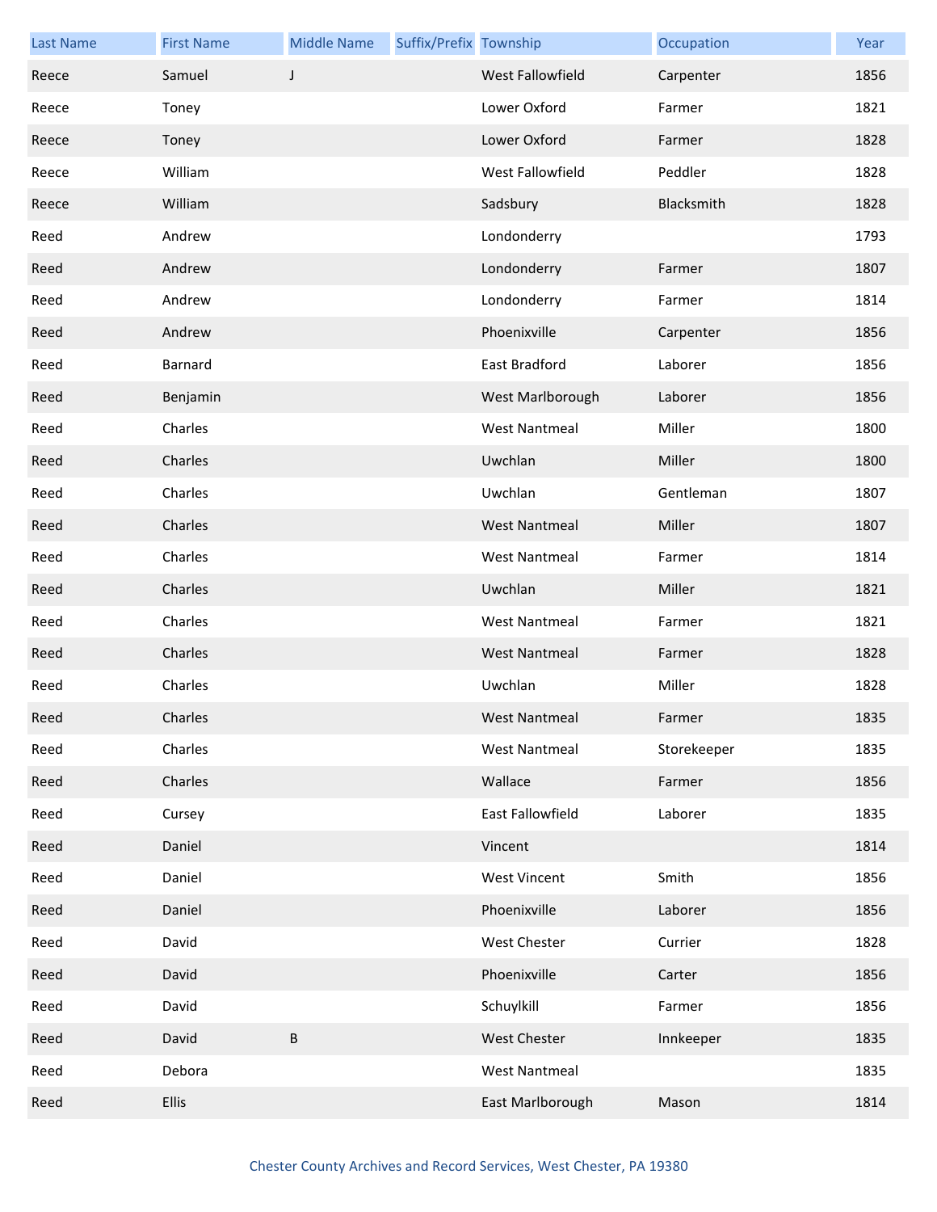| Last Name | First Name | Middle Name | Suffix/Prefix | Township | Occupation | Year |
|---|---|---|---|---|---|---|
| Reece | Samuel | J | | West Fallowfield | Carpenter | 1856 |
| Reece | Toney | | | Lower Oxford | Farmer | 1821 |
| Reece | Toney | | | Lower Oxford | Farmer | 1828 |
| Reece | William | | | West Fallowfield | Peddler | 1828 |
| Reece | William | | | Sadsbury | Blacksmith | 1828 |
| Reed | Andrew | | | Londonderry | | 1793 |
| Reed | Andrew | | | Londonderry | Farmer | 1807 |
| Reed | Andrew | | | Londonderry | Farmer | 1814 |
| Reed | Andrew | | | Phoenixville | Carpenter | 1856 |
| Reed | Barnard | | | East Bradford | Laborer | 1856 |
| Reed | Benjamin | | | West Marlborough | Laborer | 1856 |
| Reed | Charles | | | West Nantmeal | Miller | 1800 |
| Reed | Charles | | | Uwchlan | Miller | 1800 |
| Reed | Charles | | | Uwchlan | Gentleman | 1807 |
| Reed | Charles | | | West Nantmeal | Miller | 1807 |
| Reed | Charles | | | West Nantmeal | Farmer | 1814 |
| Reed | Charles | | | Uwchlan | Miller | 1821 |
| Reed | Charles | | | West Nantmeal | Farmer | 1821 |
| Reed | Charles | | | West Nantmeal | Farmer | 1828 |
| Reed | Charles | | | Uwchlan | Miller | 1828 |
| Reed | Charles | | | West Nantmeal | Farmer | 1835 |
| Reed | Charles | | | West Nantmeal | Storekeeper | 1835 |
| Reed | Charles | | | Wallace | Farmer | 1856 |
| Reed | Cursey | | | East Fallowfield | Laborer | 1835 |
| Reed | Daniel | | | Vincent | | 1814 |
| Reed | Daniel | | | West Vincent | Smith | 1856 |
| Reed | Daniel | | | Phoenixville | Laborer | 1856 |
| Reed | David | | | West Chester | Currier | 1828 |
| Reed | David | | | Phoenixville | Carter | 1856 |
| Reed | David | | | Schuylkill | Farmer | 1856 |
| Reed | David | B | | West Chester | Innkeeper | 1835 |
| Reed | Debora | | | West Nantmeal | | 1835 |
| Reed | Ellis | | | East Marlborough | Mason | 1814 |

Chester County Archives and Record Services, West Chester, PA 19380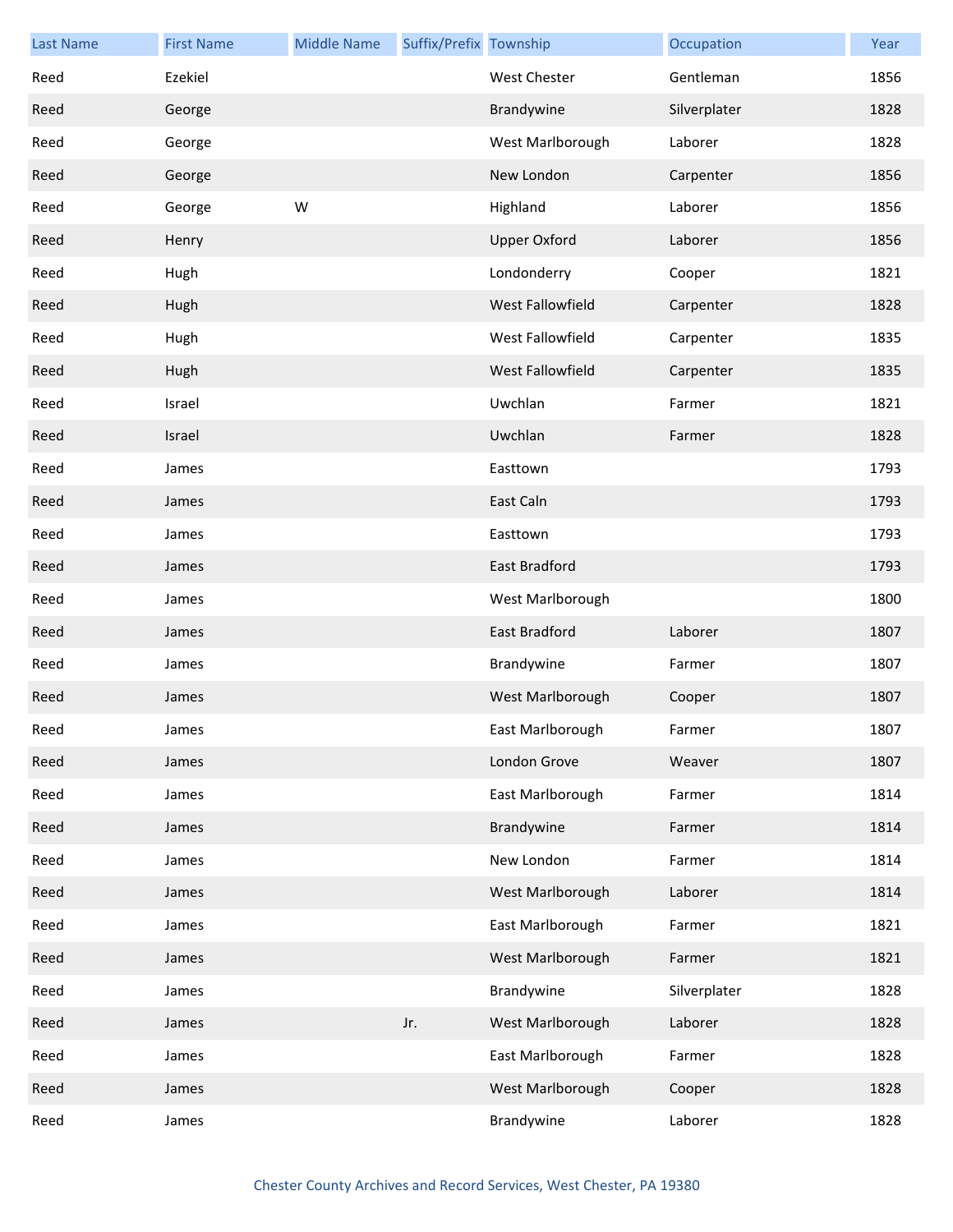| Last Name | First Name | Middle Name | Suffix/Prefix | Township | Occupation | Year |
|---|---|---|---|---|---|---|
| Reed | Ezekiel | | | West Chester | Gentleman | 1856 |
| Reed | George | | | Brandywine | Silverplater | 1828 |
| Reed | George | | | West Marlborough | Laborer | 1828 |
| Reed | George | | | New London | Carpenter | 1856 |
| Reed | George | W | | Highland | Laborer | 1856 |
| Reed | Henry | | | Upper Oxford | Laborer | 1856 |
| Reed | Hugh | | | Londonderry | Cooper | 1821 |
| Reed | Hugh | | | West Fallowfield | Carpenter | 1828 |
| Reed | Hugh | | | West Fallowfield | Carpenter | 1835 |
| Reed | Hugh | | | West Fallowfield | Carpenter | 1835 |
| Reed | Israel | | | Uwchlan | Farmer | 1821 |
| Reed | Israel | | | Uwchlan | Farmer | 1828 |
| Reed | James | | | Easttown | | 1793 |
| Reed | James | | | East Caln | | 1793 |
| Reed | James | | | Easttown | | 1793 |
| Reed | James | | | East Bradford | | 1793 |
| Reed | James | | | West Marlborough | | 1800 |
| Reed | James | | | East Bradford | Laborer | 1807 |
| Reed | James | | | Brandywine | Farmer | 1807 |
| Reed | James | | | West Marlborough | Cooper | 1807 |
| Reed | James | | | East Marlborough | Farmer | 1807 |
| Reed | James | | | London Grove | Weaver | 1807 |
| Reed | James | | | East Marlborough | Farmer | 1814 |
| Reed | James | | | Brandywine | Farmer | 1814 |
| Reed | James | | | New London | Farmer | 1814 |
| Reed | James | | | West Marlborough | Laborer | 1814 |
| Reed | James | | | East Marlborough | Farmer | 1821 |
| Reed | James | | | West Marlborough | Farmer | 1821 |
| Reed | James | | | Brandywine | Silverplater | 1828 |
| Reed | James | | Jr. | West Marlborough | Laborer | 1828 |
| Reed | James | | | East Marlborough | Farmer | 1828 |
| Reed | James | | | West Marlborough | Cooper | 1828 |
| Reed | James | | | Brandywine | Laborer | 1828 |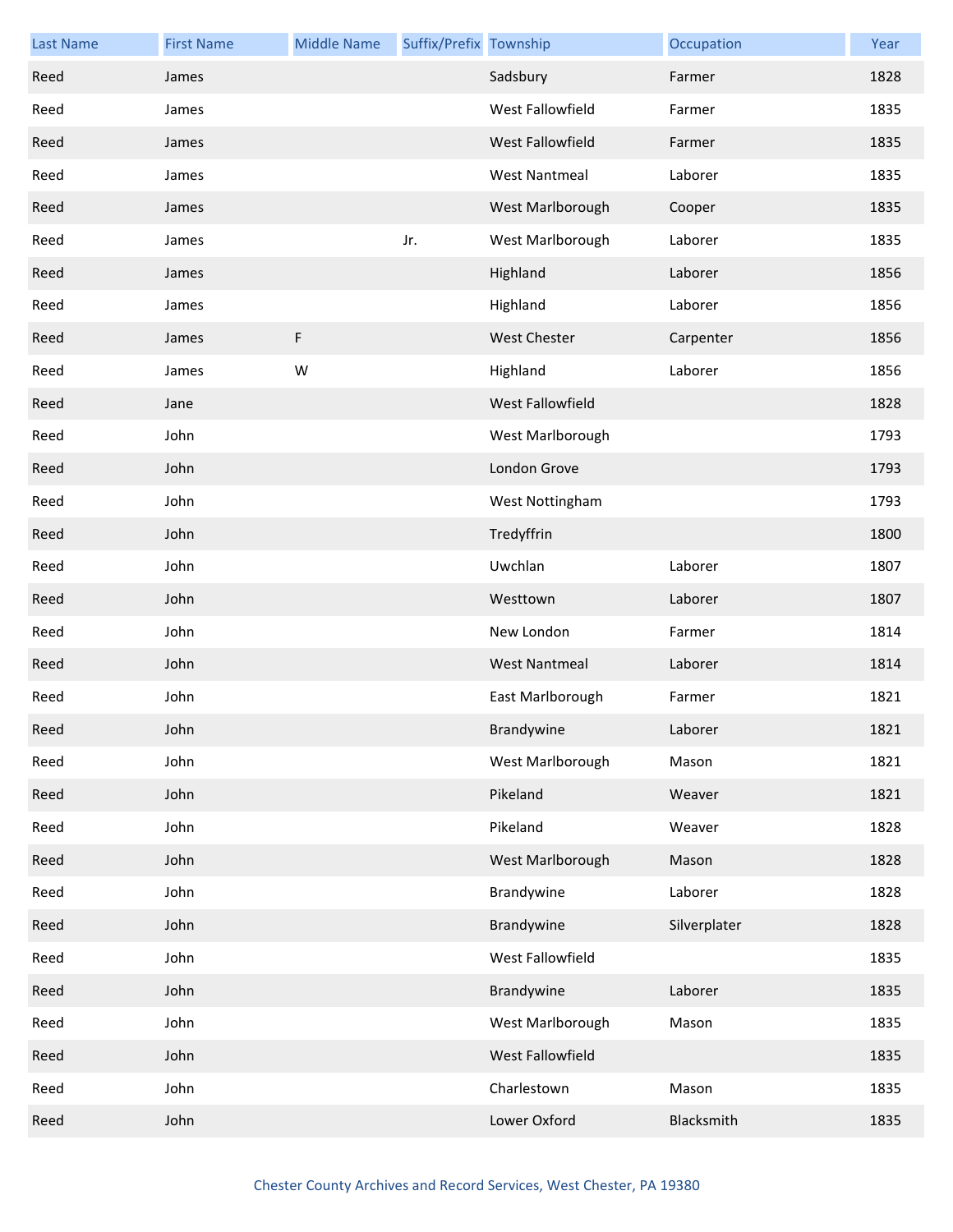| Last Name | First Name | Middle Name | Suffix/Prefix | Township | Occupation | Year |
|---|---|---|---|---|---|---|
| Reed | James | | | Sadsbury | Farmer | 1828 |
| Reed | James | | | West Fallowfield | Farmer | 1835 |
| Reed | James | | | West Fallowfield | Farmer | 1835 |
| Reed | James | | | West Nantmeal | Laborer | 1835 |
| Reed | James | | | West Marlborough | Cooper | 1835 |
| Reed | James | | Jr. | West Marlborough | Laborer | 1835 |
| Reed | James | | | Highland | Laborer | 1856 |
| Reed | James | | | Highland | Laborer | 1856 |
| Reed | James | F | | West Chester | Carpenter | 1856 |
| Reed | James | W | | Highland | Laborer | 1856 |
| Reed | Jane | | | West Fallowfield | | 1828 |
| Reed | John | | | West Marlborough | | 1793 |
| Reed | John | | | London Grove | | 1793 |
| Reed | John | | | West Nottingham | | 1793 |
| Reed | John | | | Tredyffrin | | 1800 |
| Reed | John | | | Uwchlan | Laborer | 1807 |
| Reed | John | | | Westtown | Laborer | 1807 |
| Reed | John | | | New London | Farmer | 1814 |
| Reed | John | | | West Nantmeal | Laborer | 1814 |
| Reed | John | | | East Marlborough | Farmer | 1821 |
| Reed | John | | | Brandywine | Laborer | 1821 |
| Reed | John | | | West Marlborough | Mason | 1821 |
| Reed | John | | | Pikeland | Weaver | 1821 |
| Reed | John | | | Pikeland | Weaver | 1828 |
| Reed | John | | | West Marlborough | Mason | 1828 |
| Reed | John | | | Brandywine | Laborer | 1828 |
| Reed | John | | | Brandywine | Silverplater | 1828 |
| Reed | John | | | West Fallowfield | | 1835 |
| Reed | John | | | Brandywine | Laborer | 1835 |
| Reed | John | | | West Marlborough | Mason | 1835 |
| Reed | John | | | West Fallowfield | | 1835 |
| Reed | John | | | Charlestown | Mason | 1835 |
| Reed | John | | | Lower Oxford | Blacksmith | 1835 |

Chester County Archives and Record Services, West Chester, PA 19380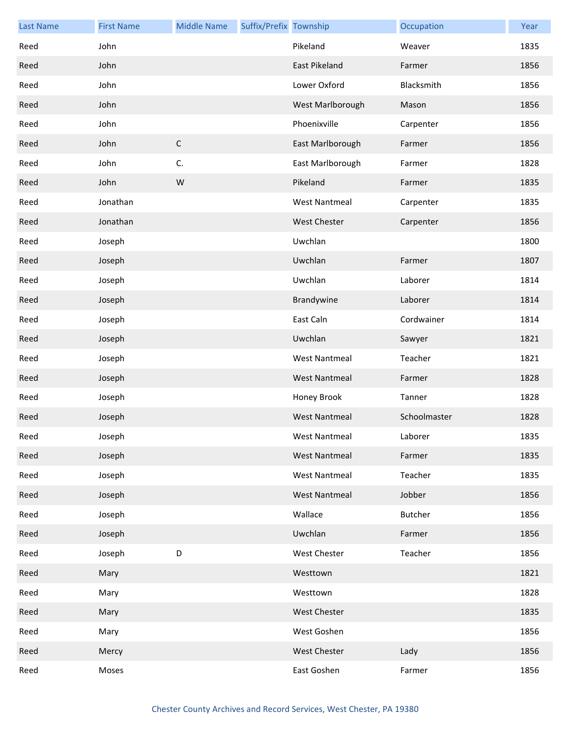| Last Name | First Name | Middle Name | Suffix/Prefix | Township | Occupation | Year |
|---|---|---|---|---|---|---|
| Reed | John | | | Pikeland | Weaver | 1835 |
| Reed | John | | | East Pikeland | Farmer | 1856 |
| Reed | John | | | Lower Oxford | Blacksmith | 1856 |
| Reed | John | | | West Marlborough | Mason | 1856 |
| Reed | John | | | Phoenixville | Carpenter | 1856 |
| Reed | John | C | | East Marlborough | Farmer | 1856 |
| Reed | John | C. | | East Marlborough | Farmer | 1828 |
| Reed | John | W | | Pikeland | Farmer | 1835 |
| Reed | Jonathan | | | West Nantmeal | Carpenter | 1835 |
| Reed | Jonathan | | | West Chester | Carpenter | 1856 |
| Reed | Joseph | | | Uwchlan | | 1800 |
| Reed | Joseph | | | Uwchlan | Farmer | 1807 |
| Reed | Joseph | | | Uwchlan | Laborer | 1814 |
| Reed | Joseph | | | Brandywine | Laborer | 1814 |
| Reed | Joseph | | | East Caln | Cordwainer | 1814 |
| Reed | Joseph | | | Uwchlan | Sawyer | 1821 |
| Reed | Joseph | | | West Nantmeal | Teacher | 1821 |
| Reed | Joseph | | | West Nantmeal | Farmer | 1828 |
| Reed | Joseph | | | Honey Brook | Tanner | 1828 |
| Reed | Joseph | | | West Nantmeal | Schoolmaster | 1828 |
| Reed | Joseph | | | West Nantmeal | Laborer | 1835 |
| Reed | Joseph | | | West Nantmeal | Farmer | 1835 |
| Reed | Joseph | | | West Nantmeal | Teacher | 1835 |
| Reed | Joseph | | | West Nantmeal | Jobber | 1856 |
| Reed | Joseph | | | Wallace | Butcher | 1856 |
| Reed | Joseph | | | Uwchlan | Farmer | 1856 |
| Reed | Joseph | D | | West Chester | Teacher | 1856 |
| Reed | Mary | | | Westtown | | 1821 |
| Reed | Mary | | | Westtown | | 1828 |
| Reed | Mary | | | West Chester | | 1835 |
| Reed | Mary | | | West Goshen | | 1856 |
| Reed | Mercy | | | West Chester | Lady | 1856 |
| Reed | Moses | | | East Goshen | Farmer | 1856 |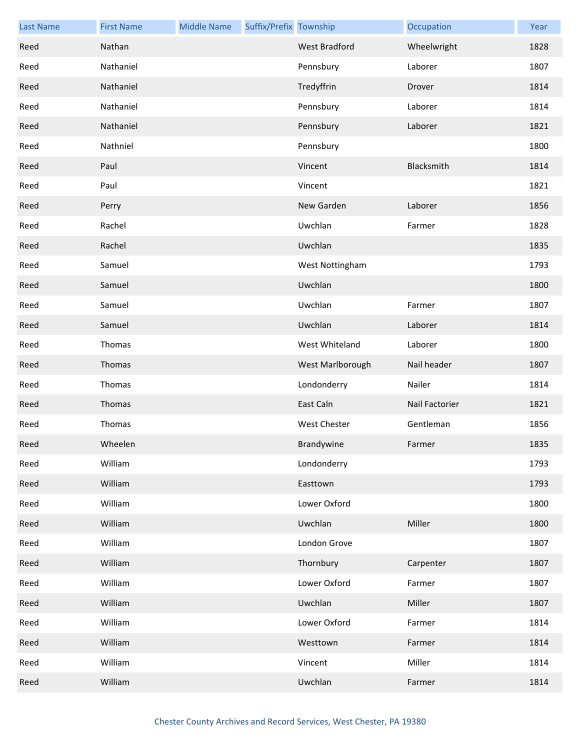| Last Name | First Name | Middle Name | Suffix/Prefix | Township | Occupation | Year |
|---|---|---|---|---|---|---|
| Reed | Nathan | | | West Bradford | Wheelwright | 1828 |
| Reed | Nathaniel | | | Pennsbury | Laborer | 1807 |
| Reed | Nathaniel | | | Tredyffrin | Drover | 1814 |
| Reed | Nathaniel | | | Pennsbury | Laborer | 1814 |
| Reed | Nathaniel | | | Pennsbury | Laborer | 1821 |
| Reed | Nathniel | | | Pennsbury | | 1800 |
| Reed | Paul | | | Vincent | Blacksmith | 1814 |
| Reed | Paul | | | Vincent | | 1821 |
| Reed | Perry | | | New Garden | Laborer | 1856 |
| Reed | Rachel | | | Uwchlan | Farmer | 1828 |
| Reed | Rachel | | | Uwchlan | | 1835 |
| Reed | Samuel | | | West Nottingham | | 1793 |
| Reed | Samuel | | | Uwchlan | | 1800 |
| Reed | Samuel | | | Uwchlan | Farmer | 1807 |
| Reed | Samuel | | | Uwchlan | Laborer | 1814 |
| Reed | Thomas | | | West Whiteland | Laborer | 1800 |
| Reed | Thomas | | | West Marlborough | Nail header | 1807 |
| Reed | Thomas | | | Londonderry | Nailer | 1814 |
| Reed | Thomas | | | East Caln | Nail Factorier | 1821 |
| Reed | Thomas | | | West Chester | Gentleman | 1856 |
| Reed | Wheelen | | | Brandywine | Farmer | 1835 |
| Reed | William | | | Londonderry | | 1793 |
| Reed | William | | | Easttown | | 1793 |
| Reed | William | | | Lower Oxford | | 1800 |
| Reed | William | | | Uwchlan | Miller | 1800 |
| Reed | William | | | London Grove | | 1807 |
| Reed | William | | | Thornbury | Carpenter | 1807 |
| Reed | William | | | Lower Oxford | Farmer | 1807 |
| Reed | William | | | Uwchlan | Miller | 1807 |
| Reed | William | | | Lower Oxford | Farmer | 1814 |
| Reed | William | | | Westtown | Farmer | 1814 |
| Reed | William | | | Vincent | Miller | 1814 |
| Reed | William | | | Uwchlan | Farmer | 1814 |

Chester County Archives and Record Services, West Chester, PA 19380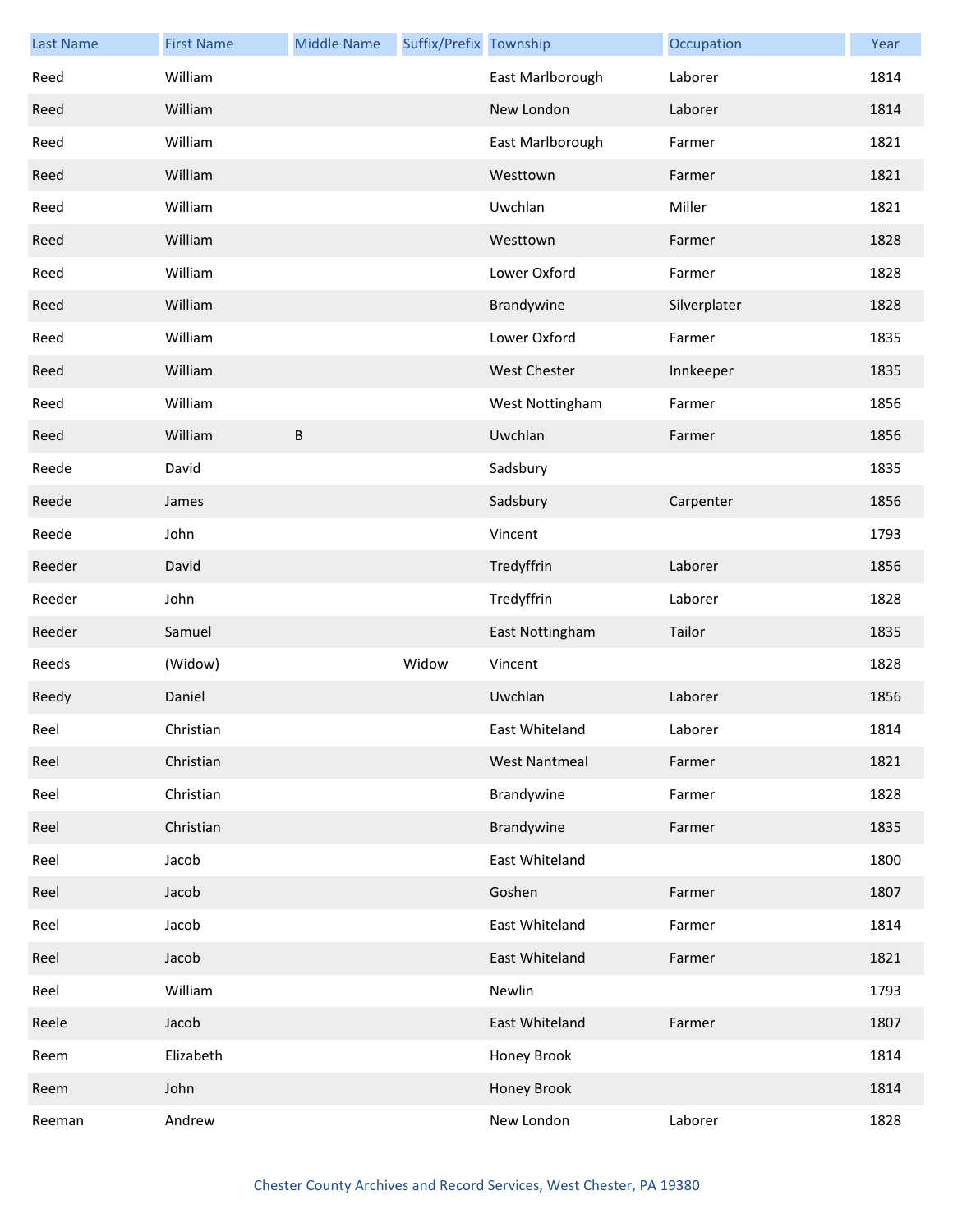| Last Name | First Name | Middle Name | Suffix/Prefix | Township | Occupation | Year |
|---|---|---|---|---|---|---|
| Reed | William | | | East Marlborough | Laborer | 1814 |
| Reed | William | | | New London | Laborer | 1814 |
| Reed | William | | | East Marlborough | Farmer | 1821 |
| Reed | William | | | Westtown | Farmer | 1821 |
| Reed | William | | | Uwchlan | Miller | 1821 |
| Reed | William | | | Westtown | Farmer | 1828 |
| Reed | William | | | Lower Oxford | Farmer | 1828 |
| Reed | William | | | Brandywine | Silverplater | 1828 |
| Reed | William | | | Lower Oxford | Farmer | 1835 |
| Reed | William | | | West Chester | Innkeeper | 1835 |
| Reed | William | | | West Nottingham | Farmer | 1856 |
| Reed | William | B | | Uwchlan | Farmer | 1856 |
| Reede | David | | | Sadsbury | | 1835 |
| Reede | James | | | Sadsbury | Carpenter | 1856 |
| Reede | John | | | Vincent | | 1793 |
| Reeder | David | | | Tredyffrin | Laborer | 1856 |
| Reeder | John | | | Tredyffrin | Laborer | 1828 |
| Reeder | Samuel | | | East Nottingham | Tailor | 1835 |
| Reeds | (Widow) | | Widow | Vincent | | 1828 |
| Reedy | Daniel | | | Uwchlan | Laborer | 1856 |
| Reel | Christian | | | East Whiteland | Laborer | 1814 |
| Reel | Christian | | | West Nantmeal | Farmer | 1821 |
| Reel | Christian | | | Brandywine | Farmer | 1828 |
| Reel | Christian | | | Brandywine | Farmer | 1835 |
| Reel | Jacob | | | East Whiteland | | 1800 |
| Reel | Jacob | | | Goshen | Farmer | 1807 |
| Reel | Jacob | | | East Whiteland | Farmer | 1814 |
| Reel | Jacob | | | East Whiteland | Farmer | 1821 |
| Reel | William | | | Newlin | | 1793 |
| Reele | Jacob | | | East Whiteland | Farmer | 1807 |
| Reem | Elizabeth | | | Honey Brook | | 1814 |
| Reem | John | | | Honey Brook | | 1814 |
| Reeman | Andrew | | | New London | Laborer | 1828 |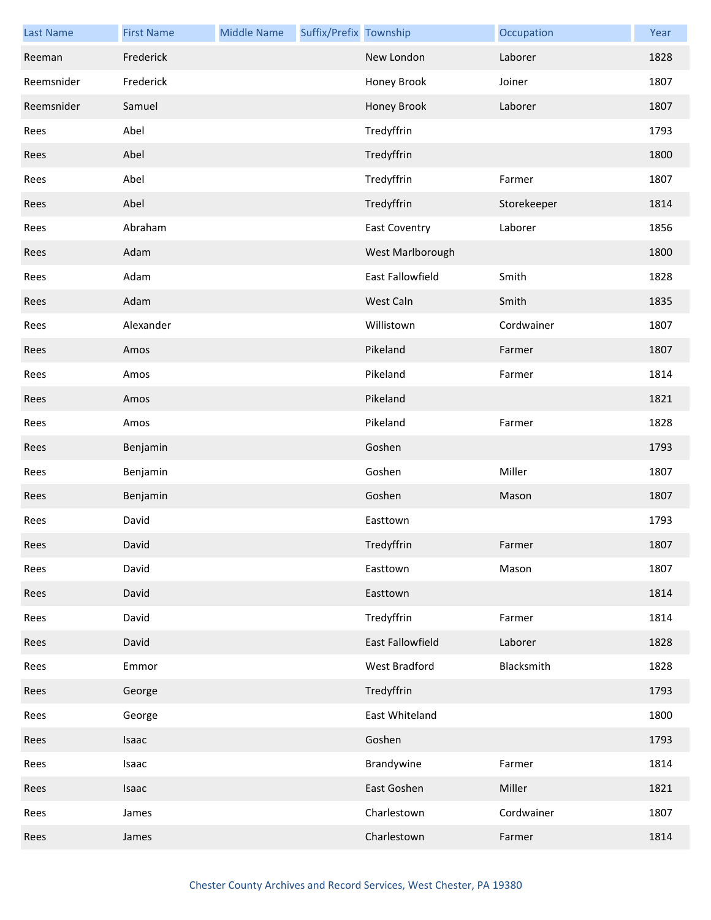| Last Name | First Name | Middle Name | Suffix/Prefix | Township | Occupation | Year |
|---|---|---|---|---|---|---|
| Reeman | Frederick | | | New London | Laborer | 1828 |
| Reemsnider | Frederick | | | Honey Brook | Joiner | 1807 |
| Reemsnider | Samuel | | | Honey Brook | Laborer | 1807 |
| Rees | Abel | | | Tredyffrin | | 1793 |
| Rees | Abel | | | Tredyffrin | | 1800 |
| Rees | Abel | | | Tredyffrin | Farmer | 1807 |
| Rees | Abel | | | Tredyffrin | Storekeeper | 1814 |
| Rees | Abraham | | | East Coventry | Laborer | 1856 |
| Rees | Adam | | | West Marlborough | | 1800 |
| Rees | Adam | | | East Fallowfield | Smith | 1828 |
| Rees | Adam | | | West Caln | Smith | 1835 |
| Rees | Alexander | | | Willistown | Cordwainer | 1807 |
| Rees | Amos | | | Pikeland | Farmer | 1807 |
| Rees | Amos | | | Pikeland | Farmer | 1814 |
| Rees | Amos | | | Pikeland | | 1821 |
| Rees | Amos | | | Pikeland | Farmer | 1828 |
| Rees | Benjamin | | | Goshen | | 1793 |
| Rees | Benjamin | | | Goshen | Miller | 1807 |
| Rees | Benjamin | | | Goshen | Mason | 1807 |
| Rees | David | | | Easttown | | 1793 |
| Rees | David | | | Tredyffrin | Farmer | 1807 |
| Rees | David | | | Easttown | Mason | 1807 |
| Rees | David | | | Easttown | | 1814 |
| Rees | David | | | Tredyffrin | Farmer | 1814 |
| Rees | David | | | East Fallowfield | Laborer | 1828 |
| Rees | Emmor | | | West Bradford | Blacksmith | 1828 |
| Rees | George | | | Tredyffrin | | 1793 |
| Rees | George | | | East Whiteland | | 1800 |
| Rees | Isaac | | | Goshen | | 1793 |
| Rees | Isaac | | | Brandywine | Farmer | 1814 |
| Rees | Isaac | | | East Goshen | Miller | 1821 |
| Rees | James | | | Charlestown | Cordwainer | 1807 |
| Rees | James | | | Charlestown | Farmer | 1814 |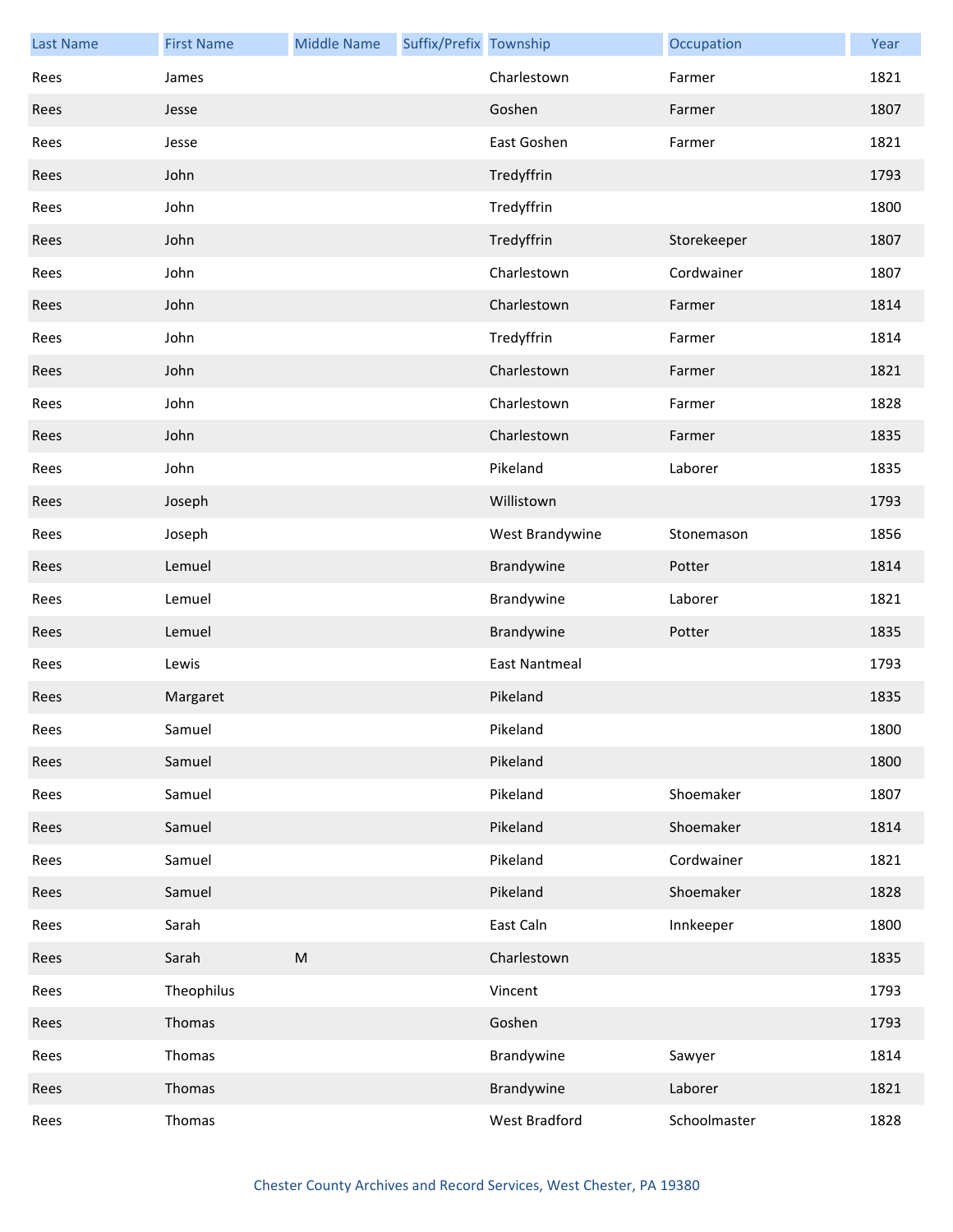| Last Name | First Name | Middle Name | Suffix/Prefix | Township | Occupation | Year |
|---|---|---|---|---|---|---|
| Rees | James | | | Charlestown | Farmer | 1821 |
| Rees | Jesse | | | Goshen | Farmer | 1807 |
| Rees | Jesse | | | East Goshen | Farmer | 1821 |
| Rees | John | | | Tredyffrin | | 1793 |
| Rees | John | | | Tredyffrin | | 1800 |
| Rees | John | | | Tredyffrin | Storekeeper | 1807 |
| Rees | John | | | Charlestown | Cordwainer | 1807 |
| Rees | John | | | Charlestown | Farmer | 1814 |
| Rees | John | | | Tredyffrin | Farmer | 1814 |
| Rees | John | | | Charlestown | Farmer | 1821 |
| Rees | John | | | Charlestown | Farmer | 1828 |
| Rees | John | | | Charlestown | Farmer | 1835 |
| Rees | John | | | Pikeland | Laborer | 1835 |
| Rees | Joseph | | | Willistown | | 1793 |
| Rees | Joseph | | | West Brandywine | Stonemason | 1856 |
| Rees | Lemuel | | | Brandywine | Potter | 1814 |
| Rees | Lemuel | | | Brandywine | Laborer | 1821 |
| Rees | Lemuel | | | Brandywine | Potter | 1835 |
| Rees | Lewis | | | East Nantmeal | | 1793 |
| Rees | Margaret | | | Pikeland | | 1835 |
| Rees | Samuel | | | Pikeland | | 1800 |
| Rees | Samuel | | | Pikeland | | 1800 |
| Rees | Samuel | | | Pikeland | Shoemaker | 1807 |
| Rees | Samuel | | | Pikeland | Shoemaker | 1814 |
| Rees | Samuel | | | Pikeland | Cordwainer | 1821 |
| Rees | Samuel | | | Pikeland | Shoemaker | 1828 |
| Rees | Sarah | | | East Caln | Innkeeper | 1800 |
| Rees | Sarah | M | | Charlestown | | 1835 |
| Rees | Theophilus | | | Vincent | | 1793 |
| Rees | Thomas | | | Goshen | | 1793 |
| Rees | Thomas | | | Brandywine | Sawyer | 1814 |
| Rees | Thomas | | | Brandywine | Laborer | 1821 |
| Rees | Thomas | | | West Bradford | Schoolmaster | 1828 |

Chester County Archives and Record Services, West Chester, PA 19380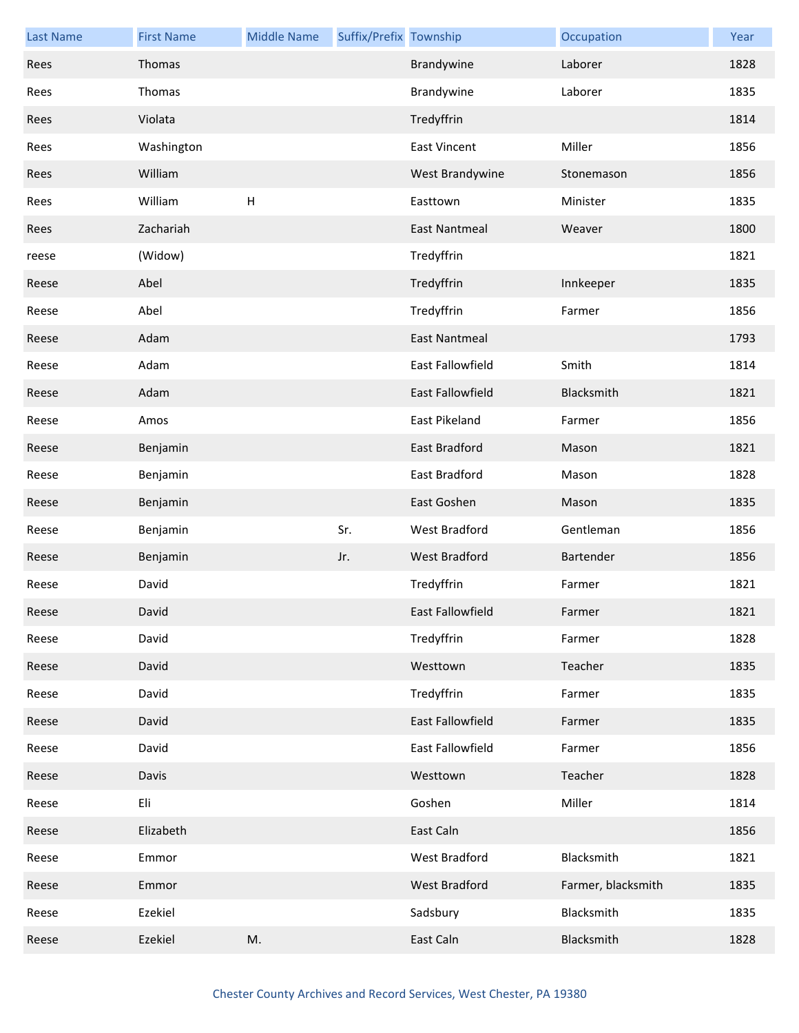| Last Name | First Name | Middle Name | Suffix/Prefix | Township | Occupation | Year |
|---|---|---|---|---|---|---|
| Rees | Thomas | | | Brandywine | Laborer | 1828 |
| Rees | Thomas | | | Brandywine | Laborer | 1835 |
| Rees | Violata | | | Tredyffrin | | 1814 |
| Rees | Washington | | | East Vincent | Miller | 1856 |
| Rees | William | | | West Brandywine | Stonemason | 1856 |
| Rees | William | H | | Easttown | Minister | 1835 |
| Rees | Zachariah | | | East Nantmeal | Weaver | 1800 |
| reese | (Widow) | | | Tredyffrin | | 1821 |
| Reese | Abel | | | Tredyffrin | Innkeeper | 1835 |
| Reese | Abel | | | Tredyffrin | Farmer | 1856 |
| Reese | Adam | | | East Nantmeal | | 1793 |
| Reese | Adam | | | East Fallowfield | Smith | 1814 |
| Reese | Adam | | | East Fallowfield | Blacksmith | 1821 |
| Reese | Amos | | | East Pikeland | Farmer | 1856 |
| Reese | Benjamin | | | East Bradford | Mason | 1821 |
| Reese | Benjamin | | | East Bradford | Mason | 1828 |
| Reese | Benjamin | | | East Goshen | Mason | 1835 |
| Reese | Benjamin | | Sr. | West Bradford | Gentleman | 1856 |
| Reese | Benjamin | | Jr. | West Bradford | Bartender | 1856 |
| Reese | David | | | Tredyffrin | Farmer | 1821 |
| Reese | David | | | East Fallowfield | Farmer | 1821 |
| Reese | David | | | Tredyffrin | Farmer | 1828 |
| Reese | David | | | Westtown | Teacher | 1835 |
| Reese | David | | | Tredyffrin | Farmer | 1835 |
| Reese | David | | | East Fallowfield | Farmer | 1835 |
| Reese | David | | | East Fallowfield | Farmer | 1856 |
| Reese | Davis | | | Westtown | Teacher | 1828 |
| Reese | Eli | | | Goshen | Miller | 1814 |
| Reese | Elizabeth | | | East Caln | | 1856 |
| Reese | Emmor | | | West Bradford | Blacksmith | 1821 |
| Reese | Emmor | | | West Bradford | Farmer, blacksmith | 1835 |
| Reese | Ezekiel | | | Sadsbury | Blacksmith | 1835 |
| Reese | Ezekiel | M. | | East Caln | Blacksmith | 1828 |

Chester County Archives and Record Services, West Chester, PA 19380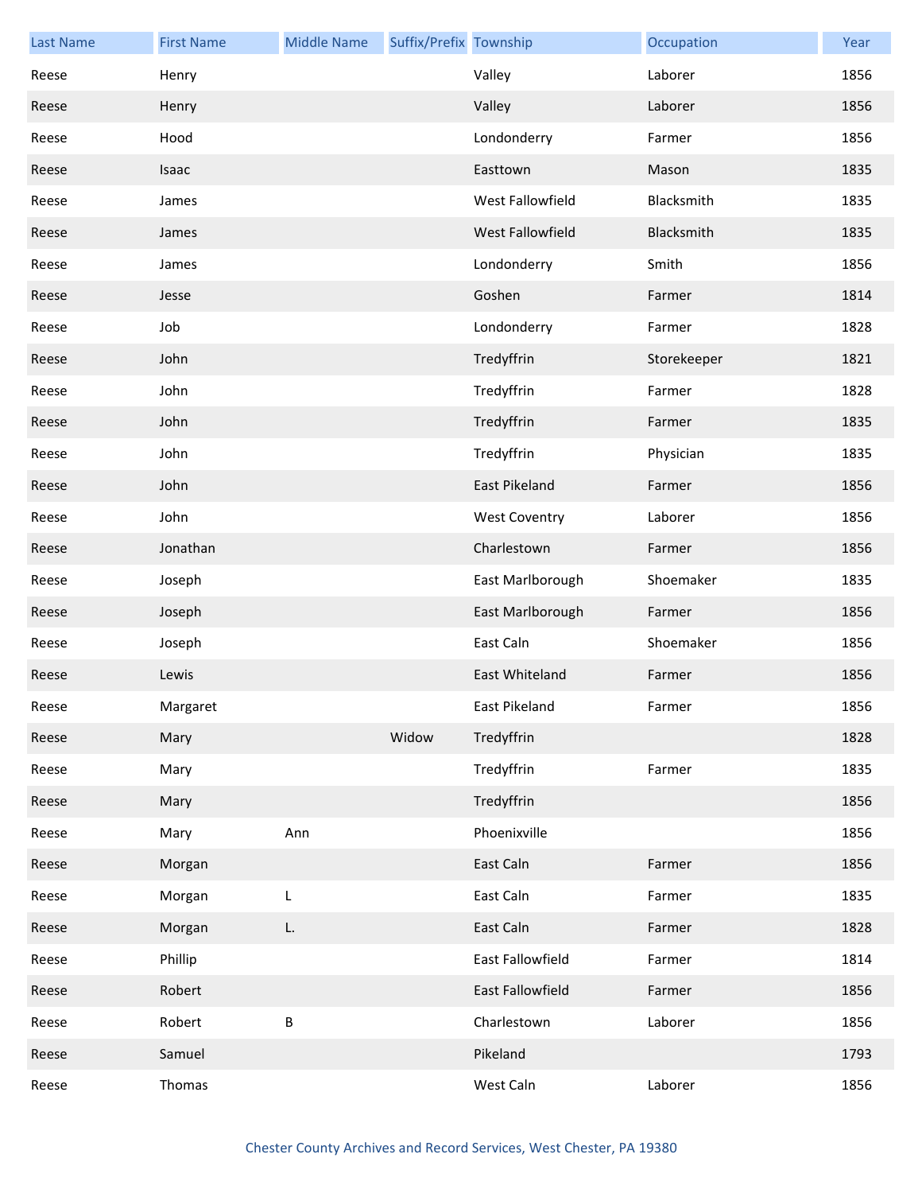| Last Name | First Name | Middle Name | Suffix/Prefix | Township | Occupation | Year |
| --- | --- | --- | --- | --- | --- | --- |
| Reese | Henry | | | Valley | Laborer | 1856 |
| Reese | Henry | | | Valley | Laborer | 1856 |
| Reese | Hood | | | Londonderry | Farmer | 1856 |
| Reese | Isaac | | | Easttown | Mason | 1835 |
| Reese | James | | | West Fallowfield | Blacksmith | 1835 |
| Reese | James | | | West Fallowfield | Blacksmith | 1835 |
| Reese | James | | | Londonderry | Smith | 1856 |
| Reese | Jesse | | | Goshen | Farmer | 1814 |
| Reese | Job | | | Londonderry | Farmer | 1828 |
| Reese | John | | | Tredyffrin | Storekeeper | 1821 |
| Reese | John | | | Tredyffrin | Farmer | 1828 |
| Reese | John | | | Tredyffrin | Farmer | 1835 |
| Reese | John | | | Tredyffrin | Physician | 1835 |
| Reese | John | | | East Pikeland | Farmer | 1856 |
| Reese | John | | | West Coventry | Laborer | 1856 |
| Reese | Jonathan | | | Charlestown | Farmer | 1856 |
| Reese | Joseph | | | East Marlborough | Shoemaker | 1835 |
| Reese | Joseph | | | East Marlborough | Farmer | 1856 |
| Reese | Joseph | | | East Caln | Shoemaker | 1856 |
| Reese | Lewis | | | East Whiteland | Farmer | 1856 |
| Reese | Margaret | | | East Pikeland | Farmer | 1856 |
| Reese | Mary | | Widow | Tredyffrin | | 1828 |
| Reese | Mary | | | Tredyffrin | Farmer | 1835 |
| Reese | Mary | | | Tredyffrin | | 1856 |
| Reese | Mary | Ann | | Phoenixville | | 1856 |
| Reese | Morgan | | | East Caln | Farmer | 1856 |
| Reese | Morgan | L | | East Caln | Farmer | 1835 |
| Reese | Morgan | L. | | East Caln | Farmer | 1828 |
| Reese | Phillip | | | East Fallowfield | Farmer | 1814 |
| Reese | Robert | | | East Fallowfield | Farmer | 1856 |
| Reese | Robert | B | | Charlestown | Laborer | 1856 |
| Reese | Samuel | | | Pikeland | | 1793 |
| Reese | Thomas | | | West Caln | Laborer | 1856 |

Chester County Archives and Record Services, West Chester, PA 19380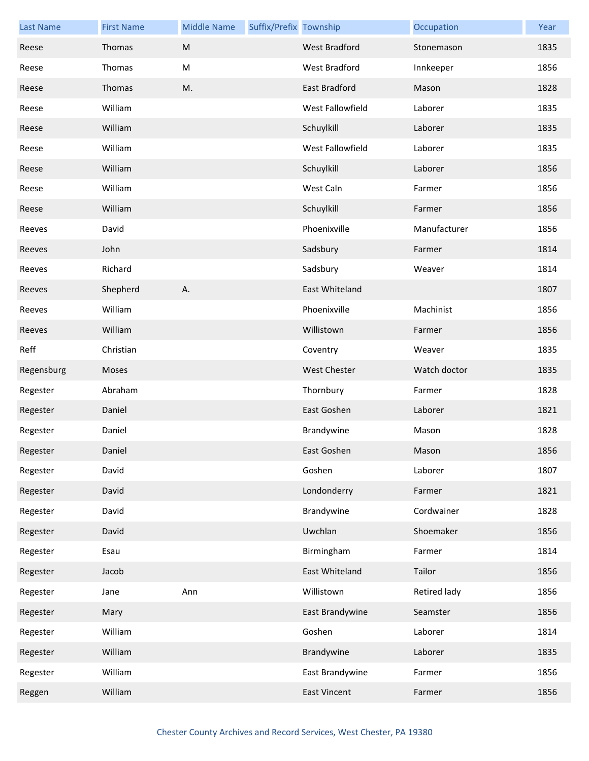| Last Name | First Name | Middle Name | Suffix/Prefix | Township | Occupation | Year |
|---|---|---|---|---|---|---|
| Reese | Thomas | M | | West Bradford | Stonemason | 1835 |
| Reese | Thomas | M | | West Bradford | Innkeeper | 1856 |
| Reese | Thomas | M. | | East Bradford | Mason | 1828 |
| Reese | William | | | West Fallowfield | Laborer | 1835 |
| Reese | William | | | Schuylkill | Laborer | 1835 |
| Reese | William | | | West Fallowfield | Laborer | 1835 |
| Reese | William | | | Schuylkill | Laborer | 1856 |
| Reese | William | | | West Caln | Farmer | 1856 |
| Reese | William | | | Schuylkill | Farmer | 1856 |
| Reeves | David | | | Phoenixville | Manufacturer | 1856 |
| Reeves | John | | | Sadsbury | Farmer | 1814 |
| Reeves | Richard | | | Sadsbury | Weaver | 1814 |
| Reeves | Shepherd | A. | | East Whiteland | | 1807 |
| Reeves | William | | | Phoenixville | Machinist | 1856 |
| Reeves | William | | | Willistown | Farmer | 1856 |
| Reff | Christian | | | Coventry | Weaver | 1835 |
| Regensburg | Moses | | | West Chester | Watch doctor | 1835 |
| Regester | Abraham | | | Thornbury | Farmer | 1828 |
| Regester | Daniel | | | East Goshen | Laborer | 1821 |
| Regester | Daniel | | | Brandywine | Mason | 1828 |
| Regester | Daniel | | | East Goshen | Mason | 1856 |
| Regester | David | | | Goshen | Laborer | 1807 |
| Regester | David | | | Londonderry | Farmer | 1821 |
| Regester | David | | | Brandywine | Cordwainer | 1828 |
| Regester | David | | | Uwchlan | Shoemaker | 1856 |
| Regester | Esau | | | Birmingham | Farmer | 1814 |
| Regester | Jacob | | | East Whiteland | Tailor | 1856 |
| Regester | Jane | Ann | | Willistown | Retired lady | 1856 |
| Regester | Mary | | | East Brandywine | Seamster | 1856 |
| Regester | William | | | Goshen | Laborer | 1814 |
| Regester | William | | | Brandywine | Laborer | 1835 |
| Regester | William | | | East Brandywine | Farmer | 1856 |
| Reggen | William | | | East Vincent | Farmer | 1856 |

Chester County Archives and Record Services, West Chester, PA 19380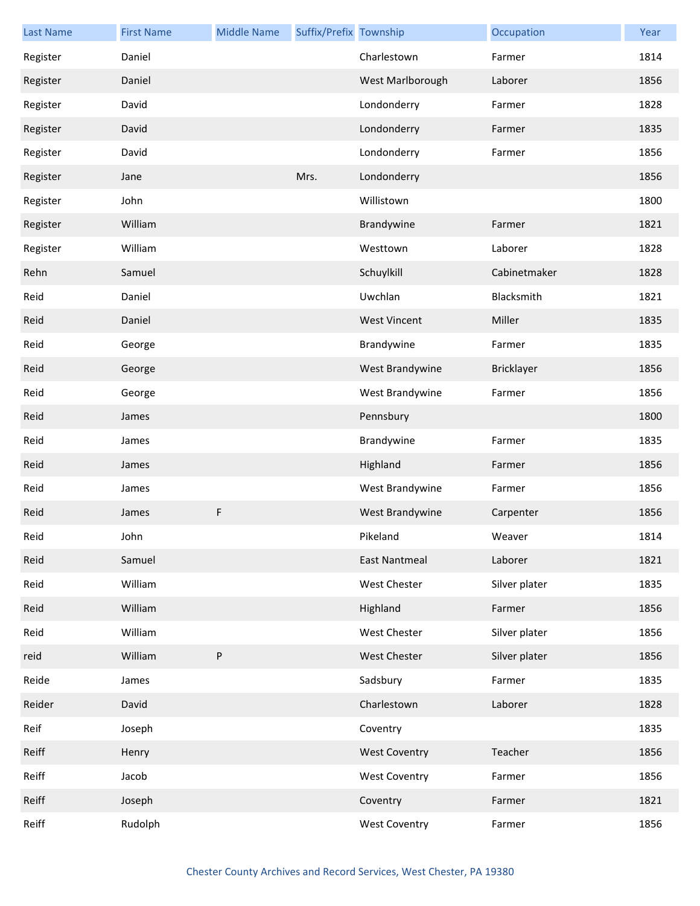| Last Name | First Name | Middle Name | Suffix/Prefix | Township | Occupation | Year |
|---|---|---|---|---|---|---|
| Register | Daniel | | | Charlestown | Farmer | 1814 |
| Register | Daniel | | | West Marlborough | Laborer | 1856 |
| Register | David | | | Londonderry | Farmer | 1828 |
| Register | David | | | Londonderry | Farmer | 1835 |
| Register | David | | | Londonderry | Farmer | 1856 |
| Register | Jane | | Mrs. | Londonderry | | 1856 |
| Register | John | | | Willistown | | 1800 |
| Register | William | | | Brandywine | Farmer | 1821 |
| Register | William | | | Westtown | Laborer | 1828 |
| Rehn | Samuel | | | Schuylkill | Cabinetmaker | 1828 |
| Reid | Daniel | | | Uwchlan | Blacksmith | 1821 |
| Reid | Daniel | | | West Vincent | Miller | 1835 |
| Reid | George | | | Brandywine | Farmer | 1835 |
| Reid | George | | | West Brandywine | Bricklayer | 1856 |
| Reid | George | | | West Brandywine | Farmer | 1856 |
| Reid | James | | | Pennsbury | | 1800 |
| Reid | James | | | Brandywine | Farmer | 1835 |
| Reid | James | | | Highland | Farmer | 1856 |
| Reid | James | | | West Brandywine | Farmer | 1856 |
| Reid | James | F | | West Brandywine | Carpenter | 1856 |
| Reid | John | | | Pikeland | Weaver | 1814 |
| Reid | Samuel | | | East Nantmeal | Laborer | 1821 |
| Reid | William | | | West Chester | Silver plater | 1835 |
| Reid | William | | | Highland | Farmer | 1856 |
| Reid | William | | | West Chester | Silver plater | 1856 |
| reid | William | P | | West Chester | Silver plater | 1856 |
| Reide | James | | | Sadsbury | Farmer | 1835 |
| Reider | David | | | Charlestown | Laborer | 1828 |
| Reif | Joseph | | | Coventry | | 1835 |
| Reiff | Henry | | | West Coventry | Teacher | 1856 |
| Reiff | Jacob | | | West Coventry | Farmer | 1856 |
| Reiff | Joseph | | | Coventry | Farmer | 1821 |
| Reiff | Rudolph | | | West Coventry | Farmer | 1856 |

Chester County Archives and Record Services, West Chester, PA 19380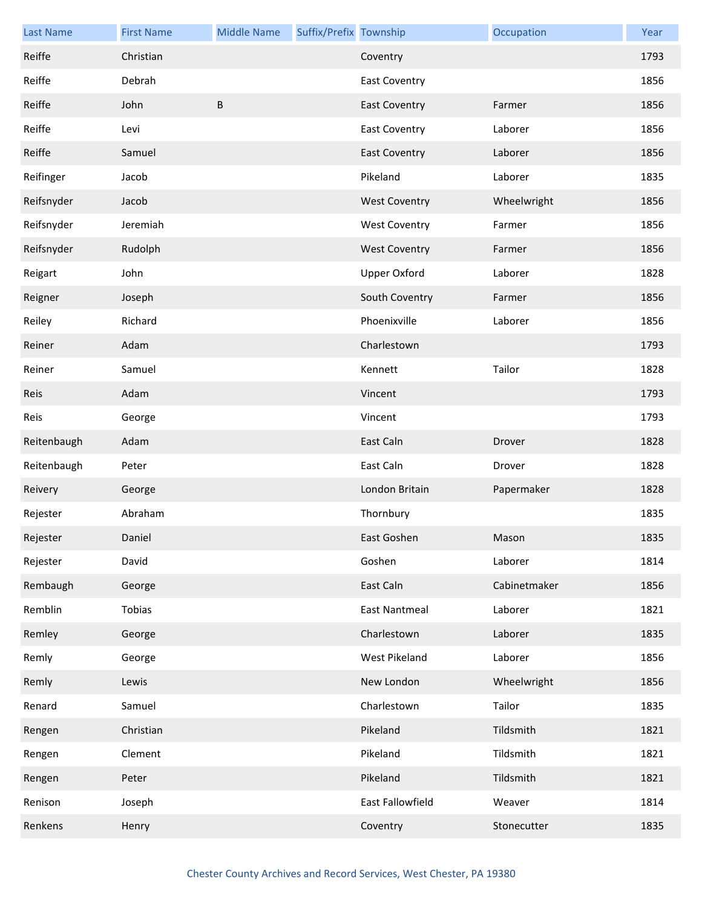| Last Name | First Name | Middle Name | Suffix/Prefix | Township | Occupation | Year |
|---|---|---|---|---|---|---|
| Reiffe | Christian | | | Coventry | | 1793 |
| Reiffe | Debrah | | | East Coventry | | 1856 |
| Reiffe | John | B | | East Coventry | Farmer | 1856 |
| Reiffe | Levi | | | East Coventry | Laborer | 1856 |
| Reiffe | Samuel | | | East Coventry | Laborer | 1856 |
| Reifinger | Jacob | | | Pikeland | Laborer | 1835 |
| Reifsnyder | Jacob | | | West Coventry | Wheelwright | 1856 |
| Reifsnyder | Jeremiah | | | West Coventry | Farmer | 1856 |
| Reifsnyder | Rudolph | | | West Coventry | Farmer | 1856 |
| Reigart | John | | | Upper Oxford | Laborer | 1828 |
| Reigner | Joseph | | | South Coventry | Farmer | 1856 |
| Reiley | Richard | | | Phoenixville | Laborer | 1856 |
| Reiner | Adam | | | Charlestown | | 1793 |
| Reiner | Samuel | | | Kennett | Tailor | 1828 |
| Reis | Adam | | | Vincent | | 1793 |
| Reis | George | | | Vincent | | 1793 |
| Reitenbaugh | Adam | | | East Caln | Drover | 1828 |
| Reitenbaugh | Peter | | | East Caln | Drover | 1828 |
| Reivery | George | | | London Britain | Papermaker | 1828 |
| Rejester | Abraham | | | Thornbury | | 1835 |
| Rejester | Daniel | | | East Goshen | Mason | 1835 |
| Rejester | David | | | Goshen | Laborer | 1814 |
| Rembaugh | George | | | East Caln | Cabinetmaker | 1856 |
| Remblin | Tobias | | | East Nantmeal | Laborer | 1821 |
| Remley | George | | | Charlestown | Laborer | 1835 |
| Remly | George | | | West Pikeland | Laborer | 1856 |
| Remly | Lewis | | | New London | Wheelwright | 1856 |
| Renard | Samuel | | | Charlestown | Tailor | 1835 |
| Rengen | Christian | | | Pikeland | Tildsmith | 1821 |
| Rengen | Clement | | | Pikeland | Tildsmith | 1821 |
| Rengen | Peter | | | Pikeland | Tildsmith | 1821 |
| Renison | Joseph | | | East Fallowfield | Weaver | 1814 |
| Renkens | Henry | | | Coventry | Stonecutter | 1835 |

Chester County Archives and Record Services, West Chester, PA 19380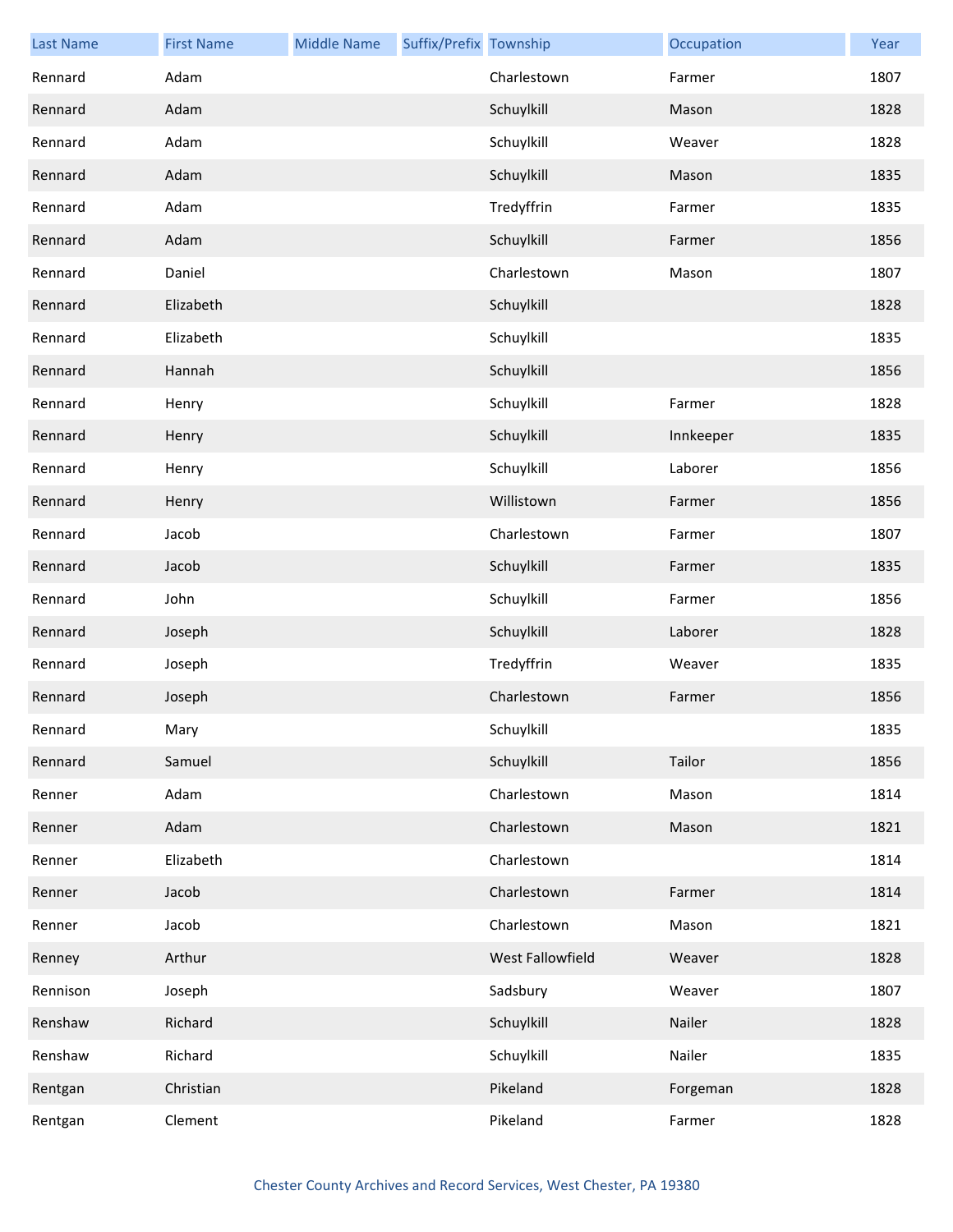| Last Name | First Name | Middle Name | Suffix/Prefix | Township | Occupation | Year |
| --- | --- | --- | --- | --- | --- | --- |
| Rennard | Adam | | | Charlestown | Farmer | 1807 |
| Rennard | Adam | | | Schuylkill | Mason | 1828 |
| Rennard | Adam | | | Schuylkill | Weaver | 1828 |
| Rennard | Adam | | | Schuylkill | Mason | 1835 |
| Rennard | Adam | | | Tredyffrin | Farmer | 1835 |
| Rennard | Adam | | | Schuylkill | Farmer | 1856 |
| Rennard | Daniel | | | Charlestown | Mason | 1807 |
| Rennard | Elizabeth | | | Schuylkill | | 1828 |
| Rennard | Elizabeth | | | Schuylkill | | 1835 |
| Rennard | Hannah | | | Schuylkill | | 1856 |
| Rennard | Henry | | | Schuylkill | Farmer | 1828 |
| Rennard | Henry | | | Schuylkill | Innkeeper | 1835 |
| Rennard | Henry | | | Schuylkill | Laborer | 1856 |
| Rennard | Henry | | | Willistown | Farmer | 1856 |
| Rennard | Jacob | | | Charlestown | Farmer | 1807 |
| Rennard | Jacob | | | Schuylkill | Farmer | 1835 |
| Rennard | John | | | Schuylkill | Farmer | 1856 |
| Rennard | Joseph | | | Schuylkill | Laborer | 1828 |
| Rennard | Joseph | | | Tredyffrin | Weaver | 1835 |
| Rennard | Joseph | | | Charlestown | Farmer | 1856 |
| Rennard | Mary | | | Schuylkill | | 1835 |
| Rennard | Samuel | | | Schuylkill | Tailor | 1856 |
| Renner | Adam | | | Charlestown | Mason | 1814 |
| Renner | Adam | | | Charlestown | Mason | 1821 |
| Renner | Elizabeth | | | Charlestown | | 1814 |
| Renner | Jacob | | | Charlestown | Farmer | 1814 |
| Renner | Jacob | | | Charlestown | Mason | 1821 |
| Renney | Arthur | | | West Fallowfield | Weaver | 1828 |
| Rennison | Joseph | | | Sadsbury | Weaver | 1807 |
| Renshaw | Richard | | | Schuylkill | Nailer | 1828 |
| Renshaw | Richard | | | Schuylkill | Nailer | 1835 |
| Rentgan | Christian | | | Pikeland | Forgeman | 1828 |
| Rentgan | Clement | | | Pikeland | Farmer | 1828 |

Chester County Archives and Record Services, West Chester, PA 19380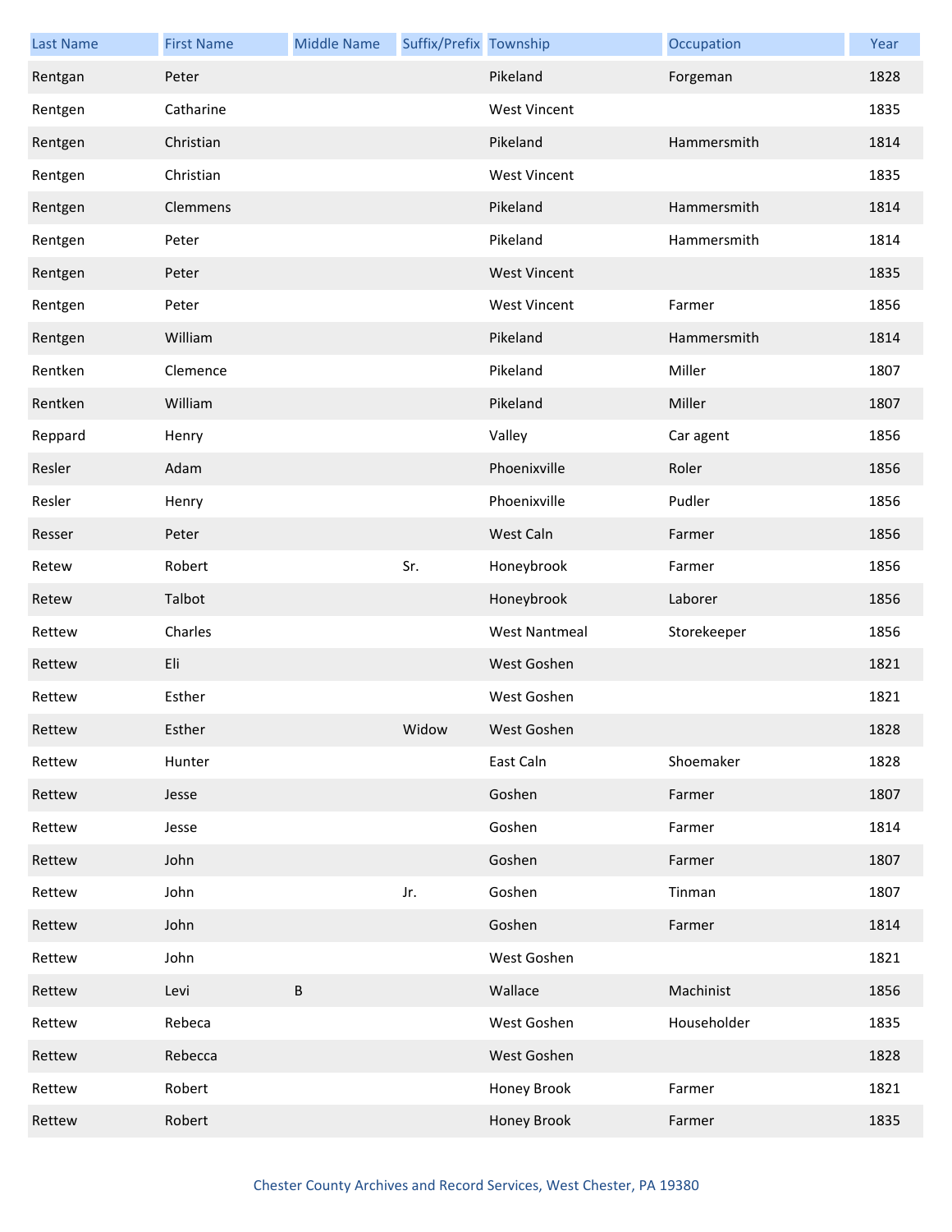| Last Name | First Name | Middle Name | Suffix/Prefix | Township | Occupation | Year |
| --- | --- | --- | --- | --- | --- | --- |
| Rentgan | Peter | | | Pikeland | Forgeman | 1828 |
| Rentgen | Catharine | | | West Vincent | | 1835 |
| Rentgen | Christian | | | Pikeland | Hammersmith | 1814 |
| Rentgen | Christian | | | West Vincent | | 1835 |
| Rentgen | Clemmens | | | Pikeland | Hammersmith | 1814 |
| Rentgen | Peter | | | Pikeland | Hammersmith | 1814 |
| Rentgen | Peter | | | West Vincent | | 1835 |
| Rentgen | Peter | | | West Vincent | Farmer | 1856 |
| Rentgen | William | | | Pikeland | Hammersmith | 1814 |
| Rentken | Clemence | | | Pikeland | Miller | 1807 |
| Rentken | William | | | Pikeland | Miller | 1807 |
| Reppard | Henry | | | Valley | Car agent | 1856 |
| Resler | Adam | | | Phoenixville | Roler | 1856 |
| Resler | Henry | | | Phoenixville | Pudler | 1856 |
| Resser | Peter | | | West Caln | Farmer | 1856 |
| Retew | Robert | | Sr. | Honeybrook | Farmer | 1856 |
| Retew | Talbot | | | Honeybrook | Laborer | 1856 |
| Rettew | Charles | | | West Nantmeal | Storekeeper | 1856 |
| Rettew | Eli | | | West Goshen | | 1821 |
| Rettew | Esther | | | West Goshen | | 1821 |
| Rettew | Esther | | Widow | West Goshen | | 1828 |
| Rettew | Hunter | | | East Caln | Shoemaker | 1828 |
| Rettew | Jesse | | | Goshen | Farmer | 1807 |
| Rettew | Jesse | | | Goshen | Farmer | 1814 |
| Rettew | John | | | Goshen | Farmer | 1807 |
| Rettew | John | | Jr. | Goshen | Tinman | 1807 |
| Rettew | John | | | Goshen | Farmer | 1814 |
| Rettew | John | | | West Goshen | | 1821 |
| Rettew | Levi | B | | Wallace | Machinist | 1856 |
| Rettew | Rebeca | | | West Goshen | Householder | 1835 |
| Rettew | Rebecca | | | West Goshen | | 1828 |
| Rettew | Robert | | | Honey Brook | Farmer | 1821 |
| Rettew | Robert | | | Honey Brook | Farmer | 1835 |

Chester County Archives and Record Services, West Chester, PA 19380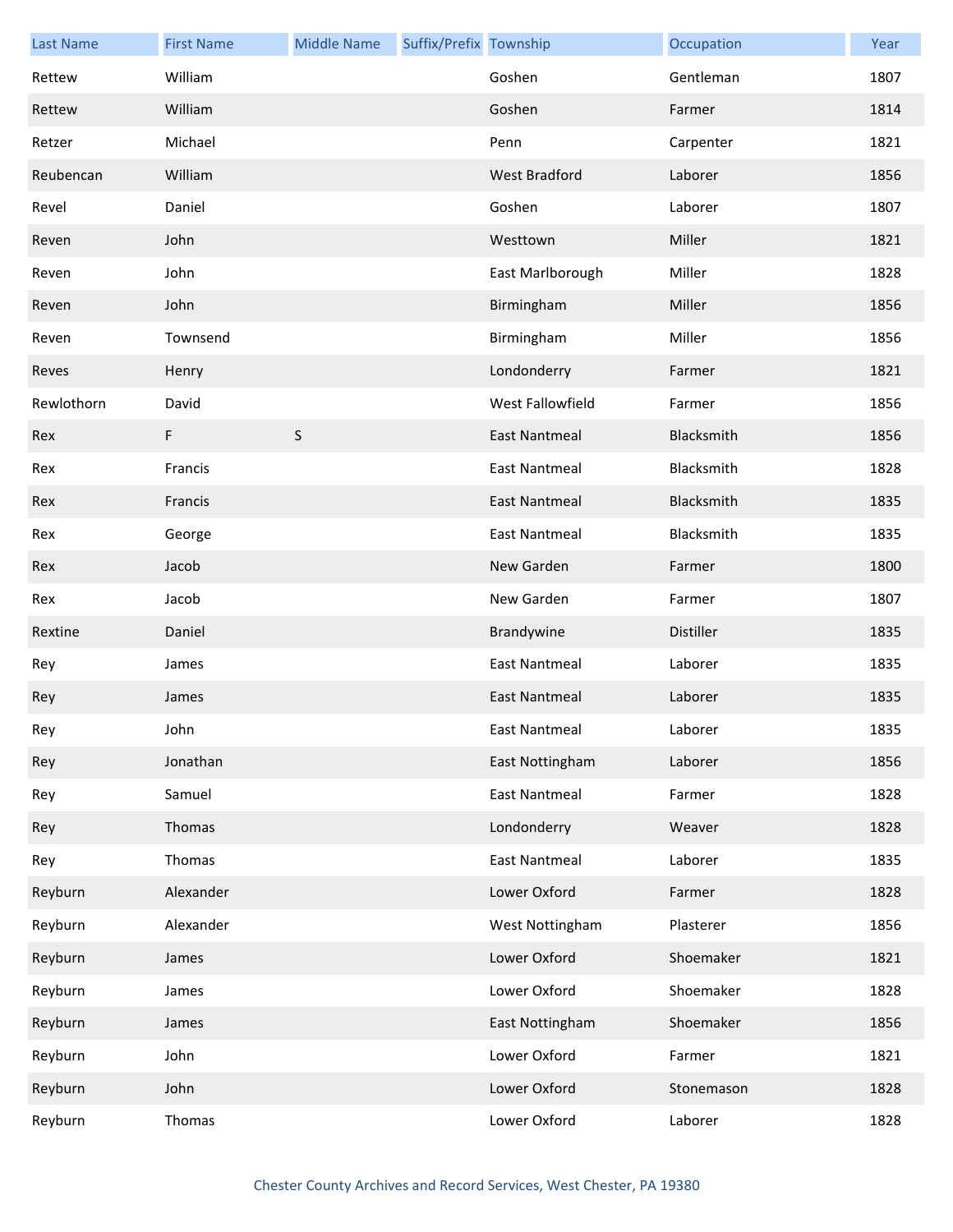| Last Name | First Name | Middle Name | Suffix/Prefix | Township | Occupation | Year |
|---|---|---|---|---|---|---|
| Rettew | William | | | Goshen | Gentleman | 1807 |
| Rettew | William | | | Goshen | Farmer | 1814 |
| Retzer | Michael | | | Penn | Carpenter | 1821 |
| Reubencan | William | | | West Bradford | Laborer | 1856 |
| Revel | Daniel | | | Goshen | Laborer | 1807 |
| Reven | John | | | Westtown | Miller | 1821 |
| Reven | John | | | East Marlborough | Miller | 1828 |
| Reven | John | | | Birmingham | Miller | 1856 |
| Reven | Townsend | | | Birmingham | Miller | 1856 |
| Reves | Henry | | | Londonderry | Farmer | 1821 |
| Rewlothorn | David | | | West Fallowfield | Farmer | 1856 |
| Rex | F | S | | East Nantmeal | Blacksmith | 1856 |
| Rex | Francis | | | East Nantmeal | Blacksmith | 1828 |
| Rex | Francis | | | East Nantmeal | Blacksmith | 1835 |
| Rex | George | | | East Nantmeal | Blacksmith | 1835 |
| Rex | Jacob | | | New Garden | Farmer | 1800 |
| Rex | Jacob | | | New Garden | Farmer | 1807 |
| Rextine | Daniel | | | Brandywine | Distiller | 1835 |
| Rey | James | | | East Nantmeal | Laborer | 1835 |
| Rey | James | | | East Nantmeal | Laborer | 1835 |
| Rey | John | | | East Nantmeal | Laborer | 1835 |
| Rey | Jonathan | | | East Nottingham | Laborer | 1856 |
| Rey | Samuel | | | East Nantmeal | Farmer | 1828 |
| Rey | Thomas | | | Londonderry | Weaver | 1828 |
| Rey | Thomas | | | East Nantmeal | Laborer | 1835 |
| Reyburn | Alexander | | | Lower Oxford | Farmer | 1828 |
| Reyburn | Alexander | | | West Nottingham | Plasterer | 1856 |
| Reyburn | James | | | Lower Oxford | Shoemaker | 1821 |
| Reyburn | James | | | Lower Oxford | Shoemaker | 1828 |
| Reyburn | James | | | East Nottingham | Shoemaker | 1856 |
| Reyburn | John | | | Lower Oxford | Farmer | 1821 |
| Reyburn | John | | | Lower Oxford | Stonemason | 1828 |
| Reyburn | Thomas | | | Lower Oxford | Laborer | 1828 |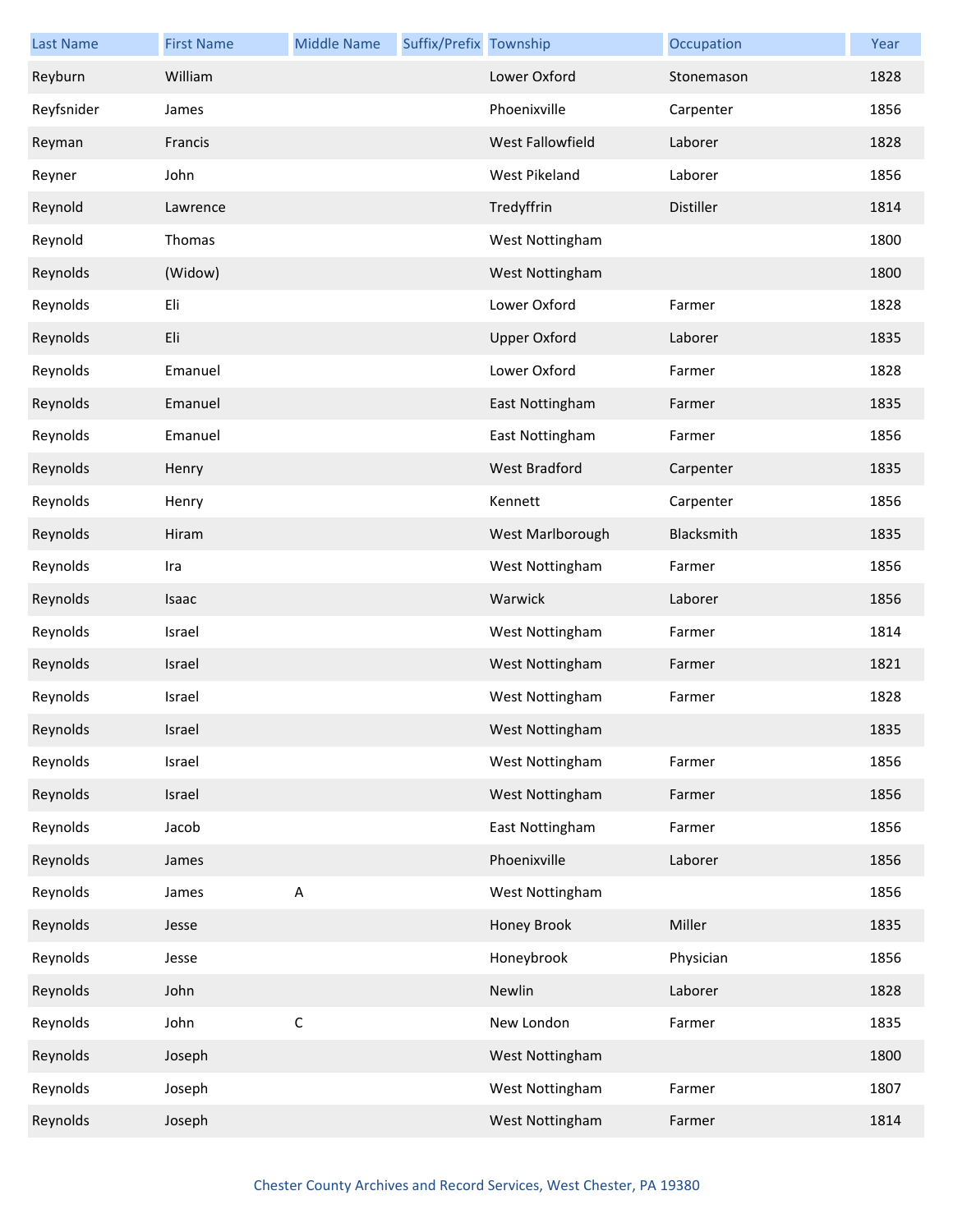| Last Name | First Name | Middle Name | Suffix/Prefix | Township | Occupation | Year |
|---|---|---|---|---|---|---|
| Reyburn | William | | | Lower Oxford | Stonemason | 1828 |
| Reyfsnider | James | | | Phoenixville | Carpenter | 1856 |
| Reyman | Francis | | | West Fallowfield | Laborer | 1828 |
| Reyner | John | | | West Pikeland | Laborer | 1856 |
| Reynold | Lawrence | | | Tredyffrin | Distiller | 1814 |
| Reynold | Thomas | | | West Nottingham | | 1800 |
| Reynolds | (Widow) | | | West Nottingham | | 1800 |
| Reynolds | Eli | | | Lower Oxford | Farmer | 1828 |
| Reynolds | Eli | | | Upper Oxford | Laborer | 1835 |
| Reynolds | Emanuel | | | Lower Oxford | Farmer | 1828 |
| Reynolds | Emanuel | | | East Nottingham | Farmer | 1835 |
| Reynolds | Emanuel | | | East Nottingham | Farmer | 1856 |
| Reynolds | Henry | | | West Bradford | Carpenter | 1835 |
| Reynolds | Henry | | | Kennett | Carpenter | 1856 |
| Reynolds | Hiram | | | West Marlborough | Blacksmith | 1835 |
| Reynolds | Ira | | | West Nottingham | Farmer | 1856 |
| Reynolds | Isaac | | | Warwick | Laborer | 1856 |
| Reynolds | Israel | | | West Nottingham | Farmer | 1814 |
| Reynolds | Israel | | | West Nottingham | Farmer | 1821 |
| Reynolds | Israel | | | West Nottingham | Farmer | 1828 |
| Reynolds | Israel | | | West Nottingham | | 1835 |
| Reynolds | Israel | | | West Nottingham | Farmer | 1856 |
| Reynolds | Israel | | | West Nottingham | Farmer | 1856 |
| Reynolds | Jacob | | | East Nottingham | Farmer | 1856 |
| Reynolds | James | | | Phoenixville | Laborer | 1856 |
| Reynolds | James | A | | West Nottingham | | 1856 |
| Reynolds | Jesse | | | Honey Brook | Miller | 1835 |
| Reynolds | Jesse | | | Honeybrook | Physician | 1856 |
| Reynolds | John | | | Newlin | Laborer | 1828 |
| Reynolds | John | C | | New London | Farmer | 1835 |
| Reynolds | Joseph | | | West Nottingham | | 1800 |
| Reynolds | Joseph | | | West Nottingham | Farmer | 1807 |
| Reynolds | Joseph | | | West Nottingham | Farmer | 1814 |

Chester County Archives and Record Services, West Chester, PA 19380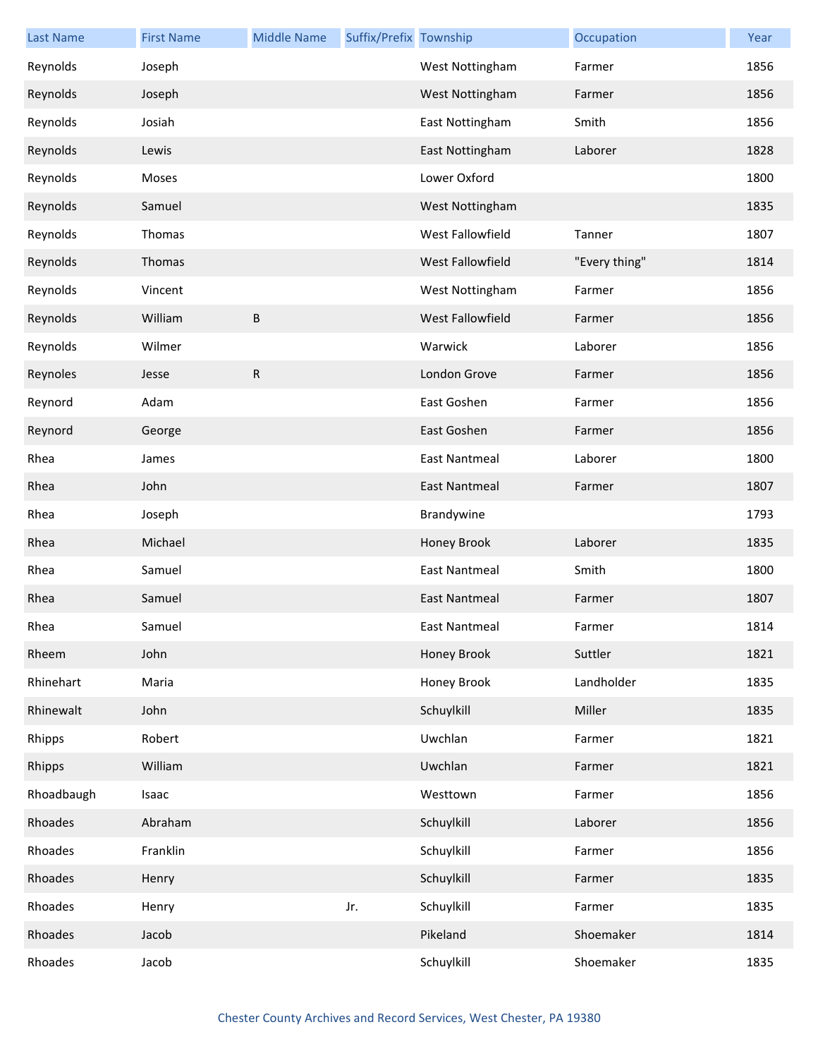| Last Name | First Name | Middle Name | Suffix/Prefix | Township | Occupation | Year |
| --- | --- | --- | --- | --- | --- | --- |
| Reynolds | Joseph | | | West Nottingham | Farmer | 1856 |
| Reynolds | Joseph | | | West Nottingham | Farmer | 1856 |
| Reynolds | Josiah | | | East Nottingham | Smith | 1856 |
| Reynolds | Lewis | | | East Nottingham | Laborer | 1828 |
| Reynolds | Moses | | | Lower Oxford | | 1800 |
| Reynolds | Samuel | | | West Nottingham | | 1835 |
| Reynolds | Thomas | | | West Fallowfield | Tanner | 1807 |
| Reynolds | Thomas | | | West Fallowfield | "Every thing" | 1814 |
| Reynolds | Vincent | | | West Nottingham | Farmer | 1856 |
| Reynolds | William | B | | West Fallowfield | Farmer | 1856 |
| Reynolds | Wilmer | | | Warwick | Laborer | 1856 |
| Reynoles | Jesse | R | | London Grove | Farmer | 1856 |
| Reynord | Adam | | | East Goshen | Farmer | 1856 |
| Reynord | George | | | East Goshen | Farmer | 1856 |
| Rhea | James | | | East Nantmeal | Laborer | 1800 |
| Rhea | John | | | East Nantmeal | Farmer | 1807 |
| Rhea | Joseph | | | Brandywine | | 1793 |
| Rhea | Michael | | | Honey Brook | Laborer | 1835 |
| Rhea | Samuel | | | East Nantmeal | Smith | 1800 |
| Rhea | Samuel | | | East Nantmeal | Farmer | 1807 |
| Rhea | Samuel | | | East Nantmeal | Farmer | 1814 |
| Rheem | John | | | Honey Brook | Suttler | 1821 |
| Rhinehart | Maria | | | Honey Brook | Landholder | 1835 |
| Rhinewalt | John | | | Schuylkill | Miller | 1835 |
| Rhipps | Robert | | | Uwchlan | Farmer | 1821 |
| Rhipps | William | | | Uwchlan | Farmer | 1821 |
| Rhoadbaugh | Isaac | | | Westtown | Farmer | 1856 |
| Rhoades | Abraham | | | Schuylkill | Laborer | 1856 |
| Rhoades | Franklin | | | Schuylkill | Farmer | 1856 |
| Rhoades | Henry | | | Schuylkill | Farmer | 1835 |
| Rhoades | Henry | | Jr. | Schuylkill | Farmer | 1835 |
| Rhoades | Jacob | | | Pikeland | Shoemaker | 1814 |
| Rhoades | Jacob | | | Schuylkill | Shoemaker | 1835 |

Chester County Archives and Record Services, West Chester, PA 19380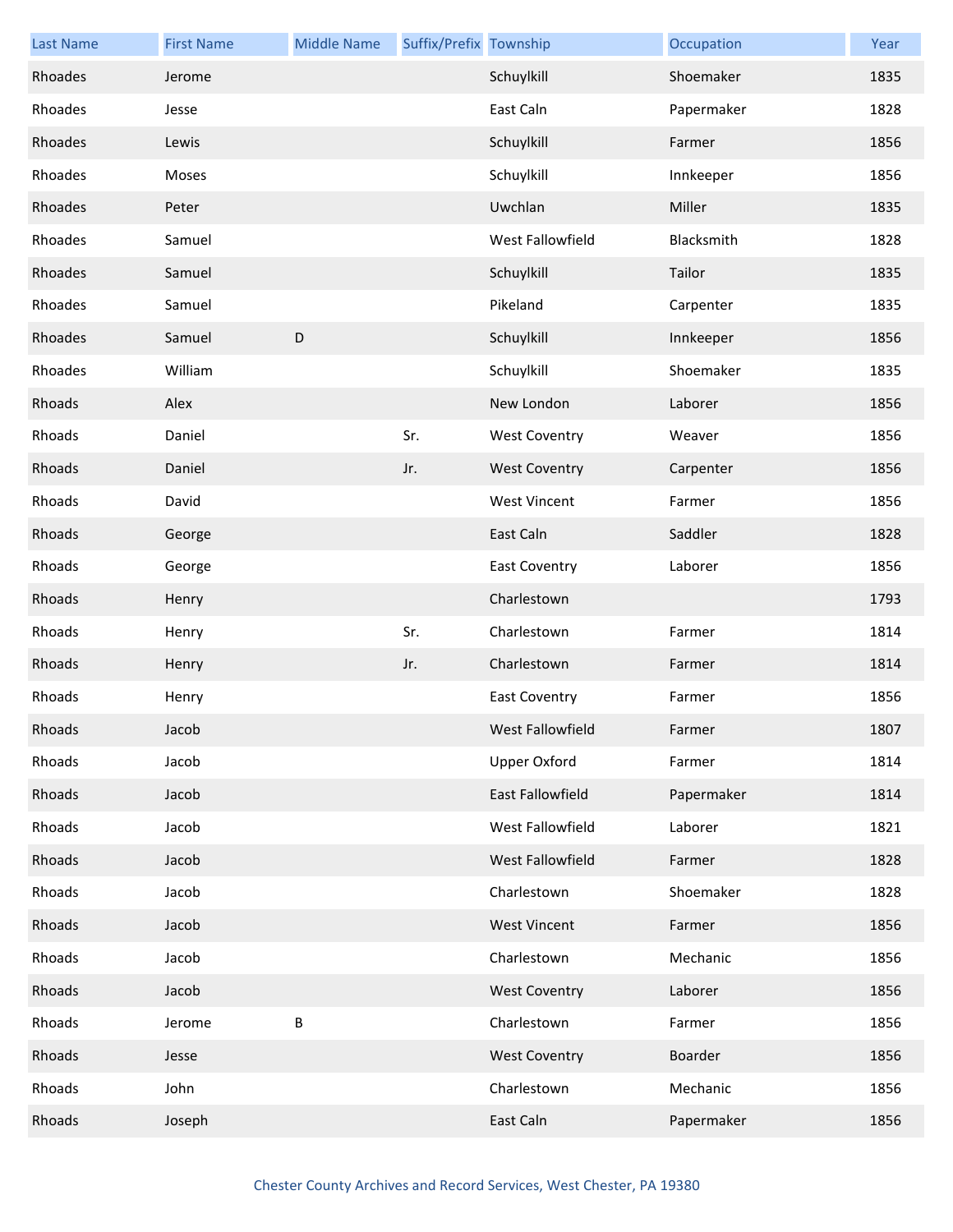| Last Name | First Name | Middle Name | Suffix/Prefix | Township | Occupation | Year |
|---|---|---|---|---|---|---|
| Rhoades | Jerome | | | Schuylkill | Shoemaker | 1835 |
| Rhoades | Jesse | | | East Caln | Papermaker | 1828 |
| Rhoades | Lewis | | | Schuylkill | Farmer | 1856 |
| Rhoades | Moses | | | Schuylkill | Innkeeper | 1856 |
| Rhoades | Peter | | | Uwchlan | Miller | 1835 |
| Rhoades | Samuel | | | West Fallowfield | Blacksmith | 1828 |
| Rhoades | Samuel | | | Schuylkill | Tailor | 1835 |
| Rhoades | Samuel | | | Pikeland | Carpenter | 1835 |
| Rhoades | Samuel | D | | Schuylkill | Innkeeper | 1856 |
| Rhoades | William | | | Schuylkill | Shoemaker | 1835 |
| Rhoads | Alex | | | New London | Laborer | 1856 |
| Rhoads | Daniel | | Sr. | West Coventry | Weaver | 1856 |
| Rhoads | Daniel | | Jr. | West Coventry | Carpenter | 1856 |
| Rhoads | David | | | West Vincent | Farmer | 1856 |
| Rhoads | George | | | East Caln | Saddler | 1828 |
| Rhoads | George | | | East Coventry | Laborer | 1856 |
| Rhoads | Henry | | | Charlestown | | 1793 |
| Rhoads | Henry | | Sr. | Charlestown | Farmer | 1814 |
| Rhoads | Henry | | Jr. | Charlestown | Farmer | 1814 |
| Rhoads | Henry | | | East Coventry | Farmer | 1856 |
| Rhoads | Jacob | | | West Fallowfield | Farmer | 1807 |
| Rhoads | Jacob | | | Upper Oxford | Farmer | 1814 |
| Rhoads | Jacob | | | East Fallowfield | Papermaker | 1814 |
| Rhoads | Jacob | | | West Fallowfield | Laborer | 1821 |
| Rhoads | Jacob | | | West Fallowfield | Farmer | 1828 |
| Rhoads | Jacob | | | Charlestown | Shoemaker | 1828 |
| Rhoads | Jacob | | | West Vincent | Farmer | 1856 |
| Rhoads | Jacob | | | Charlestown | Mechanic | 1856 |
| Rhoads | Jacob | | | West Coventry | Laborer | 1856 |
| Rhoads | Jerome | B | | Charlestown | Farmer | 1856 |
| Rhoads | Jesse | | | West Coventry | Boarder | 1856 |
| Rhoads | John | | | Charlestown | Mechanic | 1856 |
| Rhoads | Joseph | | | East Caln | Papermaker | 1856 |

Chester County Archives and Record Services, West Chester, PA 19380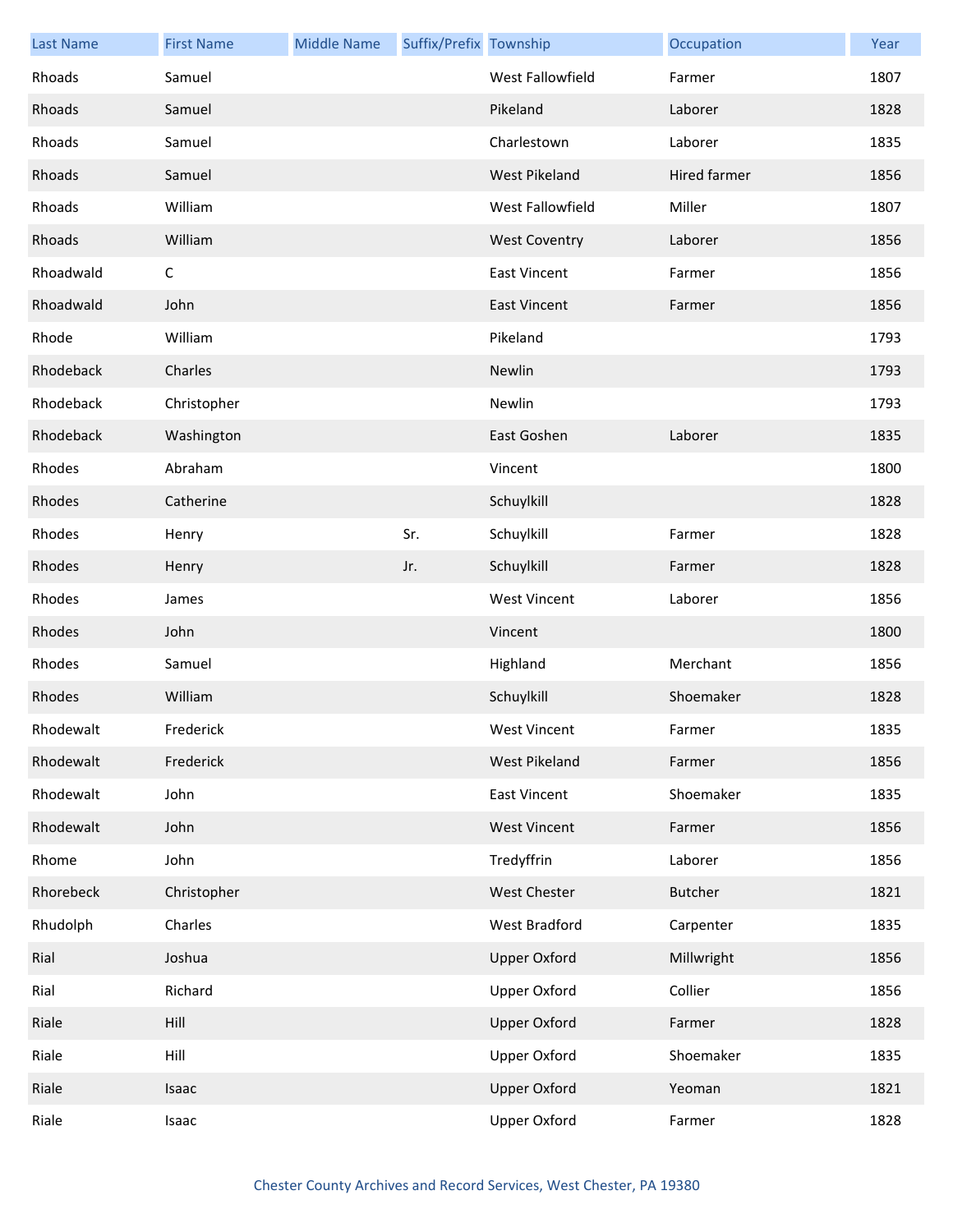| Last Name | First Name | Middle Name | Suffix/Prefix | Township | Occupation | Year |
|---|---|---|---|---|---|---|
| Rhoads | Samuel | | | West Fallowfield | Farmer | 1807 |
| Rhoads | Samuel | | | Pikeland | Laborer | 1828 |
| Rhoads | Samuel | | | Charlestown | Laborer | 1835 |
| Rhoads | Samuel | | | West Pikeland | Hired farmer | 1856 |
| Rhoads | William | | | West Fallowfield | Miller | 1807 |
| Rhoads | William | | | West Coventry | Laborer | 1856 |
| Rhoadwald | C | | | East Vincent | Farmer | 1856 |
| Rhoadwald | John | | | East Vincent | Farmer | 1856 |
| Rhode | William | | | Pikeland | | 1793 |
| Rhodeback | Charles | | | Newlin | | 1793 |
| Rhodeback | Christopher | | | Newlin | | 1793 |
| Rhodeback | Washington | | | East Goshen | Laborer | 1835 |
| Rhodes | Abraham | | | Vincent | | 1800 |
| Rhodes | Catherine | | | Schuylkill | | 1828 |
| Rhodes | Henry | | Sr. | Schuylkill | Farmer | 1828 |
| Rhodes | Henry | | Jr. | Schuylkill | Farmer | 1828 |
| Rhodes | James | | | West Vincent | Laborer | 1856 |
| Rhodes | John | | | Vincent | | 1800 |
| Rhodes | Samuel | | | Highland | Merchant | 1856 |
| Rhodes | William | | | Schuylkill | Shoemaker | 1828 |
| Rhodewalt | Frederick | | | West Vincent | Farmer | 1835 |
| Rhodewalt | Frederick | | | West Pikeland | Farmer | 1856 |
| Rhodewalt | John | | | East Vincent | Shoemaker | 1835 |
| Rhodewalt | John | | | West Vincent | Farmer | 1856 |
| Rhome | John | | | Tredyffrin | Laborer | 1856 |
| Rhorebeck | Christopher | | | West Chester | Butcher | 1821 |
| Rhudolph | Charles | | | West Bradford | Carpenter | 1835 |
| Rial | Joshua | | | Upper Oxford | Millwright | 1856 |
| Rial | Richard | | | Upper Oxford | Collier | 1856 |
| Riale | Hill | | | Upper Oxford | Farmer | 1828 |
| Riale | Hill | | | Upper Oxford | Shoemaker | 1835 |
| Riale | Isaac | | | Upper Oxford | Yeoman | 1821 |
| Riale | Isaac | | | Upper Oxford | Farmer | 1828 |

Chester County Archives and Record Services, West Chester, PA 19380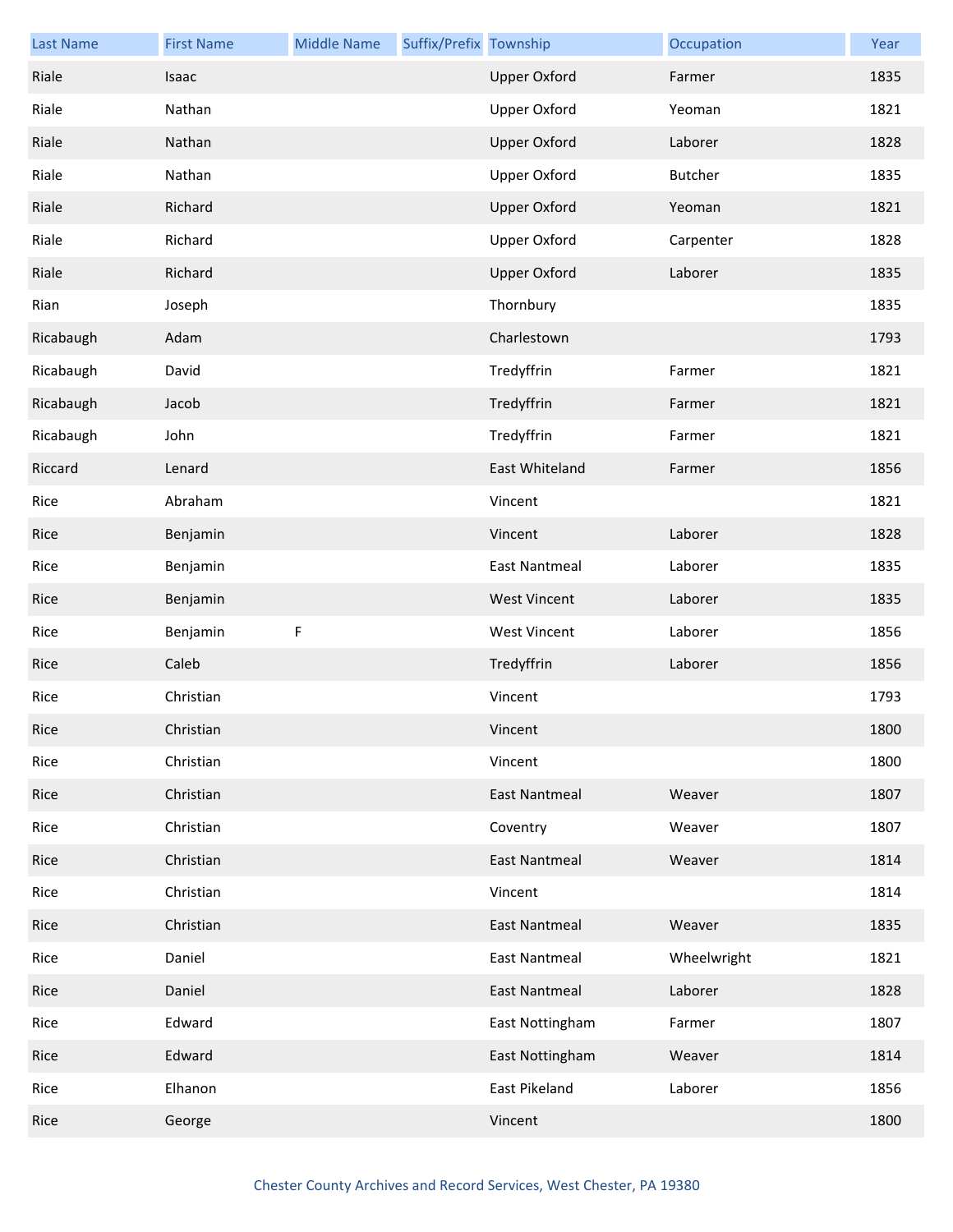| Last Name | First Name | Middle Name | Suffix/Prefix | Township | Occupation | Year |
| --- | --- | --- | --- | --- | --- | --- |
| Riale | Isaac | | | Upper Oxford | Farmer | 1835 |
| Riale | Nathan | | | Upper Oxford | Yeoman | 1821 |
| Riale | Nathan | | | Upper Oxford | Laborer | 1828 |
| Riale | Nathan | | | Upper Oxford | Butcher | 1835 |
| Riale | Richard | | | Upper Oxford | Yeoman | 1821 |
| Riale | Richard | | | Upper Oxford | Carpenter | 1828 |
| Riale | Richard | | | Upper Oxford | Laborer | 1835 |
| Rian | Joseph | | | Thornbury | | 1835 |
| Ricabaugh | Adam | | | Charlestown | | 1793 |
| Ricabaugh | David | | | Tredyffrin | Farmer | 1821 |
| Ricabaugh | Jacob | | | Tredyffrin | Farmer | 1821 |
| Ricabaugh | John | | | Tredyffrin | Farmer | 1821 |
| Riccard | Lenard | | | East Whiteland | Farmer | 1856 |
| Rice | Abraham | | | Vincent | | 1821 |
| Rice | Benjamin | | | Vincent | Laborer | 1828 |
| Rice | Benjamin | | | East Nantmeal | Laborer | 1835 |
| Rice | Benjamin | | | West Vincent | Laborer | 1835 |
| Rice | Benjamin | F | | West Vincent | Laborer | 1856 |
| Rice | Caleb | | | Tredyffrin | Laborer | 1856 |
| Rice | Christian | | | Vincent | | 1793 |
| Rice | Christian | | | Vincent | | 1800 |
| Rice | Christian | | | Vincent | | 1800 |
| Rice | Christian | | | East Nantmeal | Weaver | 1807 |
| Rice | Christian | | | Coventry | Weaver | 1807 |
| Rice | Christian | | | East Nantmeal | Weaver | 1814 |
| Rice | Christian | | | Vincent | | 1814 |
| Rice | Christian | | | East Nantmeal | Weaver | 1835 |
| Rice | Daniel | | | East Nantmeal | Wheelwright | 1821 |
| Rice | Daniel | | | East Nantmeal | Laborer | 1828 |
| Rice | Edward | | | East Nottingham | Farmer | 1807 |
| Rice | Edward | | | East Nottingham | Weaver | 1814 |
| Rice | Elhanon | | | East Pikeland | Laborer | 1856 |
| Rice | George | | | Vincent | | 1800 |

Chester County Archives and Record Services, West Chester, PA 19380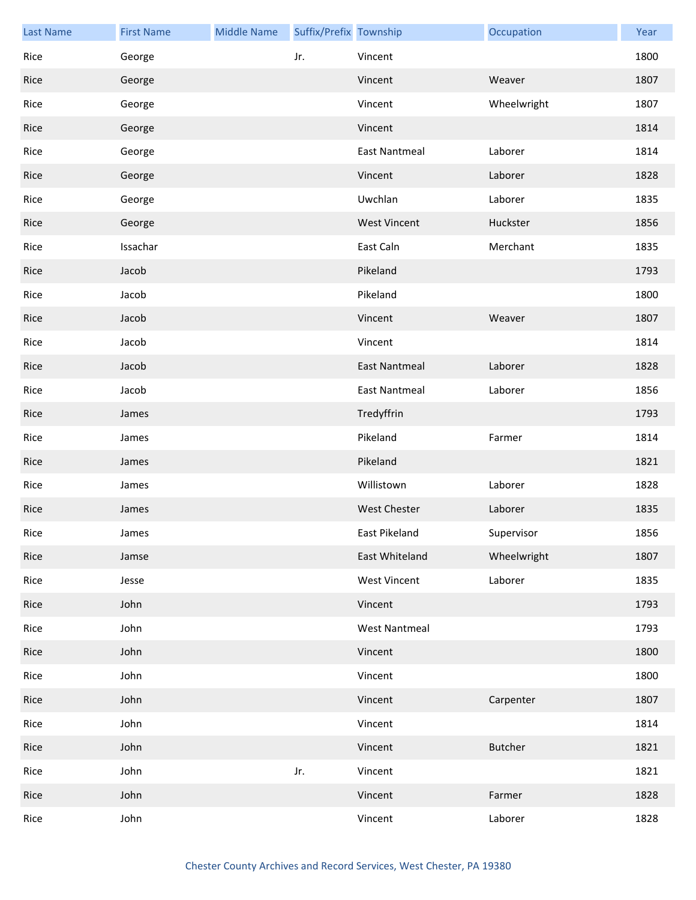| Last Name | First Name | Middle Name | Suffix/Prefix | Township | Occupation | Year |
|---|---|---|---|---|---|---|
| Rice | George | | Jr. | Vincent | | 1800 |
| Rice | George | | | Vincent | Weaver | 1807 |
| Rice | George | | | Vincent | Wheelwright | 1807 |
| Rice | George | | | Vincent | | 1814 |
| Rice | George | | | East Nantmeal | Laborer | 1814 |
| Rice | George | | | Vincent | Laborer | 1828 |
| Rice | George | | | Uwchlan | Laborer | 1835 |
| Rice | George | | | West Vincent | Huckster | 1856 |
| Rice | Issachar | | | East Caln | Merchant | 1835 |
| Rice | Jacob | | | Pikeland | | 1793 |
| Rice | Jacob | | | Pikeland | | 1800 |
| Rice | Jacob | | | Vincent | Weaver | 1807 |
| Rice | Jacob | | | Vincent | | 1814 |
| Rice | Jacob | | | East Nantmeal | Laborer | 1828 |
| Rice | Jacob | | | East Nantmeal | Laborer | 1856 |
| Rice | James | | | Tredyffrin | | 1793 |
| Rice | James | | | Pikeland | Farmer | 1814 |
| Rice | James | | | Pikeland | | 1821 |
| Rice | James | | | Willistown | Laborer | 1828 |
| Rice | James | | | West Chester | Laborer | 1835 |
| Rice | James | | | East Pikeland | Supervisor | 1856 |
| Rice | Jamse | | | East Whiteland | Wheelwright | 1807 |
| Rice | Jesse | | | West Vincent | Laborer | 1835 |
| Rice | John | | | Vincent | | 1793 |
| Rice | John | | | West Nantmeal | | 1793 |
| Rice | John | | | Vincent | | 1800 |
| Rice | John | | | Vincent | | 1800 |
| Rice | John | | | Vincent | Carpenter | 1807 |
| Rice | John | | | Vincent | | 1814 |
| Rice | John | | | Vincent | Butcher | 1821 |
| Rice | John | | Jr. | Vincent | | 1821 |
| Rice | John | | | Vincent | Farmer | 1828 |
| Rice | John | | | Vincent | Laborer | 1828 |

Chester County Archives and Record Services, West Chester, PA 19380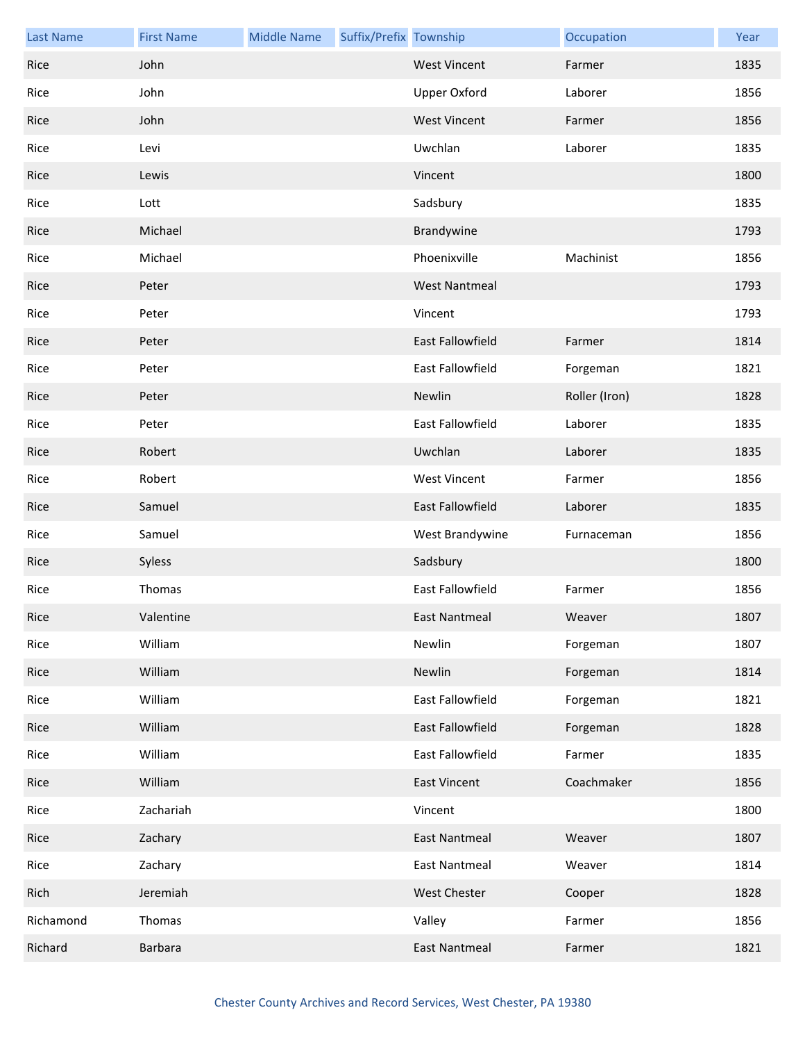| Last Name | First Name | Middle Name | Suffix/Prefix | Township | Occupation | Year |
|---|---|---|---|---|---|---|
| Rice | John | | | West Vincent | Farmer | 1835 |
| Rice | John | | | Upper Oxford | Laborer | 1856 |
| Rice | John | | | West Vincent | Farmer | 1856 |
| Rice | Levi | | | Uwchlan | Laborer | 1835 |
| Rice | Lewis | | | Vincent | | 1800 |
| Rice | Lott | | | Sadsbury | | 1835 |
| Rice | Michael | | | Brandywine | | 1793 |
| Rice | Michael | | | Phoenixville | Machinist | 1856 |
| Rice | Peter | | | West Nantmeal | | 1793 |
| Rice | Peter | | | Vincent | | 1793 |
| Rice | Peter | | | East Fallowfield | Farmer | 1814 |
| Rice | Peter | | | East Fallowfield | Forgeman | 1821 |
| Rice | Peter | | | Newlin | Roller (Iron) | 1828 |
| Rice | Peter | | | East Fallowfield | Laborer | 1835 |
| Rice | Robert | | | Uwchlan | Laborer | 1835 |
| Rice | Robert | | | West Vincent | Farmer | 1856 |
| Rice | Samuel | | | East Fallowfield | Laborer | 1835 |
| Rice | Samuel | | | West Brandywine | Furnaceman | 1856 |
| Rice | Syless | | | Sadsbury | | 1800 |
| Rice | Thomas | | | East Fallowfield | Farmer | 1856 |
| Rice | Valentine | | | East Nantmeal | Weaver | 1807 |
| Rice | William | | | Newlin | Forgeman | 1807 |
| Rice | William | | | Newlin | Forgeman | 1814 |
| Rice | William | | | East Fallowfield | Forgeman | 1821 |
| Rice | William | | | East Fallowfield | Forgeman | 1828 |
| Rice | William | | | East Fallowfield | Farmer | 1835 |
| Rice | William | | | East Vincent | Coachmaker | 1856 |
| Rice | Zachariah | | | Vincent | | 1800 |
| Rice | Zachary | | | East Nantmeal | Weaver | 1807 |
| Rice | Zachary | | | East Nantmeal | Weaver | 1814 |
| Rich | Jeremiah | | | West Chester | Cooper | 1828 |
| Richamond | Thomas | | | Valley | Farmer | 1856 |
| Richard | Barbara | | | East Nantmeal | Farmer | 1821 |

Chester County Archives and Record Services, West Chester, PA 19380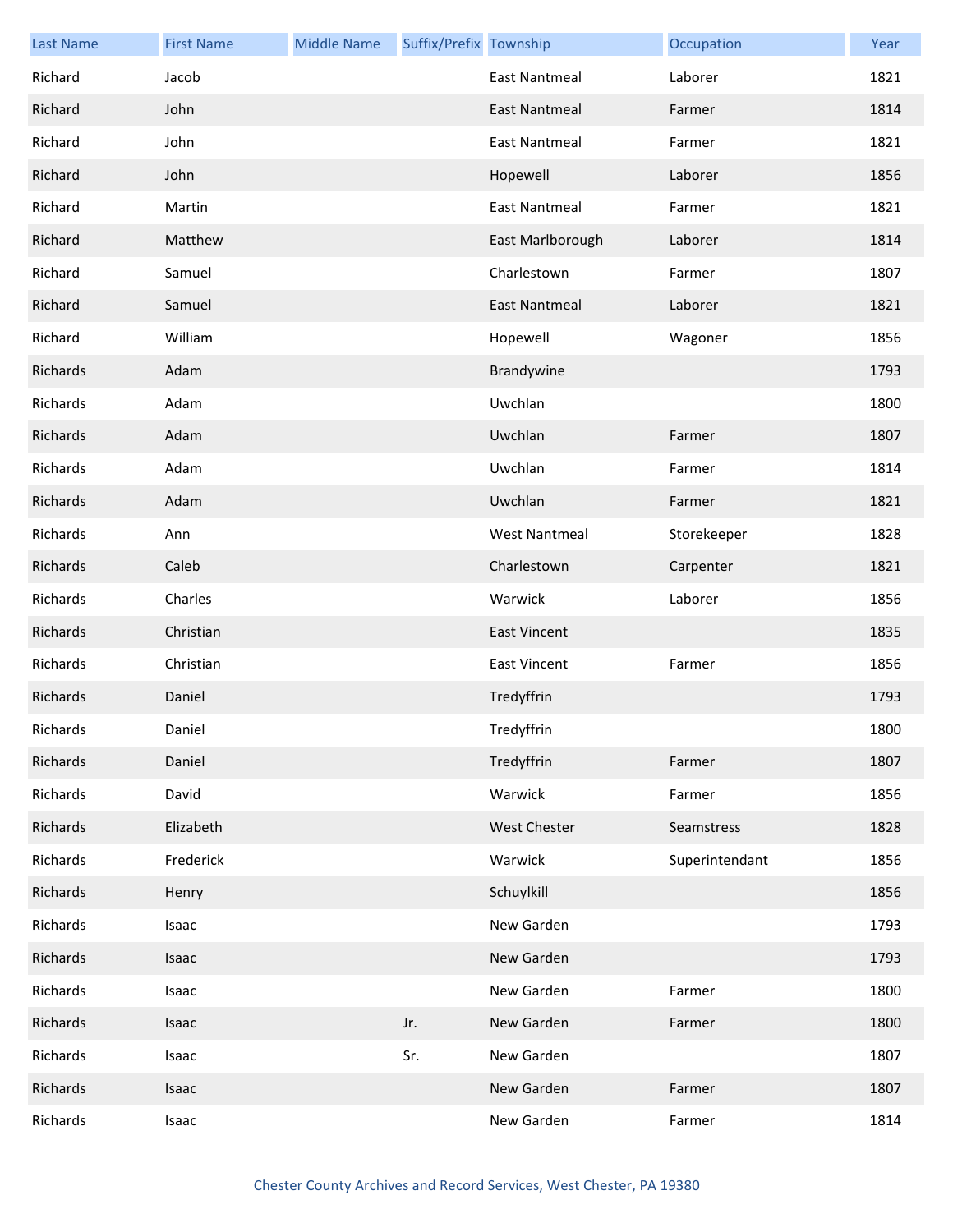| Last Name | First Name | Middle Name | Suffix/Prefix | Township | Occupation | Year |
|---|---|---|---|---|---|---|
| Richard | Jacob | | | East Nantmeal | Laborer | 1821 |
| Richard | John | | | East Nantmeal | Farmer | 1814 |
| Richard | John | | | East Nantmeal | Farmer | 1821 |
| Richard | John | | | Hopewell | Laborer | 1856 |
| Richard | Martin | | | East Nantmeal | Farmer | 1821 |
| Richard | Matthew | | | East Marlborough | Laborer | 1814 |
| Richard | Samuel | | | Charlestown | Farmer | 1807 |
| Richard | Samuel | | | East Nantmeal | Laborer | 1821 |
| Richard | William | | | Hopewell | Wagoner | 1856 |
| Richards | Adam | | | Brandywine | | 1793 |
| Richards | Adam | | | Uwchlan | | 1800 |
| Richards | Adam | | | Uwchlan | Farmer | 1807 |
| Richards | Adam | | | Uwchlan | Farmer | 1814 |
| Richards | Adam | | | Uwchlan | Farmer | 1821 |
| Richards | Ann | | | West Nantmeal | Storekeeper | 1828 |
| Richards | Caleb | | | Charlestown | Carpenter | 1821 |
| Richards | Charles | | | Warwick | Laborer | 1856 |
| Richards | Christian | | | East Vincent | | 1835 |
| Richards | Christian | | | East Vincent | Farmer | 1856 |
| Richards | Daniel | | | Tredyffrin | | 1793 |
| Richards | Daniel | | | Tredyffrin | | 1800 |
| Richards | Daniel | | | Tredyffrin | Farmer | 1807 |
| Richards | David | | | Warwick | Farmer | 1856 |
| Richards | Elizabeth | | | West Chester | Seamstress | 1828 |
| Richards | Frederick | | | Warwick | Superintendant | 1856 |
| Richards | Henry | | | Schuylkill | | 1856 |
| Richards | Isaac | | | New Garden | | 1793 |
| Richards | Isaac | | | New Garden | | 1793 |
| Richards | Isaac | | | New Garden | Farmer | 1800 |
| Richards | Isaac | | Jr. | New Garden | Farmer | 1800 |
| Richards | Isaac | | Sr. | New Garden | | 1807 |
| Richards | Isaac | | | New Garden | Farmer | 1807 |
| Richards | Isaac | | | New Garden | Farmer | 1814 |

Chester County Archives and Record Services, West Chester, PA 19380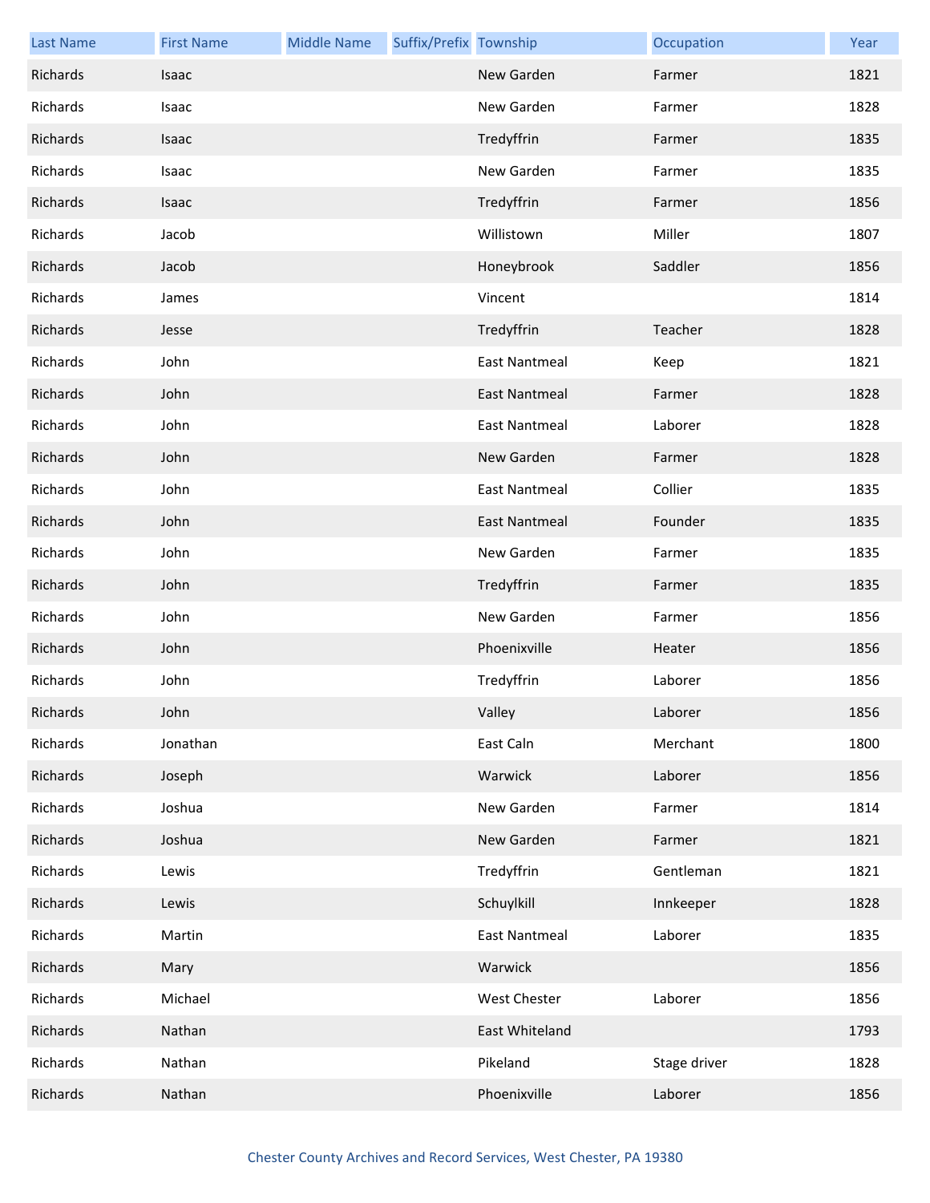| Last Name | First Name | Middle Name | Suffix/Prefix | Township | Occupation | Year |
|---|---|---|---|---|---|---|
| Richards | Isaac | | | New Garden | Farmer | 1821 |
| Richards | Isaac | | | New Garden | Farmer | 1828 |
| Richards | Isaac | | | Tredyffrin | Farmer | 1835 |
| Richards | Isaac | | | New Garden | Farmer | 1835 |
| Richards | Isaac | | | Tredyffrin | Farmer | 1856 |
| Richards | Jacob | | | Willistown | Miller | 1807 |
| Richards | Jacob | | | Honeybrook | Saddler | 1856 |
| Richards | James | | | Vincent | | 1814 |
| Richards | Jesse | | | Tredyffrin | Teacher | 1828 |
| Richards | John | | | East Nantmeal | Keep | 1821 |
| Richards | John | | | East Nantmeal | Farmer | 1828 |
| Richards | John | | | East Nantmeal | Laborer | 1828 |
| Richards | John | | | New Garden | Farmer | 1828 |
| Richards | John | | | East Nantmeal | Collier | 1835 |
| Richards | John | | | East Nantmeal | Founder | 1835 |
| Richards | John | | | New Garden | Farmer | 1835 |
| Richards | John | | | Tredyffrin | Farmer | 1835 |
| Richards | John | | | New Garden | Farmer | 1856 |
| Richards | John | | | Phoenixville | Heater | 1856 |
| Richards | John | | | Tredyffrin | Laborer | 1856 |
| Richards | John | | | Valley | Laborer | 1856 |
| Richards | Jonathan | | | East Caln | Merchant | 1800 |
| Richards | Joseph | | | Warwick | Laborer | 1856 |
| Richards | Joshua | | | New Garden | Farmer | 1814 |
| Richards | Joshua | | | New Garden | Farmer | 1821 |
| Richards | Lewis | | | Tredyffrin | Gentleman | 1821 |
| Richards | Lewis | | | Schuylkill | Innkeeper | 1828 |
| Richards | Martin | | | East Nantmeal | Laborer | 1835 |
| Richards | Mary | | | Warwick | | 1856 |
| Richards | Michael | | | West Chester | Laborer | 1856 |
| Richards | Nathan | | | East Whiteland | | 1793 |
| Richards | Nathan | | | Pikeland | Stage driver | 1828 |
| Richards | Nathan | | | Phoenixville | Laborer | 1856 |

Chester County Archives and Record Services, West Chester, PA 19380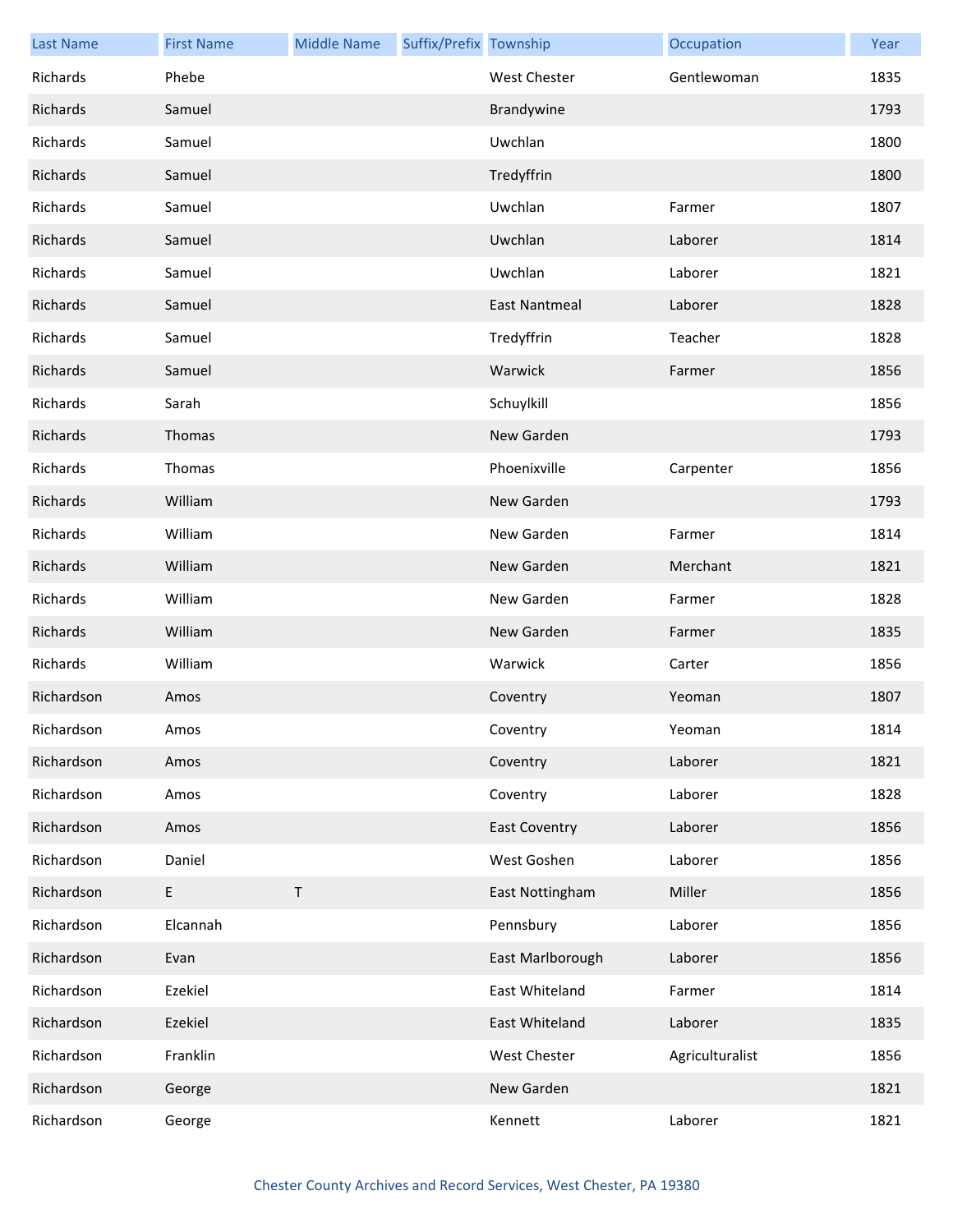| Last Name | First Name | Middle Name | Suffix/Prefix | Township | Occupation | Year |
| --- | --- | --- | --- | --- | --- | --- |
| Richards | Phebe | | | West Chester | Gentlewoman | 1835 |
| Richards | Samuel | | | Brandywine | | 1793 |
| Richards | Samuel | | | Uwchlan | | 1800 |
| Richards | Samuel | | | Tredyffrin | | 1800 |
| Richards | Samuel | | | Uwchlan | Farmer | 1807 |
| Richards | Samuel | | | Uwchlan | Laborer | 1814 |
| Richards | Samuel | | | Uwchlan | Laborer | 1821 |
| Richards | Samuel | | | East Nantmeal | Laborer | 1828 |
| Richards | Samuel | | | Tredyffrin | Teacher | 1828 |
| Richards | Samuel | | | Warwick | Farmer | 1856 |
| Richards | Sarah | | | Schuylkill | | 1856 |
| Richards | Thomas | | | New Garden | | 1793 |
| Richards | Thomas | | | Phoenixville | Carpenter | 1856 |
| Richards | William | | | New Garden | | 1793 |
| Richards | William | | | New Garden | Farmer | 1814 |
| Richards | William | | | New Garden | Merchant | 1821 |
| Richards | William | | | New Garden | Farmer | 1828 |
| Richards | William | | | New Garden | Farmer | 1835 |
| Richards | William | | | Warwick | Carter | 1856 |
| Richardson | Amos | | | Coventry | Yeoman | 1807 |
| Richardson | Amos | | | Coventry | Yeoman | 1814 |
| Richardson | Amos | | | Coventry | Laborer | 1821 |
| Richardson | Amos | | | Coventry | Laborer | 1828 |
| Richardson | Amos | | | East Coventry | Laborer | 1856 |
| Richardson | Daniel | | | West Goshen | Laborer | 1856 |
| Richardson | E | T | | East Nottingham | Miller | 1856 |
| Richardson | Elcannah | | | Pennsbury | Laborer | 1856 |
| Richardson | Evan | | | East Marlborough | Laborer | 1856 |
| Richardson | Ezekiel | | | East Whiteland | Farmer | 1814 |
| Richardson | Ezekiel | | | East Whiteland | Laborer | 1835 |
| Richardson | Franklin | | | West Chester | Agriculturalist | 1856 |
| Richardson | George | | | New Garden | | 1821 |
| Richardson | George | | | Kennett | Laborer | 1821 |

Chester County Archives and Record Services, West Chester, PA 19380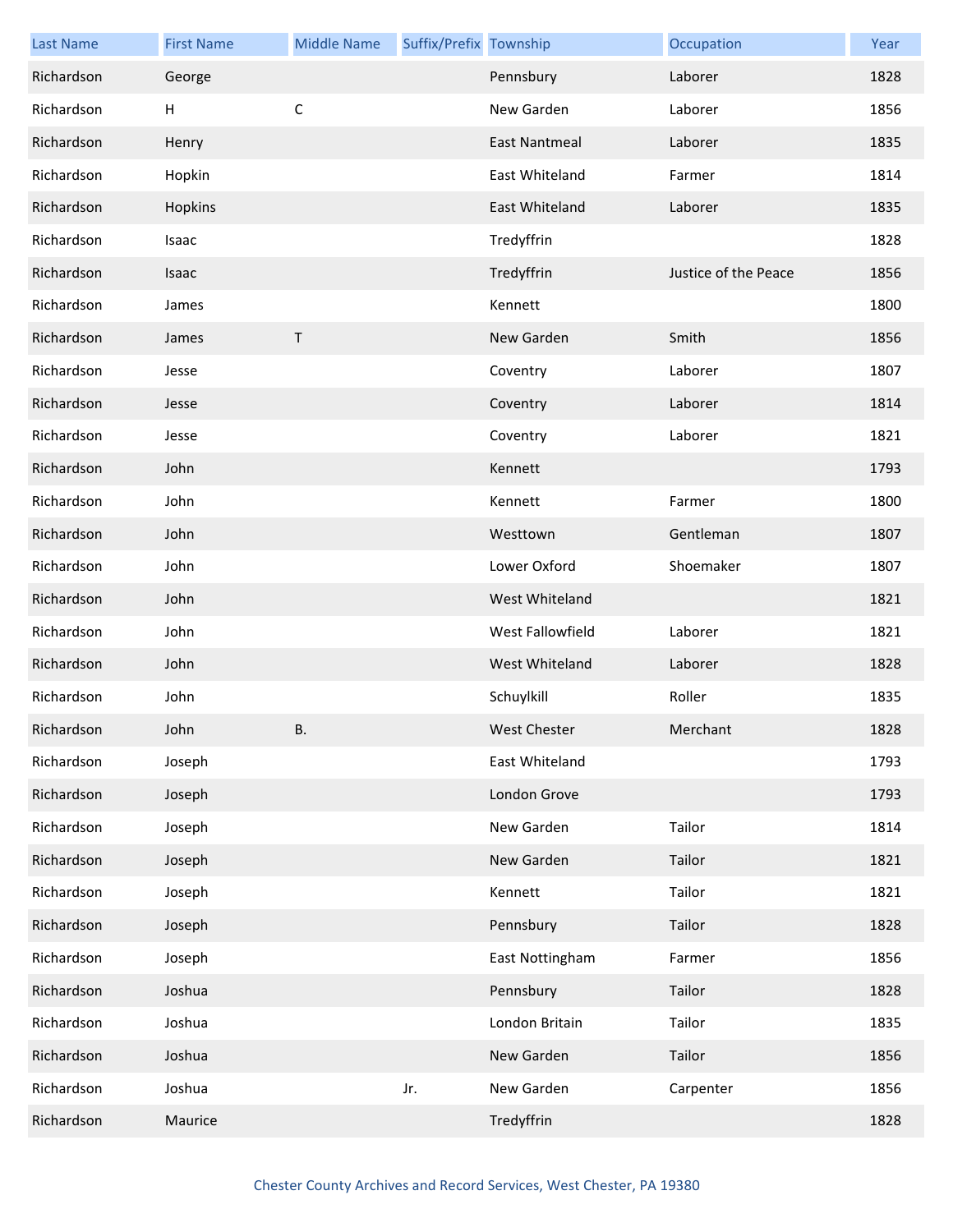| Last Name | First Name | Middle Name | Suffix/Prefix | Township | Occupation | Year |
|---|---|---|---|---|---|---|
| Richardson | George | | | Pennsbury | Laborer | 1828 |
| Richardson | H | C | | New Garden | Laborer | 1856 |
| Richardson | Henry | | | East Nantmeal | Laborer | 1835 |
| Richardson | Hopkin | | | East Whiteland | Farmer | 1814 |
| Richardson | Hopkins | | | East Whiteland | Laborer | 1835 |
| Richardson | Isaac | | | Tredyffrin | | 1828 |
| Richardson | Isaac | | | Tredyffrin | Justice of the Peace | 1856 |
| Richardson | James | | | Kennett | | 1800 |
| Richardson | James | T | | New Garden | Smith | 1856 |
| Richardson | Jesse | | | Coventry | Laborer | 1807 |
| Richardson | Jesse | | | Coventry | Laborer | 1814 |
| Richardson | Jesse | | | Coventry | Laborer | 1821 |
| Richardson | John | | | Kennett | | 1793 |
| Richardson | John | | | Kennett | Farmer | 1800 |
| Richardson | John | | | Westtown | Gentleman | 1807 |
| Richardson | John | | | Lower Oxford | Shoemaker | 1807 |
| Richardson | John | | | West Whiteland | | 1821 |
| Richardson | John | | | West Fallowfield | Laborer | 1821 |
| Richardson | John | | | West Whiteland | Laborer | 1828 |
| Richardson | John | | | Schuylkill | Roller | 1835 |
| Richardson | John | B. | | West Chester | Merchant | 1828 |
| Richardson | Joseph | | | East Whiteland | | 1793 |
| Richardson | Joseph | | | London Grove | | 1793 |
| Richardson | Joseph | | | New Garden | Tailor | 1814 |
| Richardson | Joseph | | | New Garden | Tailor | 1821 |
| Richardson | Joseph | | | Kennett | Tailor | 1821 |
| Richardson | Joseph | | | Pennsbury | Tailor | 1828 |
| Richardson | Joseph | | | East Nottingham | Farmer | 1856 |
| Richardson | Joshua | | | Pennsbury | Tailor | 1828 |
| Richardson | Joshua | | | London Britain | Tailor | 1835 |
| Richardson | Joshua | | | New Garden | Tailor | 1856 |
| Richardson | Joshua | | Jr. | New Garden | Carpenter | 1856 |
| Richardson | Maurice | | | Tredyffrin | | 1828 |

Chester County Archives and Record Services, West Chester, PA 19380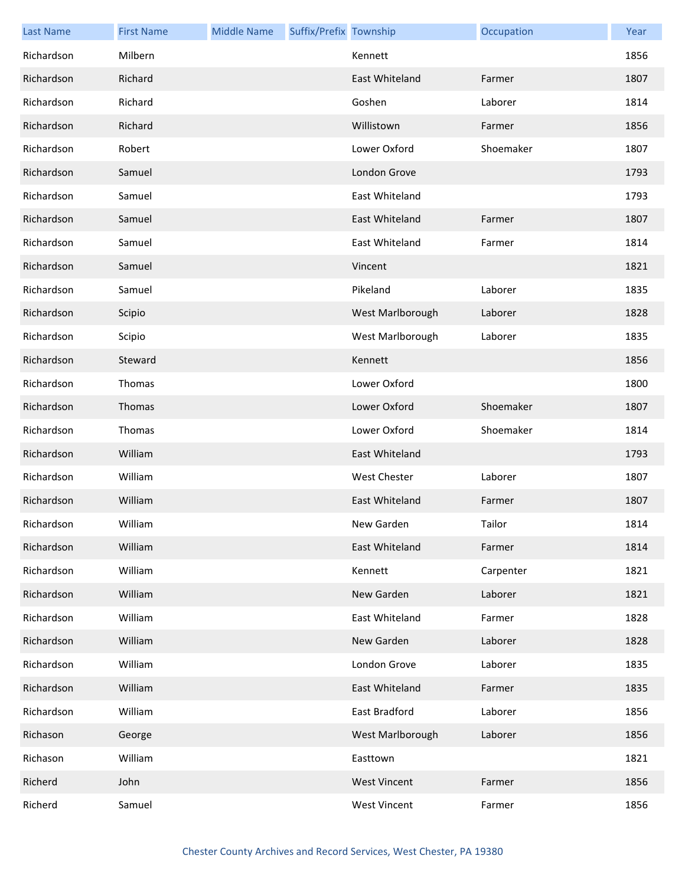| Last Name | First Name | Middle Name | Suffix/Prefix | Township | Occupation | Year |
|---|---|---|---|---|---|---|
| Richardson | Milbern | | | Kennett | | 1856 |
| Richardson | Richard | | | East Whiteland | Farmer | 1807 |
| Richardson | Richard | | | Goshen | Laborer | 1814 |
| Richardson | Richard | | | Willistown | Farmer | 1856 |
| Richardson | Robert | | | Lower Oxford | Shoemaker | 1807 |
| Richardson | Samuel | | | London Grove | | 1793 |
| Richardson | Samuel | | | East Whiteland | | 1793 |
| Richardson | Samuel | | | East Whiteland | Farmer | 1807 |
| Richardson | Samuel | | | East Whiteland | Farmer | 1814 |
| Richardson | Samuel | | | Vincent | | 1821 |
| Richardson | Samuel | | | Pikeland | Laborer | 1835 |
| Richardson | Scipio | | | West Marlborough | Laborer | 1828 |
| Richardson | Scipio | | | West Marlborough | Laborer | 1835 |
| Richardson | Steward | | | Kennett | | 1856 |
| Richardson | Thomas | | | Lower Oxford | | 1800 |
| Richardson | Thomas | | | Lower Oxford | Shoemaker | 1807 |
| Richardson | Thomas | | | Lower Oxford | Shoemaker | 1814 |
| Richardson | William | | | East Whiteland | | 1793 |
| Richardson | William | | | West Chester | Laborer | 1807 |
| Richardson | William | | | East Whiteland | Farmer | 1807 |
| Richardson | William | | | New Garden | Tailor | 1814 |
| Richardson | William | | | East Whiteland | Farmer | 1814 |
| Richardson | William | | | Kennett | Carpenter | 1821 |
| Richardson | William | | | New Garden | Laborer | 1821 |
| Richardson | William | | | East Whiteland | Farmer | 1828 |
| Richardson | William | | | New Garden | Laborer | 1828 |
| Richardson | William | | | London Grove | Laborer | 1835 |
| Richardson | William | | | East Whiteland | Farmer | 1835 |
| Richardson | William | | | East Bradford | Laborer | 1856 |
| Richason | George | | | West Marlborough | Laborer | 1856 |
| Richason | William | | | Easttown | | 1821 |
| Richerd | John | | | West Vincent | Farmer | 1856 |
| Richerd | Samuel | | | West Vincent | Farmer | 1856 |

Chester County Archives and Record Services, West Chester, PA 19380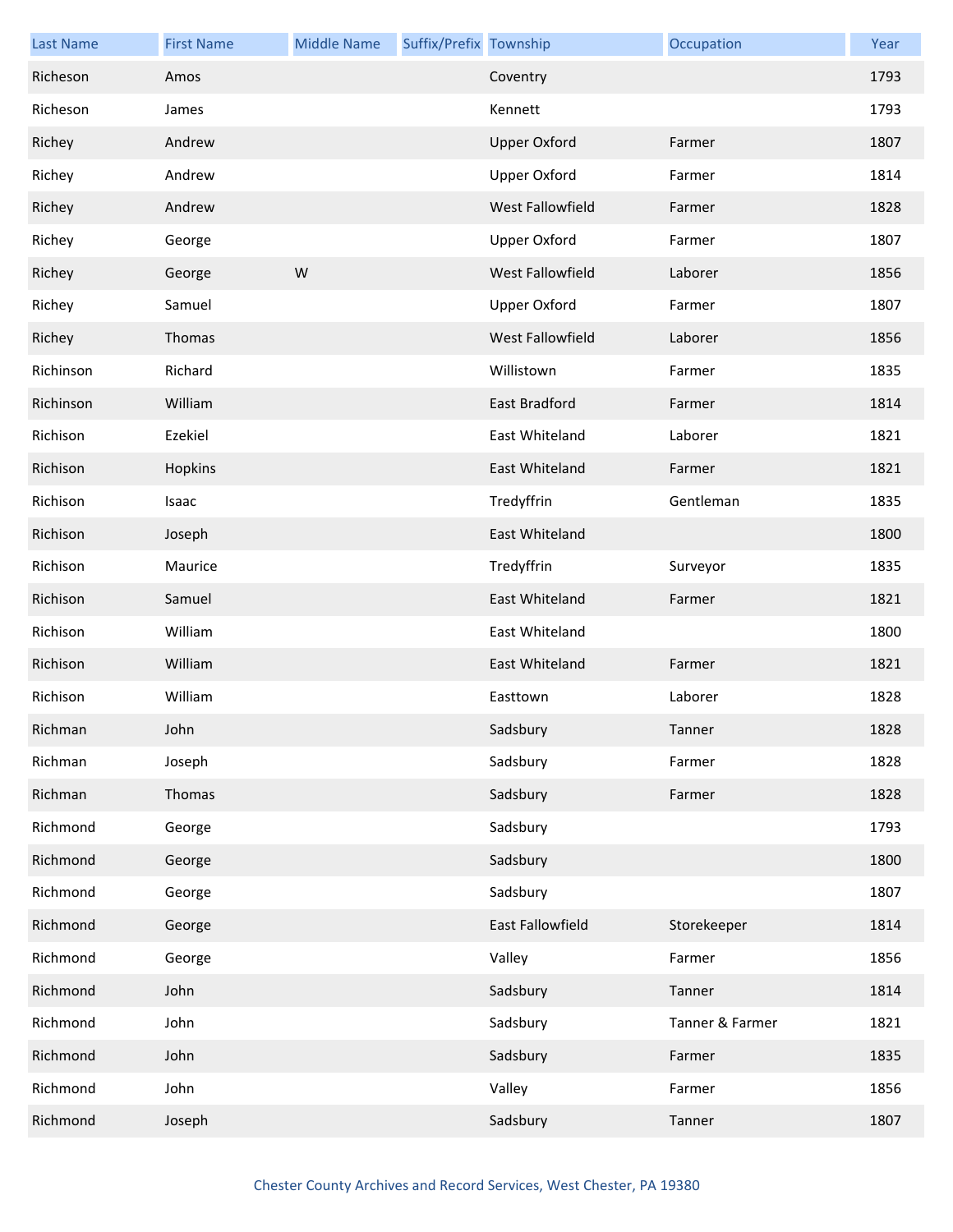| Last Name | First Name | Middle Name | Suffix/Prefix | Township | Occupation | Year |
|---|---|---|---|---|---|---|
| Richeson | Amos | | | Coventry | | 1793 |
| Richeson | James | | | Kennett | | 1793 |
| Richey | Andrew | | | Upper Oxford | Farmer | 1807 |
| Richey | Andrew | | | Upper Oxford | Farmer | 1814 |
| Richey | Andrew | | | West Fallowfield | Farmer | 1828 |
| Richey | George | | | Upper Oxford | Farmer | 1807 |
| Richey | George | W | | West Fallowfield | Laborer | 1856 |
| Richey | Samuel | | | Upper Oxford | Farmer | 1807 |
| Richey | Thomas | | | West Fallowfield | Laborer | 1856 |
| Richinson | Richard | | | Willistown | Farmer | 1835 |
| Richinson | William | | | East Bradford | Farmer | 1814 |
| Richison | Ezekiel | | | East Whiteland | Laborer | 1821 |
| Richison | Hopkins | | | East Whiteland | Farmer | 1821 |
| Richison | Isaac | | | Tredyffrin | Gentleman | 1835 |
| Richison | Joseph | | | East Whiteland | | 1800 |
| Richison | Maurice | | | Tredyffrin | Surveyor | 1835 |
| Richison | Samuel | | | East Whiteland | Farmer | 1821 |
| Richison | William | | | East Whiteland | | 1800 |
| Richison | William | | | East Whiteland | Farmer | 1821 |
| Richison | William | | | Easttown | Laborer | 1828 |
| Richman | John | | | Sadsbury | Tanner | 1828 |
| Richman | Joseph | | | Sadsbury | Farmer | 1828 |
| Richman | Thomas | | | Sadsbury | Farmer | 1828 |
| Richmond | George | | | Sadsbury | | 1793 |
| Richmond | George | | | Sadsbury | | 1800 |
| Richmond | George | | | Sadsbury | | 1807 |
| Richmond | George | | | East Fallowfield | Storekeeper | 1814 |
| Richmond | George | | | Valley | Farmer | 1856 |
| Richmond | John | | | Sadsbury | Tanner | 1814 |
| Richmond | John | | | Sadsbury | Tanner & Farmer | 1821 |
| Richmond | John | | | Sadsbury | Farmer | 1835 |
| Richmond | John | | | Valley | Farmer | 1856 |
| Richmond | Joseph | | | Sadsbury | Tanner | 1807 |

Chester County Archives and Record Services, West Chester, PA 19380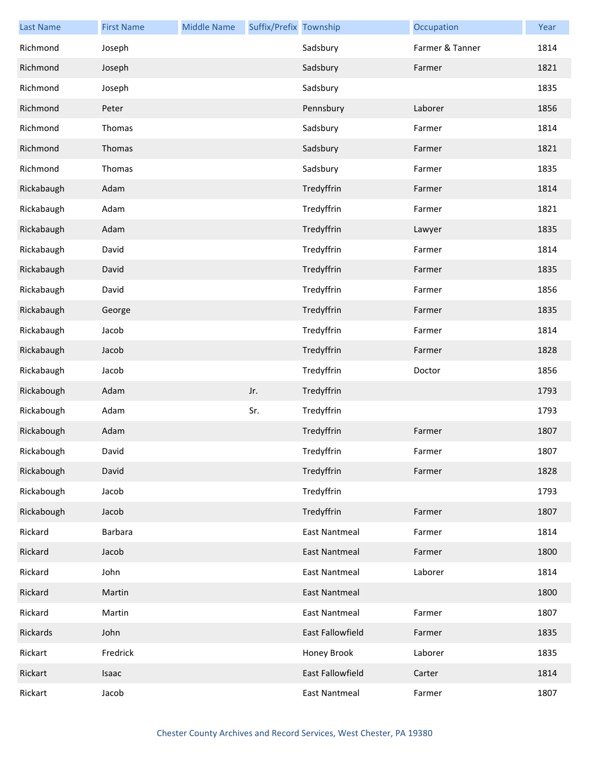| Last Name | First Name | Middle Name | Suffix/Prefix | Township | Occupation | Year |
|---|---|---|---|---|---|---|
| Richmond | Joseph | | | Sadsbury | Farmer & Tanner | 1814 |
| Richmond | Joseph | | | Sadsbury | Farmer | 1821 |
| Richmond | Joseph | | | Sadsbury | | 1835 |
| Richmond | Peter | | | Pennsbury | Laborer | 1856 |
| Richmond | Thomas | | | Sadsbury | Farmer | 1814 |
| Richmond | Thomas | | | Sadsbury | Farmer | 1821 |
| Richmond | Thomas | | | Sadsbury | Farmer | 1835 |
| Rickabaugh | Adam | | | Tredyffrin | Farmer | 1814 |
| Rickabaugh | Adam | | | Tredyffrin | Farmer | 1821 |
| Rickabaugh | Adam | | | Tredyffrin | Lawyer | 1835 |
| Rickabaugh | David | | | Tredyffrin | Farmer | 1814 |
| Rickabaugh | David | | | Tredyffrin | Farmer | 1835 |
| Rickabaugh | David | | | Tredyffrin | Farmer | 1856 |
| Rickabaugh | George | | | Tredyffrin | Farmer | 1835 |
| Rickabaugh | Jacob | | | Tredyffrin | Farmer | 1814 |
| Rickabaugh | Jacob | | | Tredyffrin | Farmer | 1828 |
| Rickabaugh | Jacob | | | Tredyffrin | Doctor | 1856 |
| Rickabough | Adam | | Jr. | Tredyffrin | | 1793 |
| Rickabough | Adam | | Sr. | Tredyffrin | | 1793 |
| Rickabough | Adam | | | Tredyffrin | Farmer | 1807 |
| Rickabough | David | | | Tredyffrin | Farmer | 1807 |
| Rickabough | David | | | Tredyffrin | Farmer | 1828 |
| Rickabough | Jacob | | | Tredyffrin | | 1793 |
| Rickabough | Jacob | | | Tredyffrin | Farmer | 1807 |
| Rickard | Barbara | | | East Nantmeal | Farmer | 1814 |
| Rickard | Jacob | | | East Nantmeal | Farmer | 1800 |
| Rickard | John | | | East Nantmeal | Laborer | 1814 |
| Rickard | Martin | | | East Nantmeal | | 1800 |
| Rickard | Martin | | | East Nantmeal | Farmer | 1807 |
| Rickards | John | | | East Fallowfield | Farmer | 1835 |
| Rickart | Fredrick | | | Honey Brook | Laborer | 1835 |
| Rickart | Isaac | | | East Fallowfield | Carter | 1814 |
| Rickart | Jacob | | | East Nantmeal | Farmer | 1807 |

Chester County Archives and Record Services, West Chester, PA 19380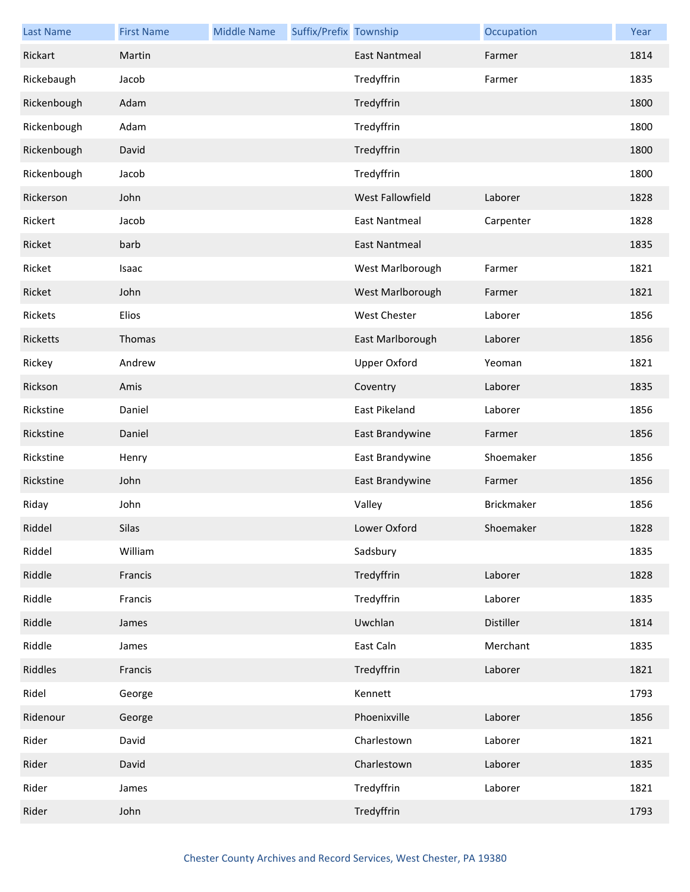| Last Name | First Name | Middle Name | Suffix/Prefix | Township | Occupation | Year |
|---|---|---|---|---|---|---|
| Rickart | Martin | | | East Nantmeal | Farmer | 1814 |
| Rickebaugh | Jacob | | | Tredyffrin | Farmer | 1835 |
| Rickenbough | Adam | | | Tredyffrin | | 1800 |
| Rickenbough | Adam | | | Tredyffrin | | 1800 |
| Rickenbough | David | | | Tredyffrin | | 1800 |
| Rickenbough | Jacob | | | Tredyffrin | | 1800 |
| Rickerson | John | | | West Fallowfield | Laborer | 1828 |
| Rickert | Jacob | | | East Nantmeal | Carpenter | 1828 |
| Ricket | barb | | | East Nantmeal | | 1835 |
| Ricket | Isaac | | | West Marlborough | Farmer | 1821 |
| Ricket | John | | | West Marlborough | Farmer | 1821 |
| Rickets | Elios | | | West Chester | Laborer | 1856 |
| Ricketts | Thomas | | | East Marlborough | Laborer | 1856 |
| Rickey | Andrew | | | Upper Oxford | Yeoman | 1821 |
| Rickson | Amis | | | Coventry | Laborer | 1835 |
| Rickstine | Daniel | | | East Pikeland | Laborer | 1856 |
| Rickstine | Daniel | | | East Brandywine | Farmer | 1856 |
| Rickstine | Henry | | | East Brandywine | Shoemaker | 1856 |
| Rickstine | John | | | East Brandywine | Farmer | 1856 |
| Riday | John | | | Valley | Brickmaker | 1856 |
| Riddel | Silas | | | Lower Oxford | Shoemaker | 1828 |
| Riddel | William | | | Sadsbury | | 1835 |
| Riddle | Francis | | | Tredyffrin | Laborer | 1828 |
| Riddle | Francis | | | Tredyffrin | Laborer | 1835 |
| Riddle | James | | | Uwchlan | Distiller | 1814 |
| Riddle | James | | | East Caln | Merchant | 1835 |
| Riddles | Francis | | | Tredyffrin | Laborer | 1821 |
| Ridel | George | | | Kennett | | 1793 |
| Ridenour | George | | | Phoenixville | Laborer | 1856 |
| Rider | David | | | Charlestown | Laborer | 1821 |
| Rider | David | | | Charlestown | Laborer | 1835 |
| Rider | James | | | Tredyffrin | Laborer | 1821 |
| Rider | John | | | Tredyffrin | | 1793 |

Chester County Archives and Record Services, West Chester, PA 19380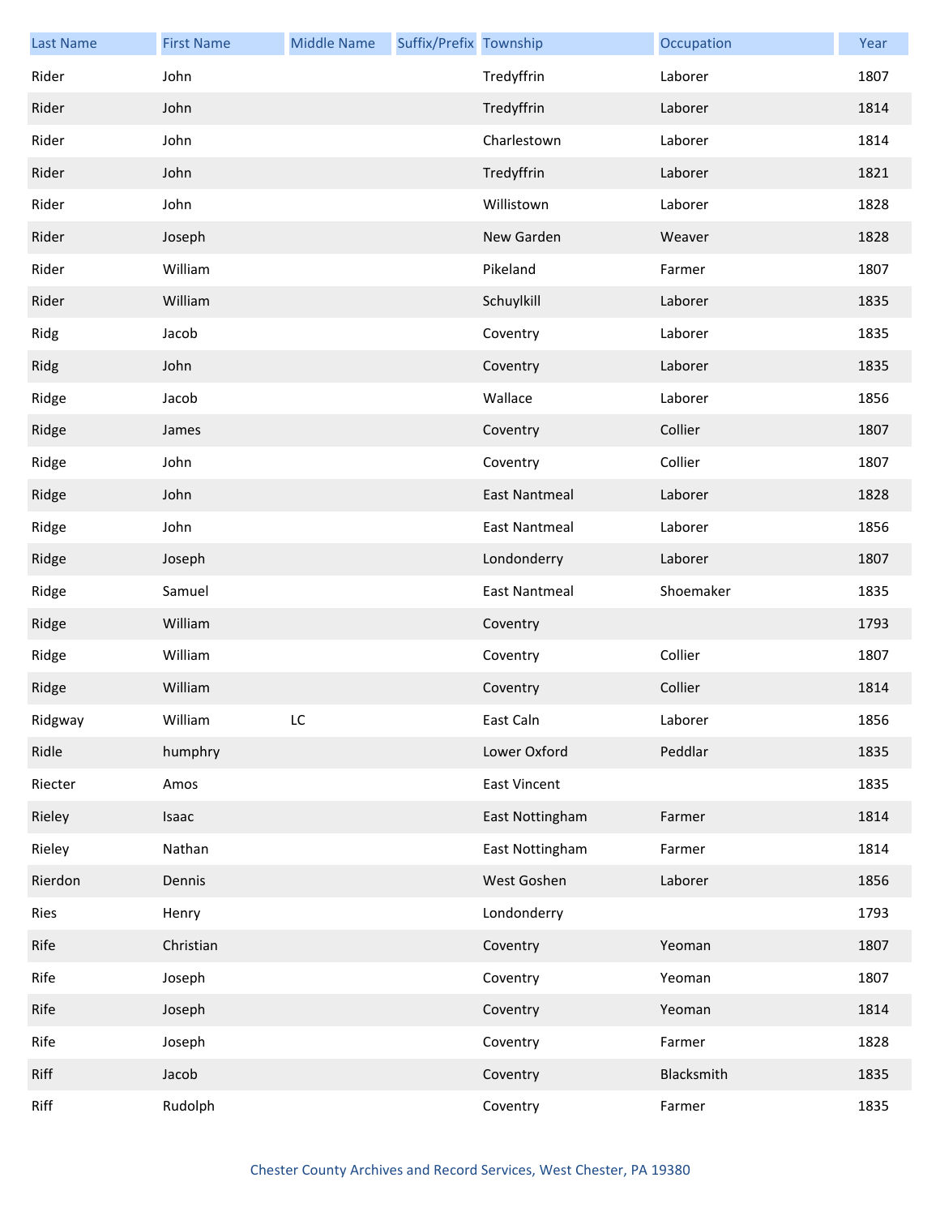| Last Name | First Name | Middle Name | Suffix/Prefix | Township | Occupation | Year |
|---|---|---|---|---|---|---|
| Rider | John | | | Tredyffrin | Laborer | 1807 |
| Rider | John | | | Tredyffrin | Laborer | 1814 |
| Rider | John | | | Charlestown | Laborer | 1814 |
| Rider | John | | | Tredyffrin | Laborer | 1821 |
| Rider | John | | | Willistown | Laborer | 1828 |
| Rider | Joseph | | | New Garden | Weaver | 1828 |
| Rider | William | | | Pikeland | Farmer | 1807 |
| Rider | William | | | Schuylkill | Laborer | 1835 |
| Ridg | Jacob | | | Coventry | Laborer | 1835 |
| Ridg | John | | | Coventry | Laborer | 1835 |
| Ridge | Jacob | | | Wallace | Laborer | 1856 |
| Ridge | James | | | Coventry | Collier | 1807 |
| Ridge | John | | | Coventry | Collier | 1807 |
| Ridge | John | | | East Nantmeal | Laborer | 1828 |
| Ridge | John | | | East Nantmeal | Laborer | 1856 |
| Ridge | Joseph | | | Londonderry | Laborer | 1807 |
| Ridge | Samuel | | | East Nantmeal | Shoemaker | 1835 |
| Ridge | William | | | Coventry | | 1793 |
| Ridge | William | | | Coventry | Collier | 1807 |
| Ridge | William | | | Coventry | Collier | 1814 |
| Ridgway | William | LC | | East Caln | Laborer | 1856 |
| Ridle | humphry | | | Lower Oxford | Peddlar | 1835 |
| Riecter | Amos | | | East Vincent | | 1835 |
| Rieley | Isaac | | | East Nottingham | Farmer | 1814 |
| Rieley | Nathan | | | East Nottingham | Farmer | 1814 |
| Rierdon | Dennis | | | West Goshen | Laborer | 1856 |
| Ries | Henry | | | Londonderry | | 1793 |
| Rife | Christian | | | Coventry | Yeoman | 1807 |
| Rife | Joseph | | | Coventry | Yeoman | 1807 |
| Rife | Joseph | | | Coventry | Yeoman | 1814 |
| Rife | Joseph | | | Coventry | Farmer | 1828 |
| Riff | Jacob | | | Coventry | Blacksmith | 1835 |
| Riff | Rudolph | | | Coventry | Farmer | 1835 |

Chester County Archives and Record Services, West Chester, PA 19380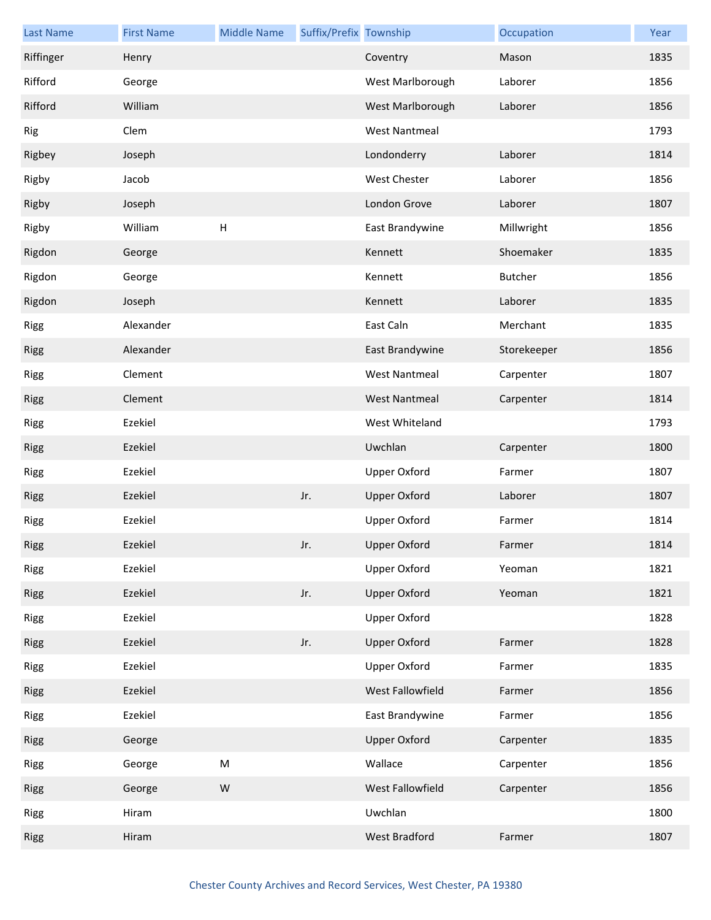| Last Name | First Name | Middle Name | Suffix/Prefix | Township | Occupation | Year |
|---|---|---|---|---|---|---|
| Riffinger | Henry | | | Coventry | Mason | 1835 |
| Rifford | George | | | West Marlborough | Laborer | 1856 |
| Rifford | William | | | West Marlborough | Laborer | 1856 |
| Rig | Clem | | | West Nantmeal | | 1793 |
| Rigbey | Joseph | | | Londonderry | Laborer | 1814 |
| Rigby | Jacob | | | West Chester | Laborer | 1856 |
| Rigby | Joseph | | | London Grove | Laborer | 1807 |
| Rigby | William | H | | East Brandywine | Millwright | 1856 |
| Rigdon | George | | | Kennett | Shoemaker | 1835 |
| Rigdon | George | | | Kennett | Butcher | 1856 |
| Rigdon | Joseph | | | Kennett | Laborer | 1835 |
| Rigg | Alexander | | | East Caln | Merchant | 1835 |
| Rigg | Alexander | | | East Brandywine | Storekeeper | 1856 |
| Rigg | Clement | | | West Nantmeal | Carpenter | 1807 |
| Rigg | Clement | | | West Nantmeal | Carpenter | 1814 |
| Rigg | Ezekiel | | | West Whiteland | | 1793 |
| Rigg | Ezekiel | | | Uwchlan | Carpenter | 1800 |
| Rigg | Ezekiel | | | Upper Oxford | Farmer | 1807 |
| Rigg | Ezekiel | | Jr. | Upper Oxford | Laborer | 1807 |
| Rigg | Ezekiel | | | Upper Oxford | Farmer | 1814 |
| Rigg | Ezekiel | | Jr. | Upper Oxford | Farmer | 1814 |
| Rigg | Ezekiel | | | Upper Oxford | Yeoman | 1821 |
| Rigg | Ezekiel | | Jr. | Upper Oxford | Yeoman | 1821 |
| Rigg | Ezekiel | | | Upper Oxford | | 1828 |
| Rigg | Ezekiel | | Jr. | Upper Oxford | Farmer | 1828 |
| Rigg | Ezekiel | | | Upper Oxford | Farmer | 1835 |
| Rigg | Ezekiel | | | West Fallowfield | Farmer | 1856 |
| Rigg | Ezekiel | | | East Brandywine | Farmer | 1856 |
| Rigg | George | | | Upper Oxford | Carpenter | 1835 |
| Rigg | George | M | | Wallace | Carpenter | 1856 |
| Rigg | George | W | | West Fallowfield | Carpenter | 1856 |
| Rigg | Hiram | | | Uwchlan | | 1800 |
| Rigg | Hiram | | | West Bradford | Farmer | 1807 |

Chester County Archives and Record Services, West Chester, PA 19380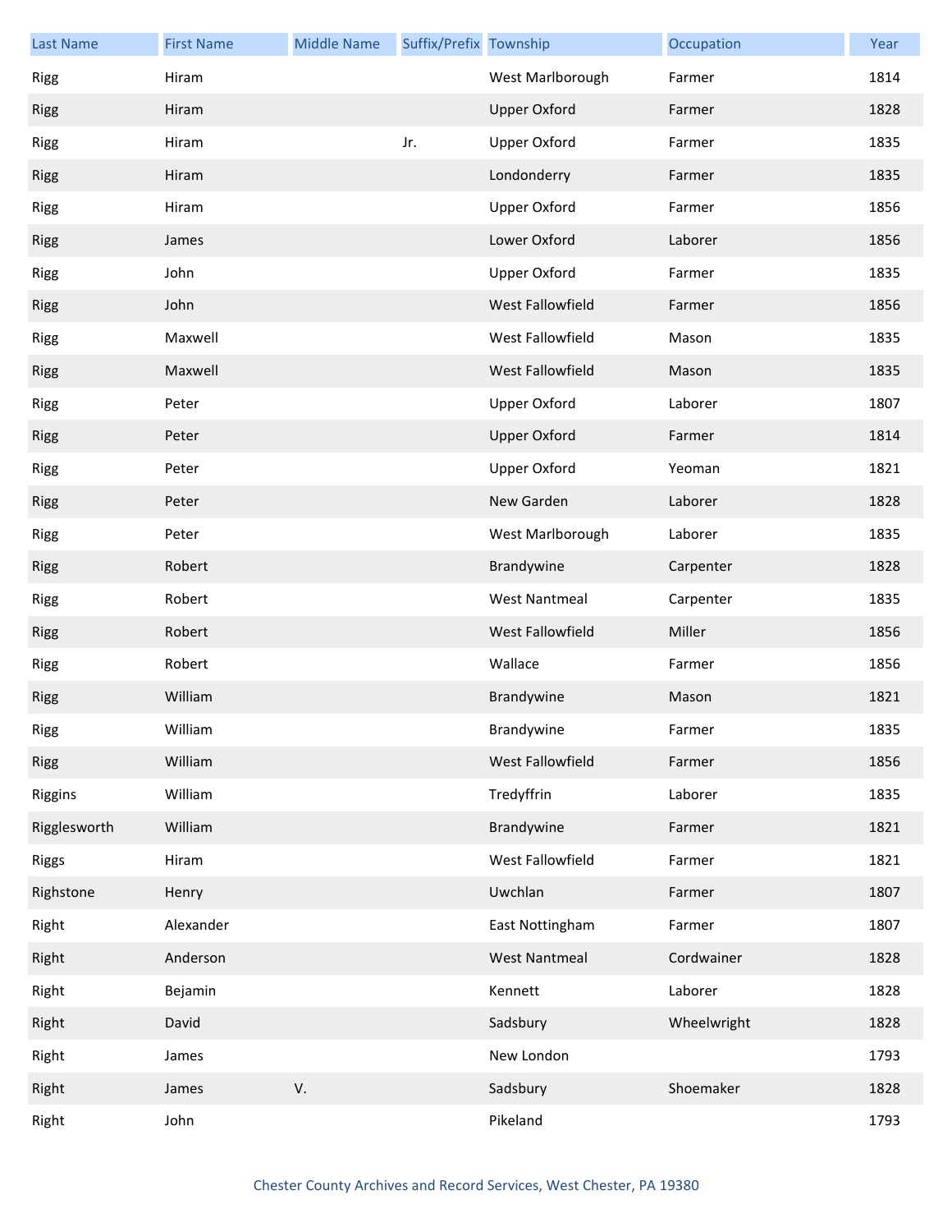| Last Name | First Name | Middle Name | Suffix/Prefix | Township | Occupation | Year |
|---|---|---|---|---|---|---|
| Rigg | Hiram | | | West Marlborough | Farmer | 1814 |
| Rigg | Hiram | | | Upper Oxford | Farmer | 1828 |
| Rigg | Hiram | | Jr. | Upper Oxford | Farmer | 1835 |
| Rigg | Hiram | | | Londonderry | Farmer | 1835 |
| Rigg | Hiram | | | Upper Oxford | Farmer | 1856 |
| Rigg | James | | | Lower Oxford | Laborer | 1856 |
| Rigg | John | | | Upper Oxford | Farmer | 1835 |
| Rigg | John | | | West Fallowfield | Farmer | 1856 |
| Rigg | Maxwell | | | West Fallowfield | Mason | 1835 |
| Rigg | Maxwell | | | West Fallowfield | Mason | 1835 |
| Rigg | Peter | | | Upper Oxford | Laborer | 1807 |
| Rigg | Peter | | | Upper Oxford | Farmer | 1814 |
| Rigg | Peter | | | Upper Oxford | Yeoman | 1821 |
| Rigg | Peter | | | New Garden | Laborer | 1828 |
| Rigg | Peter | | | West Marlborough | Laborer | 1835 |
| Rigg | Robert | | | Brandywine | Carpenter | 1828 |
| Rigg | Robert | | | West Nantmeal | Carpenter | 1835 |
| Rigg | Robert | | | West Fallowfield | Miller | 1856 |
| Rigg | Robert | | | Wallace | Farmer | 1856 |
| Rigg | William | | | Brandywine | Mason | 1821 |
| Rigg | William | | | Brandywine | Farmer | 1835 |
| Rigg | William | | | West Fallowfield | Farmer | 1856 |
| Riggins | William | | | Tredyffrin | Laborer | 1835 |
| Rigglesworth | William | | | Brandywine | Farmer | 1821 |
| Riggs | Hiram | | | West Fallowfield | Farmer | 1821 |
| Righstone | Henry | | | Uwchlan | Farmer | 1807 |
| Right | Alexander | | | East Nottingham | Farmer | 1807 |
| Right | Anderson | | | West Nantmeal | Cordwainer | 1828 |
| Right | Bejamin | | | Kennett | Laborer | 1828 |
| Right | David | | | Sadsbury | Wheelwright | 1828 |
| Right | James | | | New London | | 1793 |
| Right | James | V. | | Sadsbury | Shoemaker | 1828 |
| Right | John | | | Pikeland | | 1793 |

Chester County Archives and Record Services, West Chester, PA 19380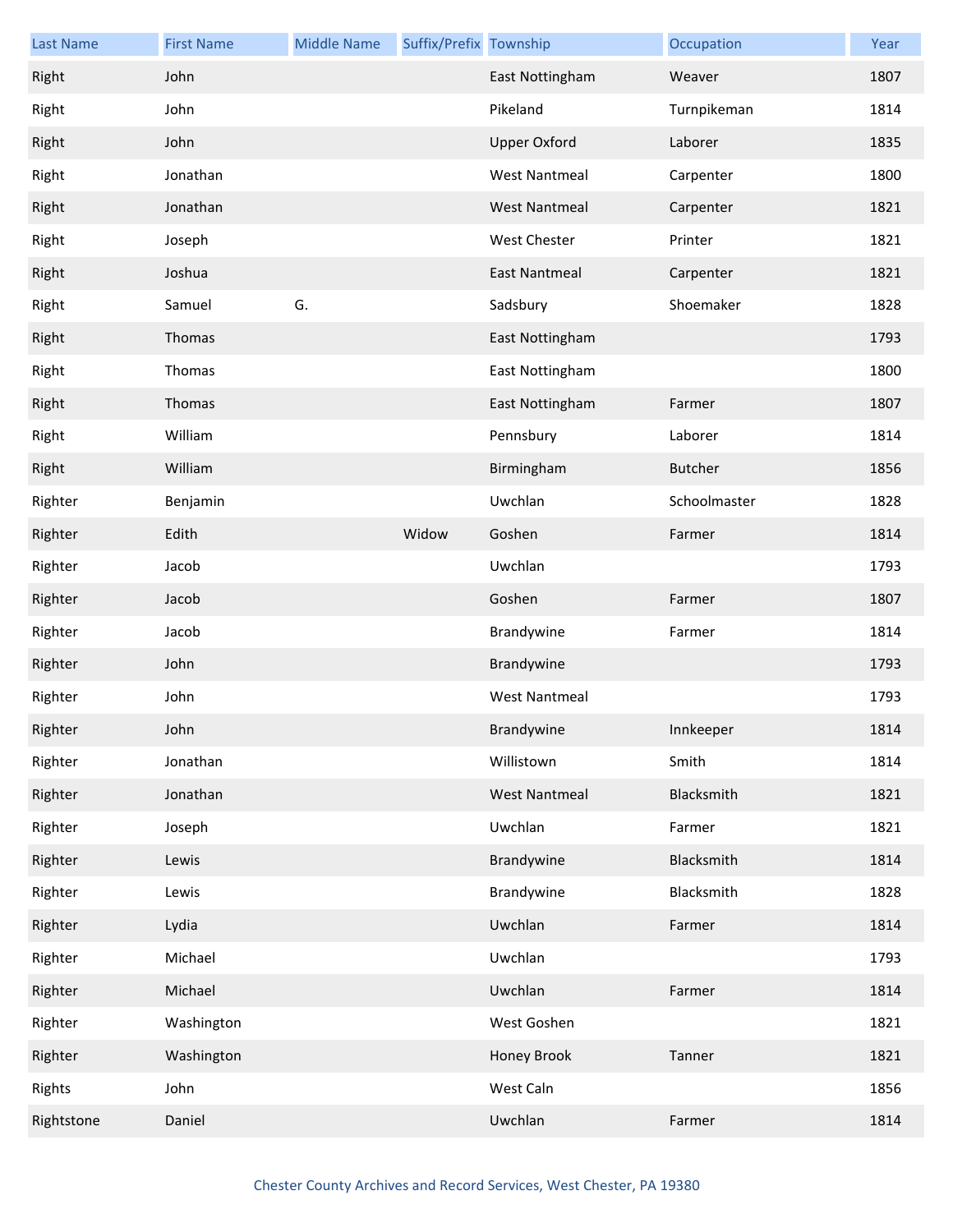| Last Name | First Name | Middle Name | Suffix/Prefix | Township | Occupation | Year |
|---|---|---|---|---|---|---|
| Right | John | | | East Nottingham | Weaver | 1807 |
| Right | John | | | Pikeland | Turnpikeman | 1814 |
| Right | John | | | Upper Oxford | Laborer | 1835 |
| Right | Jonathan | | | West Nantmeal | Carpenter | 1800 |
| Right | Jonathan | | | West Nantmeal | Carpenter | 1821 |
| Right | Joseph | | | West Chester | Printer | 1821 |
| Right | Joshua | | | East Nantmeal | Carpenter | 1821 |
| Right | Samuel | G. | | Sadsbury | Shoemaker | 1828 |
| Right | Thomas | | | East Nottingham | | 1793 |
| Right | Thomas | | | East Nottingham | | 1800 |
| Right | Thomas | | | East Nottingham | Farmer | 1807 |
| Right | William | | | Pennsbury | Laborer | 1814 |
| Right | William | | | Birmingham | Butcher | 1856 |
| Righter | Benjamin | | | Uwchlan | Schoolmaster | 1828 |
| Righter | Edith | | Widow | Goshen | Farmer | 1814 |
| Righter | Jacob | | | Uwchlan | | 1793 |
| Righter | Jacob | | | Goshen | Farmer | 1807 |
| Righter | Jacob | | | Brandywine | Farmer | 1814 |
| Righter | John | | | Brandywine | | 1793 |
| Righter | John | | | West Nantmeal | | 1793 |
| Righter | John | | | Brandywine | Innkeeper | 1814 |
| Righter | Jonathan | | | Willistown | Smith | 1814 |
| Righter | Jonathan | | | West Nantmeal | Blacksmith | 1821 |
| Righter | Joseph | | | Uwchlan | Farmer | 1821 |
| Righter | Lewis | | | Brandywine | Blacksmith | 1814 |
| Righter | Lewis | | | Brandywine | Blacksmith | 1828 |
| Righter | Lydia | | | Uwchlan | Farmer | 1814 |
| Righter | Michael | | | Uwchlan | | 1793 |
| Righter | Michael | | | Uwchlan | Farmer | 1814 |
| Righter | Washington | | | West Goshen | | 1821 |
| Righter | Washington | | | Honey Brook | Tanner | 1821 |
| Rights | John | | | West Caln | | 1856 |
| Rightstone | Daniel | | | Uwchlan | Farmer | 1814 |

Chester County Archives and Record Services, West Chester, PA 19380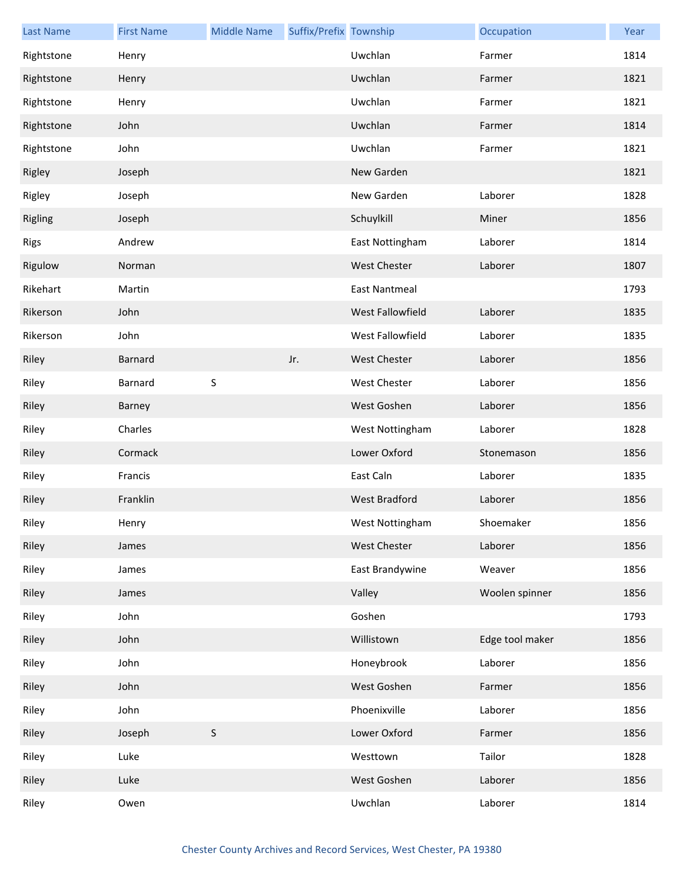| Last Name | First Name | Middle Name | Suffix/Prefix | Township | Occupation | Year |
|---|---|---|---|---|---|---|
| Rightstone | Henry | | | Uwchlan | Farmer | 1814 |
| Rightstone | Henry | | | Uwchlan | Farmer | 1821 |
| Rightstone | Henry | | | Uwchlan | Farmer | 1821 |
| Rightstone | John | | | Uwchlan | Farmer | 1814 |
| Rightstone | John | | | Uwchlan | Farmer | 1821 |
| Rigley | Joseph | | | New Garden | | 1821 |
| Rigley | Joseph | | | New Garden | Laborer | 1828 |
| Rigling | Joseph | | | Schuylkill | Miner | 1856 |
| Rigs | Andrew | | | East Nottingham | Laborer | 1814 |
| Rigulow | Norman | | | West Chester | Laborer | 1807 |
| Rikehart | Martin | | | East Nantmeal | | 1793 |
| Rikerson | John | | | West Fallowfield | Laborer | 1835 |
| Rikerson | John | | | West Fallowfield | Laborer | 1835 |
| Riley | Barnard | | Jr. | West Chester | Laborer | 1856 |
| Riley | Barnard | S | | West Chester | Laborer | 1856 |
| Riley | Barney | | | West Goshen | Laborer | 1856 |
| Riley | Charles | | | West Nottingham | Laborer | 1828 |
| Riley | Cormack | | | Lower Oxford | Stonemason | 1856 |
| Riley | Francis | | | East Caln | Laborer | 1835 |
| Riley | Franklin | | | West Bradford | Laborer | 1856 |
| Riley | Henry | | | West Nottingham | Shoemaker | 1856 |
| Riley | James | | | West Chester | Laborer | 1856 |
| Riley | James | | | East Brandywine | Weaver | 1856 |
| Riley | James | | | Valley | Woolen spinner | 1856 |
| Riley | John | | | Goshen | | 1793 |
| Riley | John | | | Willistown | Edge tool maker | 1856 |
| Riley | John | | | Honeybrook | Laborer | 1856 |
| Riley | John | | | West Goshen | Farmer | 1856 |
| Riley | John | | | Phoenixville | Laborer | 1856 |
| Riley | Joseph | S | | Lower Oxford | Farmer | 1856 |
| Riley | Luke | | | Westtown | Tailor | 1828 |
| Riley | Luke | | | West Goshen | Laborer | 1856 |
| Riley | Owen | | | Uwchlan | Laborer | 1814 |

Chester County Archives and Record Services, West Chester, PA 19380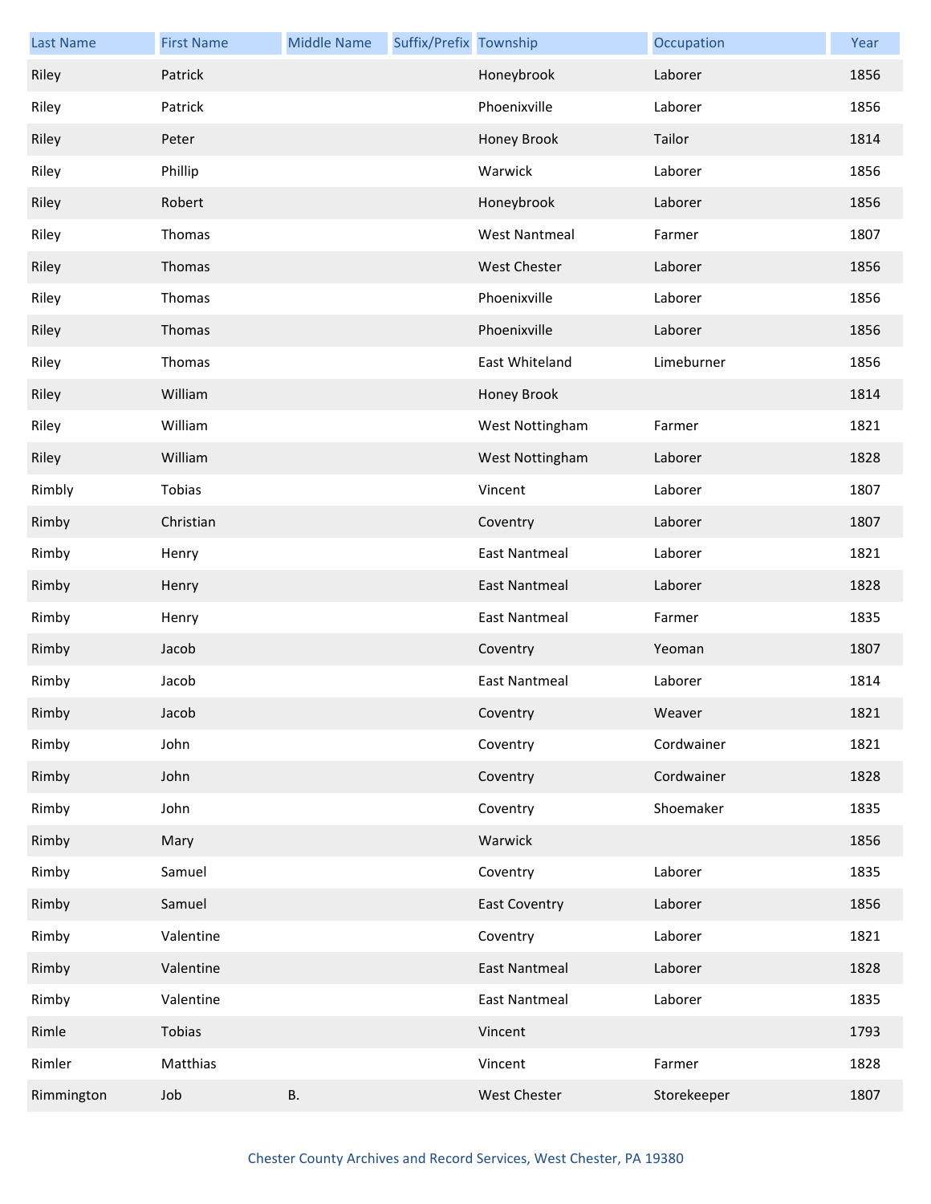| Last Name | First Name | Middle Name | Suffix/Prefix | Township | Occupation | Year |
|---|---|---|---|---|---|---|
| Riley | Patrick | | | Honeybrook | Laborer | 1856 |
| Riley | Patrick | | | Phoenixville | Laborer | 1856 |
| Riley | Peter | | | Honey Brook | Tailor | 1814 |
| Riley | Phillip | | | Warwick | Laborer | 1856 |
| Riley | Robert | | | Honeybrook | Laborer | 1856 |
| Riley | Thomas | | | West Nantmeal | Farmer | 1807 |
| Riley | Thomas | | | West Chester | Laborer | 1856 |
| Riley | Thomas | | | Phoenixville | Laborer | 1856 |
| Riley | Thomas | | | Phoenixville | Laborer | 1856 |
| Riley | Thomas | | | East Whiteland | Limeburner | 1856 |
| Riley | William | | | Honey Brook | | 1814 |
| Riley | William | | | West Nottingham | Farmer | 1821 |
| Riley | William | | | West Nottingham | Laborer | 1828 |
| Rimbly | Tobias | | | Vincent | Laborer | 1807 |
| Rimby | Christian | | | Coventry | Laborer | 1807 |
| Rimby | Henry | | | East Nantmeal | Laborer | 1821 |
| Rimby | Henry | | | East Nantmeal | Laborer | 1828 |
| Rimby | Henry | | | East Nantmeal | Farmer | 1835 |
| Rimby | Jacob | | | Coventry | Yeoman | 1807 |
| Rimby | Jacob | | | East Nantmeal | Laborer | 1814 |
| Rimby | Jacob | | | Coventry | Weaver | 1821 |
| Rimby | John | | | Coventry | Cordwainer | 1821 |
| Rimby | John | | | Coventry | Cordwainer | 1828 |
| Rimby | John | | | Coventry | Shoemaker | 1835 |
| Rimby | Mary | | | Warwick | | 1856 |
| Rimby | Samuel | | | Coventry | Laborer | 1835 |
| Rimby | Samuel | | | East Coventry | Laborer | 1856 |
| Rimby | Valentine | | | Coventry | Laborer | 1821 |
| Rimby | Valentine | | | East Nantmeal | Laborer | 1828 |
| Rimby | Valentine | | | East Nantmeal | Laborer | 1835 |
| Rimle | Tobias | | | Vincent | | 1793 |
| Rimler | Matthias | | | Vincent | Farmer | 1828 |
| Rimmington | Job | B. | | West Chester | Storekeeper | 1807 |

Chester County Archives and Record Services, West Chester, PA 19380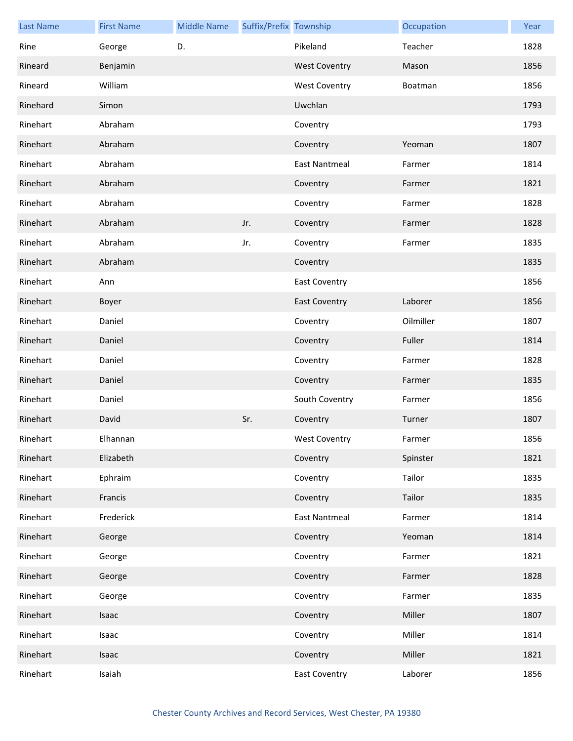| Last Name | First Name | Middle Name | Suffix/Prefix | Township | Occupation | Year |
|---|---|---|---|---|---|---|
| Rine | George | D. | | Pikeland | Teacher | 1828 |
| Rineard | Benjamin | | | West Coventry | Mason | 1856 |
| Rineard | William | | | West Coventry | Boatman | 1856 |
| Rinehard | Simon | | | Uwchlan | | 1793 |
| Rinehart | Abraham | | | Coventry | | 1793 |
| Rinehart | Abraham | | | Coventry | Yeoman | 1807 |
| Rinehart | Abraham | | | East Nantmeal | Farmer | 1814 |
| Rinehart | Abraham | | | Coventry | Farmer | 1821 |
| Rinehart | Abraham | | | Coventry | Farmer | 1828 |
| Rinehart | Abraham | | Jr. | Coventry | Farmer | 1828 |
| Rinehart | Abraham | | Jr. | Coventry | Farmer | 1835 |
| Rinehart | Abraham | | | Coventry | | 1835 |
| Rinehart | Ann | | | East Coventry | | 1856 |
| Rinehart | Boyer | | | East Coventry | Laborer | 1856 |
| Rinehart | Daniel | | | Coventry | Oilmiller | 1807 |
| Rinehart | Daniel | | | Coventry | Fuller | 1814 |
| Rinehart | Daniel | | | Coventry | Farmer | 1828 |
| Rinehart | Daniel | | | Coventry | Farmer | 1835 |
| Rinehart | Daniel | | | South Coventry | Farmer | 1856 |
| Rinehart | David | | Sr. | Coventry | Turner | 1807 |
| Rinehart | Elhannan | | | West Coventry | Farmer | 1856 |
| Rinehart | Elizabeth | | | Coventry | Spinster | 1821 |
| Rinehart | Ephraim | | | Coventry | Tailor | 1835 |
| Rinehart | Francis | | | Coventry | Tailor | 1835 |
| Rinehart | Frederick | | | East Nantmeal | Farmer | 1814 |
| Rinehart | George | | | Coventry | Yeoman | 1814 |
| Rinehart | George | | | Coventry | Farmer | 1821 |
| Rinehart | George | | | Coventry | Farmer | 1828 |
| Rinehart | George | | | Coventry | Farmer | 1835 |
| Rinehart | Isaac | | | Coventry | Miller | 1807 |
| Rinehart | Isaac | | | Coventry | Miller | 1814 |
| Rinehart | Isaac | | | Coventry | Miller | 1821 |
| Rinehart | Isaiah | | | East Coventry | Laborer | 1856 |

Chester County Archives and Record Services, West Chester, PA 19380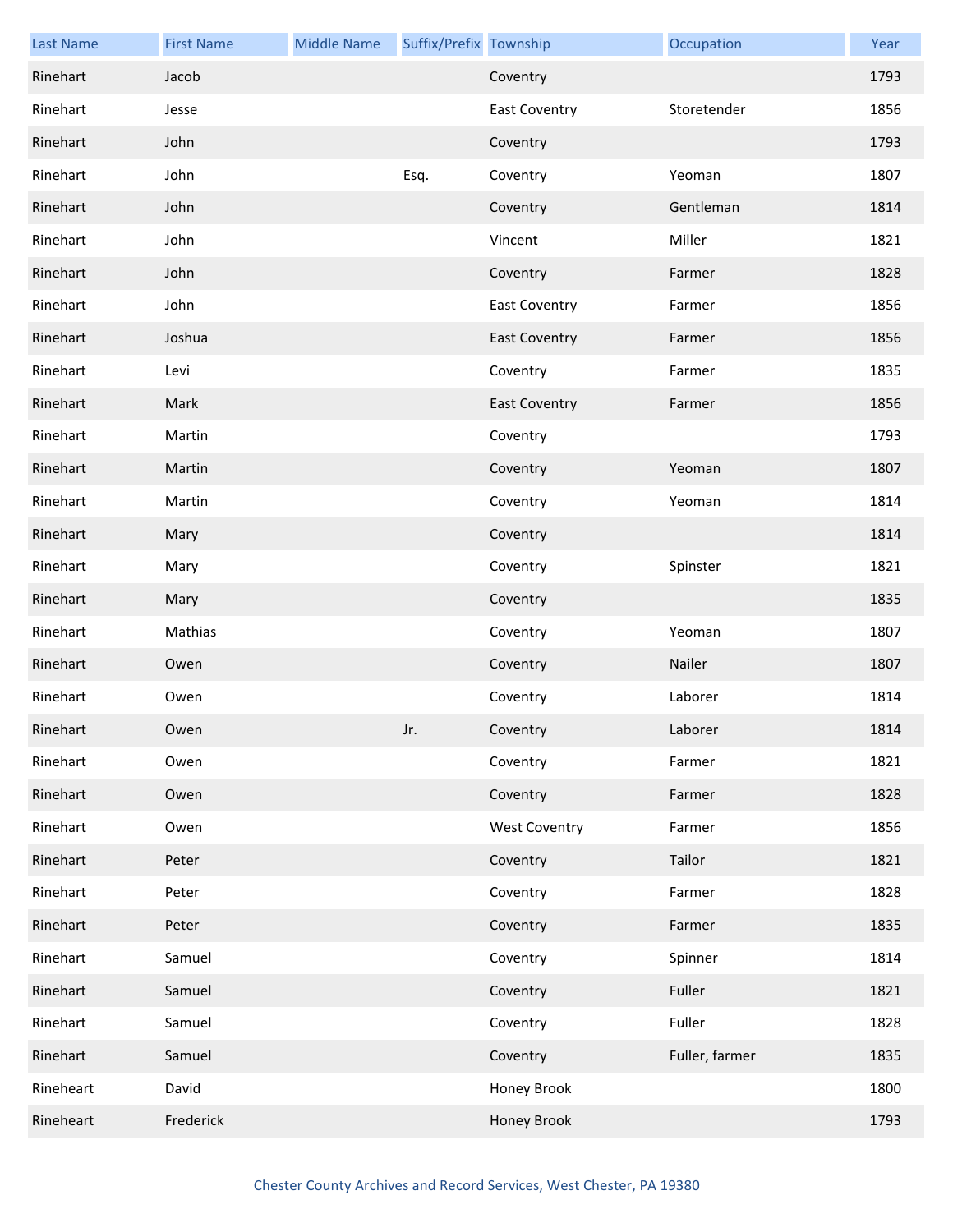| Last Name | First Name | Middle Name | Suffix/Prefix | Township | Occupation | Year |
|---|---|---|---|---|---|---|
| Rinehart | Jacob | | | Coventry | | 1793 |
| Rinehart | Jesse | | | East Coventry | Storetender | 1856 |
| Rinehart | John | | | Coventry | | 1793 |
| Rinehart | John | | Esq. | Coventry | Yeoman | 1807 |
| Rinehart | John | | | Coventry | Gentleman | 1814 |
| Rinehart | John | | | Vincent | Miller | 1821 |
| Rinehart | John | | | Coventry | Farmer | 1828 |
| Rinehart | John | | | East Coventry | Farmer | 1856 |
| Rinehart | Joshua | | | East Coventry | Farmer | 1856 |
| Rinehart | Levi | | | Coventry | Farmer | 1835 |
| Rinehart | Mark | | | East Coventry | Farmer | 1856 |
| Rinehart | Martin | | | Coventry | | 1793 |
| Rinehart | Martin | | | Coventry | Yeoman | 1807 |
| Rinehart | Martin | | | Coventry | Yeoman | 1814 |
| Rinehart | Mary | | | Coventry | | 1814 |
| Rinehart | Mary | | | Coventry | Spinster | 1821 |
| Rinehart | Mary | | | Coventry | | 1835 |
| Rinehart | Mathias | | | Coventry | Yeoman | 1807 |
| Rinehart | Owen | | | Coventry | Nailer | 1807 |
| Rinehart | Owen | | | Coventry | Laborer | 1814 |
| Rinehart | Owen | | Jr. | Coventry | Laborer | 1814 |
| Rinehart | Owen | | | Coventry | Farmer | 1821 |
| Rinehart | Owen | | | Coventry | Farmer | 1828 |
| Rinehart | Owen | | | West Coventry | Farmer | 1856 |
| Rinehart | Peter | | | Coventry | Tailor | 1821 |
| Rinehart | Peter | | | Coventry | Farmer | 1828 |
| Rinehart | Peter | | | Coventry | Farmer | 1835 |
| Rinehart | Samuel | | | Coventry | Spinner | 1814 |
| Rinehart | Samuel | | | Coventry | Fuller | 1821 |
| Rinehart | Samuel | | | Coventry | Fuller | 1828 |
| Rinehart | Samuel | | | Coventry | Fuller, farmer | 1835 |
| Rineheart | David | | | Honey Brook | | 1800 |
| Rineheart | Frederick | | | Honey Brook | | 1793 |

Chester County Archives and Record Services, West Chester, PA 19380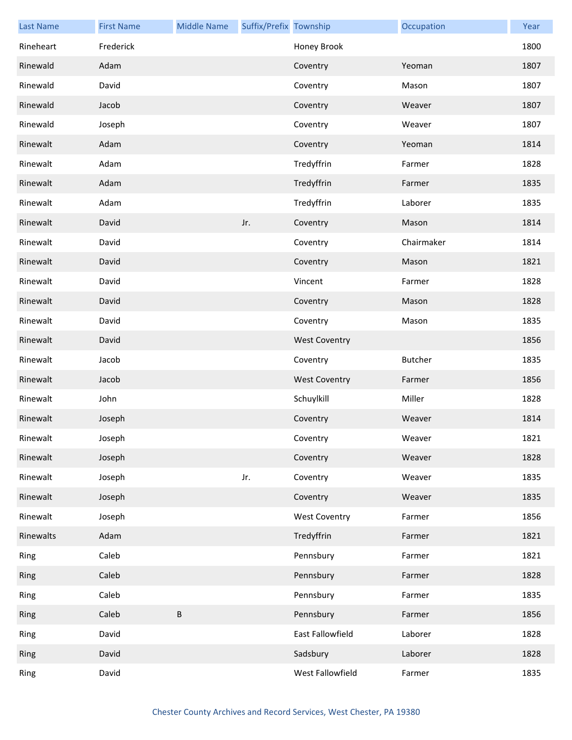| Last Name | First Name | Middle Name | Suffix/Prefix | Township | Occupation | Year |
|---|---|---|---|---|---|---|
| Rineheart | Frederick | | | Honey Brook | | 1800 |
| Rinewald | Adam | | | Coventry | Yeoman | 1807 |
| Rinewald | David | | | Coventry | Mason | 1807 |
| Rinewald | Jacob | | | Coventry | Weaver | 1807 |
| Rinewald | Joseph | | | Coventry | Weaver | 1807 |
| Rinewalt | Adam | | | Coventry | Yeoman | 1814 |
| Rinewalt | Adam | | | Tredyffrin | Farmer | 1828 |
| Rinewalt | Adam | | | Tredyffrin | Farmer | 1835 |
| Rinewalt | Adam | | | Tredyffrin | Laborer | 1835 |
| Rinewalt | David | | Jr. | Coventry | Mason | 1814 |
| Rinewalt | David | | | Coventry | Chairmaker | 1814 |
| Rinewalt | David | | | Coventry | Mason | 1821 |
| Rinewalt | David | | | Vincent | Farmer | 1828 |
| Rinewalt | David | | | Coventry | Mason | 1828 |
| Rinewalt | David | | | Coventry | Mason | 1835 |
| Rinewalt | David | | | West Coventry | | 1856 |
| Rinewalt | Jacob | | | Coventry | Butcher | 1835 |
| Rinewalt | Jacob | | | West Coventry | Farmer | 1856 |
| Rinewalt | John | | | Schuylkill | Miller | 1828 |
| Rinewalt | Joseph | | | Coventry | Weaver | 1814 |
| Rinewalt | Joseph | | | Coventry | Weaver | 1821 |
| Rinewalt | Joseph | | | Coventry | Weaver | 1828 |
| Rinewalt | Joseph | | Jr. | Coventry | Weaver | 1835 |
| Rinewalt | Joseph | | | Coventry | Weaver | 1835 |
| Rinewalt | Joseph | | | West Coventry | Farmer | 1856 |
| Rinewalts | Adam | | | Tredyffrin | Farmer | 1821 |
| Ring | Caleb | | | Pennsbury | Farmer | 1821 |
| Ring | Caleb | | | Pennsbury | Farmer | 1828 |
| Ring | Caleb | | | Pennsbury | Farmer | 1835 |
| Ring | Caleb | B | | Pennsbury | Farmer | 1856 |
| Ring | David | | | East Fallowfield | Laborer | 1828 |
| Ring | David | | | Sadsbury | Laborer | 1828 |
| Ring | David | | | West Fallowfield | Farmer | 1835 |

Chester County Archives and Record Services, West Chester, PA 19380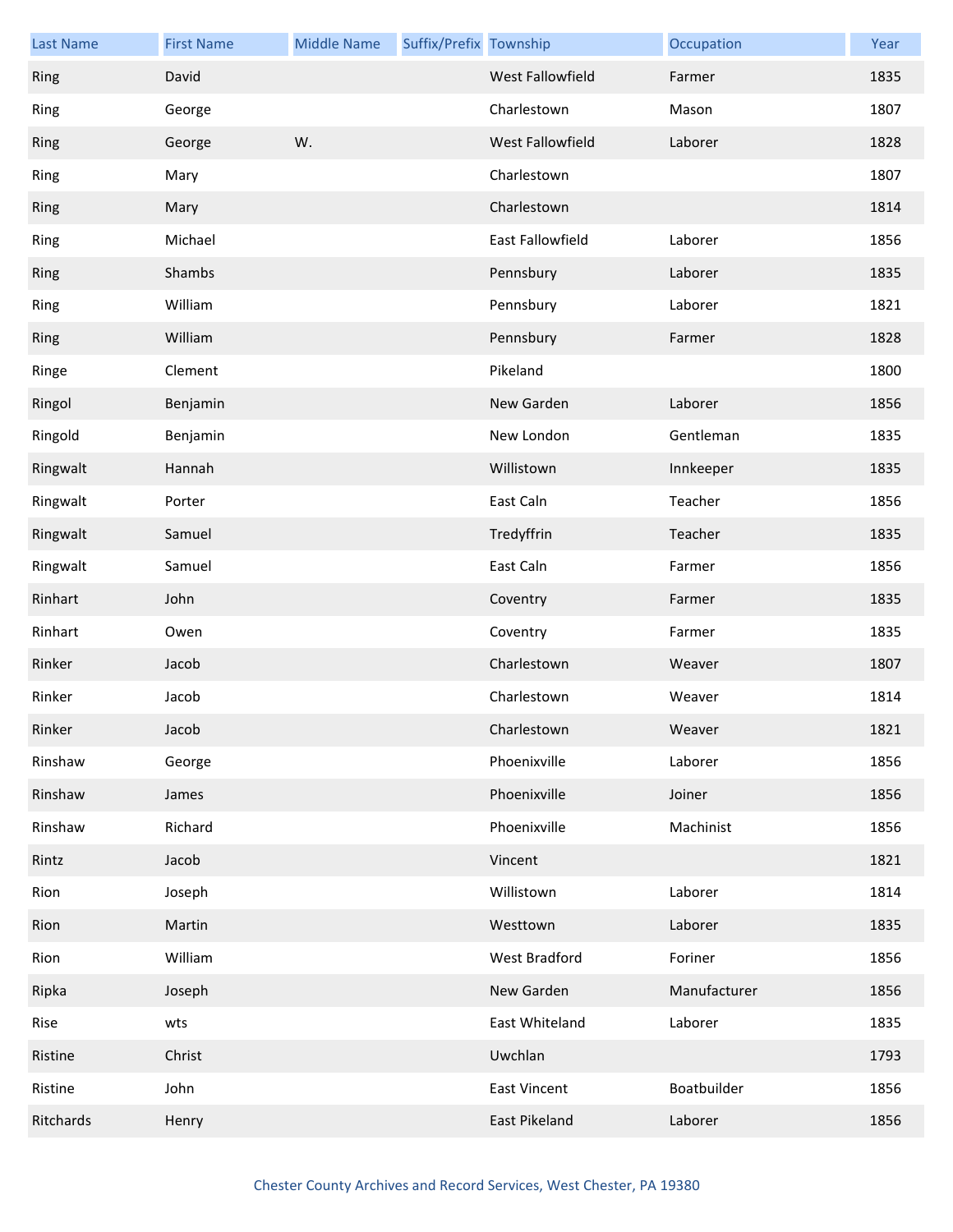| Last Name | First Name | Middle Name | Suffix/Prefix | Township | Occupation | Year |
| --- | --- | --- | --- | --- | --- | --- |
| Ring | David | | | West Fallowfield | Farmer | 1835 |
| Ring | George | | | Charlestown | Mason | 1807 |
| Ring | George | W. | | West Fallowfield | Laborer | 1828 |
| Ring | Mary | | | Charlestown | | 1807 |
| Ring | Mary | | | Charlestown | | 1814 |
| Ring | Michael | | | East Fallowfield | Laborer | 1856 |
| Ring | Shambs | | | Pennsbury | Laborer | 1835 |
| Ring | William | | | Pennsbury | Laborer | 1821 |
| Ring | William | | | Pennsbury | Farmer | 1828 |
| Ringe | Clement | | | Pikeland | | 1800 |
| Ringol | Benjamin | | | New Garden | Laborer | 1856 |
| Ringold | Benjamin | | | New London | Gentleman | 1835 |
| Ringwalt | Hannah | | | Willistown | Innkeeper | 1835 |
| Ringwalt | Porter | | | East Caln | Teacher | 1856 |
| Ringwalt | Samuel | | | Tredyffrin | Teacher | 1835 |
| Ringwalt | Samuel | | | East Caln | Farmer | 1856 |
| Rinhart | John | | | Coventry | Farmer | 1835 |
| Rinhart | Owen | | | Coventry | Farmer | 1835 |
| Rinker | Jacob | | | Charlestown | Weaver | 1807 |
| Rinker | Jacob | | | Charlestown | Weaver | 1814 |
| Rinker | Jacob | | | Charlestown | Weaver | 1821 |
| Rinshaw | George | | | Phoenixville | Laborer | 1856 |
| Rinshaw | James | | | Phoenixville | Joiner | 1856 |
| Rinshaw | Richard | | | Phoenixville | Machinist | 1856 |
| Rintz | Jacob | | | Vincent | | 1821 |
| Rion | Joseph | | | Willistown | Laborer | 1814 |
| Rion | Martin | | | Westtown | Laborer | 1835 |
| Rion | William | | | West Bradford | Foriner | 1856 |
| Ripka | Joseph | | | New Garden | Manufacturer | 1856 |
| Rise | wts | | | East Whiteland | Laborer | 1835 |
| Ristine | Christ | | | Uwchlan | | 1793 |
| Ristine | John | | | East Vincent | Boatbuilder | 1856 |
| Ritchards | Henry | | | East Pikeland | Laborer | 1856 |

Chester County Archives and Record Services, West Chester, PA 19380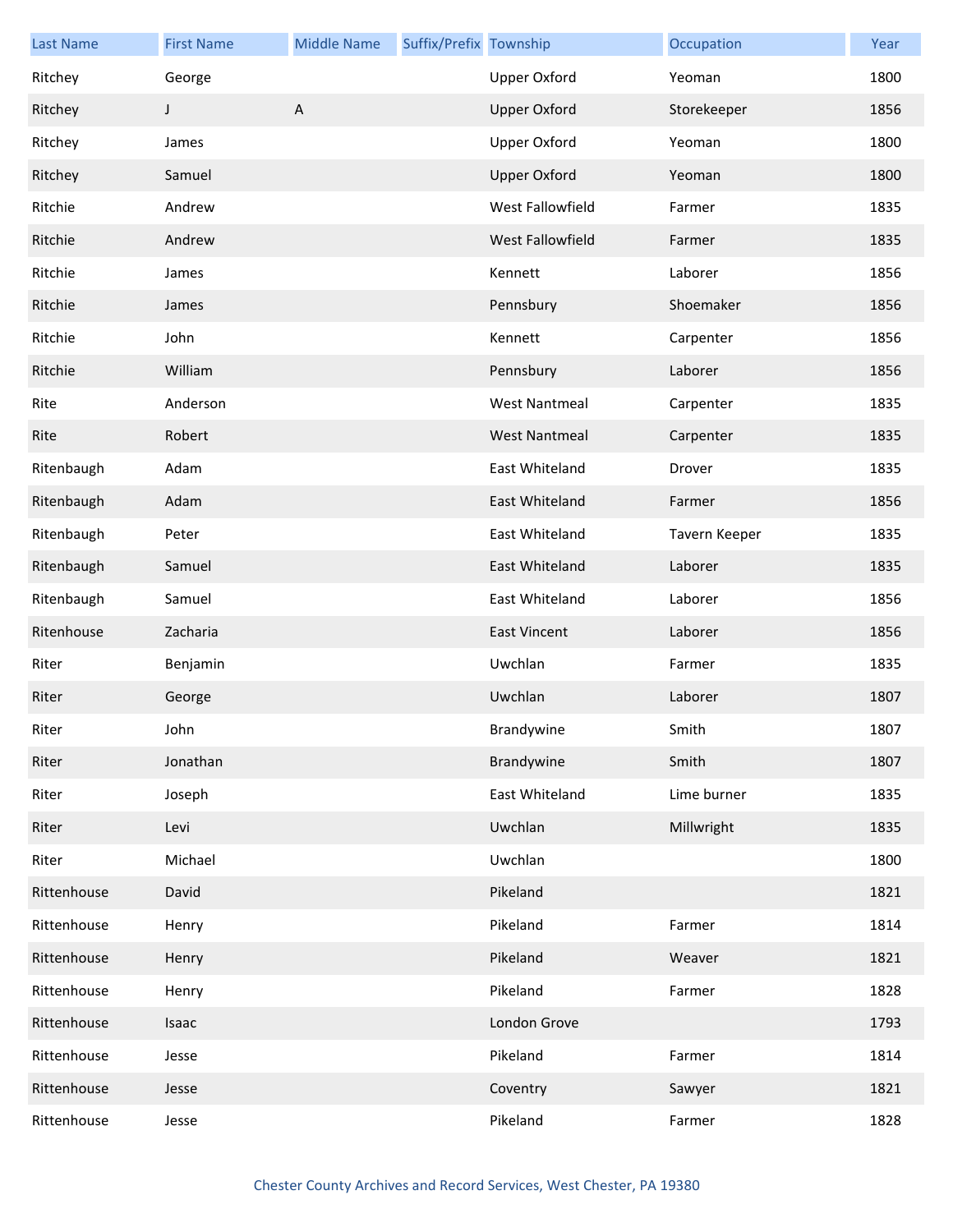| Last Name | First Name | Middle Name | Suffix/Prefix | Township | Occupation | Year |
|---|---|---|---|---|---|---|
| Ritchey | George | | | Upper Oxford | Yeoman | 1800 |
| Ritchey | J | A | | Upper Oxford | Storekeeper | 1856 |
| Ritchey | James | | | Upper Oxford | Yeoman | 1800 |
| Ritchey | Samuel | | | Upper Oxford | Yeoman | 1800 |
| Ritchie | Andrew | | | West Fallowfield | Farmer | 1835 |
| Ritchie | Andrew | | | West Fallowfield | Farmer | 1835 |
| Ritchie | James | | | Kennett | Laborer | 1856 |
| Ritchie | James | | | Pennsbury | Shoemaker | 1856 |
| Ritchie | John | | | Kennett | Carpenter | 1856 |
| Ritchie | William | | | Pennsbury | Laborer | 1856 |
| Rite | Anderson | | | West Nantmeal | Carpenter | 1835 |
| Rite | Robert | | | West Nantmeal | Carpenter | 1835 |
| Ritenbaugh | Adam | | | East Whiteland | Drover | 1835 |
| Ritenbaugh | Adam | | | East Whiteland | Farmer | 1856 |
| Ritenbaugh | Peter | | | East Whiteland | Tavern Keeper | 1835 |
| Ritenbaugh | Samuel | | | East Whiteland | Laborer | 1835 |
| Ritenbaugh | Samuel | | | East Whiteland | Laborer | 1856 |
| Ritenhouse | Zacharia | | | East Vincent | Laborer | 1856 |
| Riter | Benjamin | | | Uwchlan | Farmer | 1835 |
| Riter | George | | | Uwchlan | Laborer | 1807 |
| Riter | John | | | Brandywine | Smith | 1807 |
| Riter | Jonathan | | | Brandywine | Smith | 1807 |
| Riter | Joseph | | | East Whiteland | Lime burner | 1835 |
| Riter | Levi | | | Uwchlan | Millwright | 1835 |
| Riter | Michael | | | Uwchlan | | 1800 |
| Rittenhouse | David | | | Pikeland | | 1821 |
| Rittenhouse | Henry | | | Pikeland | Farmer | 1814 |
| Rittenhouse | Henry | | | Pikeland | Weaver | 1821 |
| Rittenhouse | Henry | | | Pikeland | Farmer | 1828 |
| Rittenhouse | Isaac | | | London Grove | | 1793 |
| Rittenhouse | Jesse | | | Pikeland | Farmer | 1814 |
| Rittenhouse | Jesse | | | Coventry | Sawyer | 1821 |
| Rittenhouse | Jesse | | | Pikeland | Farmer | 1828 |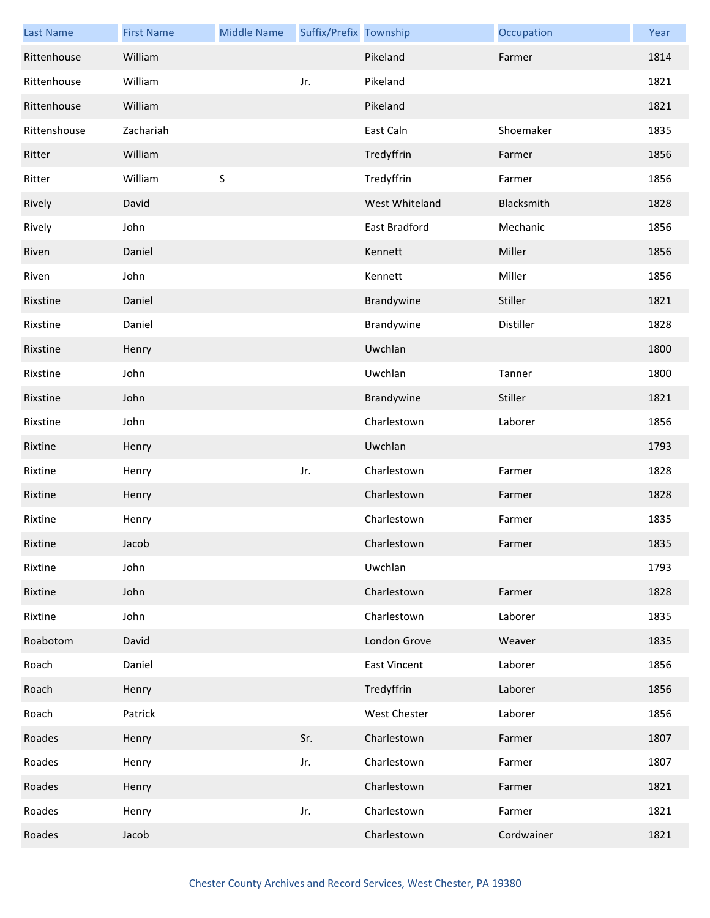| Last Name | First Name | Middle Name | Suffix/Prefix | Township | Occupation | Year |
|---|---|---|---|---|---|---|
| Rittenhouse | William | | | Pikeland | Farmer | 1814 |
| Rittenhouse | William | | Jr. | Pikeland | | 1821 |
| Rittenhouse | William | | | Pikeland | | 1821 |
| Rittenshouse | Zachariah | | | East Caln | Shoemaker | 1835 |
| Ritter | William | | | Tredyffrin | Farmer | 1856 |
| Ritter | William | S | | Tredyffrin | Farmer | 1856 |
| Rively | David | | | West Whiteland | Blacksmith | 1828 |
| Rively | John | | | East Bradford | Mechanic | 1856 |
| Riven | Daniel | | | Kennett | Miller | 1856 |
| Riven | John | | | Kennett | Miller | 1856 |
| Rixstine | Daniel | | | Brandywine | Stiller | 1821 |
| Rixstine | Daniel | | | Brandywine | Distiller | 1828 |
| Rixstine | Henry | | | Uwchlan | | 1800 |
| Rixstine | John | | | Uwchlan | Tanner | 1800 |
| Rixstine | John | | | Brandywine | Stiller | 1821 |
| Rixstine | John | | | Charlestown | Laborer | 1856 |
| Rixtine | Henry | | | Uwchlan | | 1793 |
| Rixtine | Henry | | Jr. | Charlestown | Farmer | 1828 |
| Rixtine | Henry | | | Charlestown | Farmer | 1828 |
| Rixtine | Henry | | | Charlestown | Farmer | 1835 |
| Rixtine | Jacob | | | Charlestown | Farmer | 1835 |
| Rixtine | John | | | Uwchlan | | 1793 |
| Rixtine | John | | | Charlestown | Farmer | 1828 |
| Rixtine | John | | | Charlestown | Laborer | 1835 |
| Roabotom | David | | | London Grove | Weaver | 1835 |
| Roach | Daniel | | | East Vincent | Laborer | 1856 |
| Roach | Henry | | | Tredyffrin | Laborer | 1856 |
| Roach | Patrick | | | West Chester | Laborer | 1856 |
| Roades | Henry | | Sr. | Charlestown | Farmer | 1807 |
| Roades | Henry | | Jr. | Charlestown | Farmer | 1807 |
| Roades | Henry | | | Charlestown | Farmer | 1821 |
| Roades | Henry | | Jr. | Charlestown | Farmer | 1821 |
| Roades | Jacob | | | Charlestown | Cordwainer | 1821 |

Chester County Archives and Record Services, West Chester, PA 19380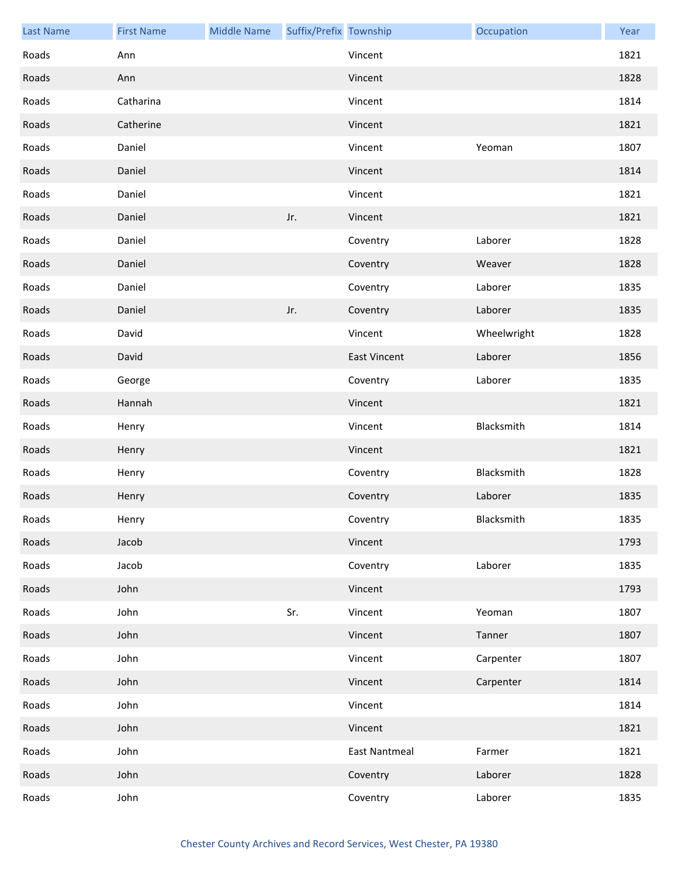| Last Name | First Name | Middle Name | Suffix/Prefix | Township | Occupation | Year |
|---|---|---|---|---|---|---|
| Roads | Ann | | | Vincent | | 1821 |
| Roads | Ann | | | Vincent | | 1828 |
| Roads | Catharina | | | Vincent | | 1814 |
| Roads | Catherine | | | Vincent | | 1821 |
| Roads | Daniel | | | Vincent | Yeoman | 1807 |
| Roads | Daniel | | | Vincent | | 1814 |
| Roads | Daniel | | | Vincent | | 1821 |
| Roads | Daniel | | Jr. | Vincent | | 1821 |
| Roads | Daniel | | | Coventry | Laborer | 1828 |
| Roads | Daniel | | | Coventry | Weaver | 1828 |
| Roads | Daniel | | | Coventry | Laborer | 1835 |
| Roads | Daniel | | Jr. | Coventry | Laborer | 1835 |
| Roads | David | | | Vincent | Wheelwright | 1828 |
| Roads | David | | | East Vincent | Laborer | 1856 |
| Roads | George | | | Coventry | Laborer | 1835 |
| Roads | Hannah | | | Vincent | | 1821 |
| Roads | Henry | | | Vincent | Blacksmith | 1814 |
| Roads | Henry | | | Vincent | | 1821 |
| Roads | Henry | | | Coventry | Blacksmith | 1828 |
| Roads | Henry | | | Coventry | Laborer | 1835 |
| Roads | Henry | | | Coventry | Blacksmith | 1835 |
| Roads | Jacob | | | Vincent | | 1793 |
| Roads | Jacob | | | Coventry | Laborer | 1835 |
| Roads | John | | | Vincent | | 1793 |
| Roads | John | | Sr. | Vincent | Yeoman | 1807 |
| Roads | John | | | Vincent | Tanner | 1807 |
| Roads | John | | | Vincent | Carpenter | 1807 |
| Roads | John | | | Vincent | Carpenter | 1814 |
| Roads | John | | | Vincent | | 1814 |
| Roads | John | | | Vincent | | 1821 |
| Roads | John | | | East Nantmeal | Farmer | 1821 |
| Roads | John | | | Coventry | Laborer | 1828 |
| Roads | John | | | Coventry | Laborer | 1835 |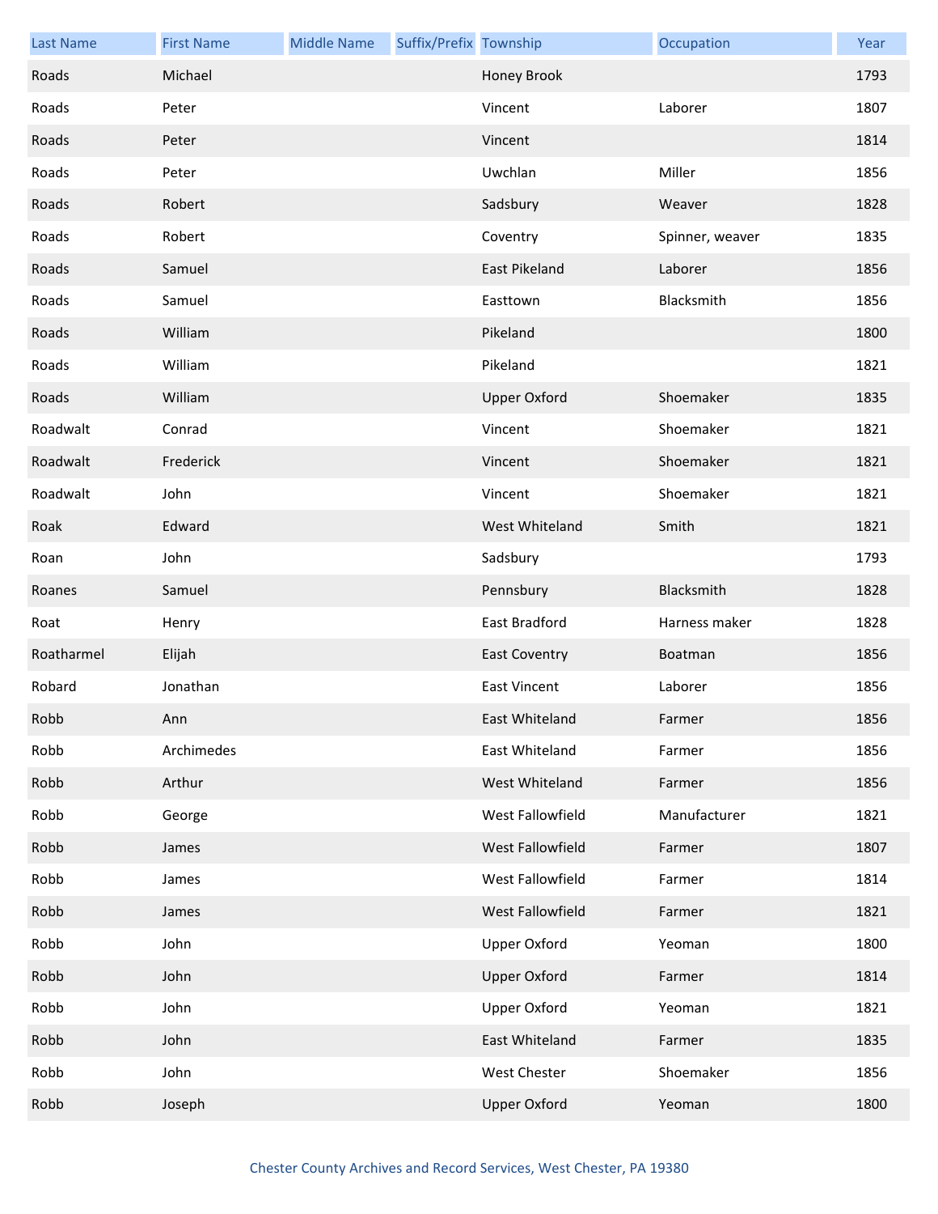| Last Name | First Name | Middle Name | Suffix/Prefix | Township | Occupation | Year |
|---|---|---|---|---|---|---|
| Roads | Michael | | | Honey Brook | | 1793 |
| Roads | Peter | | | Vincent | Laborer | 1807 |
| Roads | Peter | | | Vincent | | 1814 |
| Roads | Peter | | | Uwchlan | Miller | 1856 |
| Roads | Robert | | | Sadsbury | Weaver | 1828 |
| Roads | Robert | | | Coventry | Spinner, weaver | 1835 |
| Roads | Samuel | | | East Pikeland | Laborer | 1856 |
| Roads | Samuel | | | Easttown | Blacksmith | 1856 |
| Roads | William | | | Pikeland | | 1800 |
| Roads | William | | | Pikeland | | 1821 |
| Roads | William | | | Upper Oxford | Shoemaker | 1835 |
| Roadwalt | Conrad | | | Vincent | Shoemaker | 1821 |
| Roadwalt | Frederick | | | Vincent | Shoemaker | 1821 |
| Roadwalt | John | | | Vincent | Shoemaker | 1821 |
| Roak | Edward | | | West Whiteland | Smith | 1821 |
| Roan | John | | | Sadsbury | | 1793 |
| Roanes | Samuel | | | Pennsbury | Blacksmith | 1828 |
| Roat | Henry | | | East Bradford | Harness maker | 1828 |
| Roatharmel | Elijah | | | East Coventry | Boatman | 1856 |
| Robard | Jonathan | | | East Vincent | Laborer | 1856 |
| Robb | Ann | | | East Whiteland | Farmer | 1856 |
| Robb | Archimedes | | | East Whiteland | Farmer | 1856 |
| Robb | Arthur | | | West Whiteland | Farmer | 1856 |
| Robb | George | | | West Fallowfield | Manufacturer | 1821 |
| Robb | James | | | West Fallowfield | Farmer | 1807 |
| Robb | James | | | West Fallowfield | Farmer | 1814 |
| Robb | James | | | West Fallowfield | Farmer | 1821 |
| Robb | John | | | Upper Oxford | Yeoman | 1800 |
| Robb | John | | | Upper Oxford | Farmer | 1814 |
| Robb | John | | | Upper Oxford | Yeoman | 1821 |
| Robb | John | | | East Whiteland | Farmer | 1835 |
| Robb | John | | | West Chester | Shoemaker | 1856 |
| Robb | Joseph | | | Upper Oxford | Yeoman | 1800 |

Chester County Archives and Record Services, West Chester, PA 19380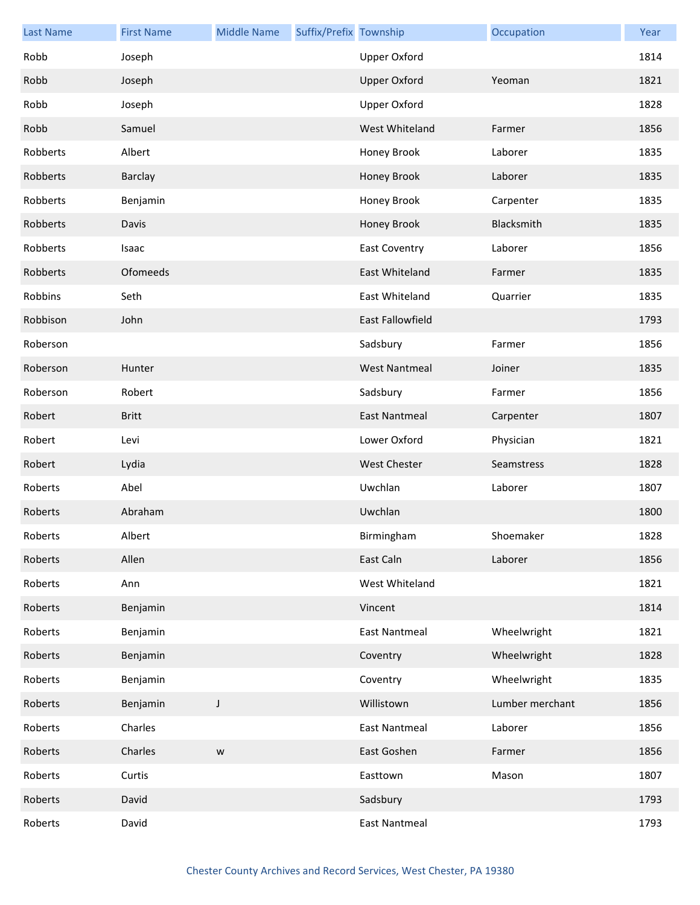| Last Name | First Name | Middle Name | Suffix/Prefix | Township | Occupation | Year |
|---|---|---|---|---|---|---|
| Robb | Joseph | | | Upper Oxford | | 1814 |
| Robb | Joseph | | | Upper Oxford | Yeoman | 1821 |
| Robb | Joseph | | | Upper Oxford | | 1828 |
| Robb | Samuel | | | West Whiteland | Farmer | 1856 |
| Robberts | Albert | | | Honey Brook | Laborer | 1835 |
| Robberts | Barclay | | | Honey Brook | Laborer | 1835 |
| Robberts | Benjamin | | | Honey Brook | Carpenter | 1835 |
| Robberts | Davis | | | Honey Brook | Blacksmith | 1835 |
| Robberts | Isaac | | | East Coventry | Laborer | 1856 |
| Robberts | Ofomeeds | | | East Whiteland | Farmer | 1835 |
| Robbins | Seth | | | East Whiteland | Quarrier | 1835 |
| Robbison | John | | | East Fallowfield | | 1793 |
| Roberson | | | | Sadsbury | Farmer | 1856 |
| Roberson | Hunter | | | West Nantmeal | Joiner | 1835 |
| Roberson | Robert | | | Sadsbury | Farmer | 1856 |
| Robert | Britt | | | East Nantmeal | Carpenter | 1807 |
| Robert | Levi | | | Lower Oxford | Physician | 1821 |
| Robert | Lydia | | | West Chester | Seamstress | 1828 |
| Roberts | Abel | | | Uwchlan | Laborer | 1807 |
| Roberts | Abraham | | | Uwchlan | | 1800 |
| Roberts | Albert | | | Birmingham | Shoemaker | 1828 |
| Roberts | Allen | | | East Caln | Laborer | 1856 |
| Roberts | Ann | | | West Whiteland | | 1821 |
| Roberts | Benjamin | | | Vincent | | 1814 |
| Roberts | Benjamin | | | East Nantmeal | Wheelwright | 1821 |
| Roberts | Benjamin | | | Coventry | Wheelwright | 1828 |
| Roberts | Benjamin | | | Coventry | Wheelwright | 1835 |
| Roberts | Benjamin | J | | Willistown | Lumber merchant | 1856 |
| Roberts | Charles | | | East Nantmeal | Laborer | 1856 |
| Roberts | Charles | w | | East Goshen | Farmer | 1856 |
| Roberts | Curtis | | | Easttown | Mason | 1807 |
| Roberts | David | | | Sadsbury | | 1793 |
| Roberts | David | | | East Nantmeal | | 1793 |

Chester County Archives and Record Services, West Chester, PA 19380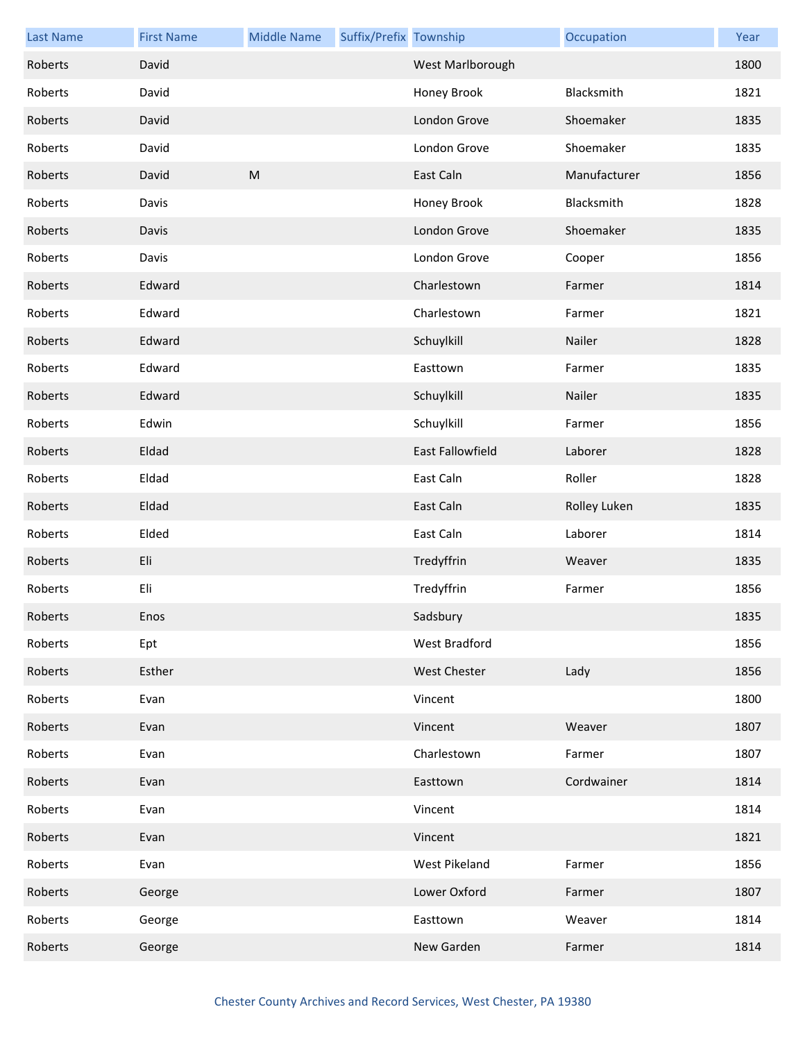| Last Name | First Name | Middle Name | Suffix/Prefix | Township | Occupation | Year |
|---|---|---|---|---|---|---|
| Roberts | David | | | West Marlborough | | 1800 |
| Roberts | David | | | Honey Brook | Blacksmith | 1821 |
| Roberts | David | | | London Grove | Shoemaker | 1835 |
| Roberts | David | | | London Grove | Shoemaker | 1835 |
| Roberts | David | M | | East Caln | Manufacturer | 1856 |
| Roberts | Davis | | | Honey Brook | Blacksmith | 1828 |
| Roberts | Davis | | | London Grove | Shoemaker | 1835 |
| Roberts | Davis | | | London Grove | Cooper | 1856 |
| Roberts | Edward | | | Charlestown | Farmer | 1814 |
| Roberts | Edward | | | Charlestown | Farmer | 1821 |
| Roberts | Edward | | | Schuylkill | Nailer | 1828 |
| Roberts | Edward | | | Easttown | Farmer | 1835 |
| Roberts | Edward | | | Schuylkill | Nailer | 1835 |
| Roberts | Edwin | | | Schuylkill | Farmer | 1856 |
| Roberts | Eldad | | | East Fallowfield | Laborer | 1828 |
| Roberts | Eldad | | | East Caln | Roller | 1828 |
| Roberts | Eldad | | | East Caln | Rolley Luken | 1835 |
| Roberts | Elded | | | East Caln | Laborer | 1814 |
| Roberts | Eli | | | Tredyffrin | Weaver | 1835 |
| Roberts | Eli | | | Tredyffrin | Farmer | 1856 |
| Roberts | Enos | | | Sadsbury | | 1835 |
| Roberts | Ept | | | West Bradford | | 1856 |
| Roberts | Esther | | | West Chester | Lady | 1856 |
| Roberts | Evan | | | Vincent | | 1800 |
| Roberts | Evan | | | Vincent | Weaver | 1807 |
| Roberts | Evan | | | Charlestown | Farmer | 1807 |
| Roberts | Evan | | | Easttown | Cordwainer | 1814 |
| Roberts | Evan | | | Vincent | | 1814 |
| Roberts | Evan | | | Vincent | | 1821 |
| Roberts | Evan | | | West Pikeland | Farmer | 1856 |
| Roberts | George | | | Lower Oxford | Farmer | 1807 |
| Roberts | George | | | Easttown | Weaver | 1814 |
| Roberts | George | | | New Garden | Farmer | 1814 |

Chester County Archives and Record Services, West Chester, PA 19380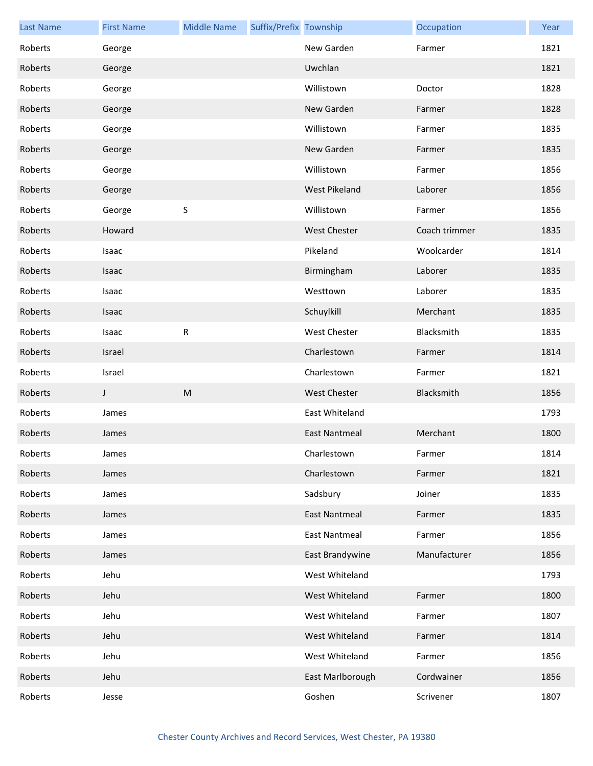| Last Name | First Name | Middle Name | Suffix/Prefix | Township | Occupation | Year |
|---|---|---|---|---|---|---|
| Roberts | George | | | New Garden | Farmer | 1821 |
| Roberts | George | | | Uwchlan | | 1821 |
| Roberts | George | | | Willistown | Doctor | 1828 |
| Roberts | George | | | New Garden | Farmer | 1828 |
| Roberts | George | | | Willistown | Farmer | 1835 |
| Roberts | George | | | New Garden | Farmer | 1835 |
| Roberts | George | | | Willistown | Farmer | 1856 |
| Roberts | George | | | West Pikeland | Laborer | 1856 |
| Roberts | George | S | | Willistown | Farmer | 1856 |
| Roberts | Howard | | | West Chester | Coach trimmer | 1835 |
| Roberts | Isaac | | | Pikeland | Woolcarder | 1814 |
| Roberts | Isaac | | | Birmingham | Laborer | 1835 |
| Roberts | Isaac | | | Westtown | Laborer | 1835 |
| Roberts | Isaac | | | Schuylkill | Merchant | 1835 |
| Roberts | Isaac | R | | West Chester | Blacksmith | 1835 |
| Roberts | Israel | | | Charlestown | Farmer | 1814 |
| Roberts | Israel | | | Charlestown | Farmer | 1821 |
| Roberts | J | M | | West Chester | Blacksmith | 1856 |
| Roberts | James | | | East Whiteland | | 1793 |
| Roberts | James | | | East Nantmeal | Merchant | 1800 |
| Roberts | James | | | Charlestown | Farmer | 1814 |
| Roberts | James | | | Charlestown | Farmer | 1821 |
| Roberts | James | | | Sadsbury | Joiner | 1835 |
| Roberts | James | | | East Nantmeal | Farmer | 1835 |
| Roberts | James | | | East Nantmeal | Farmer | 1856 |
| Roberts | James | | | East Brandywine | Manufacturer | 1856 |
| Roberts | Jehu | | | West Whiteland | | 1793 |
| Roberts | Jehu | | | West Whiteland | Farmer | 1800 |
| Roberts | Jehu | | | West Whiteland | Farmer | 1807 |
| Roberts | Jehu | | | West Whiteland | Farmer | 1814 |
| Roberts | Jehu | | | West Whiteland | Farmer | 1856 |
| Roberts | Jehu | | | East Marlborough | Cordwainer | 1856 |
| Roberts | Jesse | | | Goshen | Scrivener | 1807 |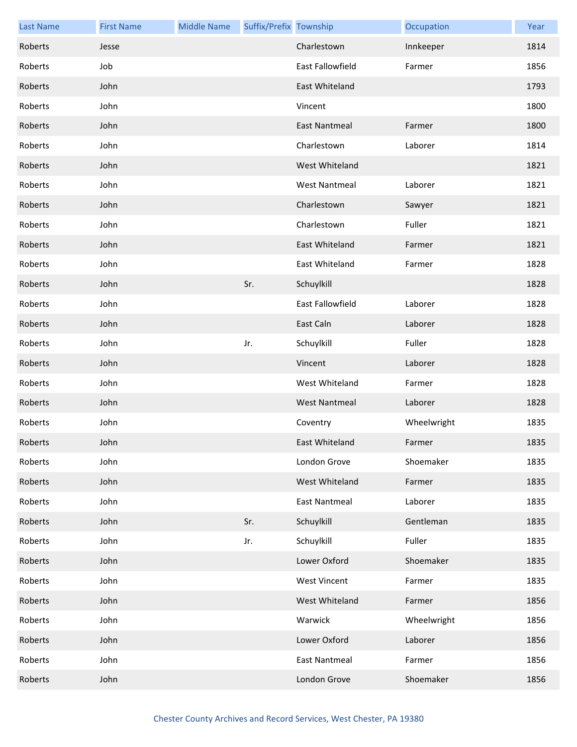| Last Name | First Name | Middle Name | Suffix/Prefix | Township | Occupation | Year |
|---|---|---|---|---|---|---|
| Roberts | Jesse | | | Charlestown | Innkeeper | 1814 |
| Roberts | Job | | | East Fallowfield | Farmer | 1856 |
| Roberts | John | | | East Whiteland | | 1793 |
| Roberts | John | | | Vincent | | 1800 |
| Roberts | John | | | East Nantmeal | Farmer | 1800 |
| Roberts | John | | | Charlestown | Laborer | 1814 |
| Roberts | John | | | West Whiteland | | 1821 |
| Roberts | John | | | West Nantmeal | Laborer | 1821 |
| Roberts | John | | | Charlestown | Sawyer | 1821 |
| Roberts | John | | | Charlestown | Fuller | 1821 |
| Roberts | John | | | East Whiteland | Farmer | 1821 |
| Roberts | John | | | East Whiteland | Farmer | 1828 |
| Roberts | John | | Sr. | Schuylkill | | 1828 |
| Roberts | John | | | East Fallowfield | Laborer | 1828 |
| Roberts | John | | | East Caln | Laborer | 1828 |
| Roberts | John | | Jr. | Schuylkill | Fuller | 1828 |
| Roberts | John | | | Vincent | Laborer | 1828 |
| Roberts | John | | | West Whiteland | Farmer | 1828 |
| Roberts | John | | | West Nantmeal | Laborer | 1828 |
| Roberts | John | | | Coventry | Wheelwright | 1835 |
| Roberts | John | | | East Whiteland | Farmer | 1835 |
| Roberts | John | | | London Grove | Shoemaker | 1835 |
| Roberts | John | | | West Whiteland | Farmer | 1835 |
| Roberts | John | | | East Nantmeal | Laborer | 1835 |
| Roberts | John | | Sr. | Schuylkill | Gentleman | 1835 |
| Roberts | John | | Jr. | Schuylkill | Fuller | 1835 |
| Roberts | John | | | Lower Oxford | Shoemaker | 1835 |
| Roberts | John | | | West Vincent | Farmer | 1835 |
| Roberts | John | | | West Whiteland | Farmer | 1856 |
| Roberts | John | | | Warwick | Wheelwright | 1856 |
| Roberts | John | | | Lower Oxford | Laborer | 1856 |
| Roberts | John | | | East Nantmeal | Farmer | 1856 |
| Roberts | John | | | London Grove | Shoemaker | 1856 |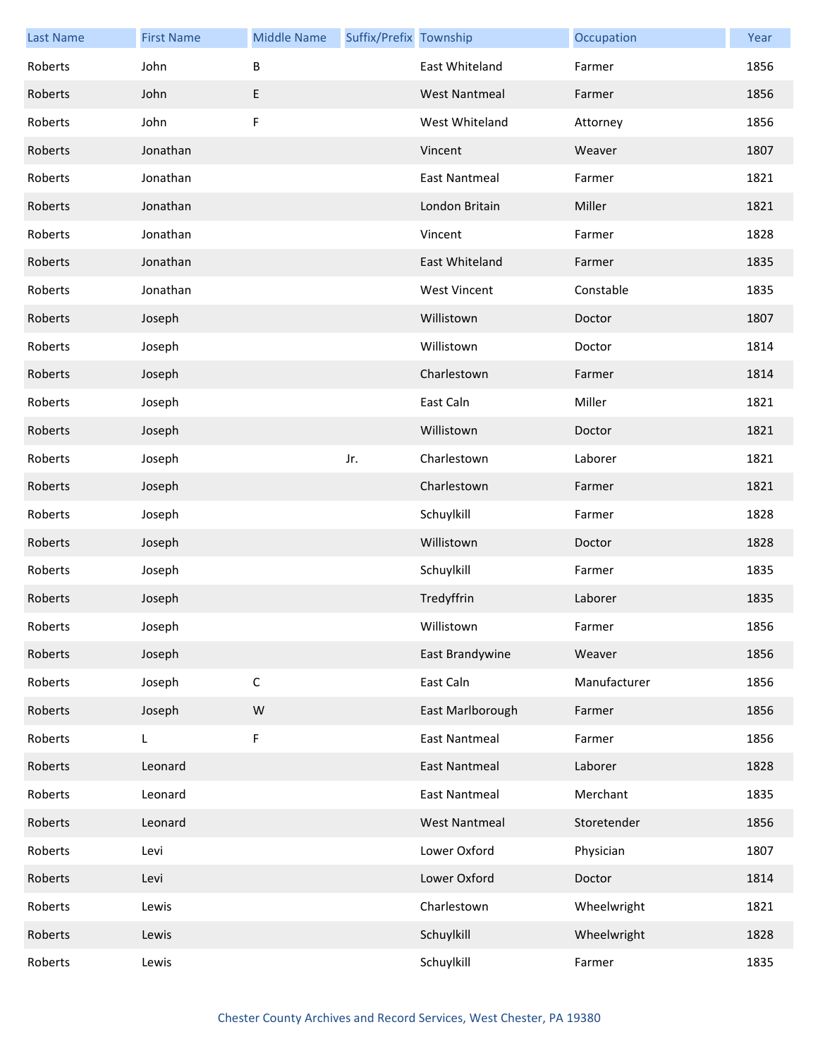| Last Name | First Name | Middle Name | Suffix/Prefix | Township | Occupation | Year |
|---|---|---|---|---|---|---|
| Roberts | John | B | | East Whiteland | Farmer | 1856 |
| Roberts | John | E | | West Nantmeal | Farmer | 1856 |
| Roberts | John | F | | West Whiteland | Attorney | 1856 |
| Roberts | Jonathan | | | Vincent | Weaver | 1807 |
| Roberts | Jonathan | | | East Nantmeal | Farmer | 1821 |
| Roberts | Jonathan | | | London Britain | Miller | 1821 |
| Roberts | Jonathan | | | Vincent | Farmer | 1828 |
| Roberts | Jonathan | | | East Whiteland | Farmer | 1835 |
| Roberts | Jonathan | | | West Vincent | Constable | 1835 |
| Roberts | Joseph | | | Willistown | Doctor | 1807 |
| Roberts | Joseph | | | Willistown | Doctor | 1814 |
| Roberts | Joseph | | | Charlestown | Farmer | 1814 |
| Roberts | Joseph | | | East Caln | Miller | 1821 |
| Roberts | Joseph | | | Willistown | Doctor | 1821 |
| Roberts | Joseph | | Jr. | Charlestown | Laborer | 1821 |
| Roberts | Joseph | | | Charlestown | Farmer | 1821 |
| Roberts | Joseph | | | Schuylkill | Farmer | 1828 |
| Roberts | Joseph | | | Willistown | Doctor | 1828 |
| Roberts | Joseph | | | Schuylkill | Farmer | 1835 |
| Roberts | Joseph | | | Tredyffrin | Laborer | 1835 |
| Roberts | Joseph | | | Willistown | Farmer | 1856 |
| Roberts | Joseph | | | East Brandywine | Weaver | 1856 |
| Roberts | Joseph | C | | East Caln | Manufacturer | 1856 |
| Roberts | Joseph | W | | East Marlborough | Farmer | 1856 |
| Roberts | L | F | | East Nantmeal | Farmer | 1856 |
| Roberts | Leonard | | | East Nantmeal | Laborer | 1828 |
| Roberts | Leonard | | | East Nantmeal | Merchant | 1835 |
| Roberts | Leonard | | | West Nantmeal | Storetender | 1856 |
| Roberts | Levi | | | Lower Oxford | Physician | 1807 |
| Roberts | Levi | | | Lower Oxford | Doctor | 1814 |
| Roberts | Lewis | | | Charlestown | Wheelwright | 1821 |
| Roberts | Lewis | | | Schuylkill | Wheelwright | 1828 |
| Roberts | Lewis | | | Schuylkill | Farmer | 1835 |

Chester County Archives and Record Services, West Chester, PA 19380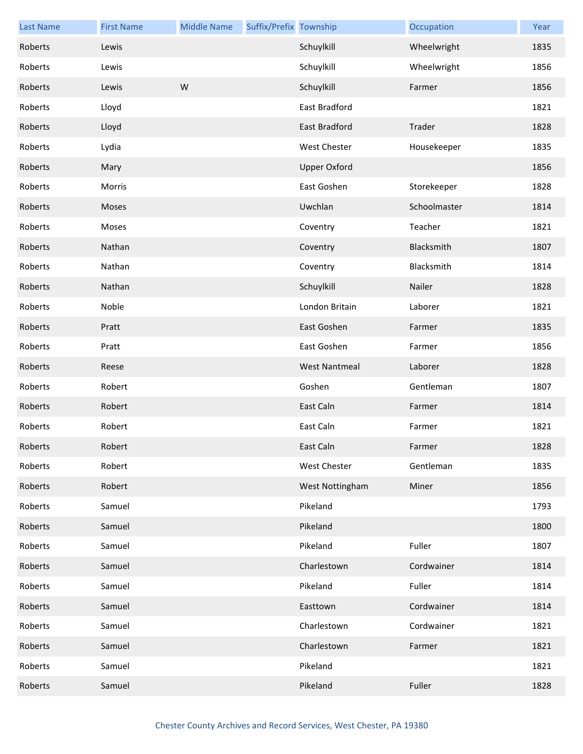| Last Name | First Name | Middle Name | Suffix/Prefix | Township | Occupation | Year |
|---|---|---|---|---|---|---|
| Roberts | Lewis | | | Schuylkill | Wheelwright | 1835 |
| Roberts | Lewis | | | Schuylkill | Wheelwright | 1856 |
| Roberts | Lewis | W | | Schuylkill | Farmer | 1856 |
| Roberts | Lloyd | | | East Bradford | | 1821 |
| Roberts | Lloyd | | | East Bradford | Trader | 1828 |
| Roberts | Lydia | | | West Chester | Housekeeper | 1835 |
| Roberts | Mary | | | Upper Oxford | | 1856 |
| Roberts | Morris | | | East Goshen | Storekeeper | 1828 |
| Roberts | Moses | | | Uwchlan | Schoolmaster | 1814 |
| Roberts | Moses | | | Coventry | Teacher | 1821 |
| Roberts | Nathan | | | Coventry | Blacksmith | 1807 |
| Roberts | Nathan | | | Coventry | Blacksmith | 1814 |
| Roberts | Nathan | | | Schuylkill | Nailer | 1828 |
| Roberts | Noble | | | London Britain | Laborer | 1821 |
| Roberts | Pratt | | | East Goshen | Farmer | 1835 |
| Roberts | Pratt | | | East Goshen | Farmer | 1856 |
| Roberts | Reese | | | West Nantmeal | Laborer | 1828 |
| Roberts | Robert | | | Goshen | Gentleman | 1807 |
| Roberts | Robert | | | East Caln | Farmer | 1814 |
| Roberts | Robert | | | East Caln | Farmer | 1821 |
| Roberts | Robert | | | East Caln | Farmer | 1828 |
| Roberts | Robert | | | West Chester | Gentleman | 1835 |
| Roberts | Robert | | | West Nottingham | Miner | 1856 |
| Roberts | Samuel | | | Pikeland | | 1793 |
| Roberts | Samuel | | | Pikeland | | 1800 |
| Roberts | Samuel | | | Pikeland | Fuller | 1807 |
| Roberts | Samuel | | | Charlestown | Cordwainer | 1814 |
| Roberts | Samuel | | | Pikeland | Fuller | 1814 |
| Roberts | Samuel | | | Easttown | Cordwainer | 1814 |
| Roberts | Samuel | | | Charlestown | Cordwainer | 1821 |
| Roberts | Samuel | | | Charlestown | Farmer | 1821 |
| Roberts | Samuel | | | Pikeland | | 1821 |
| Roberts | Samuel | | | Pikeland | Fuller | 1828 |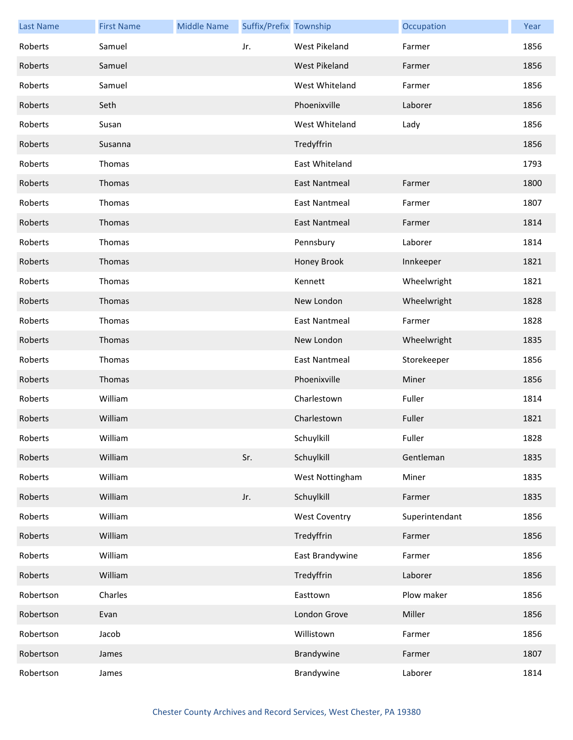| Last Name | First Name | Middle Name | Suffix/Prefix | Township | Occupation | Year |
|---|---|---|---|---|---|---|
| Roberts | Samuel | | Jr. | West Pikeland | Farmer | 1856 |
| Roberts | Samuel | | | West Pikeland | Farmer | 1856 |
| Roberts | Samuel | | | West Whiteland | Farmer | 1856 |
| Roberts | Seth | | | Phoenixville | Laborer | 1856 |
| Roberts | Susan | | | West Whiteland | Lady | 1856 |
| Roberts | Susanna | | | Tredyffrin | | 1856 |
| Roberts | Thomas | | | East Whiteland | | 1793 |
| Roberts | Thomas | | | East Nantmeal | Farmer | 1800 |
| Roberts | Thomas | | | East Nantmeal | Farmer | 1807 |
| Roberts | Thomas | | | East Nantmeal | Farmer | 1814 |
| Roberts | Thomas | | | Pennsbury | Laborer | 1814 |
| Roberts | Thomas | | | Honey Brook | Innkeeper | 1821 |
| Roberts | Thomas | | | Kennett | Wheelwright | 1821 |
| Roberts | Thomas | | | New London | Wheelwright | 1828 |
| Roberts | Thomas | | | East Nantmeal | Farmer | 1828 |
| Roberts | Thomas | | | New London | Wheelwright | 1835 |
| Roberts | Thomas | | | East Nantmeal | Storekeeper | 1856 |
| Roberts | Thomas | | | Phoenixville | Miner | 1856 |
| Roberts | William | | | Charlestown | Fuller | 1814 |
| Roberts | William | | | Charlestown | Fuller | 1821 |
| Roberts | William | | | Schuylkill | Fuller | 1828 |
| Roberts | William | | Sr. | Schuylkill | Gentleman | 1835 |
| Roberts | William | | | West Nottingham | Miner | 1835 |
| Roberts | William | | Jr. | Schuylkill | Farmer | 1835 |
| Roberts | William | | | West Coventry | Superintendant | 1856 |
| Roberts | William | | | Tredyffrin | Farmer | 1856 |
| Roberts | William | | | East Brandywine | Farmer | 1856 |
| Roberts | William | | | Tredyffrin | Laborer | 1856 |
| Robertson | Charles | | | Easttown | Plow maker | 1856 |
| Robertson | Evan | | | London Grove | Miller | 1856 |
| Robertson | Jacob | | | Willistown | Farmer | 1856 |
| Robertson | James | | | Brandywine | Farmer | 1807 |
| Robertson | James | | | Brandywine | Laborer | 1814 |

Chester County Archives and Record Services, West Chester, PA 19380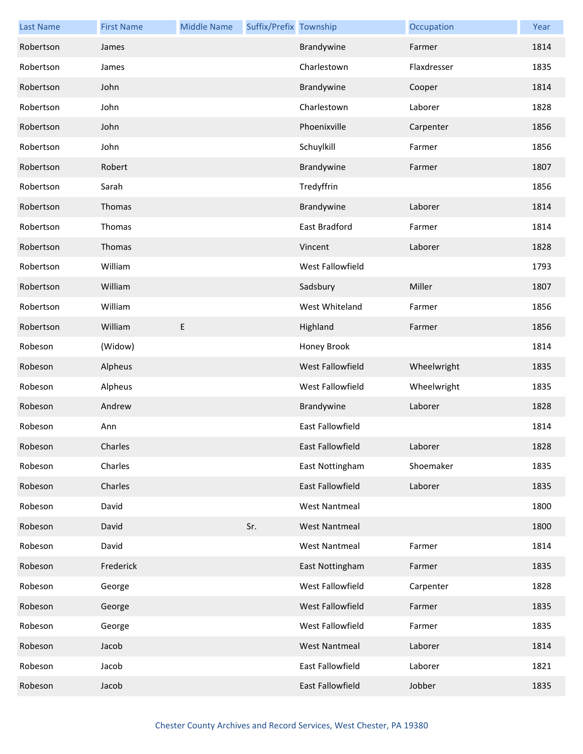| Last Name | First Name | Middle Name | Suffix/Prefix | Township | Occupation | Year |
|---|---|---|---|---|---|---|
| Robertson | James | | | Brandywine | Farmer | 1814 |
| Robertson | James | | | Charlestown | Flaxdresser | 1835 |
| Robertson | John | | | Brandywine | Cooper | 1814 |
| Robertson | John | | | Charlestown | Laborer | 1828 |
| Robertson | John | | | Phoenixville | Carpenter | 1856 |
| Robertson | John | | | Schuylkill | Farmer | 1856 |
| Robertson | Robert | | | Brandywine | Farmer | 1807 |
| Robertson | Sarah | | | Tredyffrin | | 1856 |
| Robertson | Thomas | | | Brandywine | Laborer | 1814 |
| Robertson | Thomas | | | East Bradford | Farmer | 1814 |
| Robertson | Thomas | | | Vincent | Laborer | 1828 |
| Robertson | William | | | West Fallowfield | | 1793 |
| Robertson | William | | | Sadsbury | Miller | 1807 |
| Robertson | William | | | West Whiteland | Farmer | 1856 |
| Robertson | William | E | | Highland | Farmer | 1856 |
| Robeson | (Widow) | | | Honey Brook | | 1814 |
| Robeson | Alpheus | | | West Fallowfield | Wheelwright | 1835 |
| Robeson | Alpheus | | | West Fallowfield | Wheelwright | 1835 |
| Robeson | Andrew | | | Brandywine | Laborer | 1828 |
| Robeson | Ann | | | East Fallowfield | | 1814 |
| Robeson | Charles | | | East Fallowfield | Laborer | 1828 |
| Robeson | Charles | | | East Nottingham | Shoemaker | 1835 |
| Robeson | Charles | | | East Fallowfield | Laborer | 1835 |
| Robeson | David | | | West Nantmeal | | 1800 |
| Robeson | David | | Sr. | West Nantmeal | | 1800 |
| Robeson | David | | | West Nantmeal | Farmer | 1814 |
| Robeson | Frederick | | | East Nottingham | Farmer | 1835 |
| Robeson | George | | | West Fallowfield | Carpenter | 1828 |
| Robeson | George | | | West Fallowfield | Farmer | 1835 |
| Robeson | George | | | West Fallowfield | Farmer | 1835 |
| Robeson | Jacob | | | West Nantmeal | Laborer | 1814 |
| Robeson | Jacob | | | East Fallowfield | Laborer | 1821 |
| Robeson | Jacob | | | East Fallowfield | Jobber | 1835 |

Chester County Archives and Record Services, West Chester, PA 19380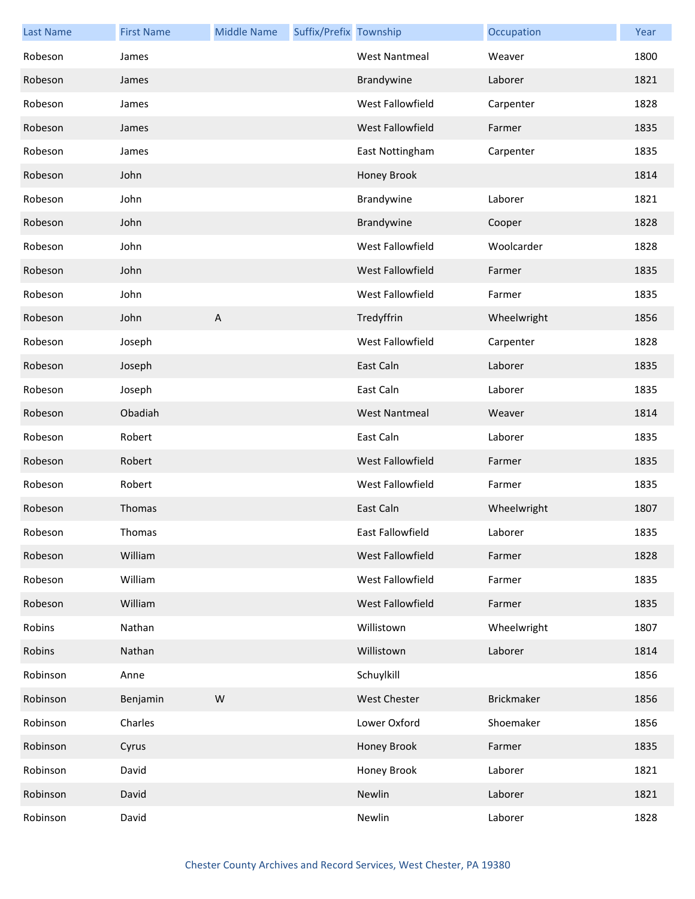| Last Name | First Name | Middle Name | Suffix/Prefix | Township | Occupation | Year |
|---|---|---|---|---|---|---|
| Robeson | James | | | West Nantmeal | Weaver | 1800 |
| Robeson | James | | | Brandywine | Laborer | 1821 |
| Robeson | James | | | West Fallowfield | Carpenter | 1828 |
| Robeson | James | | | West Fallowfield | Farmer | 1835 |
| Robeson | James | | | East Nottingham | Carpenter | 1835 |
| Robeson | John | | | Honey Brook | | 1814 |
| Robeson | John | | | Brandywine | Laborer | 1821 |
| Robeson | John | | | Brandywine | Cooper | 1828 |
| Robeson | John | | | West Fallowfield | Woolcarder | 1828 |
| Robeson | John | | | West Fallowfield | Farmer | 1835 |
| Robeson | John | | | West Fallowfield | Farmer | 1835 |
| Robeson | John | A | | Tredyffrin | Wheelwright | 1856 |
| Robeson | Joseph | | | West Fallowfield | Carpenter | 1828 |
| Robeson | Joseph | | | East Caln | Laborer | 1835 |
| Robeson | Joseph | | | East Caln | Laborer | 1835 |
| Robeson | Obadiah | | | West Nantmeal | Weaver | 1814 |
| Robeson | Robert | | | East Caln | Laborer | 1835 |
| Robeson | Robert | | | West Fallowfield | Farmer | 1835 |
| Robeson | Robert | | | West Fallowfield | Farmer | 1835 |
| Robeson | Thomas | | | East Caln | Wheelwright | 1807 |
| Robeson | Thomas | | | East Fallowfield | Laborer | 1835 |
| Robeson | William | | | West Fallowfield | Farmer | 1828 |
| Robeson | William | | | West Fallowfield | Farmer | 1835 |
| Robeson | William | | | West Fallowfield | Farmer | 1835 |
| Robins | Nathan | | | Willistown | Wheelwright | 1807 |
| Robins | Nathan | | | Willistown | Laborer | 1814 |
| Robinson | Anne | | | Schuylkill | | 1856 |
| Robinson | Benjamin | W | | West Chester | Brickmaker | 1856 |
| Robinson | Charles | | | Lower Oxford | Shoemaker | 1856 |
| Robinson | Cyrus | | | Honey Brook | Farmer | 1835 |
| Robinson | David | | | Honey Brook | Laborer | 1821 |
| Robinson | David | | | Newlin | Laborer | 1821 |
| Robinson | David | | | Newlin | Laborer | 1828 |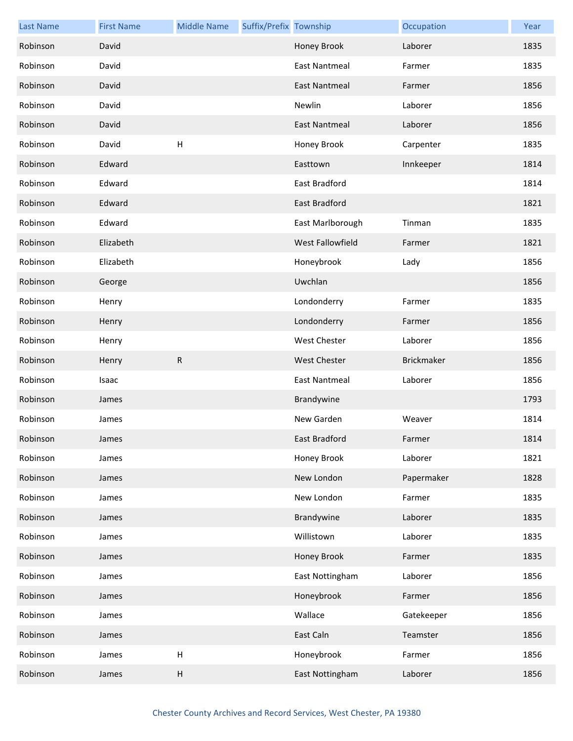| Last Name | First Name | Middle Name | Suffix/Prefix | Township | Occupation | Year |
|---|---|---|---|---|---|---|
| Robinson | David | | | Honey Brook | Laborer | 1835 |
| Robinson | David | | | East Nantmeal | Farmer | 1835 |
| Robinson | David | | | East Nantmeal | Farmer | 1856 |
| Robinson | David | | | Newlin | Laborer | 1856 |
| Robinson | David | | | East Nantmeal | Laborer | 1856 |
| Robinson | David | H | | Honey Brook | Carpenter | 1835 |
| Robinson | Edward | | | Easttown | Innkeeper | 1814 |
| Robinson | Edward | | | East Bradford | | 1814 |
| Robinson | Edward | | | East Bradford | | 1821 |
| Robinson | Edward | | | East Marlborough | Tinman | 1835 |
| Robinson | Elizabeth | | | West Fallowfield | Farmer | 1821 |
| Robinson | Elizabeth | | | Honeybrook | Lady | 1856 |
| Robinson | George | | | Uwchlan | | 1856 |
| Robinson | Henry | | | Londonderry | Farmer | 1835 |
| Robinson | Henry | | | Londonderry | Farmer | 1856 |
| Robinson | Henry | | | West Chester | Laborer | 1856 |
| Robinson | Henry | R | | West Chester | Brickmaker | 1856 |
| Robinson | Isaac | | | East Nantmeal | Laborer | 1856 |
| Robinson | James | | | Brandywine | | 1793 |
| Robinson | James | | | New Garden | Weaver | 1814 |
| Robinson | James | | | East Bradford | Farmer | 1814 |
| Robinson | James | | | Honey Brook | Laborer | 1821 |
| Robinson | James | | | New London | Papermaker | 1828 |
| Robinson | James | | | New London | Farmer | 1835 |
| Robinson | James | | | Brandywine | Laborer | 1835 |
| Robinson | James | | | Willistown | Laborer | 1835 |
| Robinson | James | | | Honey Brook | Farmer | 1835 |
| Robinson | James | | | East Nottingham | Laborer | 1856 |
| Robinson | James | | | Honeybrook | Farmer | 1856 |
| Robinson | James | | | Wallace | Gatekeeper | 1856 |
| Robinson | James | | | East Caln | Teamster | 1856 |
| Robinson | James | H | | Honeybrook | Farmer | 1856 |
| Robinson | James | H | | East Nottingham | Laborer | 1856 |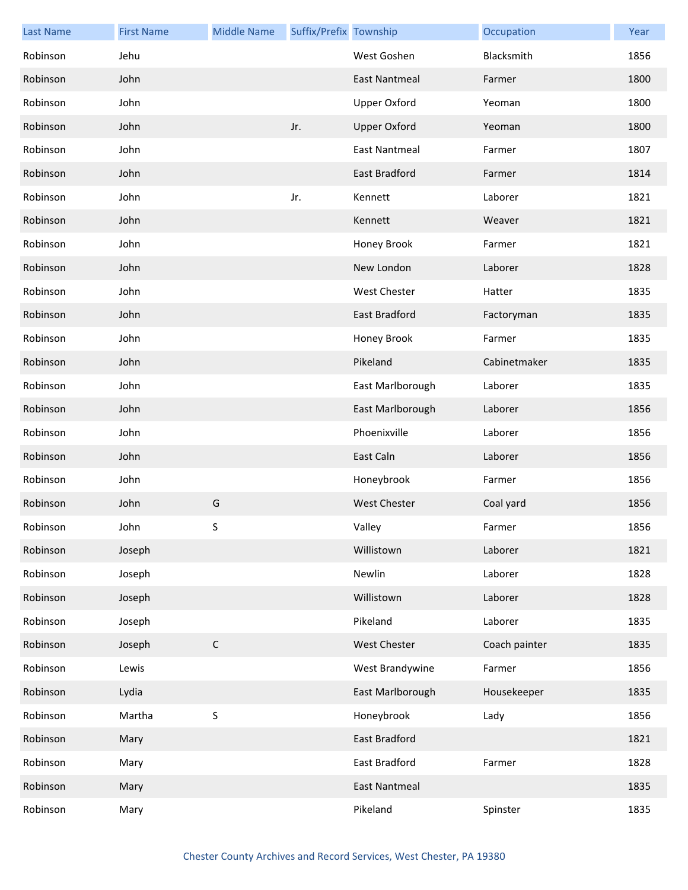| Last Name | First Name | Middle Name | Suffix/Prefix | Township | Occupation | Year |
|---|---|---|---|---|---|---|
| Robinson | Jehu | | | West Goshen | Blacksmith | 1856 |
| Robinson | John | | | East Nantmeal | Farmer | 1800 |
| Robinson | John | | | Upper Oxford | Yeoman | 1800 |
| Robinson | John | | Jr. | Upper Oxford | Yeoman | 1800 |
| Robinson | John | | | East Nantmeal | Farmer | 1807 |
| Robinson | John | | | East Bradford | Farmer | 1814 |
| Robinson | John | | Jr. | Kennett | Laborer | 1821 |
| Robinson | John | | | Kennett | Weaver | 1821 |
| Robinson | John | | | Honey Brook | Farmer | 1821 |
| Robinson | John | | | New London | Laborer | 1828 |
| Robinson | John | | | West Chester | Hatter | 1835 |
| Robinson | John | | | East Bradford | Factoryman | 1835 |
| Robinson | John | | | Honey Brook | Farmer | 1835 |
| Robinson | John | | | Pikeland | Cabinetmaker | 1835 |
| Robinson | John | | | East Marlborough | Laborer | 1835 |
| Robinson | John | | | East Marlborough | Laborer | 1856 |
| Robinson | John | | | Phoenixville | Laborer | 1856 |
| Robinson | John | | | East Caln | Laborer | 1856 |
| Robinson | John | | | Honeybrook | Farmer | 1856 |
| Robinson | John | G | | West Chester | Coal yard | 1856 |
| Robinson | John | S | | Valley | Farmer | 1856 |
| Robinson | Joseph | | | Willistown | Laborer | 1821 |
| Robinson | Joseph | | | Newlin | Laborer | 1828 |
| Robinson | Joseph | | | Willistown | Laborer | 1828 |
| Robinson | Joseph | | | Pikeland | Laborer | 1835 |
| Robinson | Joseph | C | | West Chester | Coach painter | 1835 |
| Robinson | Lewis | | | West Brandywine | Farmer | 1856 |
| Robinson | Lydia | | | East Marlborough | Housekeeper | 1835 |
| Robinson | Martha | S | | Honeybrook | Lady | 1856 |
| Robinson | Mary | | | East Bradford | | 1821 |
| Robinson | Mary | | | East Bradford | Farmer | 1828 |
| Robinson | Mary | | | East Nantmeal | | 1835 |
| Robinson | Mary | | | Pikeland | Spinster | 1835 |

Chester County Archives and Record Services, West Chester, PA 19380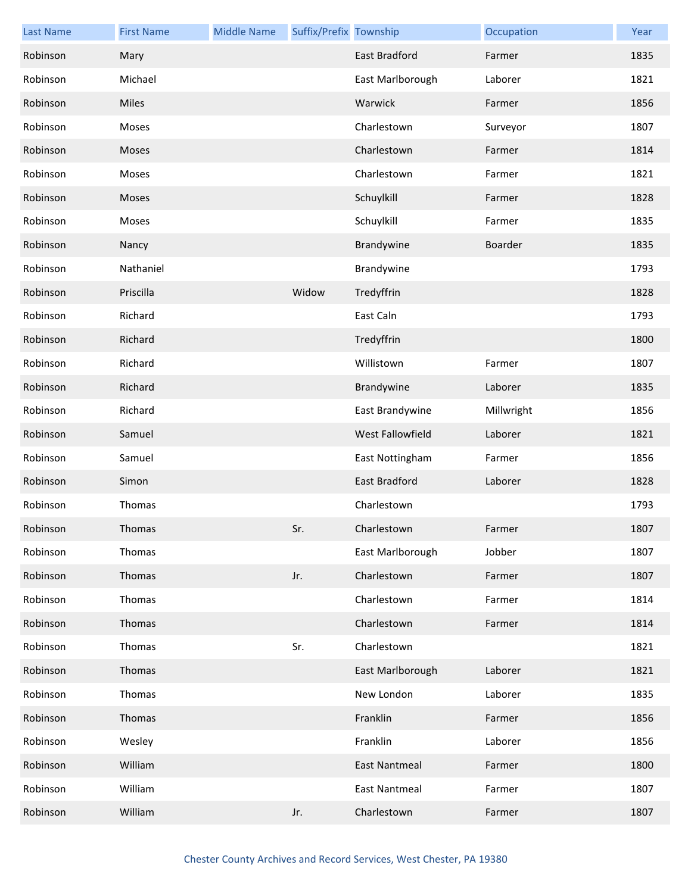| Last Name | First Name | Middle Name | Suffix/Prefix | Township | Occupation | Year |
|---|---|---|---|---|---|---|
| Robinson | Mary | | | East Bradford | Farmer | 1835 |
| Robinson | Michael | | | East Marlborough | Laborer | 1821 |
| Robinson | Miles | | | Warwick | Farmer | 1856 |
| Robinson | Moses | | | Charlestown | Surveyor | 1807 |
| Robinson | Moses | | | Charlestown | Farmer | 1814 |
| Robinson | Moses | | | Charlestown | Farmer | 1821 |
| Robinson | Moses | | | Schuylkill | Farmer | 1828 |
| Robinson | Moses | | | Schuylkill | Farmer | 1835 |
| Robinson | Nancy | | | Brandywine | Boarder | 1835 |
| Robinson | Nathaniel | | | Brandywine | | 1793 |
| Robinson | Priscilla | | Widow | Tredyffrin | | 1828 |
| Robinson | Richard | | | East Caln | | 1793 |
| Robinson | Richard | | | Tredyffrin | | 1800 |
| Robinson | Richard | | | Willistown | Farmer | 1807 |
| Robinson | Richard | | | Brandywine | Laborer | 1835 |
| Robinson | Richard | | | East Brandywine | Millwright | 1856 |
| Robinson | Samuel | | | West Fallowfield | Laborer | 1821 |
| Robinson | Samuel | | | East Nottingham | Farmer | 1856 |
| Robinson | Simon | | | East Bradford | Laborer | 1828 |
| Robinson | Thomas | | | Charlestown | | 1793 |
| Robinson | Thomas | | Sr. | Charlestown | Farmer | 1807 |
| Robinson | Thomas | | | East Marlborough | Jobber | 1807 |
| Robinson | Thomas | | Jr. | Charlestown | Farmer | 1807 |
| Robinson | Thomas | | | Charlestown | Farmer | 1814 |
| Robinson | Thomas | | | Charlestown | Farmer | 1814 |
| Robinson | Thomas | | Sr. | Charlestown | | 1821 |
| Robinson | Thomas | | | East Marlborough | Laborer | 1821 |
| Robinson | Thomas | | | New London | Laborer | 1835 |
| Robinson | Thomas | | | Franklin | Farmer | 1856 |
| Robinson | Wesley | | | Franklin | Laborer | 1856 |
| Robinson | William | | | East Nantmeal | Farmer | 1800 |
| Robinson | William | | | East Nantmeal | Farmer | 1807 |
| Robinson | William | | Jr. | Charlestown | Farmer | 1807 |

Chester County Archives and Record Services, West Chester, PA 19380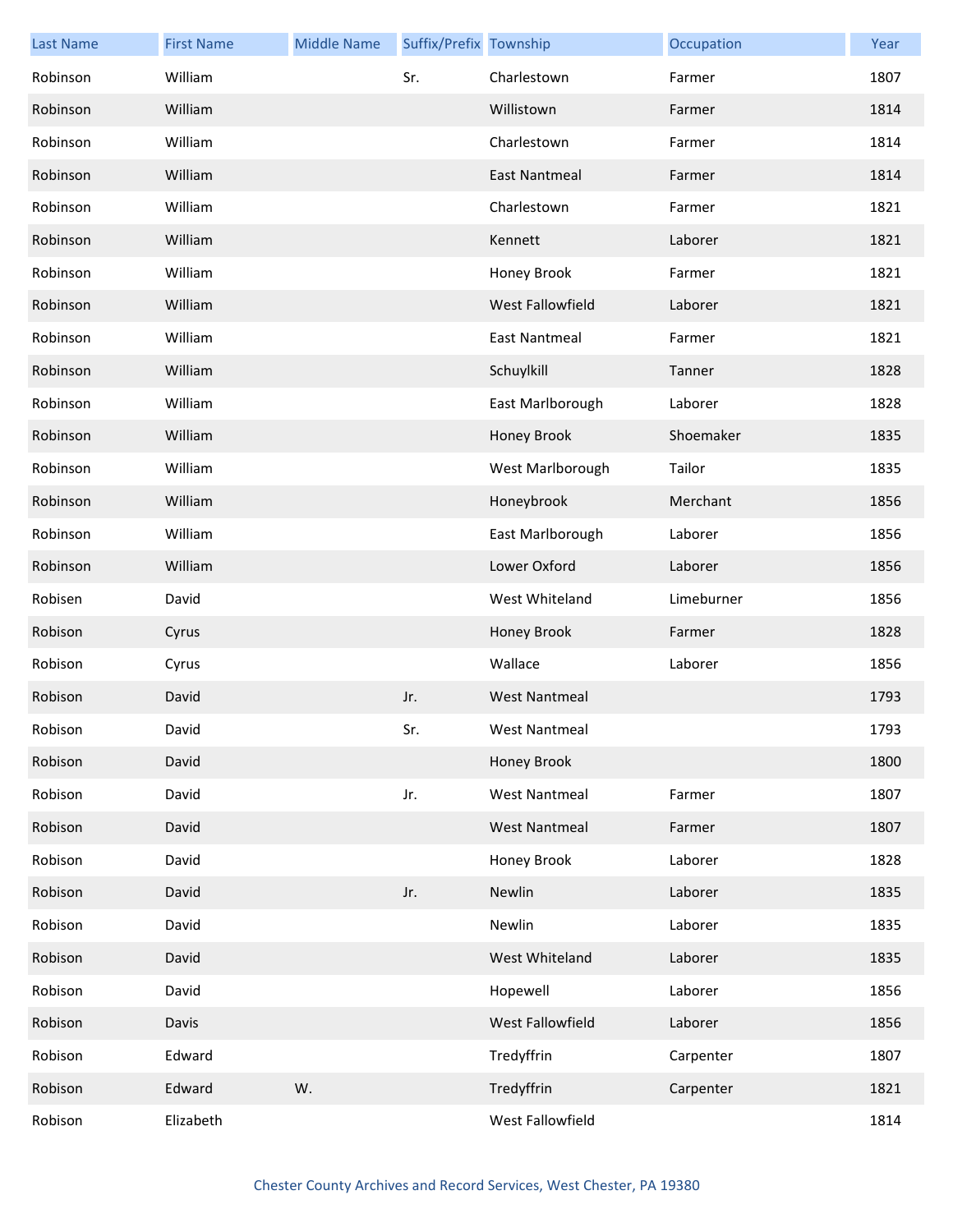| Last Name | First Name | Middle Name | Suffix/Prefix | Township | Occupation | Year |
|---|---|---|---|---|---|---|
| Robinson | William | | Sr. | Charlestown | Farmer | 1807 |
| Robinson | William | | | Willistown | Farmer | 1814 |
| Robinson | William | | | Charlestown | Farmer | 1814 |
| Robinson | William | | | East Nantmeal | Farmer | 1814 |
| Robinson | William | | | Charlestown | Farmer | 1821 |
| Robinson | William | | | Kennett | Laborer | 1821 |
| Robinson | William | | | Honey Brook | Farmer | 1821 |
| Robinson | William | | | West Fallowfield | Laborer | 1821 |
| Robinson | William | | | East Nantmeal | Farmer | 1821 |
| Robinson | William | | | Schuylkill | Tanner | 1828 |
| Robinson | William | | | East Marlborough | Laborer | 1828 |
| Robinson | William | | | Honey Brook | Shoemaker | 1835 |
| Robinson | William | | | West Marlborough | Tailor | 1835 |
| Robinson | William | | | Honeybrook | Merchant | 1856 |
| Robinson | William | | | East Marlborough | Laborer | 1856 |
| Robinson | William | | | Lower Oxford | Laborer | 1856 |
| Robisen | David | | | West Whiteland | Limeburner | 1856 |
| Robison | Cyrus | | | Honey Brook | Farmer | 1828 |
| Robison | Cyrus | | | Wallace | Laborer | 1856 |
| Robison | David | | Jr. | West Nantmeal | | 1793 |
| Robison | David | | Sr. | West Nantmeal | | 1793 |
| Robison | David | | | Honey Brook | | 1800 |
| Robison | David | | Jr. | West Nantmeal | Farmer | 1807 |
| Robison | David | | | West Nantmeal | Farmer | 1807 |
| Robison | David | | | Honey Brook | Laborer | 1828 |
| Robison | David | | Jr. | Newlin | Laborer | 1835 |
| Robison | David | | | Newlin | Laborer | 1835 |
| Robison | David | | | West Whiteland | Laborer | 1835 |
| Robison | David | | | Hopewell | Laborer | 1856 |
| Robison | Davis | | | West Fallowfield | Laborer | 1856 |
| Robison | Edward | | | Tredyffrin | Carpenter | 1807 |
| Robison | Edward | W. | | Tredyffrin | Carpenter | 1821 |
| Robison | Elizabeth | | | West Fallowfield | | 1814 |

Chester County Archives and Record Services, West Chester, PA 19380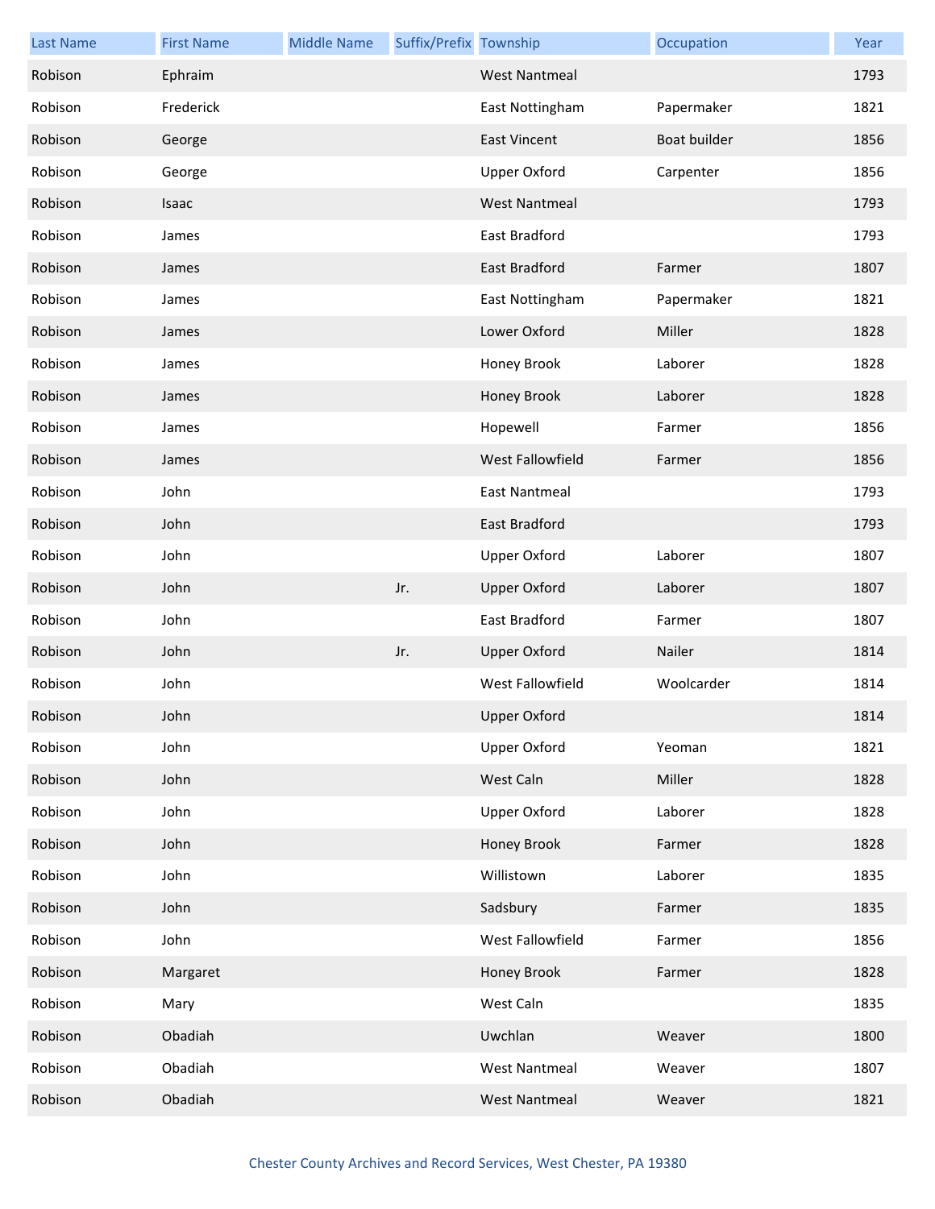| Last Name | First Name | Middle Name | Suffix/Prefix | Township | Occupation | Year |
|---|---|---|---|---|---|---|
| Robison | Ephraim | | | West Nantmeal | | 1793 |
| Robison | Frederick | | | East Nottingham | Papermaker | 1821 |
| Robison | George | | | East Vincent | Boat builder | 1856 |
| Robison | George | | | Upper Oxford | Carpenter | 1856 |
| Robison | Isaac | | | West Nantmeal | | 1793 |
| Robison | James | | | East Bradford | | 1793 |
| Robison | James | | | East Bradford | Farmer | 1807 |
| Robison | James | | | East Nottingham | Papermaker | 1821 |
| Robison | James | | | Lower Oxford | Miller | 1828 |
| Robison | James | | | Honey Brook | Laborer | 1828 |
| Robison | James | | | Honey Brook | Laborer | 1828 |
| Robison | James | | | Hopewell | Farmer | 1856 |
| Robison | James | | | West Fallowfield | Farmer | 1856 |
| Robison | John | | | East Nantmeal | | 1793 |
| Robison | John | | | East Bradford | | 1793 |
| Robison | John | | | Upper Oxford | Laborer | 1807 |
| Robison | John | | Jr. | Upper Oxford | Laborer | 1807 |
| Robison | John | | | East Bradford | Farmer | 1807 |
| Robison | John | | Jr. | Upper Oxford | Nailer | 1814 |
| Robison | John | | | West Fallowfield | Woolcarder | 1814 |
| Robison | John | | | Upper Oxford | | 1814 |
| Robison | John | | | Upper Oxford | Yeoman | 1821 |
| Robison | John | | | West Caln | Miller | 1828 |
| Robison | John | | | Upper Oxford | Laborer | 1828 |
| Robison | John | | | Honey Brook | Farmer | 1828 |
| Robison | John | | | Willistown | Laborer | 1835 |
| Robison | John | | | Sadsbury | Farmer | 1835 |
| Robison | John | | | West Fallowfield | Farmer | 1856 |
| Robison | Margaret | | | Honey Brook | Farmer | 1828 |
| Robison | Mary | | | West Caln | | 1835 |
| Robison | Obadiah | | | Uwchlan | Weaver | 1800 |
| Robison | Obadiah | | | West Nantmeal | Weaver | 1807 |
| Robison | Obadiah | | | West Nantmeal | Weaver | 1821 |

Chester County Archives and Record Services, West Chester, PA 19380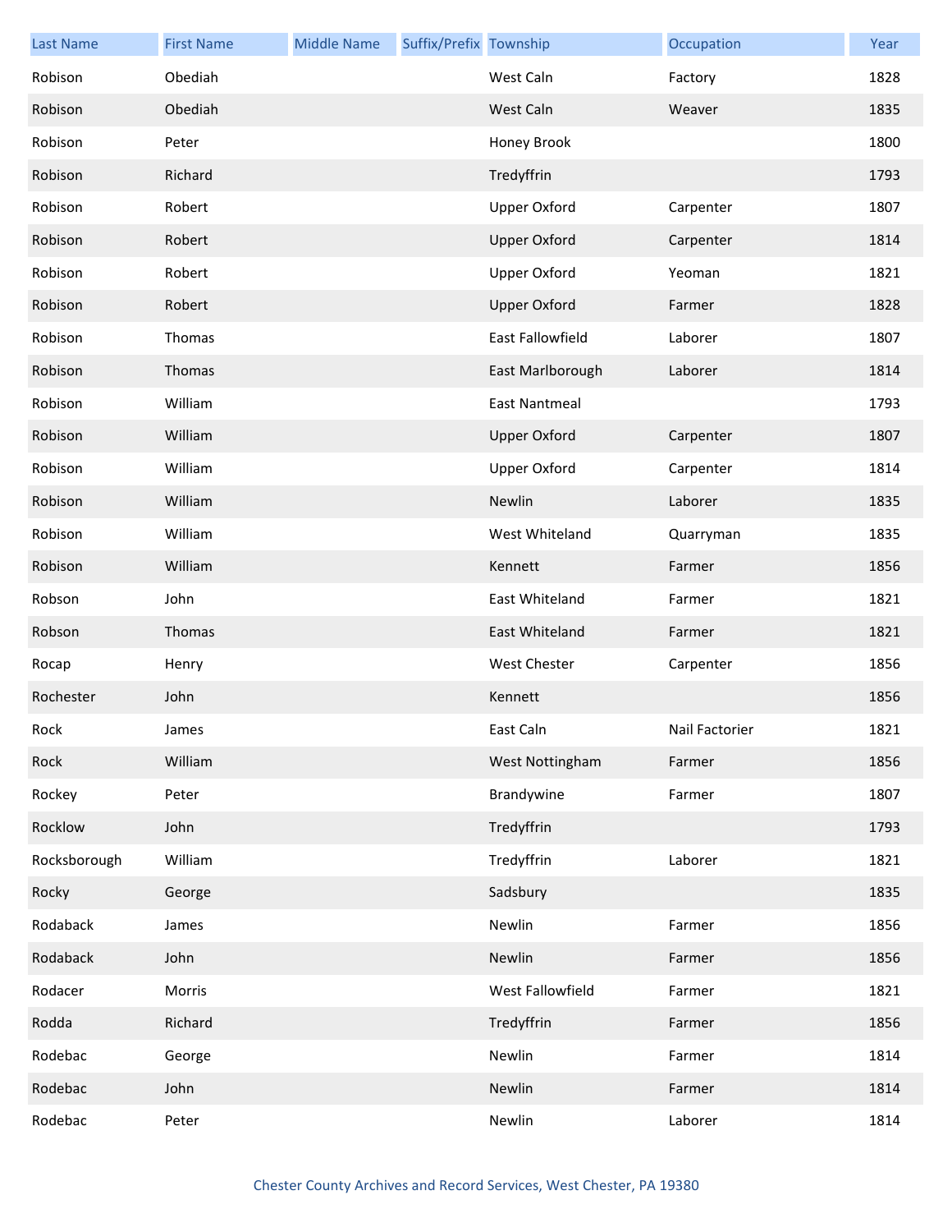| Last Name | First Name | Middle Name | Suffix/Prefix | Township | Occupation | Year |
|---|---|---|---|---|---|---|
| Robison | Obediah | | | West Caln | Factory | 1828 |
| Robison | Obediah | | | West Caln | Weaver | 1835 |
| Robison | Peter | | | Honey Brook | | 1800 |
| Robison | Richard | | | Tredyffrin | | 1793 |
| Robison | Robert | | | Upper Oxford | Carpenter | 1807 |
| Robison | Robert | | | Upper Oxford | Carpenter | 1814 |
| Robison | Robert | | | Upper Oxford | Yeoman | 1821 |
| Robison | Robert | | | Upper Oxford | Farmer | 1828 |
| Robison | Thomas | | | East Fallowfield | Laborer | 1807 |
| Robison | Thomas | | | East Marlborough | Laborer | 1814 |
| Robison | William | | | East Nantmeal | | 1793 |
| Robison | William | | | Upper Oxford | Carpenter | 1807 |
| Robison | William | | | Upper Oxford | Carpenter | 1814 |
| Robison | William | | | Newlin | Laborer | 1835 |
| Robison | William | | | West Whiteland | Quarryman | 1835 |
| Robison | William | | | Kennett | Farmer | 1856 |
| Robson | John | | | East Whiteland | Farmer | 1821 |
| Robson | Thomas | | | East Whiteland | Farmer | 1821 |
| Rocap | Henry | | | West Chester | Carpenter | 1856 |
| Rochester | John | | | Kennett | | 1856 |
| Rock | James | | | East Caln | Nail Factorier | 1821 |
| Rock | William | | | West Nottingham | Farmer | 1856 |
| Rockey | Peter | | | Brandywine | Farmer | 1807 |
| Rocklow | John | | | Tredyffrin | | 1793 |
| Rocksborough | William | | | Tredyffrin | Laborer | 1821 |
| Rocky | George | | | Sadsbury | | 1835 |
| Rodaback | James | | | Newlin | Farmer | 1856 |
| Rodaback | John | | | Newlin | Farmer | 1856 |
| Rodacer | Morris | | | West Fallowfield | Farmer | 1821 |
| Rodda | Richard | | | Tredyffrin | Farmer | 1856 |
| Rodebac | George | | | Newlin | Farmer | 1814 |
| Rodebac | John | | | Newlin | Farmer | 1814 |
| Rodebac | Peter | | | Newlin | Laborer | 1814 |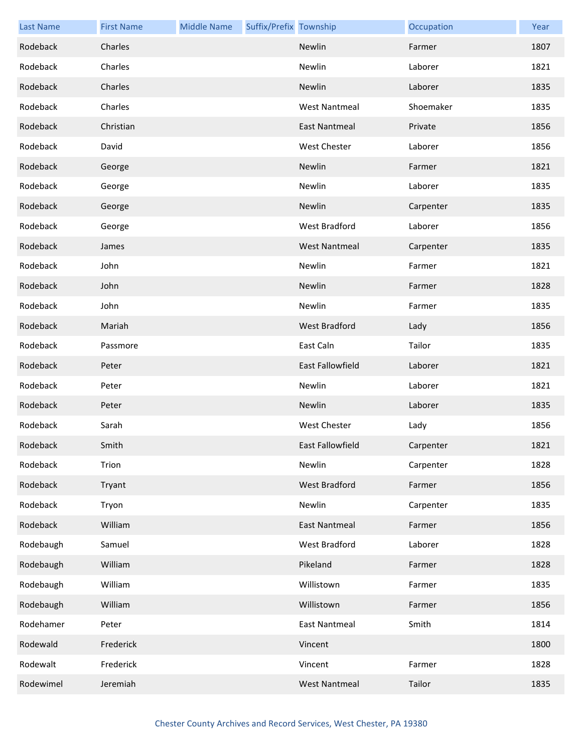| Last Name | First Name | Middle Name | Suffix/Prefix | Township | Occupation | Year |
| --- | --- | --- | --- | --- | --- | --- |
| Rodeback | Charles | | | Newlin | Farmer | 1807 |
| Rodeback | Charles | | | Newlin | Laborer | 1821 |
| Rodeback | Charles | | | Newlin | Laborer | 1835 |
| Rodeback | Charles | | | West Nantmeal | Shoemaker | 1835 |
| Rodeback | Christian | | | East Nantmeal | Private | 1856 |
| Rodeback | David | | | West Chester | Laborer | 1856 |
| Rodeback | George | | | Newlin | Farmer | 1821 |
| Rodeback | George | | | Newlin | Laborer | 1835 |
| Rodeback | George | | | Newlin | Carpenter | 1835 |
| Rodeback | George | | | West Bradford | Laborer | 1856 |
| Rodeback | James | | | West Nantmeal | Carpenter | 1835 |
| Rodeback | John | | | Newlin | Farmer | 1821 |
| Rodeback | John | | | Newlin | Farmer | 1828 |
| Rodeback | John | | | Newlin | Farmer | 1835 |
| Rodeback | Mariah | | | West Bradford | Lady | 1856 |
| Rodeback | Passmore | | | East Caln | Tailor | 1835 |
| Rodeback | Peter | | | East Fallowfield | Laborer | 1821 |
| Rodeback | Peter | | | Newlin | Laborer | 1821 |
| Rodeback | Peter | | | Newlin | Laborer | 1835 |
| Rodeback | Sarah | | | West Chester | Lady | 1856 |
| Rodeback | Smith | | | East Fallowfield | Carpenter | 1821 |
| Rodeback | Trion | | | Newlin | Carpenter | 1828 |
| Rodeback | Tryant | | | West Bradford | Farmer | 1856 |
| Rodeback | Tryon | | | Newlin | Carpenter | 1835 |
| Rodeback | William | | | East Nantmeal | Farmer | 1856 |
| Rodebaugh | Samuel | | | West Bradford | Laborer | 1828 |
| Rodebaugh | William | | | Pikeland | Farmer | 1828 |
| Rodebaugh | William | | | Willistown | Farmer | 1835 |
| Rodebaugh | William | | | Willistown | Farmer | 1856 |
| Rodehamer | Peter | | | East Nantmeal | Smith | 1814 |
| Rodewald | Frederick | | | Vincent | | 1800 |
| Rodewalt | Frederick | | | Vincent | Farmer | 1828 |
| Rodewimel | Jeremiah | | | West Nantmeal | Tailor | 1835 |

Chester County Archives and Record Services, West Chester, PA 19380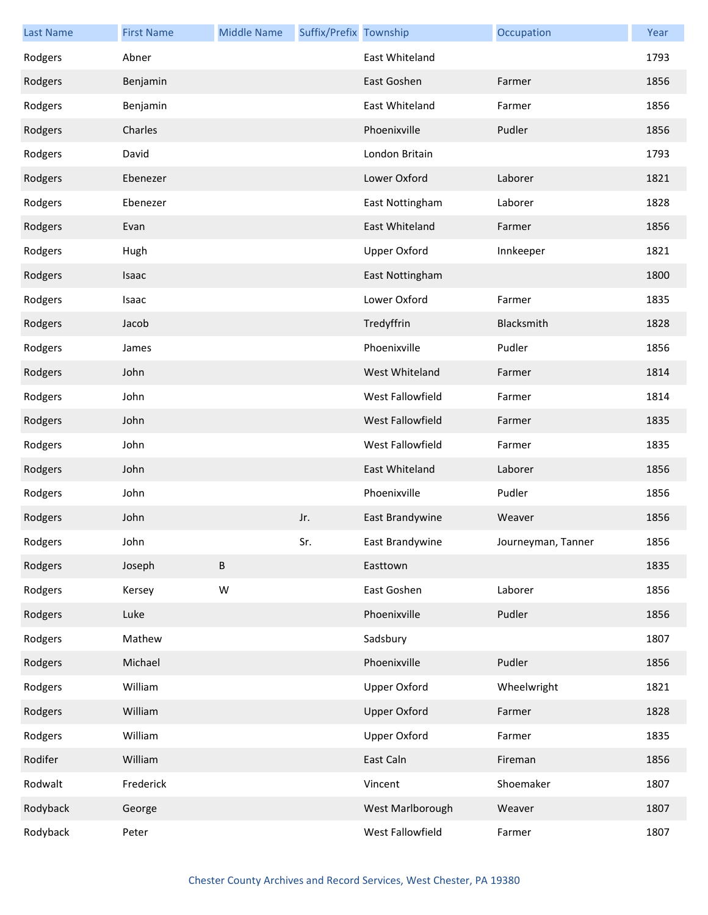| Last Name | First Name | Middle Name | Suffix/Prefix | Township | Occupation | Year |
|---|---|---|---|---|---|---|
| Rodgers | Abner | | | East Whiteland | | 1793 |
| Rodgers | Benjamin | | | East Goshen | Farmer | 1856 |
| Rodgers | Benjamin | | | East Whiteland | Farmer | 1856 |
| Rodgers | Charles | | | Phoenixville | Pudler | 1856 |
| Rodgers | David | | | London Britain | | 1793 |
| Rodgers | Ebenezer | | | Lower Oxford | Laborer | 1821 |
| Rodgers | Ebenezer | | | East Nottingham | Laborer | 1828 |
| Rodgers | Evan | | | East Whiteland | Farmer | 1856 |
| Rodgers | Hugh | | | Upper Oxford | Innkeeper | 1821 |
| Rodgers | Isaac | | | East Nottingham | | 1800 |
| Rodgers | Isaac | | | Lower Oxford | Farmer | 1835 |
| Rodgers | Jacob | | | Tredyffrin | Blacksmith | 1828 |
| Rodgers | James | | | Phoenixville | Pudler | 1856 |
| Rodgers | John | | | West Whiteland | Farmer | 1814 |
| Rodgers | John | | | West Fallowfield | Farmer | 1814 |
| Rodgers | John | | | West Fallowfield | Farmer | 1835 |
| Rodgers | John | | | West Fallowfield | Farmer | 1835 |
| Rodgers | John | | | East Whiteland | Laborer | 1856 |
| Rodgers | John | | | Phoenixville | Pudler | 1856 |
| Rodgers | John | | Jr. | East Brandywine | Weaver | 1856 |
| Rodgers | John | | Sr. | East Brandywine | Journeyman, Tanner | 1856 |
| Rodgers | Joseph | B | | Easttown | | 1835 |
| Rodgers | Kersey | W | | East Goshen | Laborer | 1856 |
| Rodgers | Luke | | | Phoenixville | Pudler | 1856 |
| Rodgers | Mathew | | | Sadsbury | | 1807 |
| Rodgers | Michael | | | Phoenixville | Pudler | 1856 |
| Rodgers | William | | | Upper Oxford | Wheelwright | 1821 |
| Rodgers | William | | | Upper Oxford | Farmer | 1828 |
| Rodgers | William | | | Upper Oxford | Farmer | 1835 |
| Rodifer | William | | | East Caln | Fireman | 1856 |
| Rodwalt | Frederick | | | Vincent | Shoemaker | 1807 |
| Rodyback | George | | | West Marlborough | Weaver | 1807 |
| Rodyback | Peter | | | West Fallowfield | Farmer | 1807 |

Chester County Archives and Record Services, West Chester, PA 19380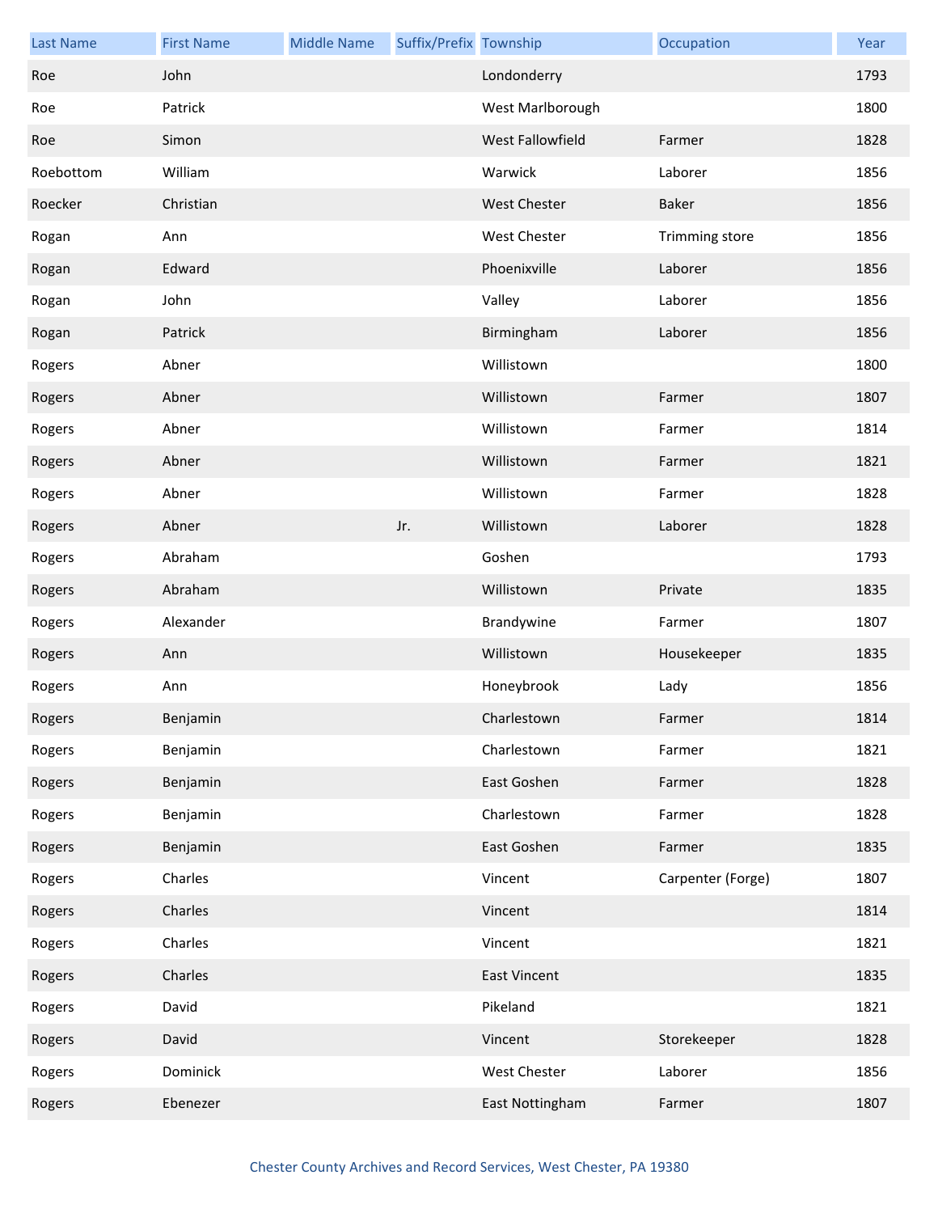| Last Name | First Name | Middle Name | Suffix/Prefix | Township | Occupation | Year |
|---|---|---|---|---|---|---|
| Roe | John | | | Londonderry | | 1793 |
| Roe | Patrick | | | West Marlborough | | 1800 |
| Roe | Simon | | | West Fallowfield | Farmer | 1828 |
| Roebottom | William | | | Warwick | Laborer | 1856 |
| Roecker | Christian | | | West Chester | Baker | 1856 |
| Rogan | Ann | | | West Chester | Trimming store | 1856 |
| Rogan | Edward | | | Phoenixville | Laborer | 1856 |
| Rogan | John | | | Valley | Laborer | 1856 |
| Rogan | Patrick | | | Birmingham | Laborer | 1856 |
| Rogers | Abner | | | Willistown | | 1800 |
| Rogers | Abner | | | Willistown | Farmer | 1807 |
| Rogers | Abner | | | Willistown | Farmer | 1814 |
| Rogers | Abner | | | Willistown | Farmer | 1821 |
| Rogers | Abner | | | Willistown | Farmer | 1828 |
| Rogers | Abner | | Jr. | Willistown | Laborer | 1828 |
| Rogers | Abraham | | | Goshen | | 1793 |
| Rogers | Abraham | | | Willistown | Private | 1835 |
| Rogers | Alexander | | | Brandywine | Farmer | 1807 |
| Rogers | Ann | | | Willistown | Housekeeper | 1835 |
| Rogers | Ann | | | Honeybrook | Lady | 1856 |
| Rogers | Benjamin | | | Charlestown | Farmer | 1814 |
| Rogers | Benjamin | | | Charlestown | Farmer | 1821 |
| Rogers | Benjamin | | | East Goshen | Farmer | 1828 |
| Rogers | Benjamin | | | Charlestown | Farmer | 1828 |
| Rogers | Benjamin | | | East Goshen | Farmer | 1835 |
| Rogers | Charles | | | Vincent | Carpenter (Forge) | 1807 |
| Rogers | Charles | | | Vincent | | 1814 |
| Rogers | Charles | | | Vincent | | 1821 |
| Rogers | Charles | | | East Vincent | | 1835 |
| Rogers | David | | | Pikeland | | 1821 |
| Rogers | David | | | Vincent | Storekeeper | 1828 |
| Rogers | Dominick | | | West Chester | Laborer | 1856 |
| Rogers | Ebenezer | | | East Nottingham | Farmer | 1807 |

Chester County Archives and Record Services, West Chester, PA 19380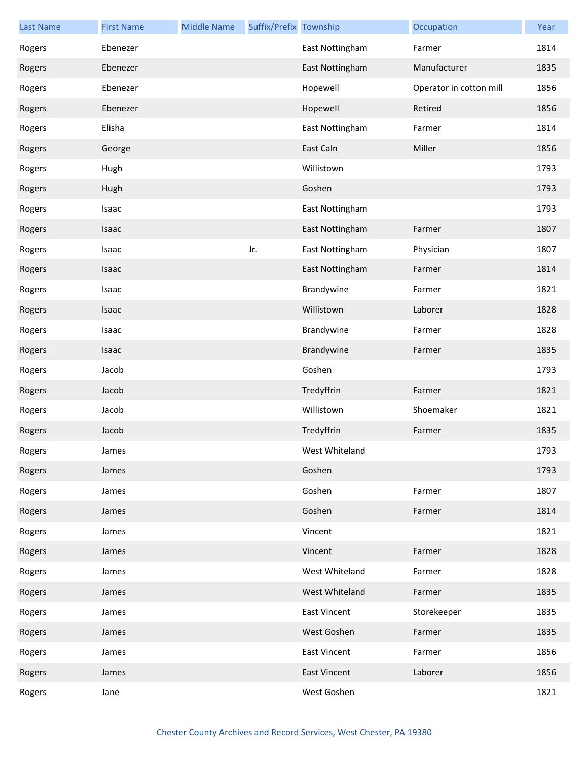| Last Name | First Name | Middle Name | Suffix/Prefix | Township | Occupation | Year |
|---|---|---|---|---|---|---|
| Rogers | Ebenezer | | | East Nottingham | Farmer | 1814 |
| Rogers | Ebenezer | | | East Nottingham | Manufacturer | 1835 |
| Rogers | Ebenezer | | | Hopewell | Operator in cotton mill | 1856 |
| Rogers | Ebenezer | | | Hopewell | Retired | 1856 |
| Rogers | Elisha | | | East Nottingham | Farmer | 1814 |
| Rogers | George | | | East Caln | Miller | 1856 |
| Rogers | Hugh | | | Willistown | | 1793 |
| Rogers | Hugh | | | Goshen | | 1793 |
| Rogers | Isaac | | | East Nottingham | | 1793 |
| Rogers | Isaac | | | East Nottingham | Farmer | 1807 |
| Rogers | Isaac | | Jr. | East Nottingham | Physician | 1807 |
| Rogers | Isaac | | | East Nottingham | Farmer | 1814 |
| Rogers | Isaac | | | Brandywine | Farmer | 1821 |
| Rogers | Isaac | | | Willistown | Laborer | 1828 |
| Rogers | Isaac | | | Brandywine | Farmer | 1828 |
| Rogers | Isaac | | | Brandywine | Farmer | 1835 |
| Rogers | Jacob | | | Goshen | | 1793 |
| Rogers | Jacob | | | Tredyffrin | Farmer | 1821 |
| Rogers | Jacob | | | Willistown | Shoemaker | 1821 |
| Rogers | Jacob | | | Tredyffrin | Farmer | 1835 |
| Rogers | James | | | West Whiteland | | 1793 |
| Rogers | James | | | Goshen | | 1793 |
| Rogers | James | | | Goshen | Farmer | 1807 |
| Rogers | James | | | Goshen | Farmer | 1814 |
| Rogers | James | | | Vincent | | 1821 |
| Rogers | James | | | Vincent | Farmer | 1828 |
| Rogers | James | | | West Whiteland | Farmer | 1828 |
| Rogers | James | | | West Whiteland | Farmer | 1835 |
| Rogers | James | | | East Vincent | Storekeeper | 1835 |
| Rogers | James | | | West Goshen | Farmer | 1835 |
| Rogers | James | | | East Vincent | Farmer | 1856 |
| Rogers | James | | | East Vincent | Laborer | 1856 |
| Rogers | Jane | | | West Goshen | | 1821 |

Chester County Archives and Record Services, West Chester, PA 19380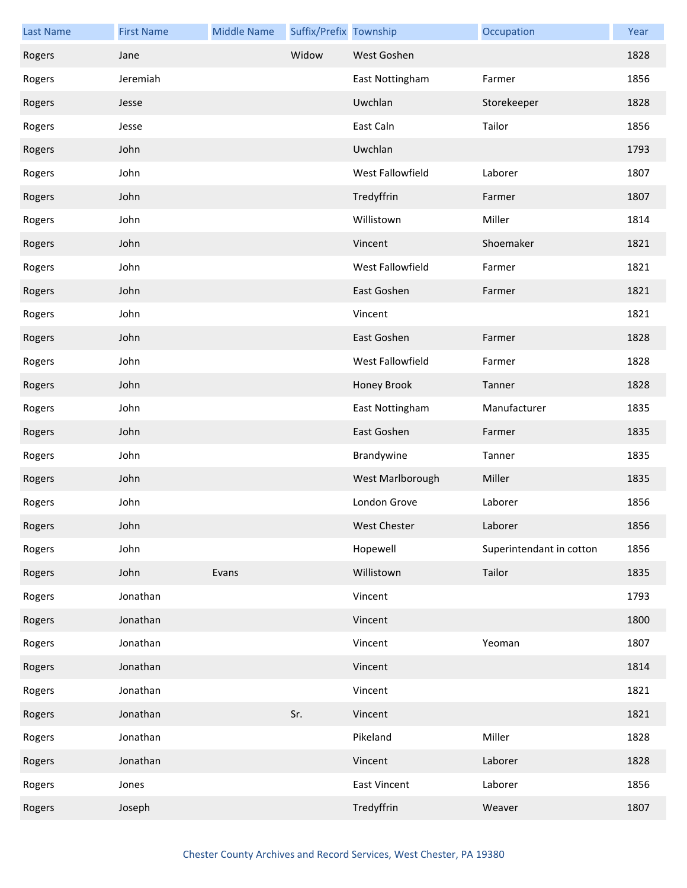| Last Name | First Name | Middle Name | Suffix/Prefix | Township | Occupation | Year |
|---|---|---|---|---|---|---|
| Rogers | Jane | | Widow | West Goshen | | 1828 |
| Rogers | Jeremiah | | | East Nottingham | Farmer | 1856 |
| Rogers | Jesse | | | Uwchlan | Storekeeper | 1828 |
| Rogers | Jesse | | | East Caln | Tailor | 1856 |
| Rogers | John | | | Uwchlan | | 1793 |
| Rogers | John | | | West Fallowfield | Laborer | 1807 |
| Rogers | John | | | Tredyffrin | Farmer | 1807 |
| Rogers | John | | | Willistown | Miller | 1814 |
| Rogers | John | | | Vincent | Shoemaker | 1821 |
| Rogers | John | | | West Fallowfield | Farmer | 1821 |
| Rogers | John | | | East Goshen | Farmer | 1821 |
| Rogers | John | | | Vincent | | 1821 |
| Rogers | John | | | East Goshen | Farmer | 1828 |
| Rogers | John | | | West Fallowfield | Farmer | 1828 |
| Rogers | John | | | Honey Brook | Tanner | 1828 |
| Rogers | John | | | East Nottingham | Manufacturer | 1835 |
| Rogers | John | | | East Goshen | Farmer | 1835 |
| Rogers | John | | | Brandywine | Tanner | 1835 |
| Rogers | John | | | West Marlborough | Miller | 1835 |
| Rogers | John | | | London Grove | Laborer | 1856 |
| Rogers | John | | | West Chester | Laborer | 1856 |
| Rogers | John | | | Hopewell | Superintendant in cotton | 1856 |
| Rogers | John | Evans | | Willistown | Tailor | 1835 |
| Rogers | Jonathan | | | Vincent | | 1793 |
| Rogers | Jonathan | | | Vincent | | 1800 |
| Rogers | Jonathan | | | Vincent | Yeoman | 1807 |
| Rogers | Jonathan | | | Vincent | | 1814 |
| Rogers | Jonathan | | | Vincent | | 1821 |
| Rogers | Jonathan | | Sr. | Vincent | | 1821 |
| Rogers | Jonathan | | | Pikeland | Miller | 1828 |
| Rogers | Jonathan | | | Vincent | Laborer | 1828 |
| Rogers | Jones | | | East Vincent | Laborer | 1856 |
| Rogers | Joseph | | | Tredyffrin | Weaver | 1807 |

Chester County Archives and Record Services, West Chester, PA 19380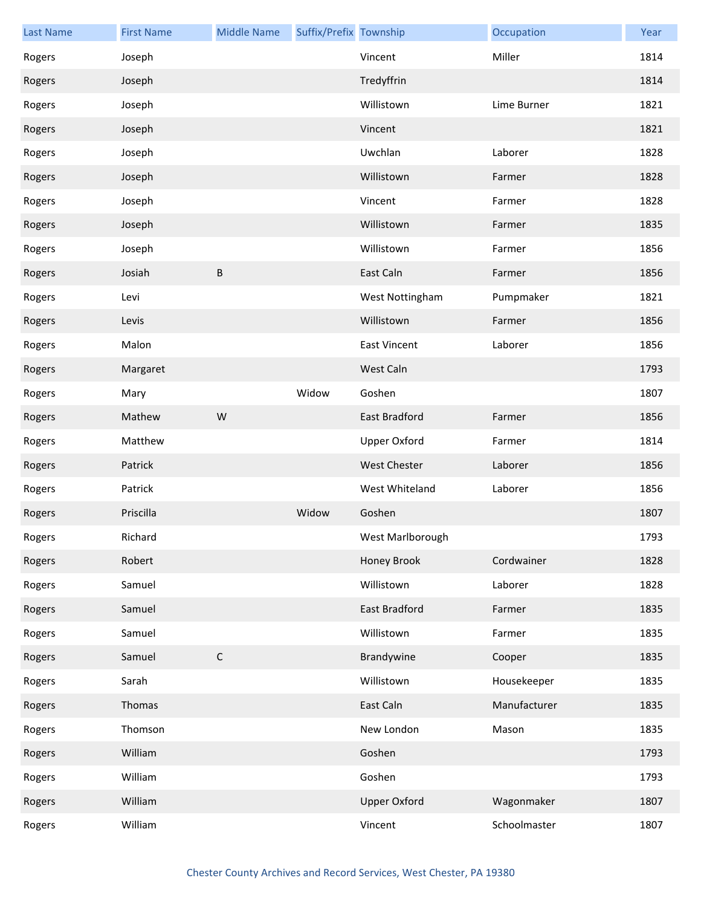| Last Name | First Name | Middle Name | Suffix/Prefix | Township | Occupation | Year |
|---|---|---|---|---|---|---|
| Rogers | Joseph | | | Vincent | Miller | 1814 |
| Rogers | Joseph | | | Tredyffrin | | 1814 |
| Rogers | Joseph | | | Willistown | Lime Burner | 1821 |
| Rogers | Joseph | | | Vincent | | 1821 |
| Rogers | Joseph | | | Uwchlan | Laborer | 1828 |
| Rogers | Joseph | | | Willistown | Farmer | 1828 |
| Rogers | Joseph | | | Vincent | Farmer | 1828 |
| Rogers | Joseph | | | Willistown | Farmer | 1835 |
| Rogers | Joseph | | | Willistown | Farmer | 1856 |
| Rogers | Josiah | B | | East Caln | Farmer | 1856 |
| Rogers | Levi | | | West Nottingham | Pumpmaker | 1821 |
| Rogers | Levis | | | Willistown | Farmer | 1856 |
| Rogers | Malon | | | East Vincent | Laborer | 1856 |
| Rogers | Margaret | | | West Caln | | 1793 |
| Rogers | Mary | | Widow | Goshen | | 1807 |
| Rogers | Mathew | W | | East Bradford | Farmer | 1856 |
| Rogers | Matthew | | | Upper Oxford | Farmer | 1814 |
| Rogers | Patrick | | | West Chester | Laborer | 1856 |
| Rogers | Patrick | | | West Whiteland | Laborer | 1856 |
| Rogers | Priscilla | | Widow | Goshen | | 1807 |
| Rogers | Richard | | | West Marlborough | | 1793 |
| Rogers | Robert | | | Honey Brook | Cordwainer | 1828 |
| Rogers | Samuel | | | Willistown | Laborer | 1828 |
| Rogers | Samuel | | | East Bradford | Farmer | 1835 |
| Rogers | Samuel | | | Willistown | Farmer | 1835 |
| Rogers | Samuel | C | | Brandywine | Cooper | 1835 |
| Rogers | Sarah | | | Willistown | Housekeeper | 1835 |
| Rogers | Thomas | | | East Caln | Manufacturer | 1835 |
| Rogers | Thomson | | | New London | Mason | 1835 |
| Rogers | William | | | Goshen | | 1793 |
| Rogers | William | | | Goshen | | 1793 |
| Rogers | William | | | Upper Oxford | Wagonmaker | 1807 |
| Rogers | William | | | Vincent | Schoolmaster | 1807 |

Chester County Archives and Record Services, West Chester, PA 19380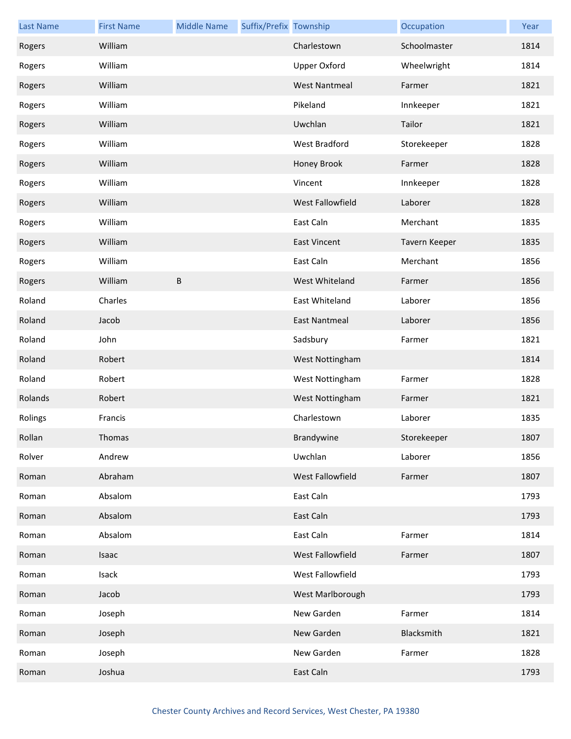| Last Name | First Name | Middle Name | Suffix/Prefix | Township | Occupation | Year |
|---|---|---|---|---|---|---|
| Rogers | William | | | Charlestown | Schoolmaster | 1814 |
| Rogers | William | | | Upper Oxford | Wheelwright | 1814 |
| Rogers | William | | | West Nantmeal | Farmer | 1821 |
| Rogers | William | | | Pikeland | Innkeeper | 1821 |
| Rogers | William | | | Uwchlan | Tailor | 1821 |
| Rogers | William | | | West Bradford | Storekeeper | 1828 |
| Rogers | William | | | Honey Brook | Farmer | 1828 |
| Rogers | William | | | Vincent | Innkeeper | 1828 |
| Rogers | William | | | West Fallowfield | Laborer | 1828 |
| Rogers | William | | | East Caln | Merchant | 1835 |
| Rogers | William | | | East Vincent | Tavern Keeper | 1835 |
| Rogers | William | | | East Caln | Merchant | 1856 |
| Rogers | William | B | | West Whiteland | Farmer | 1856 |
| Roland | Charles | | | East Whiteland | Laborer | 1856 |
| Roland | Jacob | | | East Nantmeal | Laborer | 1856 |
| Roland | John | | | Sadsbury | Farmer | 1821 |
| Roland | Robert | | | West Nottingham | | 1814 |
| Roland | Robert | | | West Nottingham | Farmer | 1828 |
| Rolands | Robert | | | West Nottingham | Farmer | 1821 |
| Rolings | Francis | | | Charlestown | Laborer | 1835 |
| Rollan | Thomas | | | Brandywine | Storekeeper | 1807 |
| Rolver | Andrew | | | Uwchlan | Laborer | 1856 |
| Roman | Abraham | | | West Fallowfield | Farmer | 1807 |
| Roman | Absalom | | | East Caln | | 1793 |
| Roman | Absalom | | | East Caln | | 1793 |
| Roman | Absalom | | | East Caln | Farmer | 1814 |
| Roman | Isaac | | | West Fallowfield | Farmer | 1807 |
| Roman | Isack | | | West Fallowfield | | 1793 |
| Roman | Jacob | | | West Marlborough | | 1793 |
| Roman | Joseph | | | New Garden | Farmer | 1814 |
| Roman | Joseph | | | New Garden | Blacksmith | 1821 |
| Roman | Joseph | | | New Garden | Farmer | 1828 |
| Roman | Joshua | | | East Caln | | 1793 |

Chester County Archives and Record Services, West Chester, PA 19380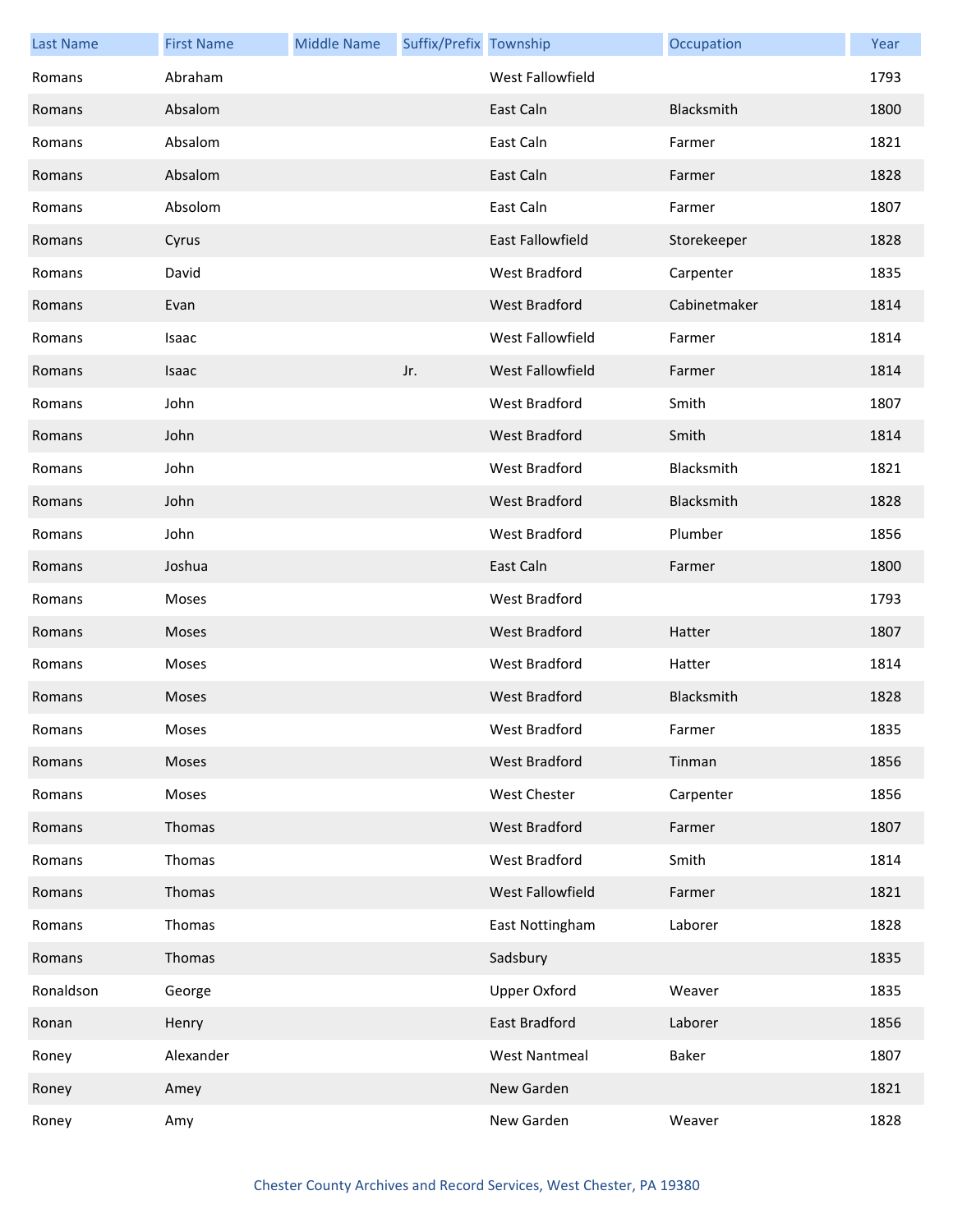| Last Name | First Name | Middle Name | Suffix/Prefix | Township | Occupation | Year |
|---|---|---|---|---|---|---|
| Romans | Abraham | | | West Fallowfield | | 1793 |
| Romans | Absalom | | | East Caln | Blacksmith | 1800 |
| Romans | Absalom | | | East Caln | Farmer | 1821 |
| Romans | Absalom | | | East Caln | Farmer | 1828 |
| Romans | Absolom | | | East Caln | Farmer | 1807 |
| Romans | Cyrus | | | East Fallowfield | Storekeeper | 1828 |
| Romans | David | | | West Bradford | Carpenter | 1835 |
| Romans | Evan | | | West Bradford | Cabinetmaker | 1814 |
| Romans | Isaac | | | West Fallowfield | Farmer | 1814 |
| Romans | Isaac | | Jr. | West Fallowfield | Farmer | 1814 |
| Romans | John | | | West Bradford | Smith | 1807 |
| Romans | John | | | West Bradford | Smith | 1814 |
| Romans | John | | | West Bradford | Blacksmith | 1821 |
| Romans | John | | | West Bradford | Blacksmith | 1828 |
| Romans | John | | | West Bradford | Plumber | 1856 |
| Romans | Joshua | | | East Caln | Farmer | 1800 |
| Romans | Moses | | | West Bradford | | 1793 |
| Romans | Moses | | | West Bradford | Hatter | 1807 |
| Romans | Moses | | | West Bradford | Hatter | 1814 |
| Romans | Moses | | | West Bradford | Blacksmith | 1828 |
| Romans | Moses | | | West Bradford | Farmer | 1835 |
| Romans | Moses | | | West Bradford | Tinman | 1856 |
| Romans | Moses | | | West Chester | Carpenter | 1856 |
| Romans | Thomas | | | West Bradford | Farmer | 1807 |
| Romans | Thomas | | | West Bradford | Smith | 1814 |
| Romans | Thomas | | | West Fallowfield | Farmer | 1821 |
| Romans | Thomas | | | East Nottingham | Laborer | 1828 |
| Romans | Thomas | | | Sadsbury | | 1835 |
| Ronaldson | George | | | Upper Oxford | Weaver | 1835 |
| Ronan | Henry | | | East Bradford | Laborer | 1856 |
| Roney | Alexander | | | West Nantmeal | Baker | 1807 |
| Roney | Amey | | | New Garden | | 1821 |
| Roney | Amy | | | New Garden | Weaver | 1828 |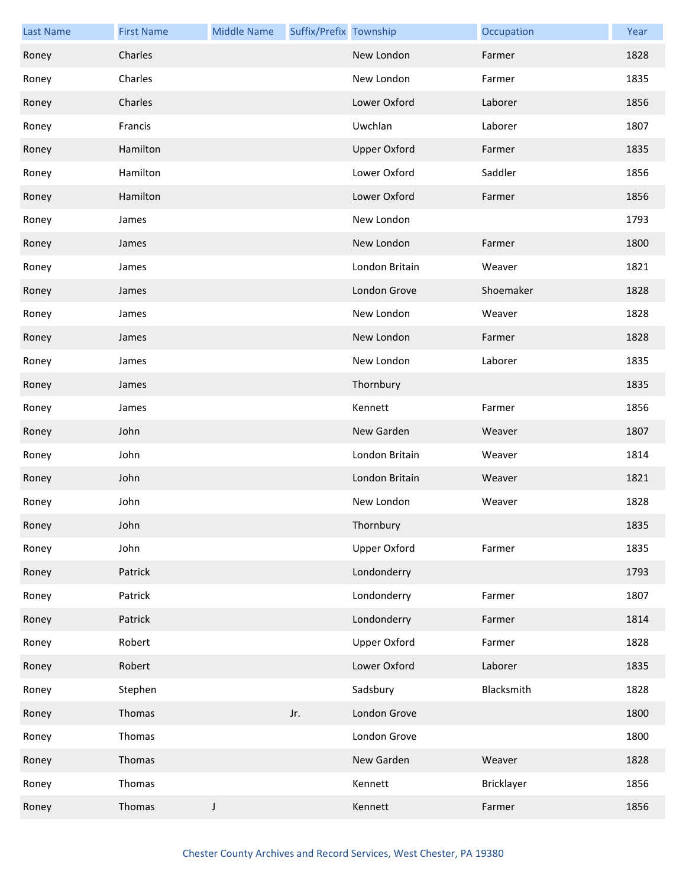| Last Name | First Name | Middle Name | Suffix/Prefix | Township | Occupation | Year |
|---|---|---|---|---|---|---|
| Roney | Charles | | | New London | Farmer | 1828 |
| Roney | Charles | | | New London | Farmer | 1835 |
| Roney | Charles | | | Lower Oxford | Laborer | 1856 |
| Roney | Francis | | | Uwchlan | Laborer | 1807 |
| Roney | Hamilton | | | Upper Oxford | Farmer | 1835 |
| Roney | Hamilton | | | Lower Oxford | Saddler | 1856 |
| Roney | Hamilton | | | Lower Oxford | Farmer | 1856 |
| Roney | James | | | New London | | 1793 |
| Roney | James | | | New London | Farmer | 1800 |
| Roney | James | | | London Britain | Weaver | 1821 |
| Roney | James | | | London Grove | Shoemaker | 1828 |
| Roney | James | | | New London | Weaver | 1828 |
| Roney | James | | | New London | Farmer | 1828 |
| Roney | James | | | New London | Laborer | 1835 |
| Roney | James | | | Thornbury | | 1835 |
| Roney | James | | | Kennett | Farmer | 1856 |
| Roney | John | | | New Garden | Weaver | 1807 |
| Roney | John | | | London Britain | Weaver | 1814 |
| Roney | John | | | London Britain | Weaver | 1821 |
| Roney | John | | | New London | Weaver | 1828 |
| Roney | John | | | Thornbury | | 1835 |
| Roney | John | | | Upper Oxford | Farmer | 1835 |
| Roney | Patrick | | | Londonderry | | 1793 |
| Roney | Patrick | | | Londonderry | Farmer | 1807 |
| Roney | Patrick | | | Londonderry | Farmer | 1814 |
| Roney | Robert | | | Upper Oxford | Farmer | 1828 |
| Roney | Robert | | | Lower Oxford | Laborer | 1835 |
| Roney | Stephen | | | Sadsbury | Blacksmith | 1828 |
| Roney | Thomas | | Jr. | London Grove | | 1800 |
| Roney | Thomas | | | London Grove | | 1800 |
| Roney | Thomas | | | New Garden | Weaver | 1828 |
| Roney | Thomas | | | Kennett | Bricklayer | 1856 |
| Roney | Thomas | J | | Kennett | Farmer | 1856 |

Chester County Archives and Record Services, West Chester, PA 19380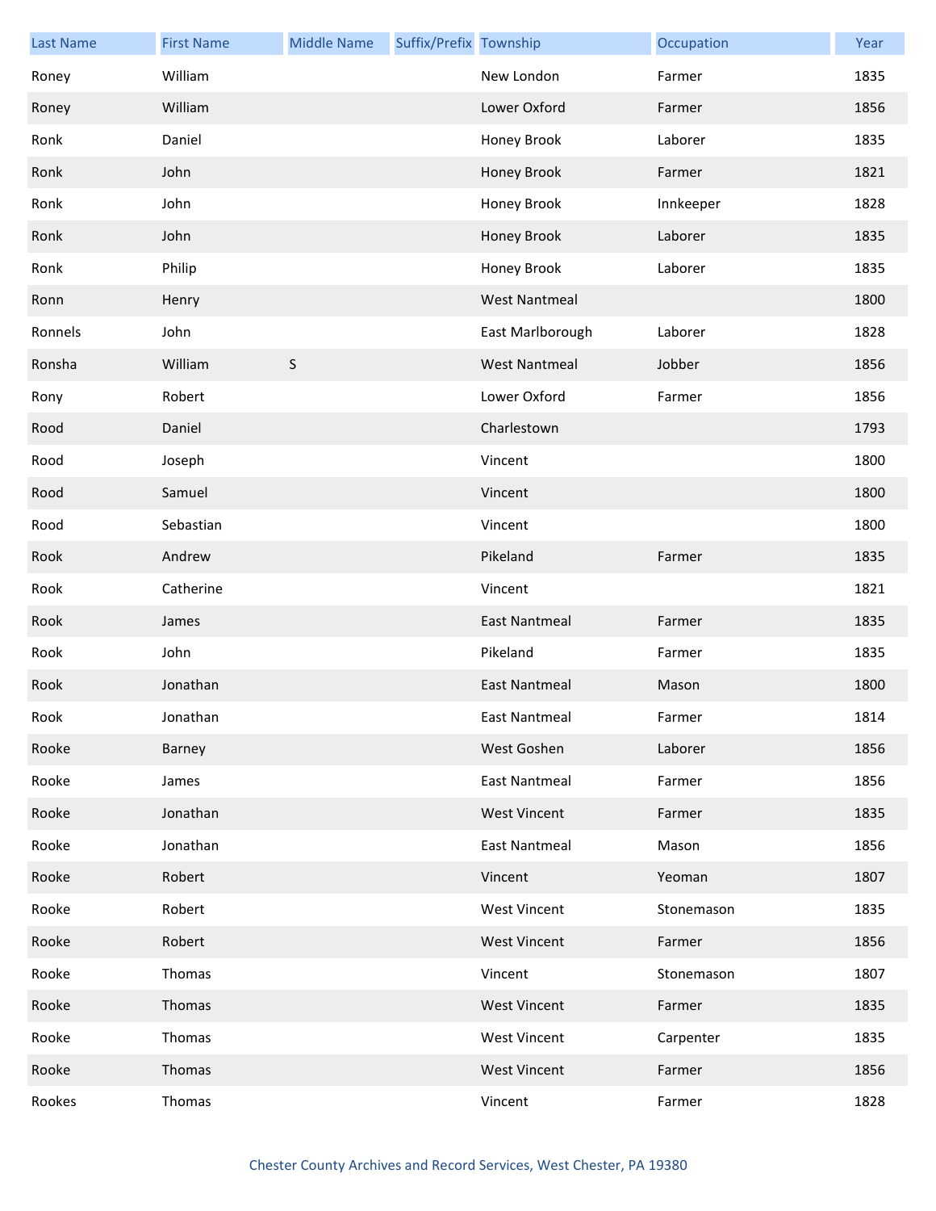| Last Name | First Name | Middle Name | Suffix/Prefix | Township | Occupation | Year |
|---|---|---|---|---|---|---|
| Roney | William | | | New London | Farmer | 1835 |
| Roney | William | | | Lower Oxford | Farmer | 1856 |
| Ronk | Daniel | | | Honey Brook | Laborer | 1835 |
| Ronk | John | | | Honey Brook | Farmer | 1821 |
| Ronk | John | | | Honey Brook | Innkeeper | 1828 |
| Ronk | John | | | Honey Brook | Laborer | 1835 |
| Ronk | Philip | | | Honey Brook | Laborer | 1835 |
| Ronn | Henry | | | West Nantmeal | | 1800 |
| Ronnels | John | | | East Marlborough | Laborer | 1828 |
| Ronsha | William | S | | West Nantmeal | Jobber | 1856 |
| Rony | Robert | | | Lower Oxford | Farmer | 1856 |
| Rood | Daniel | | | Charlestown | | 1793 |
| Rood | Joseph | | | Vincent | | 1800 |
| Rood | Samuel | | | Vincent | | 1800 |
| Rood | Sebastian | | | Vincent | | 1800 |
| Rook | Andrew | | | Pikeland | Farmer | 1835 |
| Rook | Catherine | | | Vincent | | 1821 |
| Rook | James | | | East Nantmeal | Farmer | 1835 |
| Rook | John | | | Pikeland | Farmer | 1835 |
| Rook | Jonathan | | | East Nantmeal | Mason | 1800 |
| Rook | Jonathan | | | East Nantmeal | Farmer | 1814 |
| Rooke | Barney | | | West Goshen | Laborer | 1856 |
| Rooke | James | | | East Nantmeal | Farmer | 1856 |
| Rooke | Jonathan | | | West Vincent | Farmer | 1835 |
| Rooke | Jonathan | | | East Nantmeal | Mason | 1856 |
| Rooke | Robert | | | Vincent | Yeoman | 1807 |
| Rooke | Robert | | | West Vincent | Stonemason | 1835 |
| Rooke | Robert | | | West Vincent | Farmer | 1856 |
| Rooke | Thomas | | | Vincent | Stonemason | 1807 |
| Rooke | Thomas | | | West Vincent | Farmer | 1835 |
| Rooke | Thomas | | | West Vincent | Carpenter | 1835 |
| Rooke | Thomas | | | West Vincent | Farmer | 1856 |
| Rookes | Thomas | | | Vincent | Farmer | 1828 |

Chester County Archives and Record Services, West Chester, PA 19380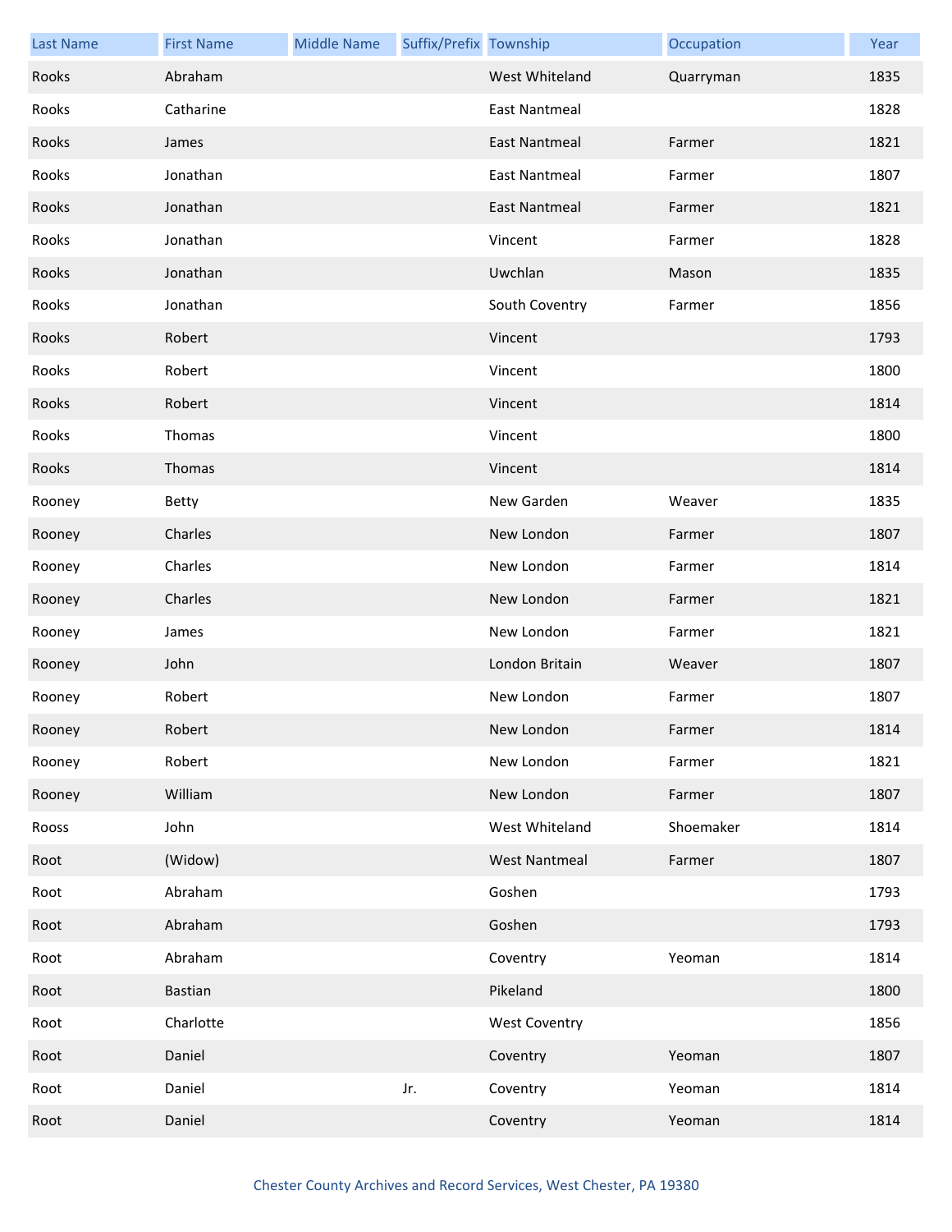| Last Name | First Name | Middle Name | Suffix/Prefix | Township | Occupation | Year |
|---|---|---|---|---|---|---|
| Rooks | Abraham | | | West Whiteland | Quarryman | 1835 |
| Rooks | Catharine | | | East Nantmeal | | 1828 |
| Rooks | James | | | East Nantmeal | Farmer | 1821 |
| Rooks | Jonathan | | | East Nantmeal | Farmer | 1807 |
| Rooks | Jonathan | | | East Nantmeal | Farmer | 1821 |
| Rooks | Jonathan | | | Vincent | Farmer | 1828 |
| Rooks | Jonathan | | | Uwchlan | Mason | 1835 |
| Rooks | Jonathan | | | South Coventry | Farmer | 1856 |
| Rooks | Robert | | | Vincent | | 1793 |
| Rooks | Robert | | | Vincent | | 1800 |
| Rooks | Robert | | | Vincent | | 1814 |
| Rooks | Thomas | | | Vincent | | 1800 |
| Rooks | Thomas | | | Vincent | | 1814 |
| Rooney | Betty | | | New Garden | Weaver | 1835 |
| Rooney | Charles | | | New London | Farmer | 1807 |
| Rooney | Charles | | | New London | Farmer | 1814 |
| Rooney | Charles | | | New London | Farmer | 1821 |
| Rooney | James | | | New London | Farmer | 1821 |
| Rooney | John | | | London Britain | Weaver | 1807 |
| Rooney | Robert | | | New London | Farmer | 1807 |
| Rooney | Robert | | | New London | Farmer | 1814 |
| Rooney | Robert | | | New London | Farmer | 1821 |
| Rooney | William | | | New London | Farmer | 1807 |
| Rooss | John | | | West Whiteland | Shoemaker | 1814 |
| Root | (Widow) | | | West Nantmeal | Farmer | 1807 |
| Root | Abraham | | | Goshen | | 1793 |
| Root | Abraham | | | Goshen | | 1793 |
| Root | Abraham | | | Coventry | Yeoman | 1814 |
| Root | Bastian | | | Pikeland | | 1800 |
| Root | Charlotte | | | West Coventry | | 1856 |
| Root | Daniel | | | Coventry | Yeoman | 1807 |
| Root | Daniel | | Jr. | Coventry | Yeoman | 1814 |
| Root | Daniel | | | Coventry | Yeoman | 1814 |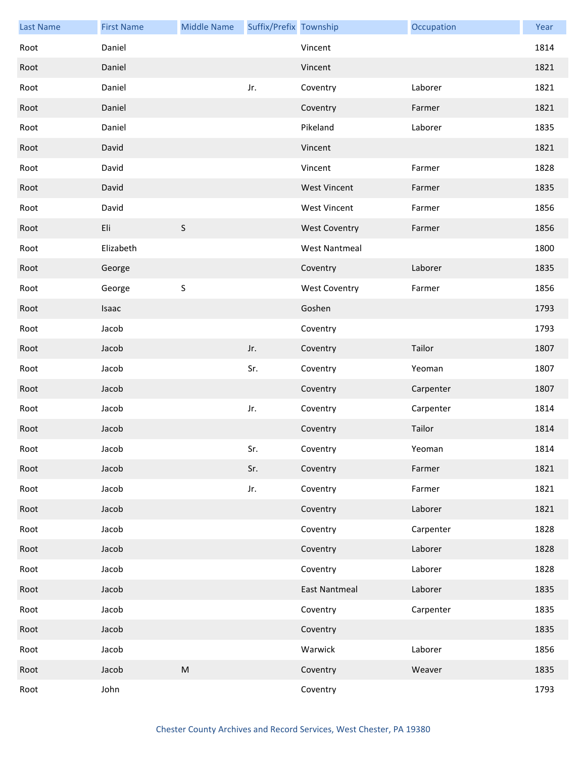| Last Name | First Name | Middle Name | Suffix/Prefix | Township | Occupation | Year |
|---|---|---|---|---|---|---|
| Root | Daniel | | | Vincent | | 1814 |
| Root | Daniel | | | Vincent | | 1821 |
| Root | Daniel | | Jr. | Coventry | Laborer | 1821 |
| Root | Daniel | | | Coventry | Farmer | 1821 |
| Root | Daniel | | | Pikeland | Laborer | 1835 |
| Root | David | | | Vincent | | 1821 |
| Root | David | | | Vincent | Farmer | 1828 |
| Root | David | | | West Vincent | Farmer | 1835 |
| Root | David | | | West Vincent | Farmer | 1856 |
| Root | Eli | S | | West Coventry | Farmer | 1856 |
| Root | Elizabeth | | | West Nantmeal | | 1800 |
| Root | George | | | Coventry | Laborer | 1835 |
| Root | George | S | | West Coventry | Farmer | 1856 |
| Root | Isaac | | | Goshen | | 1793 |
| Root | Jacob | | | Coventry | | 1793 |
| Root | Jacob | | Jr. | Coventry | Tailor | 1807 |
| Root | Jacob | | Sr. | Coventry | Yeoman | 1807 |
| Root | Jacob | | | Coventry | Carpenter | 1807 |
| Root | Jacob | | Jr. | Coventry | Carpenter | 1814 |
| Root | Jacob | | | Coventry | Tailor | 1814 |
| Root | Jacob | | Sr. | Coventry | Yeoman | 1814 |
| Root | Jacob | | Sr. | Coventry | Farmer | 1821 |
| Root | Jacob | | Jr. | Coventry | Farmer | 1821 |
| Root | Jacob | | | Coventry | Laborer | 1821 |
| Root | Jacob | | | Coventry | Carpenter | 1828 |
| Root | Jacob | | | Coventry | Laborer | 1828 |
| Root | Jacob | | | Coventry | Laborer | 1828 |
| Root | Jacob | | | East Nantmeal | Laborer | 1835 |
| Root | Jacob | | | Coventry | Carpenter | 1835 |
| Root | Jacob | | | Coventry | | 1835 |
| Root | Jacob | | | Warwick | Laborer | 1856 |
| Root | Jacob | M | | Coventry | Weaver | 1835 |
| Root | John | | | Coventry | | 1793 |

Chester County Archives and Record Services, West Chester, PA 19380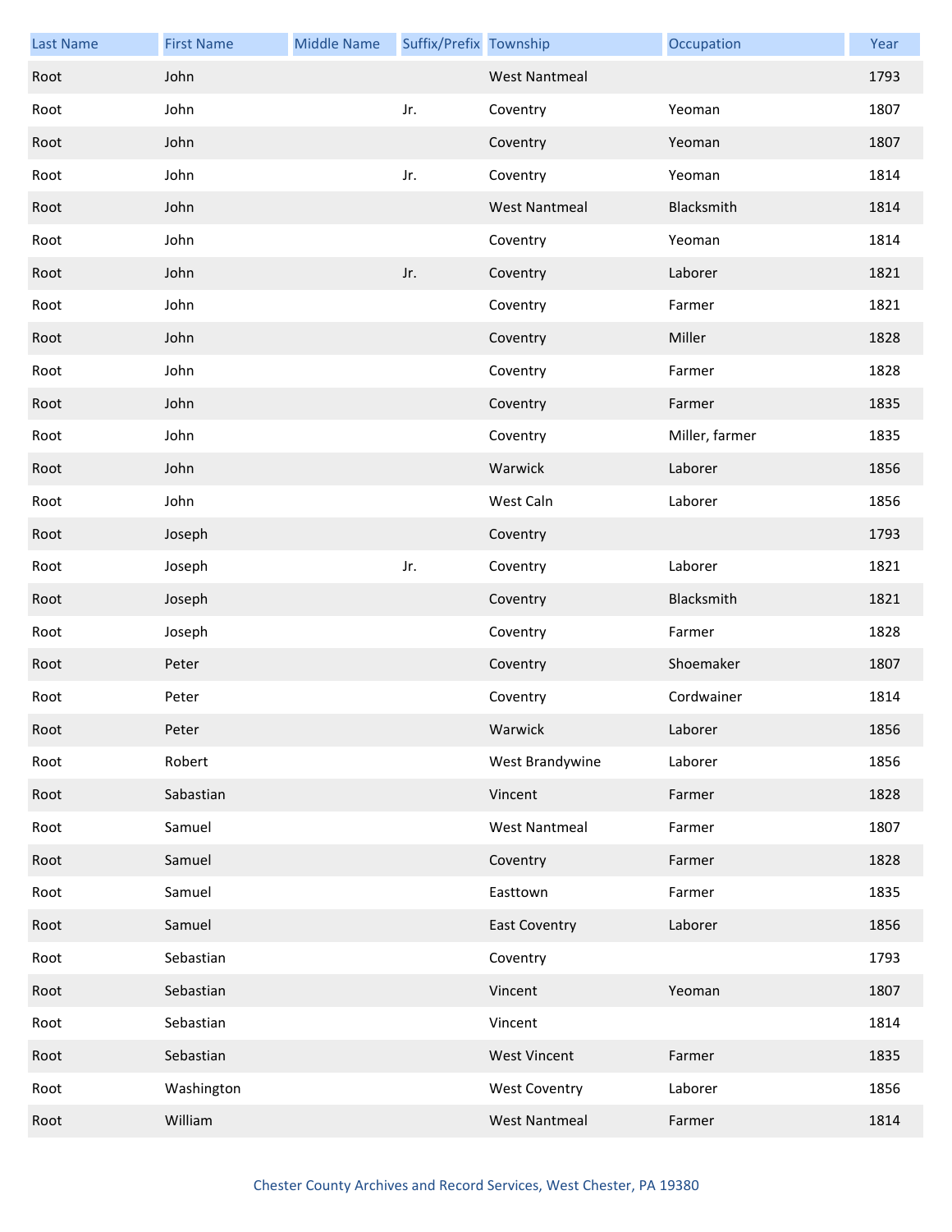| Last Name | First Name | Middle Name | Suffix/Prefix | Township | Occupation | Year |
|---|---|---|---|---|---|---|
| Root | John | | | West Nantmeal | | 1793 |
| Root | John | | Jr. | Coventry | Yeoman | 1807 |
| Root | John | | | Coventry | Yeoman | 1807 |
| Root | John | | Jr. | Coventry | Yeoman | 1814 |
| Root | John | | | West Nantmeal | Blacksmith | 1814 |
| Root | John | | | Coventry | Yeoman | 1814 |
| Root | John | | Jr. | Coventry | Laborer | 1821 |
| Root | John | | | Coventry | Farmer | 1821 |
| Root | John | | | Coventry | Miller | 1828 |
| Root | John | | | Coventry | Farmer | 1828 |
| Root | John | | | Coventry | Farmer | 1835 |
| Root | John | | | Coventry | Miller, farmer | 1835 |
| Root | John | | | Warwick | Laborer | 1856 |
| Root | John | | | West Caln | Laborer | 1856 |
| Root | Joseph | | | Coventry | | 1793 |
| Root | Joseph | | Jr. | Coventry | Laborer | 1821 |
| Root | Joseph | | | Coventry | Blacksmith | 1821 |
| Root | Joseph | | | Coventry | Farmer | 1828 |
| Root | Peter | | | Coventry | Shoemaker | 1807 |
| Root | Peter | | | Coventry | Cordwainer | 1814 |
| Root | Peter | | | Warwick | Laborer | 1856 |
| Root | Robert | | | West Brandywine | Laborer | 1856 |
| Root | Sabastian | | | Vincent | Farmer | 1828 |
| Root | Samuel | | | West Nantmeal | Farmer | 1807 |
| Root | Samuel | | | Coventry | Farmer | 1828 |
| Root | Samuel | | | Easttown | Farmer | 1835 |
| Root | Samuel | | | East Coventry | Laborer | 1856 |
| Root | Sebastian | | | Coventry | | 1793 |
| Root | Sebastian | | | Vincent | Yeoman | 1807 |
| Root | Sebastian | | | Vincent | | 1814 |
| Root | Sebastian | | | West Vincent | Farmer | 1835 |
| Root | Washington | | | West Coventry | Laborer | 1856 |
| Root | William | | | West Nantmeal | Farmer | 1814 |

Chester County Archives and Record Services, West Chester, PA 19380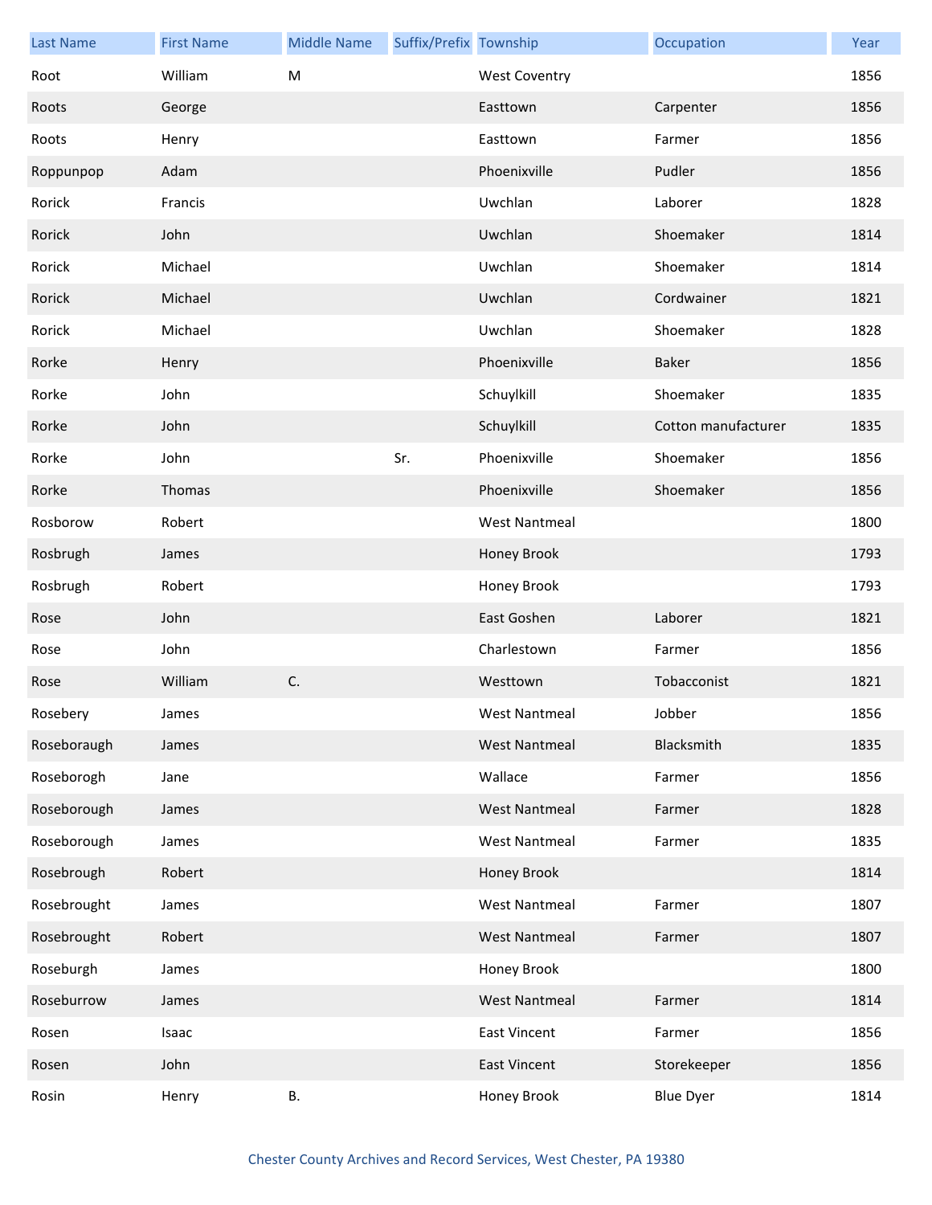| Last Name | First Name | Middle Name | Suffix/Prefix | Township | Occupation | Year |
|---|---|---|---|---|---|---|
| Root | William | M | | West Coventry | | 1856 |
| Roots | George | | | Easttown | Carpenter | 1856 |
| Roots | Henry | | | Easttown | Farmer | 1856 |
| Roppunpop | Adam | | | Phoenixville | Pudler | 1856 |
| Rorick | Francis | | | Uwchlan | Laborer | 1828 |
| Rorick | John | | | Uwchlan | Shoemaker | 1814 |
| Rorick | Michael | | | Uwchlan | Shoemaker | 1814 |
| Rorick | Michael | | | Uwchlan | Cordwainer | 1821 |
| Rorick | Michael | | | Uwchlan | Shoemaker | 1828 |
| Rorke | Henry | | | Phoenixville | Baker | 1856 |
| Rorke | John | | | Schuylkill | Shoemaker | 1835 |
| Rorke | John | | | Schuylkill | Cotton manufacturer | 1835 |
| Rorke | John | | Sr. | Phoenixville | Shoemaker | 1856 |
| Rorke | Thomas | | | Phoenixville | Shoemaker | 1856 |
| Rosborow | Robert | | | West Nantmeal | | 1800 |
| Rosbrugh | James | | | Honey Brook | | 1793 |
| Rosbrugh | Robert | | | Honey Brook | | 1793 |
| Rose | John | | | East Goshen | Laborer | 1821 |
| Rose | John | | | Charlestown | Farmer | 1856 |
| Rose | William | C. | | Westtown | Tobacconist | 1821 |
| Rosebery | James | | | West Nantmeal | Jobber | 1856 |
| Roseboraugh | James | | | West Nantmeal | Blacksmith | 1835 |
| Roseborogh | Jane | | | Wallace | Farmer | 1856 |
| Roseborough | James | | | West Nantmeal | Farmer | 1828 |
| Roseborough | James | | | West Nantmeal | Farmer | 1835 |
| Rosebrough | Robert | | | Honey Brook | | 1814 |
| Rosebrought | James | | | West Nantmeal | Farmer | 1807 |
| Rosebrought | Robert | | | West Nantmeal | Farmer | 1807 |
| Roseburgh | James | | | Honey Brook | | 1800 |
| Roseburrow | James | | | West Nantmeal | Farmer | 1814 |
| Rosen | Isaac | | | East Vincent | Farmer | 1856 |
| Rosen | John | | | East Vincent | Storekeeper | 1856 |
| Rosin | Henry | B. | | Honey Brook | Blue Dyer | 1814 |

Chester County Archives and Record Services, West Chester, PA 19380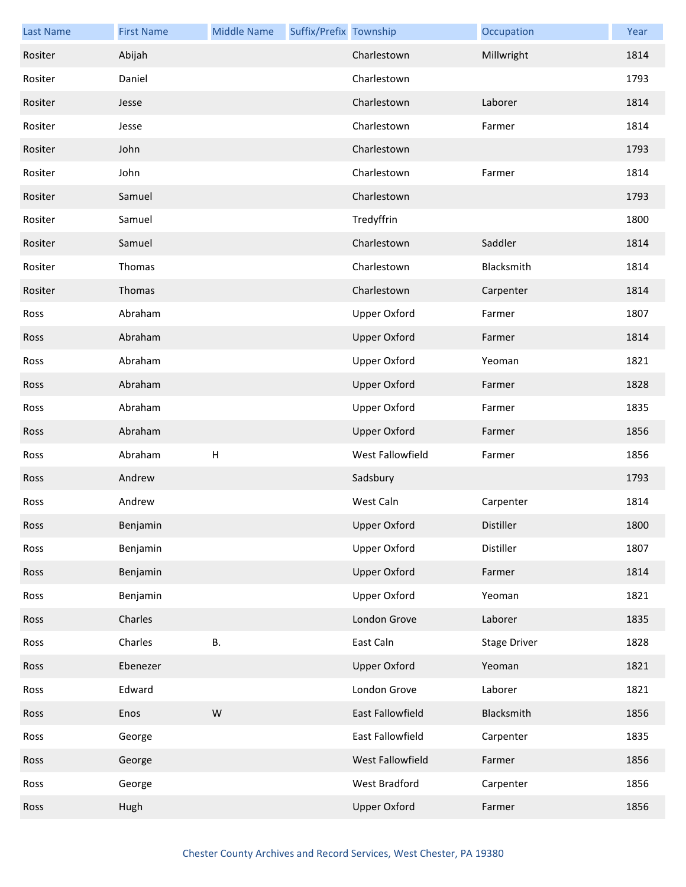| Last Name | First Name | Middle Name | Suffix/Prefix | Township | Occupation | Year |
| --- | --- | --- | --- | --- | --- | --- |
| Rositer | Abijah | | | Charlestown | Millwright | 1814 |
| Rositer | Daniel | | | Charlestown | | 1793 |
| Rositer | Jesse | | | Charlestown | Laborer | 1814 |
| Rositer | Jesse | | | Charlestown | Farmer | 1814 |
| Rositer | John | | | Charlestown | | 1793 |
| Rositer | John | | | Charlestown | Farmer | 1814 |
| Rositer | Samuel | | | Charlestown | | 1793 |
| Rositer | Samuel | | | Tredyffrin | | 1800 |
| Rositer | Samuel | | | Charlestown | Saddler | 1814 |
| Rositer | Thomas | | | Charlestown | Blacksmith | 1814 |
| Rositer | Thomas | | | Charlestown | Carpenter | 1814 |
| Ross | Abraham | | | Upper Oxford | Farmer | 1807 |
| Ross | Abraham | | | Upper Oxford | Farmer | 1814 |
| Ross | Abraham | | | Upper Oxford | Yeoman | 1821 |
| Ross | Abraham | | | Upper Oxford | Farmer | 1828 |
| Ross | Abraham | | | Upper Oxford | Farmer | 1835 |
| Ross | Abraham | | | Upper Oxford | Farmer | 1856 |
| Ross | Abraham | H | | West Fallowfield | Farmer | 1856 |
| Ross | Andrew | | | Sadsbury | | 1793 |
| Ross | Andrew | | | West Caln | Carpenter | 1814 |
| Ross | Benjamin | | | Upper Oxford | Distiller | 1800 |
| Ross | Benjamin | | | Upper Oxford | Distiller | 1807 |
| Ross | Benjamin | | | Upper Oxford | Farmer | 1814 |
| Ross | Benjamin | | | Upper Oxford | Yeoman | 1821 |
| Ross | Charles | | | London Grove | Laborer | 1835 |
| Ross | Charles | B. | | East Caln | Stage Driver | 1828 |
| Ross | Ebenezer | | | Upper Oxford | Yeoman | 1821 |
| Ross | Edward | | | London Grove | Laborer | 1821 |
| Ross | Enos | W | | East Fallowfield | Blacksmith | 1856 |
| Ross | George | | | East Fallowfield | Carpenter | 1835 |
| Ross | George | | | West Fallowfield | Farmer | 1856 |
| Ross | George | | | West Bradford | Carpenter | 1856 |
| Ross | Hugh | | | Upper Oxford | Farmer | 1856 |

Chester County Archives and Record Services, West Chester, PA 19380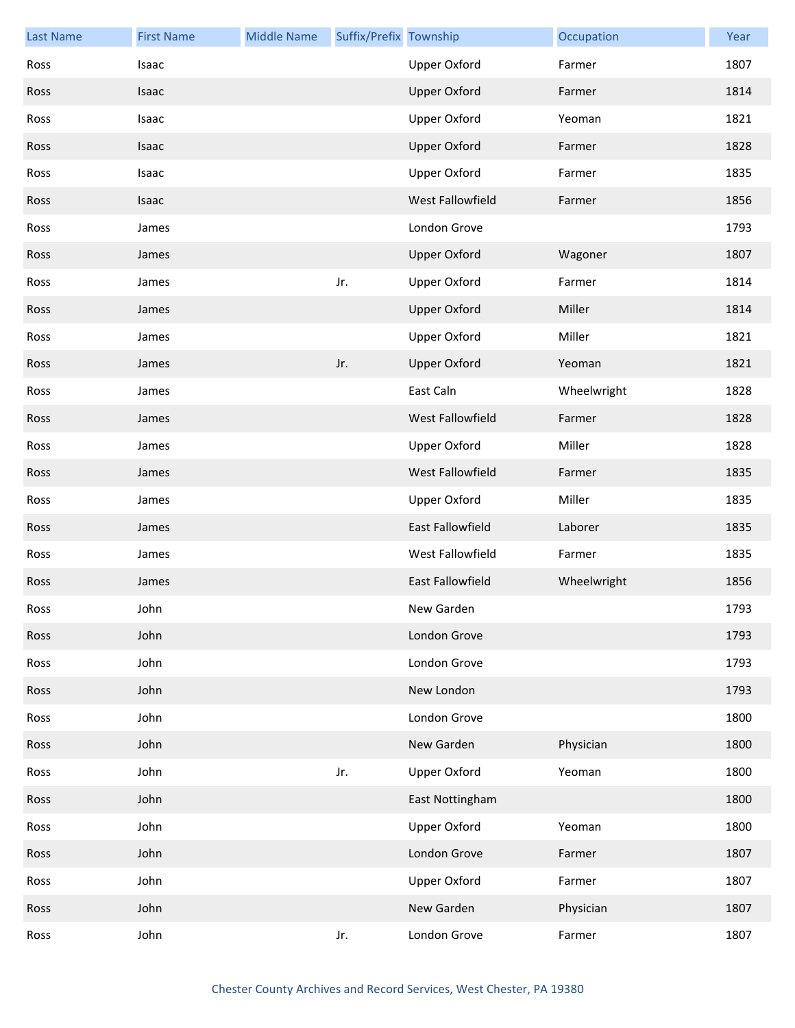| Last Name | First Name | Middle Name | Suffix/Prefix | Township | Occupation | Year |
| --- | --- | --- | --- | --- | --- | --- |
| Ross | Isaac | | | Upper Oxford | Farmer | 1807 |
| Ross | Isaac | | | Upper Oxford | Farmer | 1814 |
| Ross | Isaac | | | Upper Oxford | Yeoman | 1821 |
| Ross | Isaac | | | Upper Oxford | Farmer | 1828 |
| Ross | Isaac | | | Upper Oxford | Farmer | 1835 |
| Ross | Isaac | | | West Fallowfield | Farmer | 1856 |
| Ross | James | | | London Grove | | 1793 |
| Ross | James | | | Upper Oxford | Wagoner | 1807 |
| Ross | James | | Jr. | Upper Oxford | Farmer | 1814 |
| Ross | James | | | Upper Oxford | Miller | 1814 |
| Ross | James | | | Upper Oxford | Miller | 1821 |
| Ross | James | | Jr. | Upper Oxford | Yeoman | 1821 |
| Ross | James | | | East Caln | Wheelwright | 1828 |
| Ross | James | | | West Fallowfield | Farmer | 1828 |
| Ross | James | | | Upper Oxford | Miller | 1828 |
| Ross | James | | | West Fallowfield | Farmer | 1835 |
| Ross | James | | | Upper Oxford | Miller | 1835 |
| Ross | James | | | East Fallowfield | Laborer | 1835 |
| Ross | James | | | West Fallowfield | Farmer | 1835 |
| Ross | James | | | East Fallowfield | Wheelwright | 1856 |
| Ross | John | | | New Garden | | 1793 |
| Ross | John | | | London Grove | | 1793 |
| Ross | John | | | London Grove | | 1793 |
| Ross | John | | | New London | | 1793 |
| Ross | John | | | London Grove | | 1800 |
| Ross | John | | | New Garden | Physician | 1800 |
| Ross | John | | Jr. | Upper Oxford | Yeoman | 1800 |
| Ross | John | | | East Nottingham | | 1800 |
| Ross | John | | | Upper Oxford | Yeoman | 1800 |
| Ross | John | | | London Grove | Farmer | 1807 |
| Ross | John | | | Upper Oxford | Farmer | 1807 |
| Ross | John | | | New Garden | Physician | 1807 |
| Ross | John | | Jr. | London Grove | Farmer | 1807 |

Chester County Archives and Record Services, West Chester, PA 19380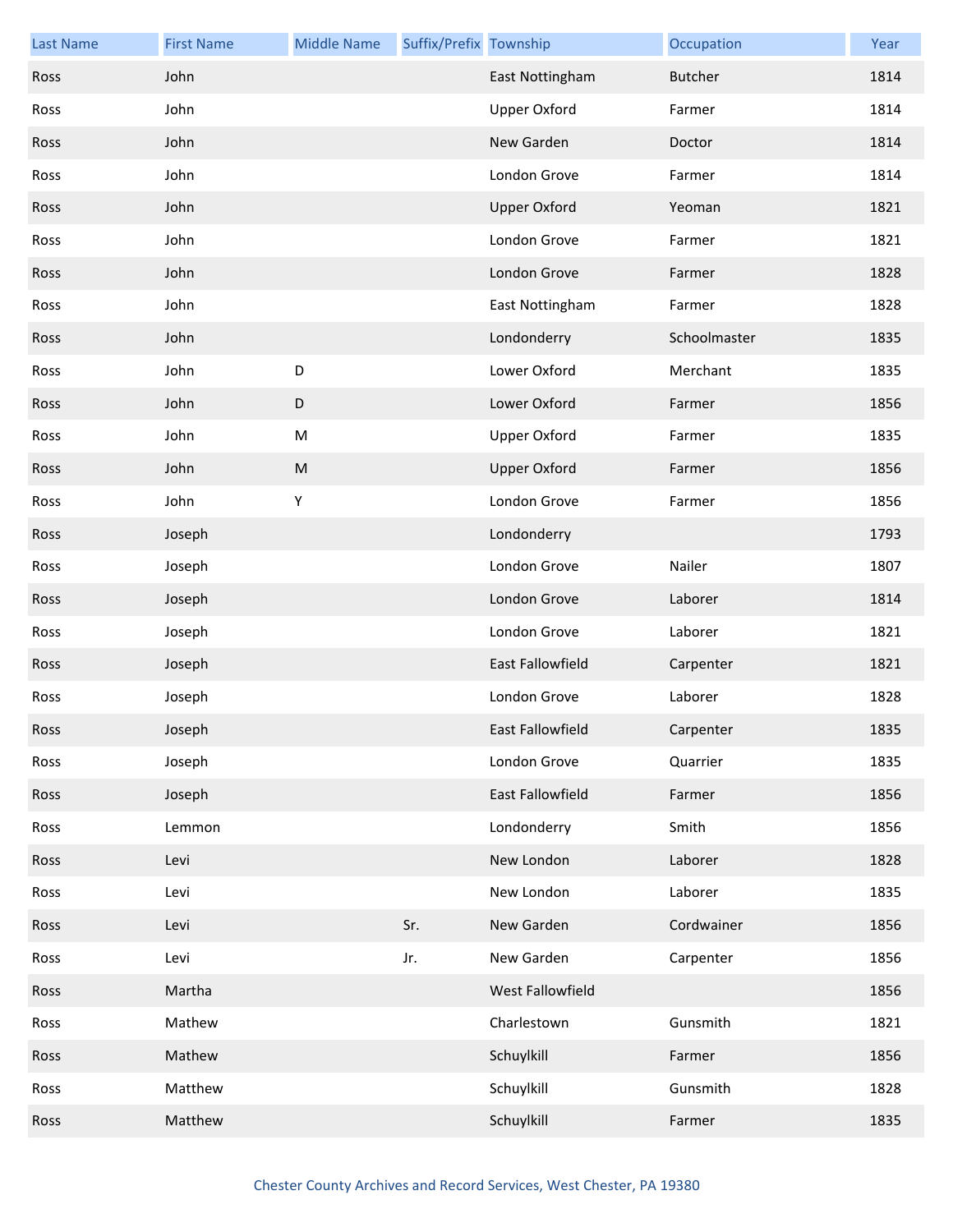| Last Name | First Name | Middle Name | Suffix/Prefix | Township | Occupation | Year |
|---|---|---|---|---|---|---|
| Ross | John | | | East Nottingham | Butcher | 1814 |
| Ross | John | | | Upper Oxford | Farmer | 1814 |
| Ross | John | | | New Garden | Doctor | 1814 |
| Ross | John | | | London Grove | Farmer | 1814 |
| Ross | John | | | Upper Oxford | Yeoman | 1821 |
| Ross | John | | | London Grove | Farmer | 1821 |
| Ross | John | | | London Grove | Farmer | 1828 |
| Ross | John | | | East Nottingham | Farmer | 1828 |
| Ross | John | | | Londonderry | Schoolmaster | 1835 |
| Ross | John | D | | Lower Oxford | Merchant | 1835 |
| Ross | John | D | | Lower Oxford | Farmer | 1856 |
| Ross | John | M | | Upper Oxford | Farmer | 1835 |
| Ross | John | M | | Upper Oxford | Farmer | 1856 |
| Ross | John | Y | | London Grove | Farmer | 1856 |
| Ross | Joseph | | | Londonderry | | 1793 |
| Ross | Joseph | | | London Grove | Nailer | 1807 |
| Ross | Joseph | | | London Grove | Laborer | 1814 |
| Ross | Joseph | | | London Grove | Laborer | 1821 |
| Ross | Joseph | | | East Fallowfield | Carpenter | 1821 |
| Ross | Joseph | | | London Grove | Laborer | 1828 |
| Ross | Joseph | | | East Fallowfield | Carpenter | 1835 |
| Ross | Joseph | | | London Grove | Quarrier | 1835 |
| Ross | Joseph | | | East Fallowfield | Farmer | 1856 |
| Ross | Lemmon | | | Londonderry | Smith | 1856 |
| Ross | Levi | | | New London | Laborer | 1828 |
| Ross | Levi | | | New London | Laborer | 1835 |
| Ross | Levi | | Sr. | New Garden | Cordwainer | 1856 |
| Ross | Levi | | Jr. | New Garden | Carpenter | 1856 |
| Ross | Martha | | | West Fallowfield | | 1856 |
| Ross | Mathew | | | Charlestown | Gunsmith | 1821 |
| Ross | Mathew | | | Schuylkill | Farmer | 1856 |
| Ross | Matthew | | | Schuylkill | Gunsmith | 1828 |
| Ross | Matthew | | | Schuylkill | Farmer | 1835 |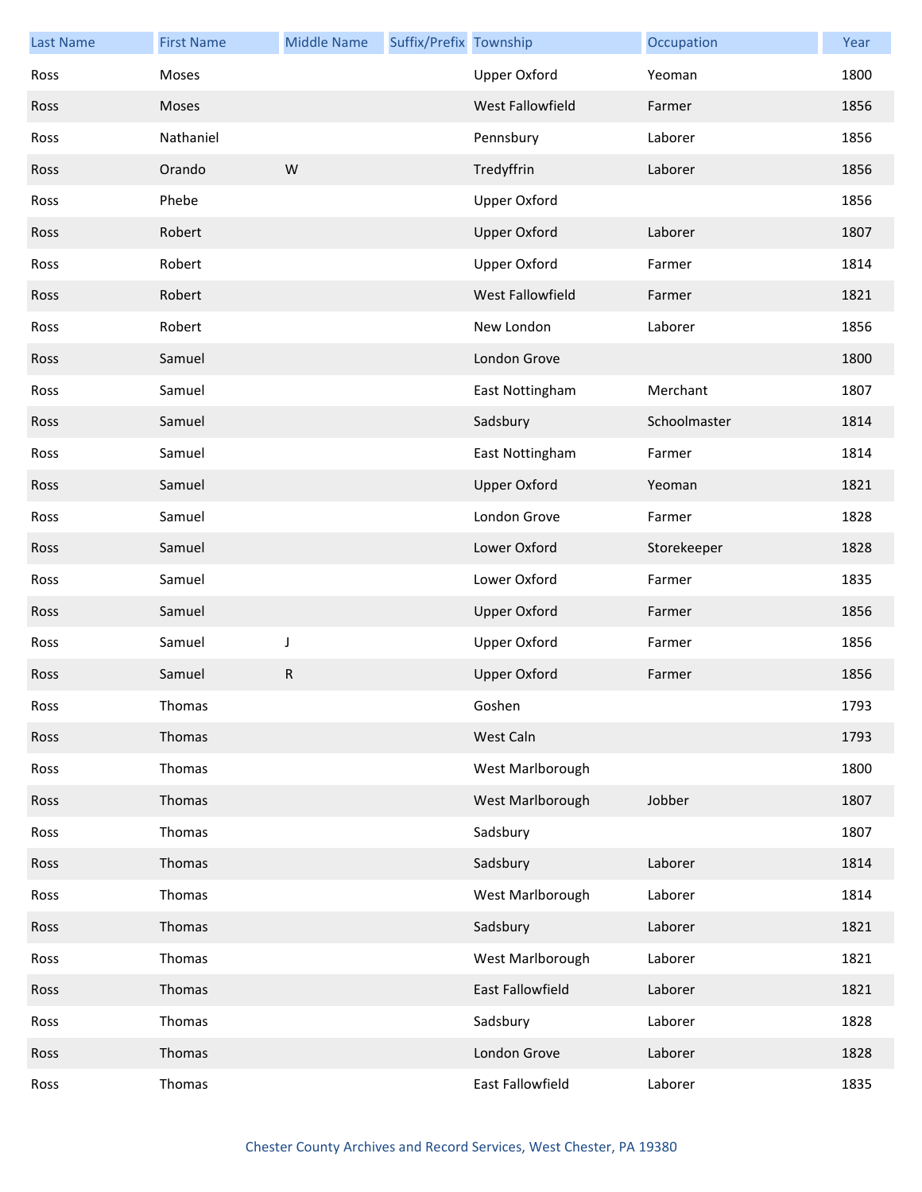| Last Name | First Name | Middle Name | Suffix/Prefix | Township | Occupation | Year |
|---|---|---|---|---|---|---|
| Ross | Moses | | | Upper Oxford | Yeoman | 1800 |
| Ross | Moses | | | West Fallowfield | Farmer | 1856 |
| Ross | Nathaniel | | | Pennsbury | Laborer | 1856 |
| Ross | Orando | W | | Tredyffrin | Laborer | 1856 |
| Ross | Phebe | | | Upper Oxford | | 1856 |
| Ross | Robert | | | Upper Oxford | Laborer | 1807 |
| Ross | Robert | | | Upper Oxford | Farmer | 1814 |
| Ross | Robert | | | West Fallowfield | Farmer | 1821 |
| Ross | Robert | | | New London | Laborer | 1856 |
| Ross | Samuel | | | London Grove | | 1800 |
| Ross | Samuel | | | East Nottingham | Merchant | 1807 |
| Ross | Samuel | | | Sadsbury | Schoolmaster | 1814 |
| Ross | Samuel | | | East Nottingham | Farmer | 1814 |
| Ross | Samuel | | | Upper Oxford | Yeoman | 1821 |
| Ross | Samuel | | | London Grove | Farmer | 1828 |
| Ross | Samuel | | | Lower Oxford | Storekeeper | 1828 |
| Ross | Samuel | | | Lower Oxford | Farmer | 1835 |
| Ross | Samuel | | | Upper Oxford | Farmer | 1856 |
| Ross | Samuel | J | | Upper Oxford | Farmer | 1856 |
| Ross | Samuel | R | | Upper Oxford | Farmer | 1856 |
| Ross | Thomas | | | Goshen | | 1793 |
| Ross | Thomas | | | West Caln | | 1793 |
| Ross | Thomas | | | West Marlborough | | 1800 |
| Ross | Thomas | | | West Marlborough | Jobber | 1807 |
| Ross | Thomas | | | Sadsbury | | 1807 |
| Ross | Thomas | | | Sadsbury | Laborer | 1814 |
| Ross | Thomas | | | West Marlborough | Laborer | 1814 |
| Ross | Thomas | | | Sadsbury | Laborer | 1821 |
| Ross | Thomas | | | West Marlborough | Laborer | 1821 |
| Ross | Thomas | | | East Fallowfield | Laborer | 1821 |
| Ross | Thomas | | | Sadsbury | Laborer | 1828 |
| Ross | Thomas | | | London Grove | Laborer | 1828 |
| Ross | Thomas | | | East Fallowfield | Laborer | 1835 |

Chester County Archives and Record Services, West Chester, PA 19380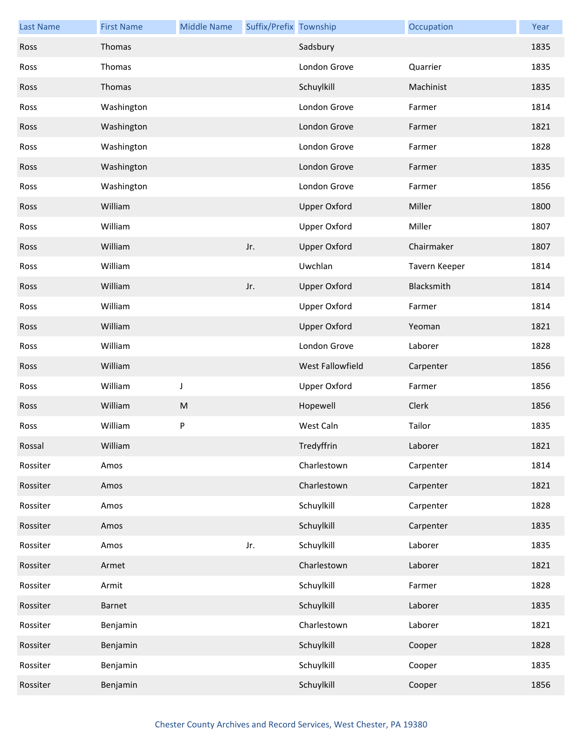| Last Name | First Name | Middle Name | Suffix/Prefix | Township | Occupation | Year |
|---|---|---|---|---|---|---|
| Ross | Thomas | | | Sadsbury | | 1835 |
| Ross | Thomas | | | London Grove | Quarrier | 1835 |
| Ross | Thomas | | | Schuylkill | Machinist | 1835 |
| Ross | Washington | | | London Grove | Farmer | 1814 |
| Ross | Washington | | | London Grove | Farmer | 1821 |
| Ross | Washington | | | London Grove | Farmer | 1828 |
| Ross | Washington | | | London Grove | Farmer | 1835 |
| Ross | Washington | | | London Grove | Farmer | 1856 |
| Ross | William | | | Upper Oxford | Miller | 1800 |
| Ross | William | | | Upper Oxford | Miller | 1807 |
| Ross | William | | Jr. | Upper Oxford | Chairmaker | 1807 |
| Ross | William | | | Uwchlan | Tavern Keeper | 1814 |
| Ross | William | | Jr. | Upper Oxford | Blacksmith | 1814 |
| Ross | William | | | Upper Oxford | Farmer | 1814 |
| Ross | William | | | Upper Oxford | Yeoman | 1821 |
| Ross | William | | | London Grove | Laborer | 1828 |
| Ross | William | | | West Fallowfield | Carpenter | 1856 |
| Ross | William | J | | Upper Oxford | Farmer | 1856 |
| Ross | William | M | | Hopewell | Clerk | 1856 |
| Ross | William | P | | West Caln | Tailor | 1835 |
| Rossal | William | | | Tredyffrin | Laborer | 1821 |
| Rossiter | Amos | | | Charlestown | Carpenter | 1814 |
| Rossiter | Amos | | | Charlestown | Carpenter | 1821 |
| Rossiter | Amos | | | Schuylkill | Carpenter | 1828 |
| Rossiter | Amos | | | Schuylkill | Carpenter | 1835 |
| Rossiter | Amos | | Jr. | Schuylkill | Laborer | 1835 |
| Rossiter | Armet | | | Charlestown | Laborer | 1821 |
| Rossiter | Armit | | | Schuylkill | Farmer | 1828 |
| Rossiter | Barnet | | | Schuylkill | Laborer | 1835 |
| Rossiter | Benjamin | | | Charlestown | Laborer | 1821 |
| Rossiter | Benjamin | | | Schuylkill | Cooper | 1828 |
| Rossiter | Benjamin | | | Schuylkill | Cooper | 1835 |
| Rossiter | Benjamin | | | Schuylkill | Cooper | 1856 |

Chester County Archives and Record Services, West Chester, PA 19380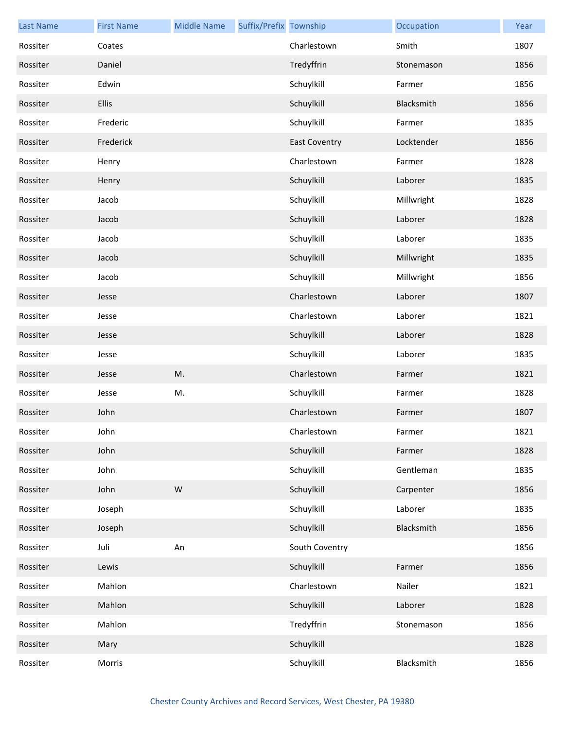| Last Name | First Name | Middle Name | Suffix/Prefix | Township | Occupation | Year |
|---|---|---|---|---|---|---|
| Rossiter | Coates | | | Charlestown | Smith | 1807 |
| Rossiter | Daniel | | | Tredyffrin | Stonemason | 1856 |
| Rossiter | Edwin | | | Schuylkill | Farmer | 1856 |
| Rossiter | Ellis | | | Schuylkill | Blacksmith | 1856 |
| Rossiter | Frederic | | | Schuylkill | Farmer | 1835 |
| Rossiter | Frederick | | | East Coventry | Locktender | 1856 |
| Rossiter | Henry | | | Charlestown | Farmer | 1828 |
| Rossiter | Henry | | | Schuylkill | Laborer | 1835 |
| Rossiter | Jacob | | | Schuylkill | Millwright | 1828 |
| Rossiter | Jacob | | | Schuylkill | Laborer | 1828 |
| Rossiter | Jacob | | | Schuylkill | Laborer | 1835 |
| Rossiter | Jacob | | | Schuylkill | Millwright | 1835 |
| Rossiter | Jacob | | | Schuylkill | Millwright | 1856 |
| Rossiter | Jesse | | | Charlestown | Laborer | 1807 |
| Rossiter | Jesse | | | Charlestown | Laborer | 1821 |
| Rossiter | Jesse | | | Schuylkill | Laborer | 1828 |
| Rossiter | Jesse | | | Schuylkill | Laborer | 1835 |
| Rossiter | Jesse | M. | | Charlestown | Farmer | 1821 |
| Rossiter | Jesse | M. | | Schuylkill | Farmer | 1828 |
| Rossiter | John | | | Charlestown | Farmer | 1807 |
| Rossiter | John | | | Charlestown | Farmer | 1821 |
| Rossiter | John | | | Schuylkill | Farmer | 1828 |
| Rossiter | John | | | Schuylkill | Gentleman | 1835 |
| Rossiter | John | W | | Schuylkill | Carpenter | 1856 |
| Rossiter | Joseph | | | Schuylkill | Laborer | 1835 |
| Rossiter | Joseph | | | Schuylkill | Blacksmith | 1856 |
| Rossiter | Juli | An | | South Coventry | | 1856 |
| Rossiter | Lewis | | | Schuylkill | Farmer | 1856 |
| Rossiter | Mahlon | | | Charlestown | Nailer | 1821 |
| Rossiter | Mahlon | | | Schuylkill | Laborer | 1828 |
| Rossiter | Mahlon | | | Tredyffrin | Stonemason | 1856 |
| Rossiter | Mary | | | Schuylkill | | 1828 |
| Rossiter | Morris | | | Schuylkill | Blacksmith | 1856 |

Chester County Archives and Record Services, West Chester, PA 19380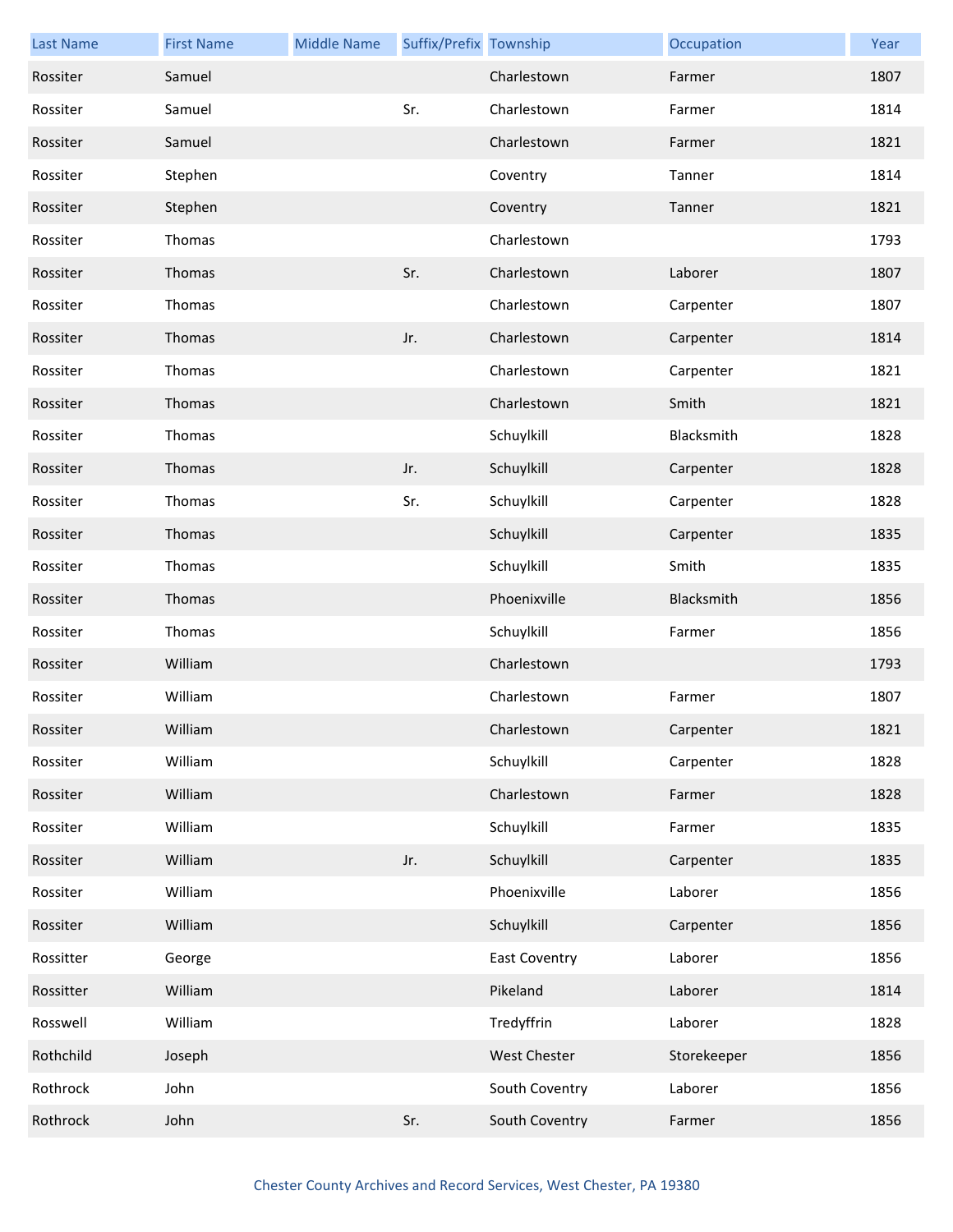| Last Name | First Name | Middle Name | Suffix/Prefix | Township | Occupation | Year |
|---|---|---|---|---|---|---|
| Rossiter | Samuel | | | Charlestown | Farmer | 1807 |
| Rossiter | Samuel | | Sr. | Charlestown | Farmer | 1814 |
| Rossiter | Samuel | | | Charlestown | Farmer | 1821 |
| Rossiter | Stephen | | | Coventry | Tanner | 1814 |
| Rossiter | Stephen | | | Coventry | Tanner | 1821 |
| Rossiter | Thomas | | | Charlestown | | 1793 |
| Rossiter | Thomas | | Sr. | Charlestown | Laborer | 1807 |
| Rossiter | Thomas | | | Charlestown | Carpenter | 1807 |
| Rossiter | Thomas | | Jr. | Charlestown | Carpenter | 1814 |
| Rossiter | Thomas | | | Charlestown | Carpenter | 1821 |
| Rossiter | Thomas | | | Charlestown | Smith | 1821 |
| Rossiter | Thomas | | | Schuylkill | Blacksmith | 1828 |
| Rossiter | Thomas | | Jr. | Schuylkill | Carpenter | 1828 |
| Rossiter | Thomas | | Sr. | Schuylkill | Carpenter | 1828 |
| Rossiter | Thomas | | | Schuylkill | Carpenter | 1835 |
| Rossiter | Thomas | | | Schuylkill | Smith | 1835 |
| Rossiter | Thomas | | | Phoenixville | Blacksmith | 1856 |
| Rossiter | Thomas | | | Schuylkill | Farmer | 1856 |
| Rossiter | William | | | Charlestown | | 1793 |
| Rossiter | William | | | Charlestown | Farmer | 1807 |
| Rossiter | William | | | Charlestown | Carpenter | 1821 |
| Rossiter | William | | | Schuylkill | Carpenter | 1828 |
| Rossiter | William | | | Charlestown | Farmer | 1828 |
| Rossiter | William | | | Schuylkill | Farmer | 1835 |
| Rossiter | William | | Jr. | Schuylkill | Carpenter | 1835 |
| Rossiter | William | | | Phoenixville | Laborer | 1856 |
| Rossiter | William | | | Schuylkill | Carpenter | 1856 |
| Rossitter | George | | | East Coventry | Laborer | 1856 |
| Rossitter | William | | | Pikeland | Laborer | 1814 |
| Rosswell | William | | | Tredyffrin | Laborer | 1828 |
| Rothchild | Joseph | | | West Chester | Storekeeper | 1856 |
| Rothrock | John | | | South Coventry | Laborer | 1856 |
| Rothrock | John | | Sr. | South Coventry | Farmer | 1856 |

Chester County Archives and Record Services, West Chester, PA 19380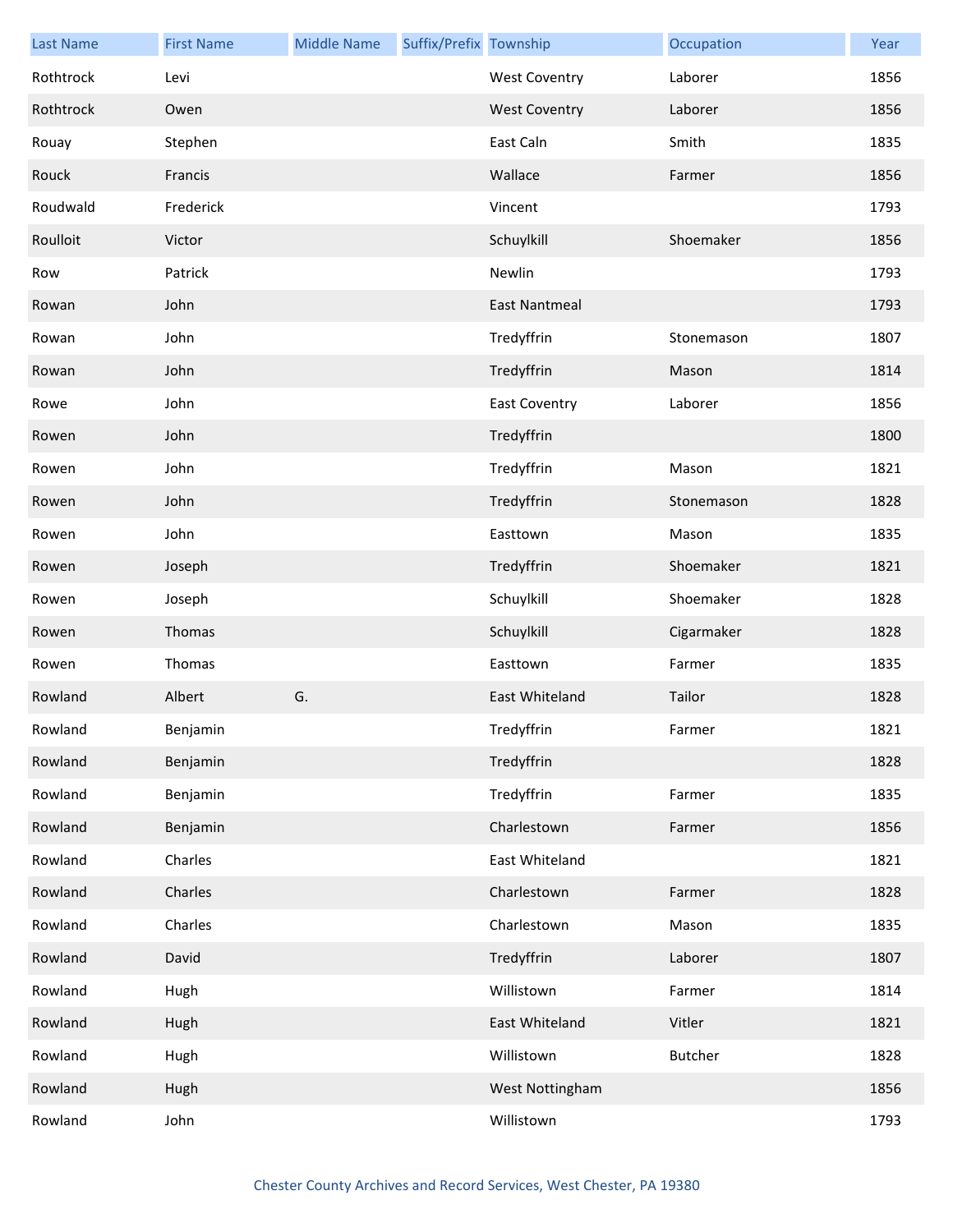| Last Name | First Name | Middle Name | Suffix/Prefix | Township | Occupation | Year |
|---|---|---|---|---|---|---|
| Rothtrock | Levi | | | West Coventry | Laborer | 1856 |
| Rothtrock | Owen | | | West Coventry | Laborer | 1856 |
| Rouay | Stephen | | | East Caln | Smith | 1835 |
| Rouck | Francis | | | Wallace | Farmer | 1856 |
| Roudwald | Frederick | | | Vincent | | 1793 |
| Roulloit | Victor | | | Schuylkill | Shoemaker | 1856 |
| Row | Patrick | | | Newlin | | 1793 |
| Rowan | John | | | East Nantmeal | | 1793 |
| Rowan | John | | | Tredyffrin | Stonemason | 1807 |
| Rowan | John | | | Tredyffrin | Mason | 1814 |
| Rowe | John | | | East Coventry | Laborer | 1856 |
| Rowen | John | | | Tredyffrin | | 1800 |
| Rowen | John | | | Tredyffrin | Mason | 1821 |
| Rowen | John | | | Tredyffrin | Stonemason | 1828 |
| Rowen | John | | | Easttown | Mason | 1835 |
| Rowen | Joseph | | | Tredyffrin | Shoemaker | 1821 |
| Rowen | Joseph | | | Schuylkill | Shoemaker | 1828 |
| Rowen | Thomas | | | Schuylkill | Cigarmaker | 1828 |
| Rowen | Thomas | | | Easttown | Farmer | 1835 |
| Rowland | Albert | G. | | East Whiteland | Tailor | 1828 |
| Rowland | Benjamin | | | Tredyffrin | Farmer | 1821 |
| Rowland | Benjamin | | | Tredyffrin | | 1828 |
| Rowland | Benjamin | | | Tredyffrin | Farmer | 1835 |
| Rowland | Benjamin | | | Charlestown | Farmer | 1856 |
| Rowland | Charles | | | East Whiteland | | 1821 |
| Rowland | Charles | | | Charlestown | Farmer | 1828 |
| Rowland | Charles | | | Charlestown | Mason | 1835 |
| Rowland | David | | | Tredyffrin | Laborer | 1807 |
| Rowland | Hugh | | | Willistown | Farmer | 1814 |
| Rowland | Hugh | | | East Whiteland | Vitler | 1821 |
| Rowland | Hugh | | | Willistown | Butcher | 1828 |
| Rowland | Hugh | | | West Nottingham | | 1856 |
| Rowland | John | | | Willistown | | 1793 |

Chester County Archives and Record Services, West Chester, PA 19380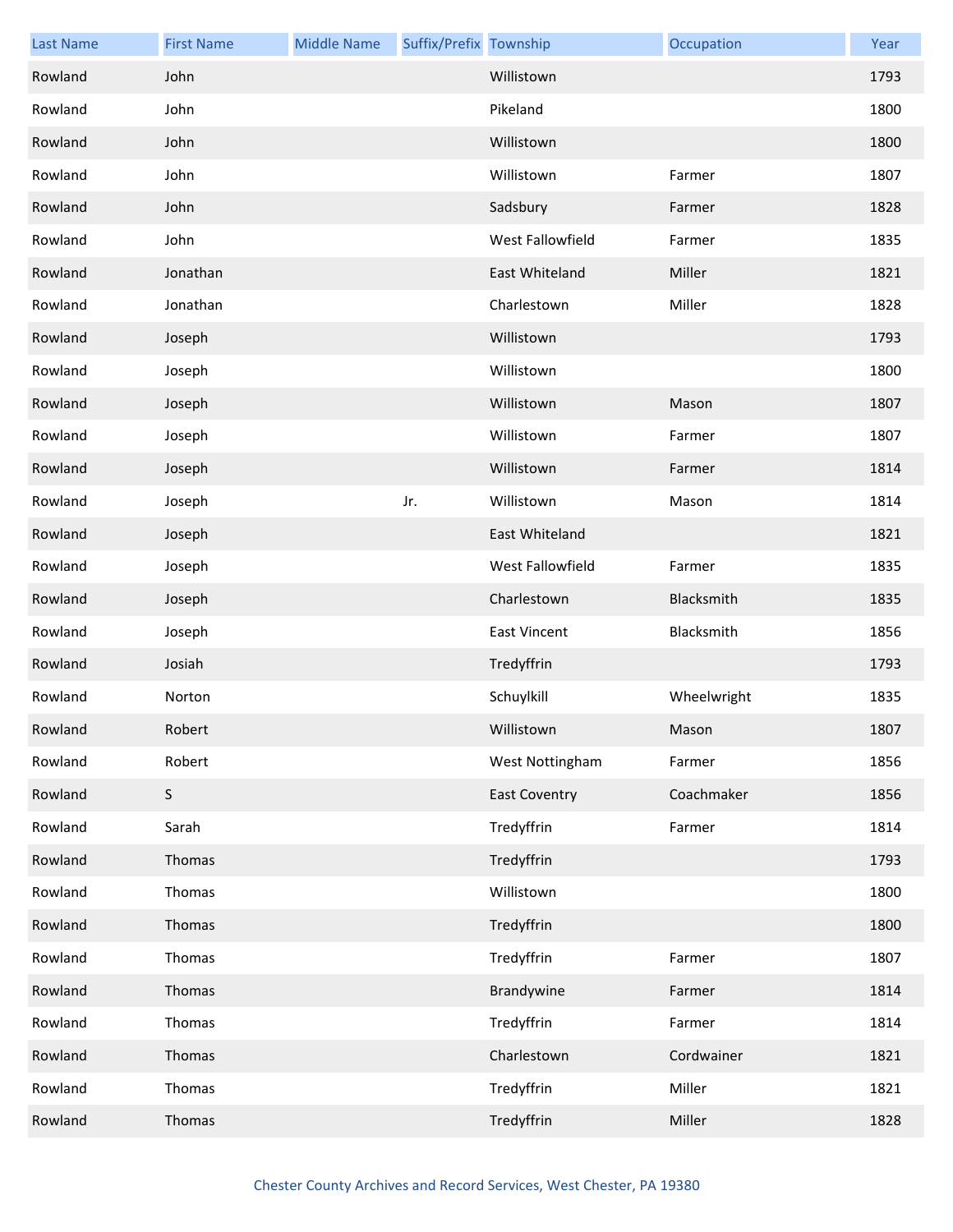| Last Name | First Name | Middle Name | Suffix/Prefix | Township | Occupation | Year |
|---|---|---|---|---|---|---|
| Rowland | John | | | Willistown | | 1793 |
| Rowland | John | | | Pikeland | | 1800 |
| Rowland | John | | | Willistown | | 1800 |
| Rowland | John | | | Willistown | Farmer | 1807 |
| Rowland | John | | | Sadsbury | Farmer | 1828 |
| Rowland | John | | | West Fallowfield | Farmer | 1835 |
| Rowland | Jonathan | | | East Whiteland | Miller | 1821 |
| Rowland | Jonathan | | | Charlestown | Miller | 1828 |
| Rowland | Joseph | | | Willistown | | 1793 |
| Rowland | Joseph | | | Willistown | | 1800 |
| Rowland | Joseph | | | Willistown | Mason | 1807 |
| Rowland | Joseph | | | Willistown | Farmer | 1807 |
| Rowland | Joseph | | | Willistown | Farmer | 1814 |
| Rowland | Joseph | | Jr. | Willistown | Mason | 1814 |
| Rowland | Joseph | | | East Whiteland | | 1821 |
| Rowland | Joseph | | | West Fallowfield | Farmer | 1835 |
| Rowland | Joseph | | | Charlestown | Blacksmith | 1835 |
| Rowland | Joseph | | | East Vincent | Blacksmith | 1856 |
| Rowland | Josiah | | | Tredyffrin | | 1793 |
| Rowland | Norton | | | Schuylkill | Wheelwright | 1835 |
| Rowland | Robert | | | Willistown | Mason | 1807 |
| Rowland | Robert | | | West Nottingham | Farmer | 1856 |
| Rowland | S | | | East Coventry | Coachmaker | 1856 |
| Rowland | Sarah | | | Tredyffrin | Farmer | 1814 |
| Rowland | Thomas | | | Tredyffrin | | 1793 |
| Rowland | Thomas | | | Willistown | | 1800 |
| Rowland | Thomas | | | Tredyffrin | | 1800 |
| Rowland | Thomas | | | Tredyffrin | Farmer | 1807 |
| Rowland | Thomas | | | Brandywine | Farmer | 1814 |
| Rowland | Thomas | | | Tredyffrin | Farmer | 1814 |
| Rowland | Thomas | | | Charlestown | Cordwainer | 1821 |
| Rowland | Thomas | | | Tredyffrin | Miller | 1821 |
| Rowland | Thomas | | | Tredyffrin | Miller | 1828 |

Chester County Archives and Record Services, West Chester, PA 19380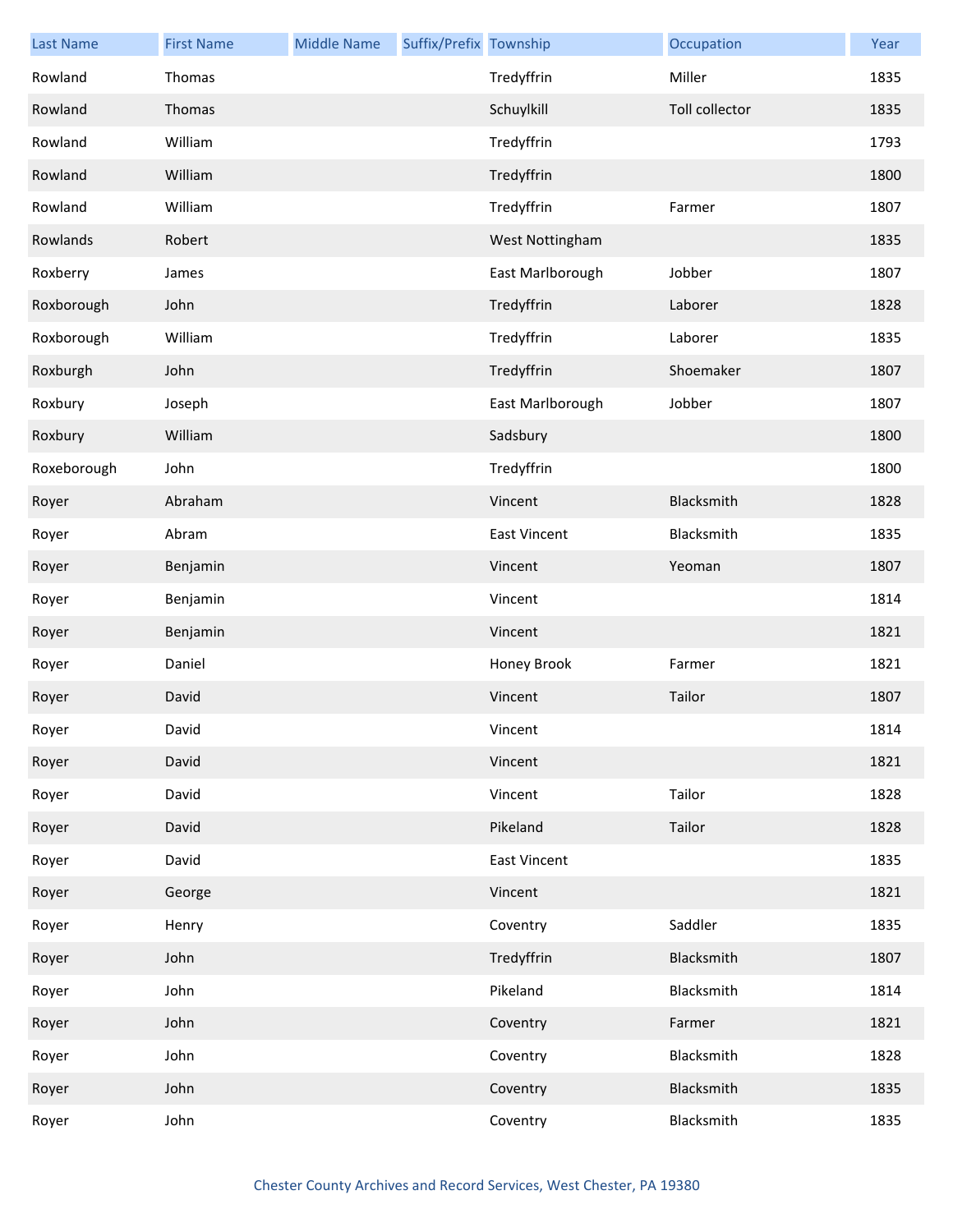| Last Name | First Name | Middle Name | Suffix/Prefix | Township | Occupation | Year |
|---|---|---|---|---|---|---|
| Rowland | Thomas | | | Tredyffrin | Miller | 1835 |
| Rowland | Thomas | | | Schuylkill | Toll collector | 1835 |
| Rowland | William | | | Tredyffrin | | 1793 |
| Rowland | William | | | Tredyffrin | | 1800 |
| Rowland | William | | | Tredyffrin | Farmer | 1807 |
| Rowlands | Robert | | | West Nottingham | | 1835 |
| Roxberry | James | | | East Marlborough | Jobber | 1807 |
| Roxborough | John | | | Tredyffrin | Laborer | 1828 |
| Roxborough | William | | | Tredyffrin | Laborer | 1835 |
| Roxburgh | John | | | Tredyffrin | Shoemaker | 1807 |
| Roxbury | Joseph | | | East Marlborough | Jobber | 1807 |
| Roxbury | William | | | Sadsbury | | 1800 |
| Roxeborough | John | | | Tredyffrin | | 1800 |
| Royer | Abraham | | | Vincent | Blacksmith | 1828 |
| Royer | Abram | | | East Vincent | Blacksmith | 1835 |
| Royer | Benjamin | | | Vincent | Yeoman | 1807 |
| Royer | Benjamin | | | Vincent | | 1814 |
| Royer | Benjamin | | | Vincent | | 1821 |
| Royer | Daniel | | | Honey Brook | Farmer | 1821 |
| Royer | David | | | Vincent | Tailor | 1807 |
| Royer | David | | | Vincent | | 1814 |
| Royer | David | | | Vincent | | 1821 |
| Royer | David | | | Vincent | Tailor | 1828 |
| Royer | David | | | Pikeland | Tailor | 1828 |
| Royer | David | | | East Vincent | | 1835 |
| Royer | George | | | Vincent | | 1821 |
| Royer | Henry | | | Coventry | Saddler | 1835 |
| Royer | John | | | Tredyffrin | Blacksmith | 1807 |
| Royer | John | | | Pikeland | Blacksmith | 1814 |
| Royer | John | | | Coventry | Farmer | 1821 |
| Royer | John | | | Coventry | Blacksmith | 1828 |
| Royer | John | | | Coventry | Blacksmith | 1835 |
| Royer | John | | | Coventry | Blacksmith | 1835 |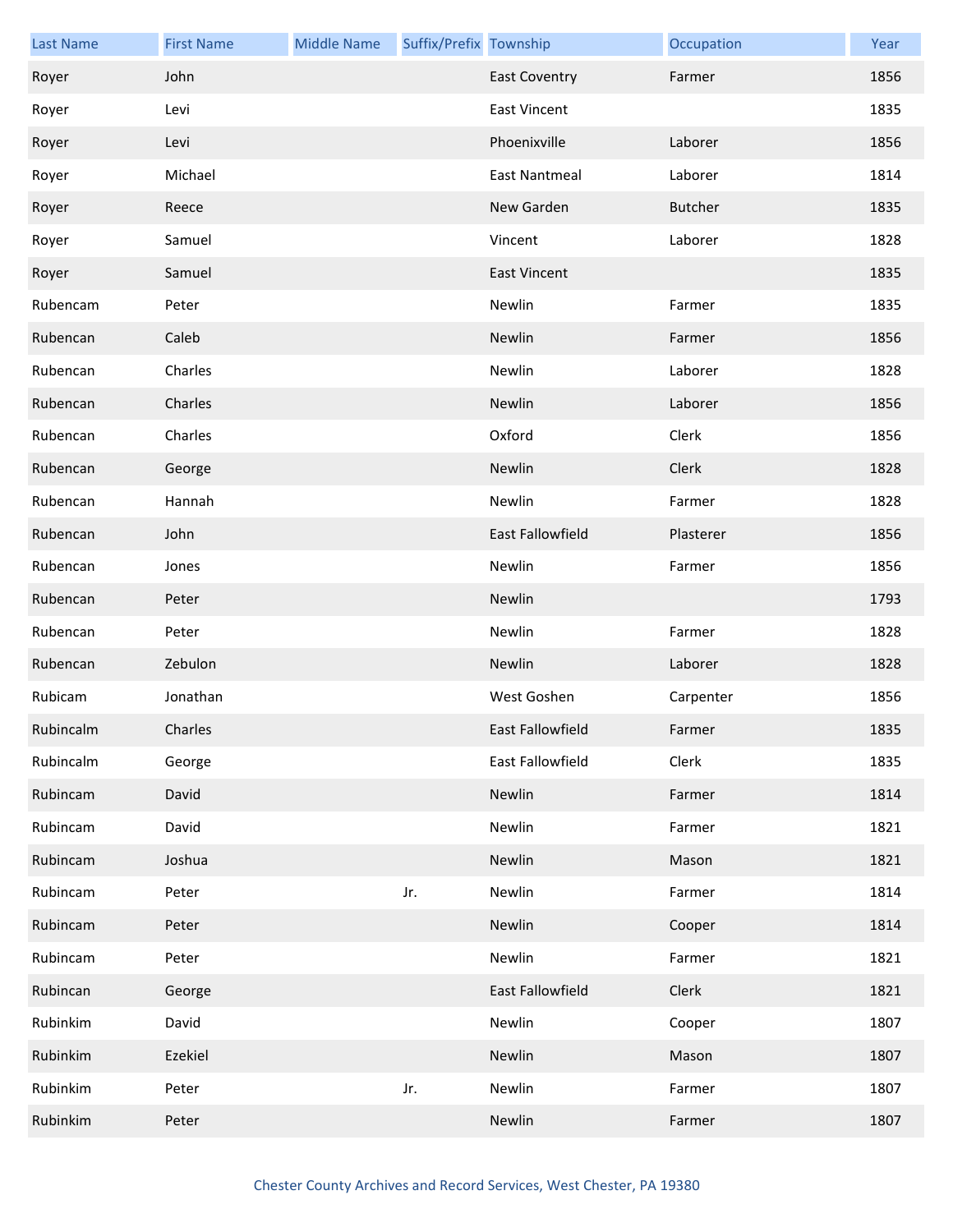| Last Name | First Name | Middle Name | Suffix/Prefix | Township | Occupation | Year |
|---|---|---|---|---|---|---|
| Royer | John | | | East Coventry | Farmer | 1856 |
| Royer | Levi | | | East Vincent | | 1835 |
| Royer | Levi | | | Phoenixville | Laborer | 1856 |
| Royer | Michael | | | East Nantmeal | Laborer | 1814 |
| Royer | Reece | | | New Garden | Butcher | 1835 |
| Royer | Samuel | | | Vincent | Laborer | 1828 |
| Royer | Samuel | | | East Vincent | | 1835 |
| Rubencam | Peter | | | Newlin | Farmer | 1835 |
| Rubencan | Caleb | | | Newlin | Farmer | 1856 |
| Rubencan | Charles | | | Newlin | Laborer | 1828 |
| Rubencan | Charles | | | Newlin | Laborer | 1856 |
| Rubencan | Charles | | | Oxford | Clerk | 1856 |
| Rubencan | George | | | Newlin | Clerk | 1828 |
| Rubencan | Hannah | | | Newlin | Farmer | 1828 |
| Rubencan | John | | | East Fallowfield | Plasterer | 1856 |
| Rubencan | Jones | | | Newlin | Farmer | 1856 |
| Rubencan | Peter | | | Newlin | | 1793 |
| Rubencan | Peter | | | Newlin | Farmer | 1828 |
| Rubencan | Zebulon | | | Newlin | Laborer | 1828 |
| Rubicam | Jonathan | | | West Goshen | Carpenter | 1856 |
| Rubincalm | Charles | | | East Fallowfield | Farmer | 1835 |
| Rubincalm | George | | | East Fallowfield | Clerk | 1835 |
| Rubincam | David | | | Newlin | Farmer | 1814 |
| Rubincam | David | | | Newlin | Farmer | 1821 |
| Rubincam | Joshua | | | Newlin | Mason | 1821 |
| Rubincam | Peter | | Jr. | Newlin | Farmer | 1814 |
| Rubincam | Peter | | | Newlin | Cooper | 1814 |
| Rubincam | Peter | | | Newlin | Farmer | 1821 |
| Rubincan | George | | | East Fallowfield | Clerk | 1821 |
| Rubinkim | David | | | Newlin | Cooper | 1807 |
| Rubinkim | Ezekiel | | | Newlin | Mason | 1807 |
| Rubinkim | Peter | | Jr. | Newlin | Farmer | 1807 |
| Rubinkim | Peter | | | Newlin | Farmer | 1807 |

Chester County Archives and Record Services, West Chester, PA 19380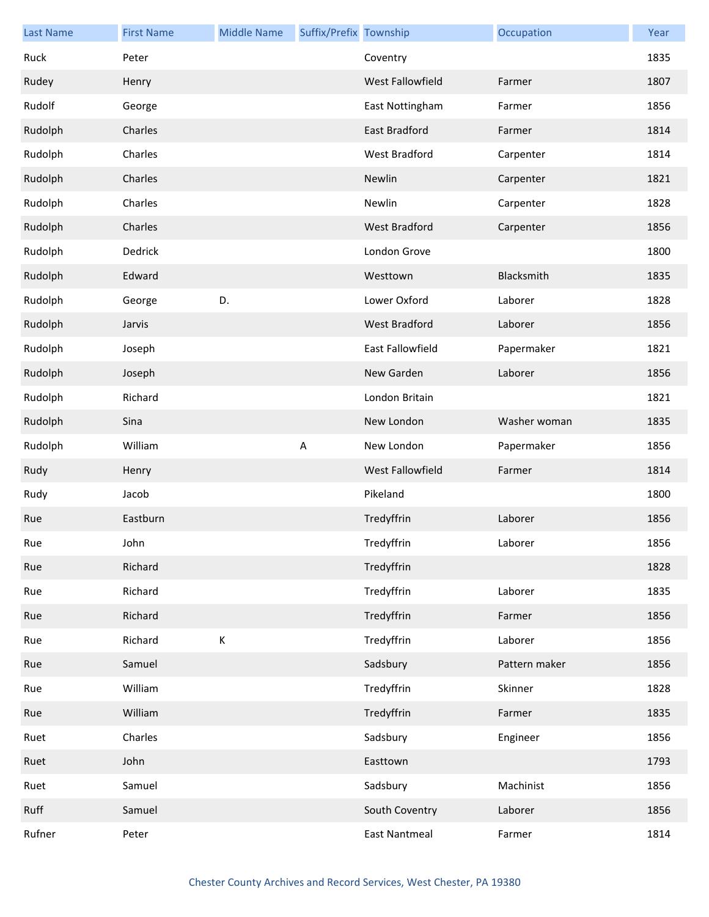| Last Name | First Name | Middle Name | Suffix/Prefix | Township | Occupation | Year |
|---|---|---|---|---|---|---|
| Ruck | Peter | | | Coventry | | 1835 |
| Rudey | Henry | | | West Fallowfield | Farmer | 1807 |
| Rudolf | George | | | East Nottingham | Farmer | 1856 |
| Rudolph | Charles | | | East Bradford | Farmer | 1814 |
| Rudolph | Charles | | | West Bradford | Carpenter | 1814 |
| Rudolph | Charles | | | Newlin | Carpenter | 1821 |
| Rudolph | Charles | | | Newlin | Carpenter | 1828 |
| Rudolph | Charles | | | West Bradford | Carpenter | 1856 |
| Rudolph | Dedrick | | | London Grove | | 1800 |
| Rudolph | Edward | | | Westtown | Blacksmith | 1835 |
| Rudolph | George | D. | | Lower Oxford | Laborer | 1828 |
| Rudolph | Jarvis | | | West Bradford | Laborer | 1856 |
| Rudolph | Joseph | | | East Fallowfield | Papermaker | 1821 |
| Rudolph | Joseph | | | New Garden | Laborer | 1856 |
| Rudolph | Richard | | | London Britain | | 1821 |
| Rudolph | Sina | | | New London | Washer woman | 1835 |
| Rudolph | William | | A | New London | Papermaker | 1856 |
| Rudy | Henry | | | West Fallowfield | Farmer | 1814 |
| Rudy | Jacob | | | Pikeland | | 1800 |
| Rue | Eastburn | | | Tredyffrin | Laborer | 1856 |
| Rue | John | | | Tredyffrin | Laborer | 1856 |
| Rue | Richard | | | Tredyffrin | | 1828 |
| Rue | Richard | | | Tredyffrin | Laborer | 1835 |
| Rue | Richard | | | Tredyffrin | Farmer | 1856 |
| Rue | Richard | K | | Tredyffrin | Laborer | 1856 |
| Rue | Samuel | | | Sadsbury | Pattern maker | 1856 |
| Rue | William | | | Tredyffrin | Skinner | 1828 |
| Rue | William | | | Tredyffrin | Farmer | 1835 |
| Ruet | Charles | | | Sadsbury | Engineer | 1856 |
| Ruet | John | | | Easttown | | 1793 |
| Ruet | Samuel | | | Sadsbury | Machinist | 1856 |
| Ruff | Samuel | | | South Coventry | Laborer | 1856 |
| Rufner | Peter | | | East Nantmeal | Farmer | 1814 |

Chester County Archives and Record Services, West Chester, PA 19380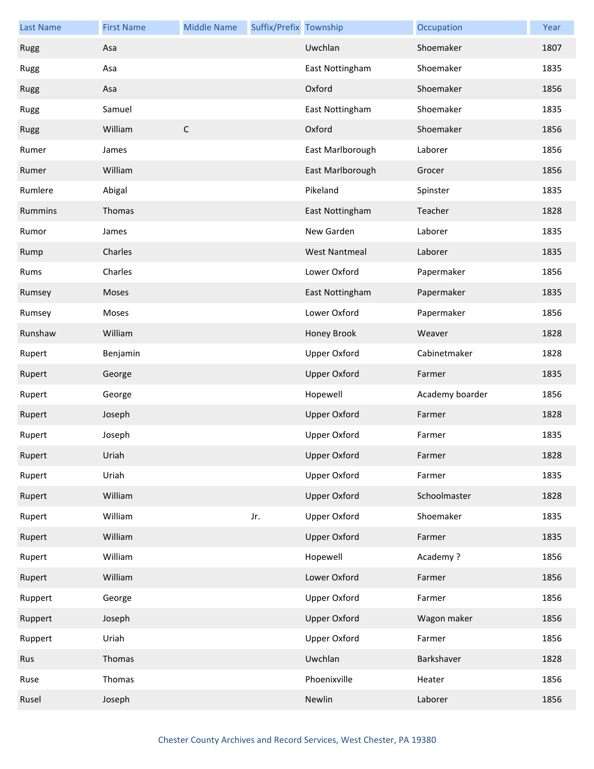| Last Name | First Name | Middle Name | Suffix/Prefix | Township | Occupation | Year |
|---|---|---|---|---|---|---|
| Rugg | Asa | | | Uwchlan | Shoemaker | 1807 |
| Rugg | Asa | | | East Nottingham | Shoemaker | 1835 |
| Rugg | Asa | | | Oxford | Shoemaker | 1856 |
| Rugg | Samuel | | | East Nottingham | Shoemaker | 1835 |
| Rugg | William | C | | Oxford | Shoemaker | 1856 |
| Rumer | James | | | East Marlborough | Laborer | 1856 |
| Rumer | William | | | East Marlborough | Grocer | 1856 |
| Rumlere | Abigal | | | Pikeland | Spinster | 1835 |
| Rummins | Thomas | | | East Nottingham | Teacher | 1828 |
| Rumor | James | | | New Garden | Laborer | 1835 |
| Rump | Charles | | | West Nantmeal | Laborer | 1835 |
| Rums | Charles | | | Lower Oxford | Papermaker | 1856 |
| Rumsey | Moses | | | East Nottingham | Papermaker | 1835 |
| Rumsey | Moses | | | Lower Oxford | Papermaker | 1856 |
| Runshaw | William | | | Honey Brook | Weaver | 1828 |
| Rupert | Benjamin | | | Upper Oxford | Cabinetmaker | 1828 |
| Rupert | George | | | Upper Oxford | Farmer | 1835 |
| Rupert | George | | | Hopewell | Academy boarder | 1856 |
| Rupert | Joseph | | | Upper Oxford | Farmer | 1828 |
| Rupert | Joseph | | | Upper Oxford | Farmer | 1835 |
| Rupert | Uriah | | | Upper Oxford | Farmer | 1828 |
| Rupert | Uriah | | | Upper Oxford | Farmer | 1835 |
| Rupert | William | | | Upper Oxford | Schoolmaster | 1828 |
| Rupert | William | | Jr. | Upper Oxford | Shoemaker | 1835 |
| Rupert | William | | | Upper Oxford | Farmer | 1835 |
| Rupert | William | | | Hopewell | Academy ? | 1856 |
| Rupert | William | | | Lower Oxford | Farmer | 1856 |
| Ruppert | George | | | Upper Oxford | Farmer | 1856 |
| Ruppert | Joseph | | | Upper Oxford | Wagon maker | 1856 |
| Ruppert | Uriah | | | Upper Oxford | Farmer | 1856 |
| Rus | Thomas | | | Uwchlan | Barkshaver | 1828 |
| Ruse | Thomas | | | Phoenixville | Heater | 1856 |
| Rusel | Joseph | | | Newlin | Laborer | 1856 |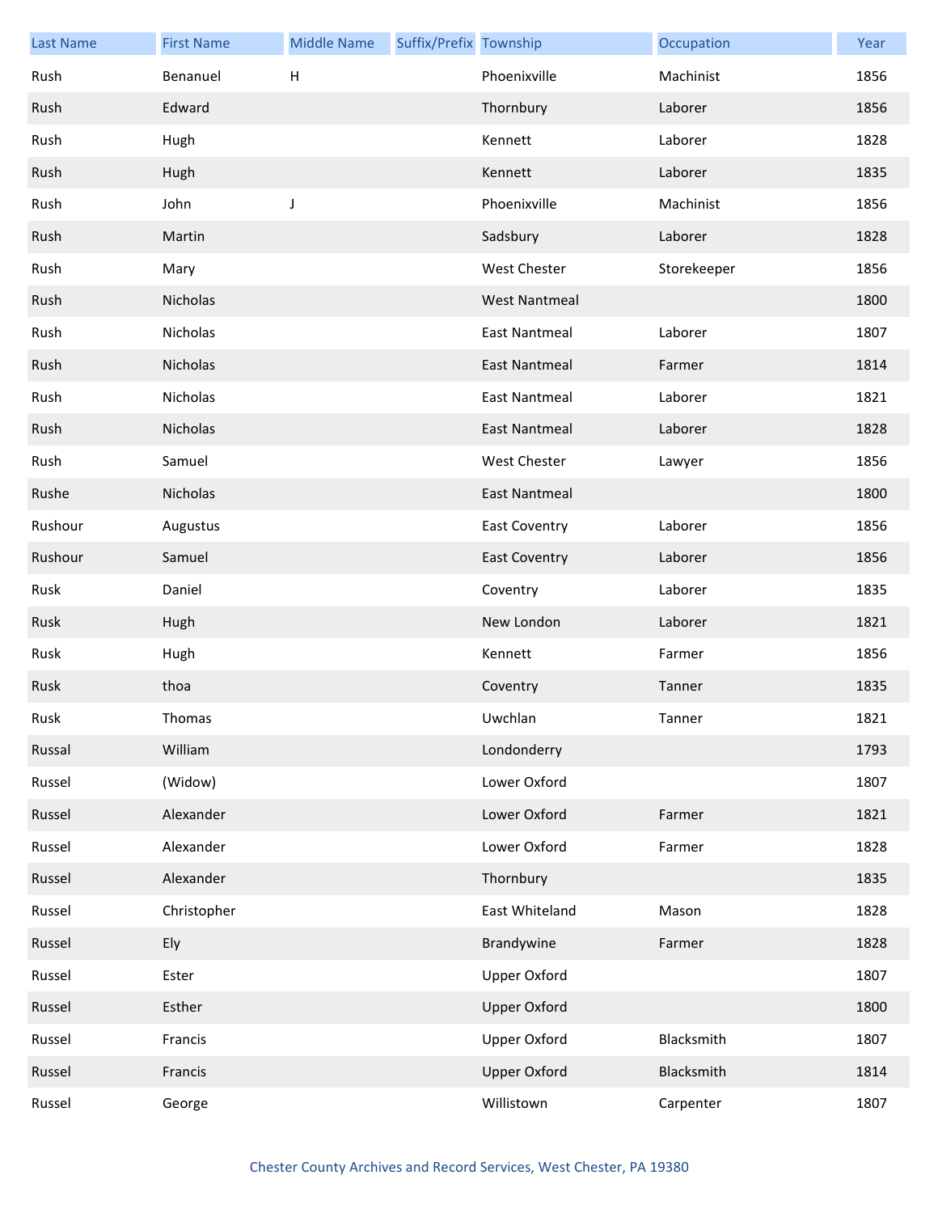| Last Name | First Name | Middle Name | Suffix/Prefix | Township | Occupation | Year |
|---|---|---|---|---|---|---|
| Rush | Benanuel | H | | Phoenixville | Machinist | 1856 |
| Rush | Edward | | | Thornbury | Laborer | 1856 |
| Rush | Hugh | | | Kennett | Laborer | 1828 |
| Rush | Hugh | | | Kennett | Laborer | 1835 |
| Rush | John | J | | Phoenixville | Machinist | 1856 |
| Rush | Martin | | | Sadsbury | Laborer | 1828 |
| Rush | Mary | | | West Chester | Storekeeper | 1856 |
| Rush | Nicholas | | | West Nantmeal | | 1800 |
| Rush | Nicholas | | | East Nantmeal | Laborer | 1807 |
| Rush | Nicholas | | | East Nantmeal | Farmer | 1814 |
| Rush | Nicholas | | | East Nantmeal | Laborer | 1821 |
| Rush | Nicholas | | | East Nantmeal | Laborer | 1828 |
| Rush | Samuel | | | West Chester | Lawyer | 1856 |
| Rushe | Nicholas | | | East Nantmeal | | 1800 |
| Rushour | Augustus | | | East Coventry | Laborer | 1856 |
| Rushour | Samuel | | | East Coventry | Laborer | 1856 |
| Rusk | Daniel | | | Coventry | Laborer | 1835 |
| Rusk | Hugh | | | New London | Laborer | 1821 |
| Rusk | Hugh | | | Kennett | Farmer | 1856 |
| Rusk | thoa | | | Coventry | Tanner | 1835 |
| Rusk | Thomas | | | Uwchlan | Tanner | 1821 |
| Russal | William | | | Londonderry | | 1793 |
| Russel | (Widow) | | | Lower Oxford | | 1807 |
| Russel | Alexander | | | Lower Oxford | Farmer | 1821 |
| Russel | Alexander | | | Lower Oxford | Farmer | 1828 |
| Russel | Alexander | | | Thornbury | | 1835 |
| Russel | Christopher | | | East Whiteland | Mason | 1828 |
| Russel | Ely | | | Brandywine | Farmer | 1828 |
| Russel | Ester | | | Upper Oxford | | 1807 |
| Russel | Esther | | | Upper Oxford | | 1800 |
| Russel | Francis | | | Upper Oxford | Blacksmith | 1807 |
| Russel | Francis | | | Upper Oxford | Blacksmith | 1814 |
| Russel | George | | | Willistown | Carpenter | 1807 |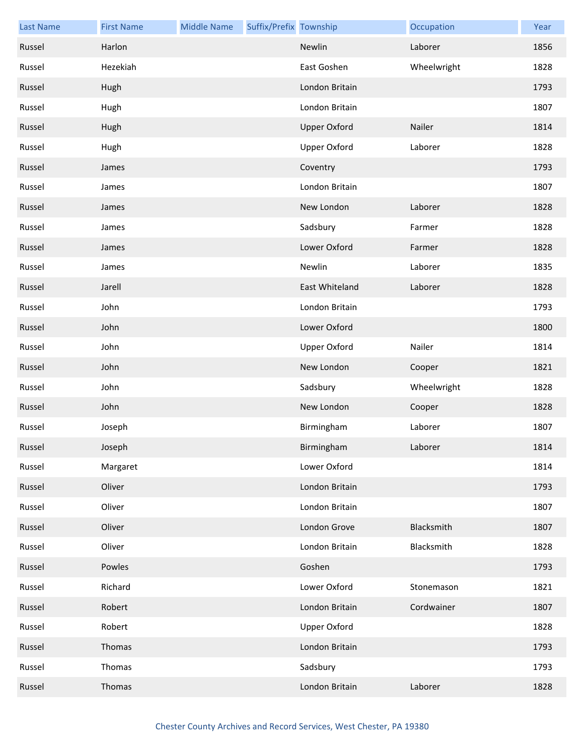| Last Name | First Name | Middle Name | Suffix/Prefix | Township | Occupation | Year |
|---|---|---|---|---|---|---|
| Russel | Harlon | | | Newlin | Laborer | 1856 |
| Russel | Hezekiah | | | East Goshen | Wheelwright | 1828 |
| Russel | Hugh | | | London Britain | | 1793 |
| Russel | Hugh | | | London Britain | | 1807 |
| Russel | Hugh | | | Upper Oxford | Nailer | 1814 |
| Russel | Hugh | | | Upper Oxford | Laborer | 1828 |
| Russel | James | | | Coventry | | 1793 |
| Russel | James | | | London Britain | | 1807 |
| Russel | James | | | New London | Laborer | 1828 |
| Russel | James | | | Sadsbury | Farmer | 1828 |
| Russel | James | | | Lower Oxford | Farmer | 1828 |
| Russel | James | | | Newlin | Laborer | 1835 |
| Russel | Jarell | | | East Whiteland | Laborer | 1828 |
| Russel | John | | | London Britain | | 1793 |
| Russel | John | | | Lower Oxford | | 1800 |
| Russel | John | | | Upper Oxford | Nailer | 1814 |
| Russel | John | | | New London | Cooper | 1821 |
| Russel | John | | | Sadsbury | Wheelwright | 1828 |
| Russel | John | | | New London | Cooper | 1828 |
| Russel | Joseph | | | Birmingham | Laborer | 1807 |
| Russel | Joseph | | | Birmingham | Laborer | 1814 |
| Russel | Margaret | | | Lower Oxford | | 1814 |
| Russel | Oliver | | | London Britain | | 1793 |
| Russel | Oliver | | | London Britain | | 1807 |
| Russel | Oliver | | | London Grove | Blacksmith | 1807 |
| Russel | Oliver | | | London Britain | Blacksmith | 1828 |
| Russel | Powles | | | Goshen | | 1793 |
| Russel | Richard | | | Lower Oxford | Stonemason | 1821 |
| Russel | Robert | | | London Britain | Cordwainer | 1807 |
| Russel | Robert | | | Upper Oxford | | 1828 |
| Russel | Thomas | | | London Britain | | 1793 |
| Russel | Thomas | | | Sadsbury | | 1793 |
| Russel | Thomas | | | London Britain | Laborer | 1828 |

Chester County Archives and Record Services, West Chester, PA 19380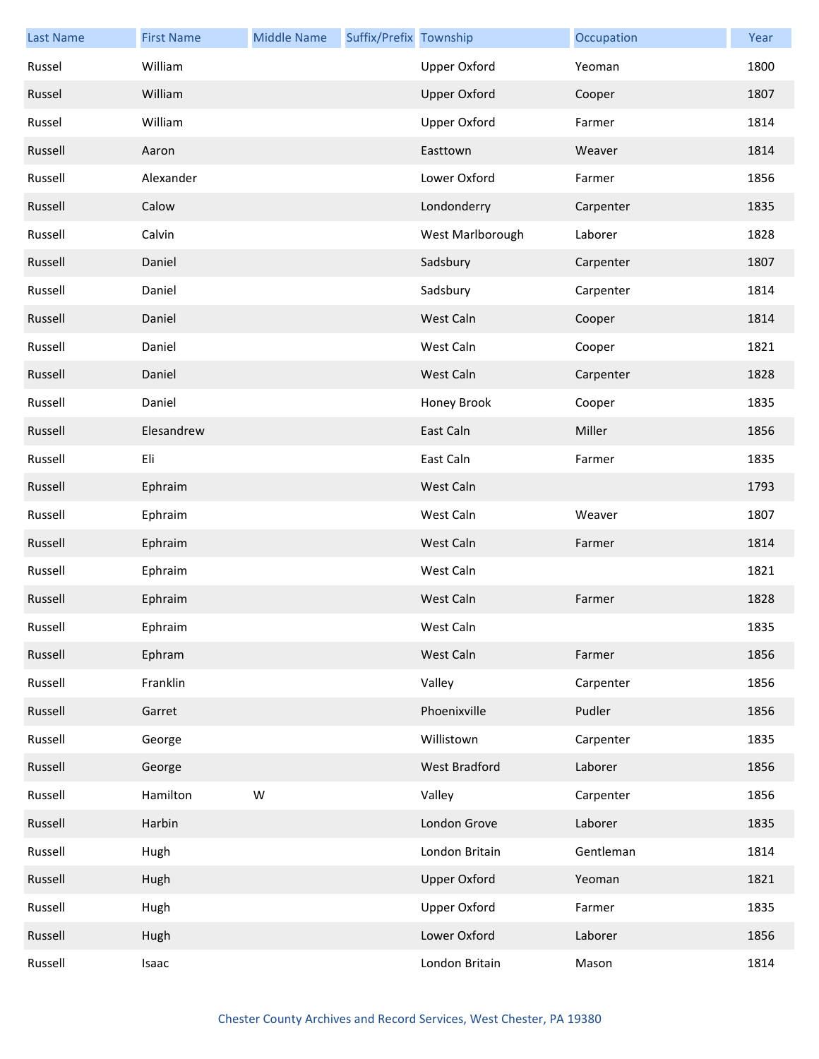| Last Name | First Name | Middle Name | Suffix/Prefix | Township | Occupation | Year |
| --- | --- | --- | --- | --- | --- | --- |
| Russel | William | | | Upper Oxford | Yeoman | 1800 |
| Russel | William | | | Upper Oxford | Cooper | 1807 |
| Russel | William | | | Upper Oxford | Farmer | 1814 |
| Russell | Aaron | | | Easttown | Weaver | 1814 |
| Russell | Alexander | | | Lower Oxford | Farmer | 1856 |
| Russell | Calow | | | Londonderry | Carpenter | 1835 |
| Russell | Calvin | | | West Marlborough | Laborer | 1828 |
| Russell | Daniel | | | Sadsbury | Carpenter | 1807 |
| Russell | Daniel | | | Sadsbury | Carpenter | 1814 |
| Russell | Daniel | | | West Caln | Cooper | 1814 |
| Russell | Daniel | | | West Caln | Cooper | 1821 |
| Russell | Daniel | | | West Caln | Carpenter | 1828 |
| Russell | Daniel | | | Honey Brook | Cooper | 1835 |
| Russell | Elesandrew | | | East Caln | Miller | 1856 |
| Russell | Eli | | | East Caln | Farmer | 1835 |
| Russell | Ephraim | | | West Caln | | 1793 |
| Russell | Ephraim | | | West Caln | Weaver | 1807 |
| Russell | Ephraim | | | West Caln | Farmer | 1814 |
| Russell | Ephraim | | | West Caln | | 1821 |
| Russell | Ephraim | | | West Caln | Farmer | 1828 |
| Russell | Ephraim | | | West Caln | | 1835 |
| Russell | Ephram | | | West Caln | Farmer | 1856 |
| Russell | Franklin | | | Valley | Carpenter | 1856 |
| Russell | Garret | | | Phoenixville | Pudler | 1856 |
| Russell | George | | | Willistown | Carpenter | 1835 |
| Russell | George | | | West Bradford | Laborer | 1856 |
| Russell | Hamilton | W | | Valley | Carpenter | 1856 |
| Russell | Harbin | | | London Grove | Laborer | 1835 |
| Russell | Hugh | | | London Britain | Gentleman | 1814 |
| Russell | Hugh | | | Upper Oxford | Yeoman | 1821 |
| Russell | Hugh | | | Upper Oxford | Farmer | 1835 |
| Russell | Hugh | | | Lower Oxford | Laborer | 1856 |
| Russell | Isaac | | | London Britain | Mason | 1814 |

Chester County Archives and Record Services, West Chester, PA 19380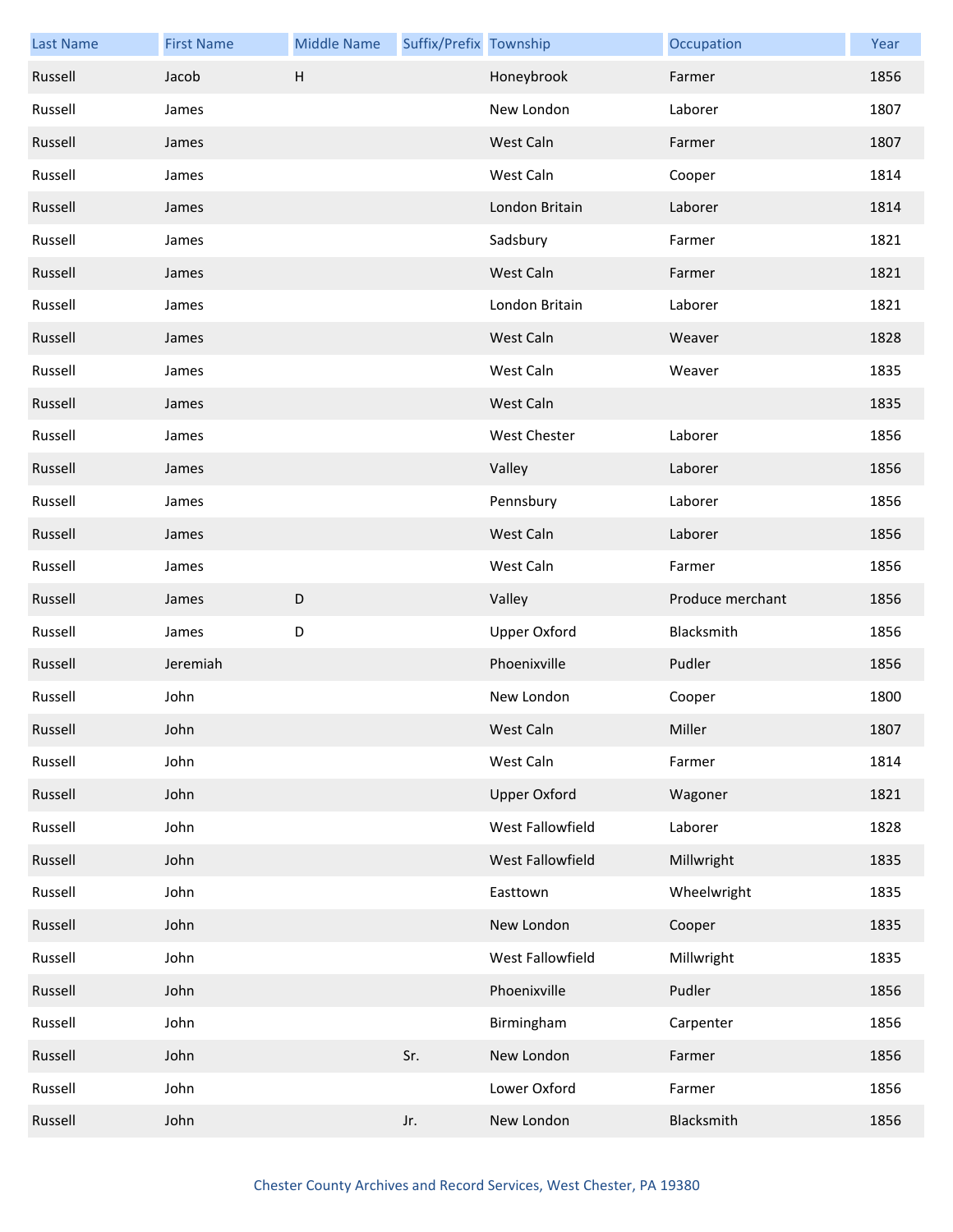| Last Name | First Name | Middle Name | Suffix/Prefix | Township | Occupation | Year |
|---|---|---|---|---|---|---|
| Russell | Jacob | H | | Honeybrook | Farmer | 1856 |
| Russell | James | | | New London | Laborer | 1807 |
| Russell | James | | | West Caln | Farmer | 1807 |
| Russell | James | | | West Caln | Cooper | 1814 |
| Russell | James | | | London Britain | Laborer | 1814 |
| Russell | James | | | Sadsbury | Farmer | 1821 |
| Russell | James | | | West Caln | Farmer | 1821 |
| Russell | James | | | London Britain | Laborer | 1821 |
| Russell | James | | | West Caln | Weaver | 1828 |
| Russell | James | | | West Caln | Weaver | 1835 |
| Russell | James | | | West Caln | | 1835 |
| Russell | James | | | West Chester | Laborer | 1856 |
| Russell | James | | | Valley | Laborer | 1856 |
| Russell | James | | | Pennsbury | Laborer | 1856 |
| Russell | James | | | West Caln | Laborer | 1856 |
| Russell | James | | | West Caln | Farmer | 1856 |
| Russell | James | D | | Valley | Produce merchant | 1856 |
| Russell | James | D | | Upper Oxford | Blacksmith | 1856 |
| Russell | Jeremiah | | | Phoenixville | Pudler | 1856 |
| Russell | John | | | New London | Cooper | 1800 |
| Russell | John | | | West Caln | Miller | 1807 |
| Russell | John | | | West Caln | Farmer | 1814 |
| Russell | John | | | Upper Oxford | Wagoner | 1821 |
| Russell | John | | | West Fallowfield | Laborer | 1828 |
| Russell | John | | | West Fallowfield | Millwright | 1835 |
| Russell | John | | | Easttown | Wheelwright | 1835 |
| Russell | John | | | New London | Cooper | 1835 |
| Russell | John | | | West Fallowfield | Millwright | 1835 |
| Russell | John | | | Phoenixville | Pudler | 1856 |
| Russell | John | | | Birmingham | Carpenter | 1856 |
| Russell | John | | Sr. | New London | Farmer | 1856 |
| Russell | John | | | Lower Oxford | Farmer | 1856 |
| Russell | John | | Jr. | New London | Blacksmith | 1856 |

Chester County Archives and Record Services, West Chester, PA 19380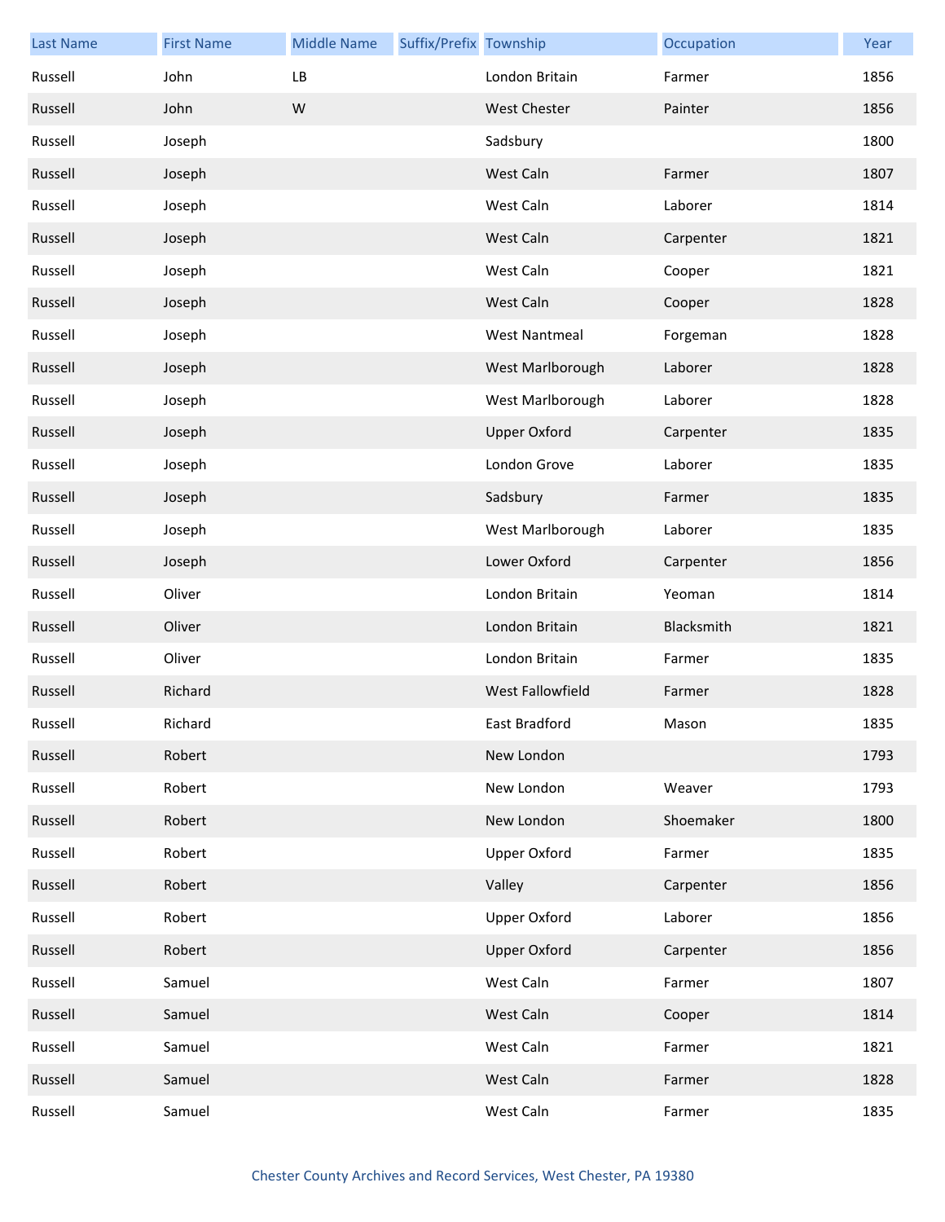| Last Name | First Name | Middle Name | Suffix/Prefix | Township | Occupation | Year |
|---|---|---|---|---|---|---|
| Russell | John | LB | | London Britain | Farmer | 1856 |
| Russell | John | W | | West Chester | Painter | 1856 |
| Russell | Joseph | | | Sadsbury | | 1800 |
| Russell | Joseph | | | West Caln | Farmer | 1807 |
| Russell | Joseph | | | West Caln | Laborer | 1814 |
| Russell | Joseph | | | West Caln | Carpenter | 1821 |
| Russell | Joseph | | | West Caln | Cooper | 1821 |
| Russell | Joseph | | | West Caln | Cooper | 1828 |
| Russell | Joseph | | | West Nantmeal | Forgeman | 1828 |
| Russell | Joseph | | | West Marlborough | Laborer | 1828 |
| Russell | Joseph | | | West Marlborough | Laborer | 1828 |
| Russell | Joseph | | | Upper Oxford | Carpenter | 1835 |
| Russell | Joseph | | | London Grove | Laborer | 1835 |
| Russell | Joseph | | | Sadsbury | Farmer | 1835 |
| Russell | Joseph | | | West Marlborough | Laborer | 1835 |
| Russell | Joseph | | | Lower Oxford | Carpenter | 1856 |
| Russell | Oliver | | | London Britain | Yeoman | 1814 |
| Russell | Oliver | | | London Britain | Blacksmith | 1821 |
| Russell | Oliver | | | London Britain | Farmer | 1835 |
| Russell | Richard | | | West Fallowfield | Farmer | 1828 |
| Russell | Richard | | | East Bradford | Mason | 1835 |
| Russell | Robert | | | New London | | 1793 |
| Russell | Robert | | | New London | Weaver | 1793 |
| Russell | Robert | | | New London | Shoemaker | 1800 |
| Russell | Robert | | | Upper Oxford | Farmer | 1835 |
| Russell | Robert | | | Valley | Carpenter | 1856 |
| Russell | Robert | | | Upper Oxford | Laborer | 1856 |
| Russell | Robert | | | Upper Oxford | Carpenter | 1856 |
| Russell | Samuel | | | West Caln | Farmer | 1807 |
| Russell | Samuel | | | West Caln | Cooper | 1814 |
| Russell | Samuel | | | West Caln | Farmer | 1821 |
| Russell | Samuel | | | West Caln | Farmer | 1828 |
| Russell | Samuel | | | West Caln | Farmer | 1835 |

Chester County Archives and Record Services, West Chester, PA 19380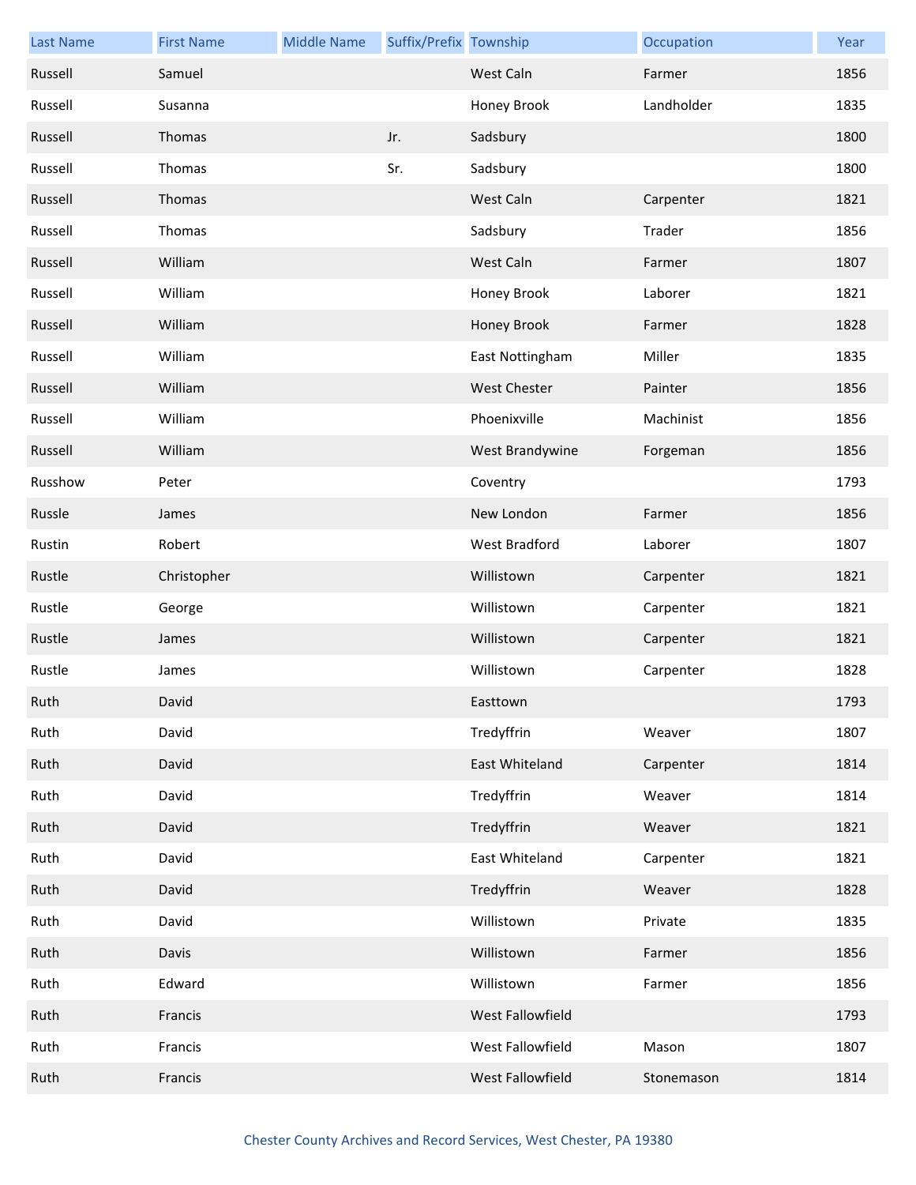| Last Name | First Name | Middle Name | Suffix/Prefix | Township | Occupation | Year |
|---|---|---|---|---|---|---|
| Russell | Samuel | | | West Caln | Farmer | 1856 |
| Russell | Susanna | | | Honey Brook | Landholder | 1835 |
| Russell | Thomas | | Jr. | Sadsbury | | 1800 |
| Russell | Thomas | | Sr. | Sadsbury | | 1800 |
| Russell | Thomas | | | West Caln | Carpenter | 1821 |
| Russell | Thomas | | | Sadsbury | Trader | 1856 |
| Russell | William | | | West Caln | Farmer | 1807 |
| Russell | William | | | Honey Brook | Laborer | 1821 |
| Russell | William | | | Honey Brook | Farmer | 1828 |
| Russell | William | | | East Nottingham | Miller | 1835 |
| Russell | William | | | West Chester | Painter | 1856 |
| Russell | William | | | Phoenixville | Machinist | 1856 |
| Russell | William | | | West Brandywine | Forgeman | 1856 |
| Russhow | Peter | | | Coventry | | 1793 |
| Russle | James | | | New London | Farmer | 1856 |
| Rustin | Robert | | | West Bradford | Laborer | 1807 |
| Rustle | Christopher | | | Willistown | Carpenter | 1821 |
| Rustle | George | | | Willistown | Carpenter | 1821 |
| Rustle | James | | | Willistown | Carpenter | 1821 |
| Rustle | James | | | Willistown | Carpenter | 1828 |
| Ruth | David | | | Easttown | | 1793 |
| Ruth | David | | | Tredyffrin | Weaver | 1807 |
| Ruth | David | | | East Whiteland | Carpenter | 1814 |
| Ruth | David | | | Tredyffrin | Weaver | 1814 |
| Ruth | David | | | Tredyffrin | Weaver | 1821 |
| Ruth | David | | | East Whiteland | Carpenter | 1821 |
| Ruth | David | | | Tredyffrin | Weaver | 1828 |
| Ruth | David | | | Willistown | Private | 1835 |
| Ruth | Davis | | | Willistown | Farmer | 1856 |
| Ruth | Edward | | | Willistown | Farmer | 1856 |
| Ruth | Francis | | | West Fallowfield | | 1793 |
| Ruth | Francis | | | West Fallowfield | Mason | 1807 |
| Ruth | Francis | | | West Fallowfield | Stonemason | 1814 |

Chester County Archives and Record Services, West Chester, PA 19380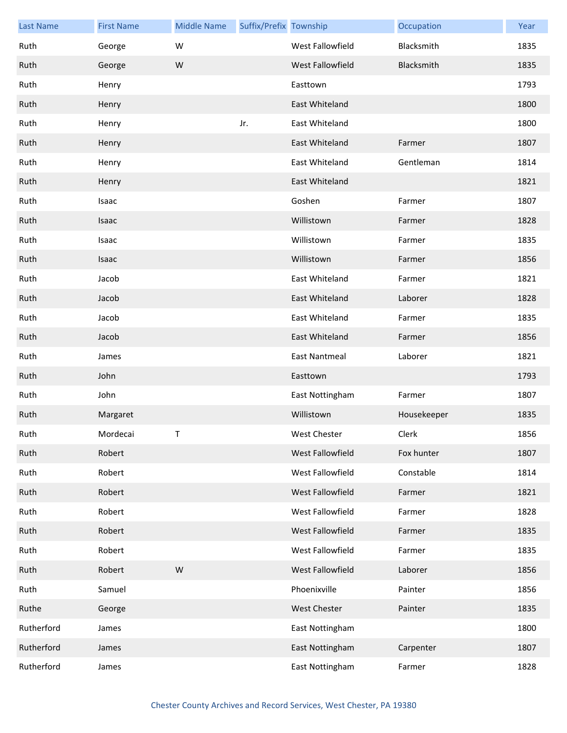| Last Name | First Name | Middle Name | Suffix/Prefix | Township | Occupation | Year |
|---|---|---|---|---|---|---|
| Ruth | George | W | | West Fallowfield | Blacksmith | 1835 |
| Ruth | George | W | | West Fallowfield | Blacksmith | 1835 |
| Ruth | Henry | | | Easttown | | 1793 |
| Ruth | Henry | | | East Whiteland | | 1800 |
| Ruth | Henry | | Jr. | East Whiteland | | 1800 |
| Ruth | Henry | | | East Whiteland | Farmer | 1807 |
| Ruth | Henry | | | East Whiteland | Gentleman | 1814 |
| Ruth | Henry | | | East Whiteland | | 1821 |
| Ruth | Isaac | | | Goshen | Farmer | 1807 |
| Ruth | Isaac | | | Willistown | Farmer | 1828 |
| Ruth | Isaac | | | Willistown | Farmer | 1835 |
| Ruth | Isaac | | | Willistown | Farmer | 1856 |
| Ruth | Jacob | | | East Whiteland | Farmer | 1821 |
| Ruth | Jacob | | | East Whiteland | Laborer | 1828 |
| Ruth | Jacob | | | East Whiteland | Farmer | 1835 |
| Ruth | Jacob | | | East Whiteland | Farmer | 1856 |
| Ruth | James | | | East Nantmeal | Laborer | 1821 |
| Ruth | John | | | Easttown | | 1793 |
| Ruth | John | | | East Nottingham | Farmer | 1807 |
| Ruth | Margaret | | | Willistown | Housekeeper | 1835 |
| Ruth | Mordecai | T | | West Chester | Clerk | 1856 |
| Ruth | Robert | | | West Fallowfield | Fox hunter | 1807 |
| Ruth | Robert | | | West Fallowfield | Constable | 1814 |
| Ruth | Robert | | | West Fallowfield | Farmer | 1821 |
| Ruth | Robert | | | West Fallowfield | Farmer | 1828 |
| Ruth | Robert | | | West Fallowfield | Farmer | 1835 |
| Ruth | Robert | | | West Fallowfield | Farmer | 1835 |
| Ruth | Robert | W | | West Fallowfield | Laborer | 1856 |
| Ruth | Samuel | | | Phoenixville | Painter | 1856 |
| Ruthe | George | | | West Chester | Painter | 1835 |
| Rutherford | James | | | East Nottingham | | 1800 |
| Rutherford | James | | | East Nottingham | Carpenter | 1807 |
| Rutherford | James | | | East Nottingham | Farmer | 1828 |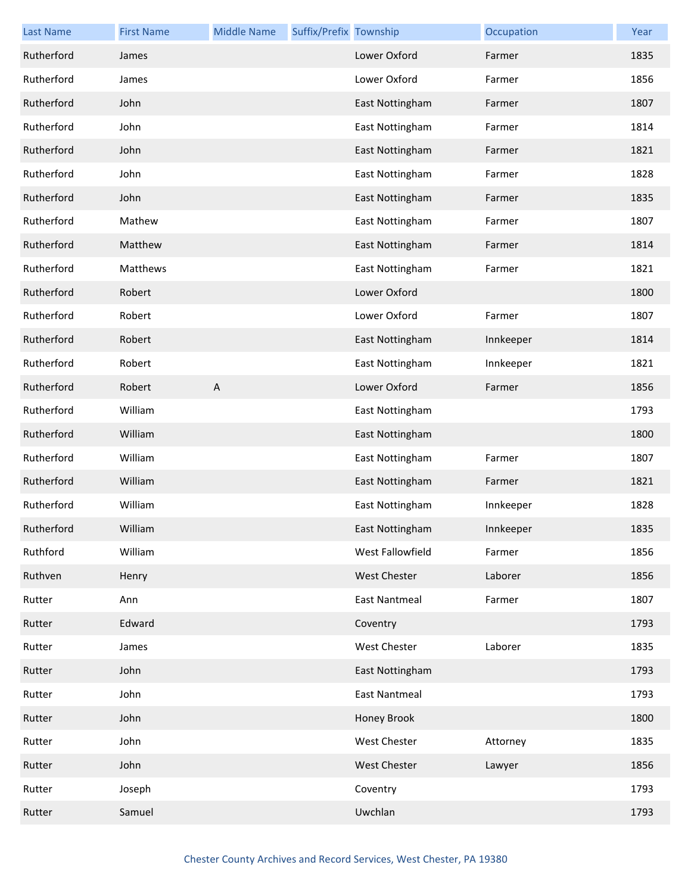| Last Name | First Name | Middle Name | Suffix/Prefix | Township | Occupation | Year |
|---|---|---|---|---|---|---|
| Rutherford | James | | | Lower Oxford | Farmer | 1835 |
| Rutherford | James | | | Lower Oxford | Farmer | 1856 |
| Rutherford | John | | | East Nottingham | Farmer | 1807 |
| Rutherford | John | | | East Nottingham | Farmer | 1814 |
| Rutherford | John | | | East Nottingham | Farmer | 1821 |
| Rutherford | John | | | East Nottingham | Farmer | 1828 |
| Rutherford | John | | | East Nottingham | Farmer | 1835 |
| Rutherford | Mathew | | | East Nottingham | Farmer | 1807 |
| Rutherford | Matthew | | | East Nottingham | Farmer | 1814 |
| Rutherford | Matthews | | | East Nottingham | Farmer | 1821 |
| Rutherford | Robert | | | Lower Oxford | | 1800 |
| Rutherford | Robert | | | Lower Oxford | Farmer | 1807 |
| Rutherford | Robert | | | East Nottingham | Innkeeper | 1814 |
| Rutherford | Robert | | | East Nottingham | Innkeeper | 1821 |
| Rutherford | Robert | A | | Lower Oxford | Farmer | 1856 |
| Rutherford | William | | | East Nottingham | | 1793 |
| Rutherford | William | | | East Nottingham | | 1800 |
| Rutherford | William | | | East Nottingham | Farmer | 1807 |
| Rutherford | William | | | East Nottingham | Farmer | 1821 |
| Rutherford | William | | | East Nottingham | Innkeeper | 1828 |
| Rutherford | William | | | East Nottingham | Innkeeper | 1835 |
| Ruthford | William | | | West Fallowfield | Farmer | 1856 |
| Ruthven | Henry | | | West Chester | Laborer | 1856 |
| Rutter | Ann | | | East Nantmeal | Farmer | 1807 |
| Rutter | Edward | | | Coventry | | 1793 |
| Rutter | James | | | West Chester | Laborer | 1835 |
| Rutter | John | | | East Nottingham | | 1793 |
| Rutter | John | | | East Nantmeal | | 1793 |
| Rutter | John | | | Honey Brook | | 1800 |
| Rutter | John | | | West Chester | Attorney | 1835 |
| Rutter | John | | | West Chester | Lawyer | 1856 |
| Rutter | Joseph | | | Coventry | | 1793 |
| Rutter | Samuel | | | Uwchlan | | 1793 |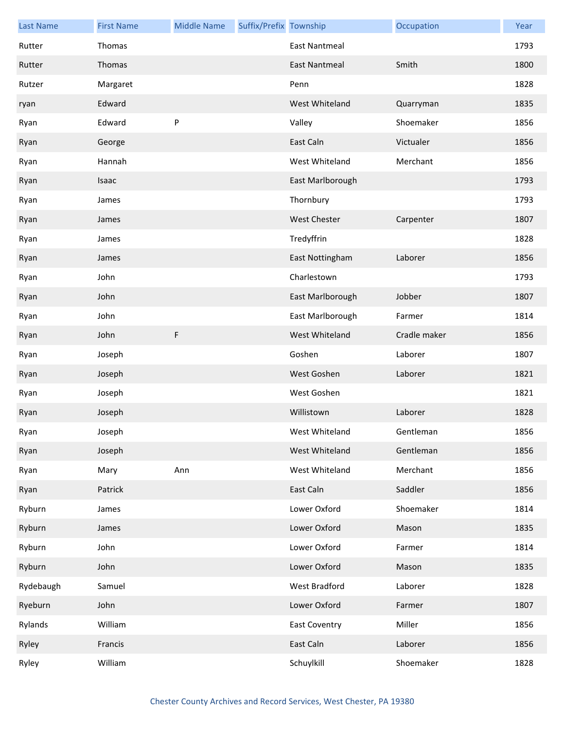| Last Name | First Name | Middle Name | Suffix/Prefix | Township | Occupation | Year |
|---|---|---|---|---|---|---|
| Rutter | Thomas | | | East Nantmeal | | 1793 |
| Rutter | Thomas | | | East Nantmeal | Smith | 1800 |
| Rutzer | Margaret | | | Penn | | 1828 |
| ryan | Edward | | | West Whiteland | Quarryman | 1835 |
| Ryan | Edward | P | | Valley | Shoemaker | 1856 |
| Ryan | George | | | East Caln | Victualer | 1856 |
| Ryan | Hannah | | | West Whiteland | Merchant | 1856 |
| Ryan | Isaac | | | East Marlborough | | 1793 |
| Ryan | James | | | Thornbury | | 1793 |
| Ryan | James | | | West Chester | Carpenter | 1807 |
| Ryan | James | | | Tredyffrin | | 1828 |
| Ryan | James | | | East Nottingham | Laborer | 1856 |
| Ryan | John | | | Charlestown | | 1793 |
| Ryan | John | | | East Marlborough | Jobber | 1807 |
| Ryan | John | | | East Marlborough | Farmer | 1814 |
| Ryan | John | F | | West Whiteland | Cradle maker | 1856 |
| Ryan | Joseph | | | Goshen | Laborer | 1807 |
| Ryan | Joseph | | | West Goshen | Laborer | 1821 |
| Ryan | Joseph | | | West Goshen | | 1821 |
| Ryan | Joseph | | | Willistown | Laborer | 1828 |
| Ryan | Joseph | | | West Whiteland | Gentleman | 1856 |
| Ryan | Joseph | | | West Whiteland | Gentleman | 1856 |
| Ryan | Mary | Ann | | West Whiteland | Merchant | 1856 |
| Ryan | Patrick | | | East Caln | Saddler | 1856 |
| Ryburn | James | | | Lower Oxford | Shoemaker | 1814 |
| Ryburn | James | | | Lower Oxford | Mason | 1835 |
| Ryburn | John | | | Lower Oxford | Farmer | 1814 |
| Ryburn | John | | | Lower Oxford | Mason | 1835 |
| Rydebaugh | Samuel | | | West Bradford | Laborer | 1828 |
| Ryeburn | John | | | Lower Oxford | Farmer | 1807 |
| Rylands | William | | | East Coventry | Miller | 1856 |
| Ryley | Francis | | | East Caln | Laborer | 1856 |
| Ryley | William | | | Schuylkill | Shoemaker | 1828 |

Chester County Archives and Record Services, West Chester, PA 19380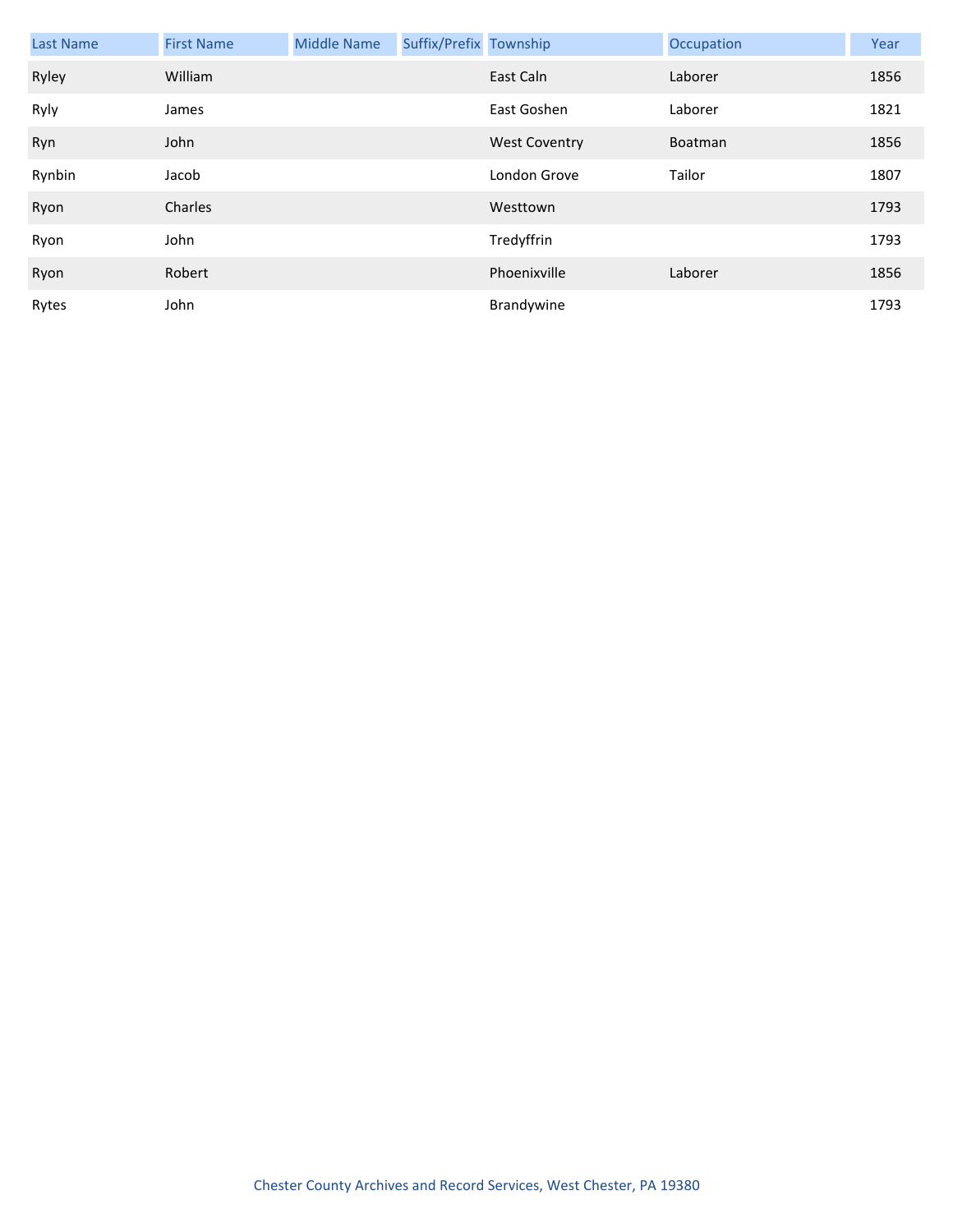| Last Name | First Name | Middle Name | Suffix/Prefix | Township | Occupation | Year |
| --- | --- | --- | --- | --- | --- | --- |
| Ryley | William | | | East Caln | Laborer | 1856 |
| Ryly | James | | | East Goshen | Laborer | 1821 |
| Ryn | John | | | West Coventry | Boatman | 1856 |
| Rynbin | Jacob | | | London Grove | Tailor | 1807 |
| Ryon | Charles | | | Westtown | | 1793 |
| Ryon | John | | | Tredyffrin | | 1793 |
| Ryon | Robert | | | Phoenixville | Laborer | 1856 |
| Rytes | John | | | Brandywine | | 1793 |

Chester County Archives and Record Services, West Chester, PA 19380